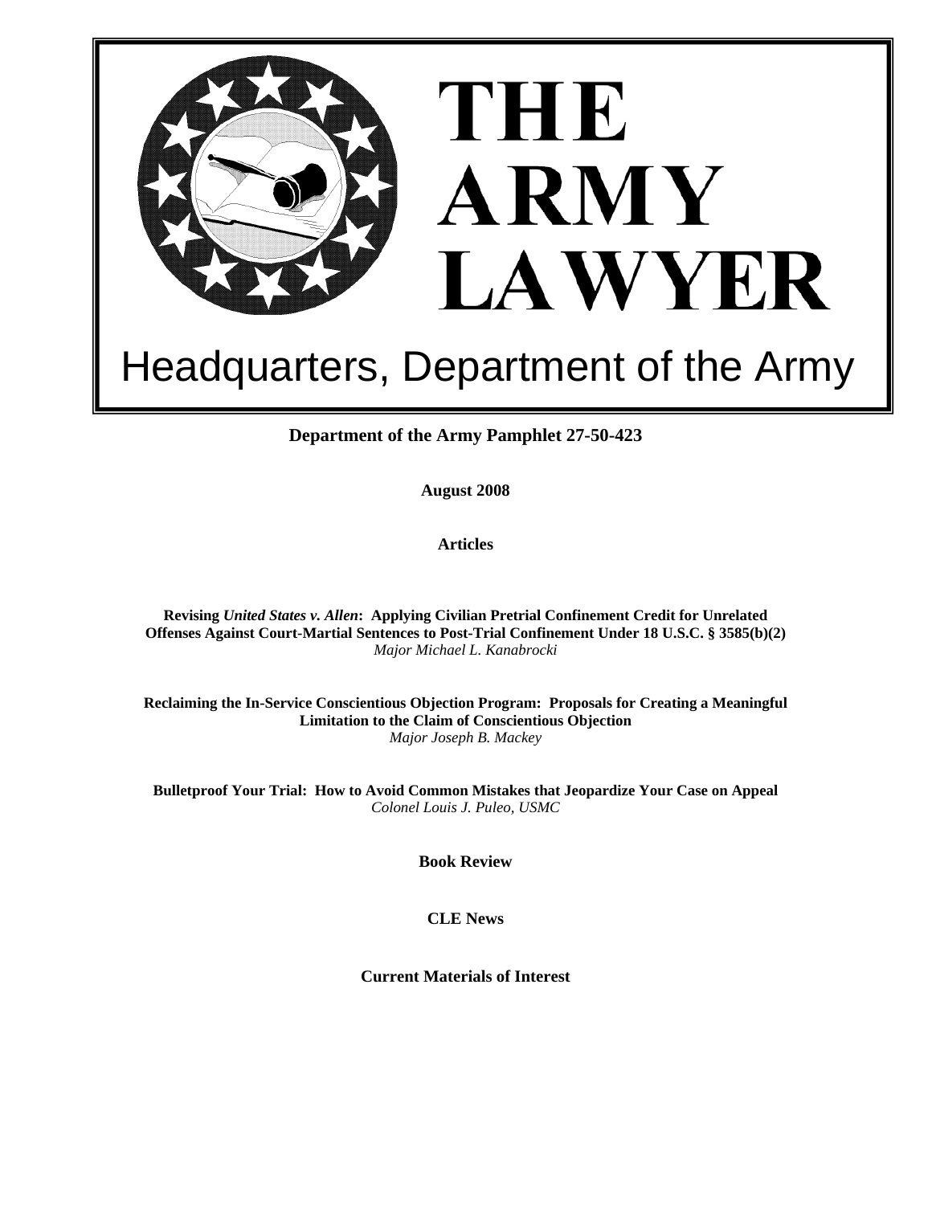# THE ARMY LAWYER

## Headquarters, Department of the Army

**Department of the Army Pamphlet 27-50-423**

**August 2008**

**Articles**

**Revising *United States v. Allen*: Applying Civilian Pretrial Confinement Credit for Unrelated Offenses Against Court-Martial Sentences to Post-Trial Confinement Under 18 U.S.C. § 3585(b)(2)**
*Major Michael L. Kanabrocki*

**Reclaiming the In-Service Conscientious Objection Program: Proposals for Creating a Meaningful Limitation to the Claim of Conscientious Objection**
*Major Joseph B. Mackey*

**Bulletproof Your Trial: How to Avoid Common Mistakes that Jeopardize Your Case on Appeal**
*Colonel Louis J. Puleo, USMC*

**Book Review**

**CLE News**

**Current Materials of Interest**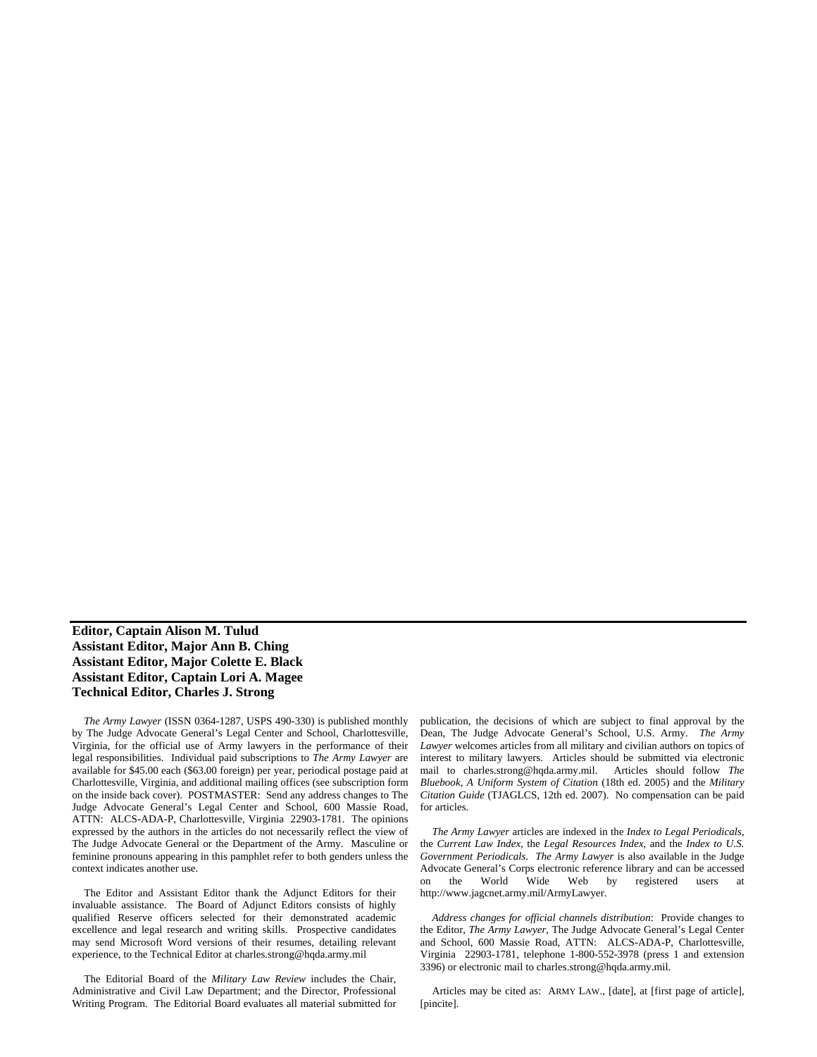**Editor, Captain Alison M. Tulud**
**Assistant Editor, Major Ann B. Ching**
**Assistant Editor, Major Colette E. Black**
**Assistant Editor, Captain Lori A. Magee**
**Technical Editor, Charles J. Strong**

*The Army Lawyer* (ISSN 0364-1287, USPS 490-330) is published monthly by The Judge Advocate General's Legal Center and School, Charlottesville, Virginia, for the official use of Army lawyers in the performance of their legal responsibilities. Individual paid subscriptions to *The Army Lawyer* are available for $45.00 each ($63.00 foreign) per year, periodical postage paid at Charlottesville, Virginia, and additional mailing offices (see subscription form on the inside back cover). POSTMASTER: Send any address changes to The Judge Advocate General's Legal Center and School, 600 Massie Road, ATTN: ALCS-ADA-P, Charlottesville, Virginia 22903-1781. The opinions expressed by the authors in the articles do not necessarily reflect the view of The Judge Advocate General or the Department of the Army. Masculine or feminine pronouns appearing in this pamphlet refer to both genders unless the context indicates another use.

The Editor and Assistant Editor thank the Adjunct Editors for their invaluable assistance. The Board of Adjunct Editors consists of highly qualified Reserve officers selected for their demonstrated academic excellence and legal research and writing skills. Prospective candidates may send Microsoft Word versions of their resumes, detailing relevant experience, to the Technical Editor at charles.strong@hqda.army.mil

The Editorial Board of the *Military Law Review* includes the Chair, Administrative and Civil Law Department; and the Director, Professional Writing Program. The Editorial Board evaluates all material submitted for publication, the decisions of which are subject to final approval by the Dean, The Judge Advocate General's School, U.S. Army. *The Army Lawyer* welcomes articles from all military and civilian authors on topics of interest to military lawyers. Articles should be submitted via electronic mail to charles.strong@hqda.army.mil. Articles should follow *The Bluebook, A Uniform System of Citation* (18th ed. 2005) and the *Military Citation Guide* (TJAGLCS, 12th ed. 2007). No compensation can be paid for articles.

*The Army Lawyer* articles are indexed in the *Index to Legal Periodicals*, the *Current Law Index*, the *Legal Resources Index*, and the *Index to U.S. Government Periodicals*. *The Army Lawyer* is also available in the Judge Advocate General's Corps electronic reference library and can be accessed on the World Wide Web by registered users at http://www.jagcnet.army.mil/ArmyLawyer.

*Address changes for official channels distribution*: Provide changes to the Editor, *The Army Lawyer*, The Judge Advocate General's Legal Center and School, 600 Massie Road, ATTN: ALCS-ADA-P, Charlottesville, Virginia 22903-1781, telephone 1-800-552-3978 (press 1 and extension 3396) or electronic mail to charles.strong@hqda.army.mil.

Articles may be cited as: ARMY LAW., [date], at [first page of article], [pincite].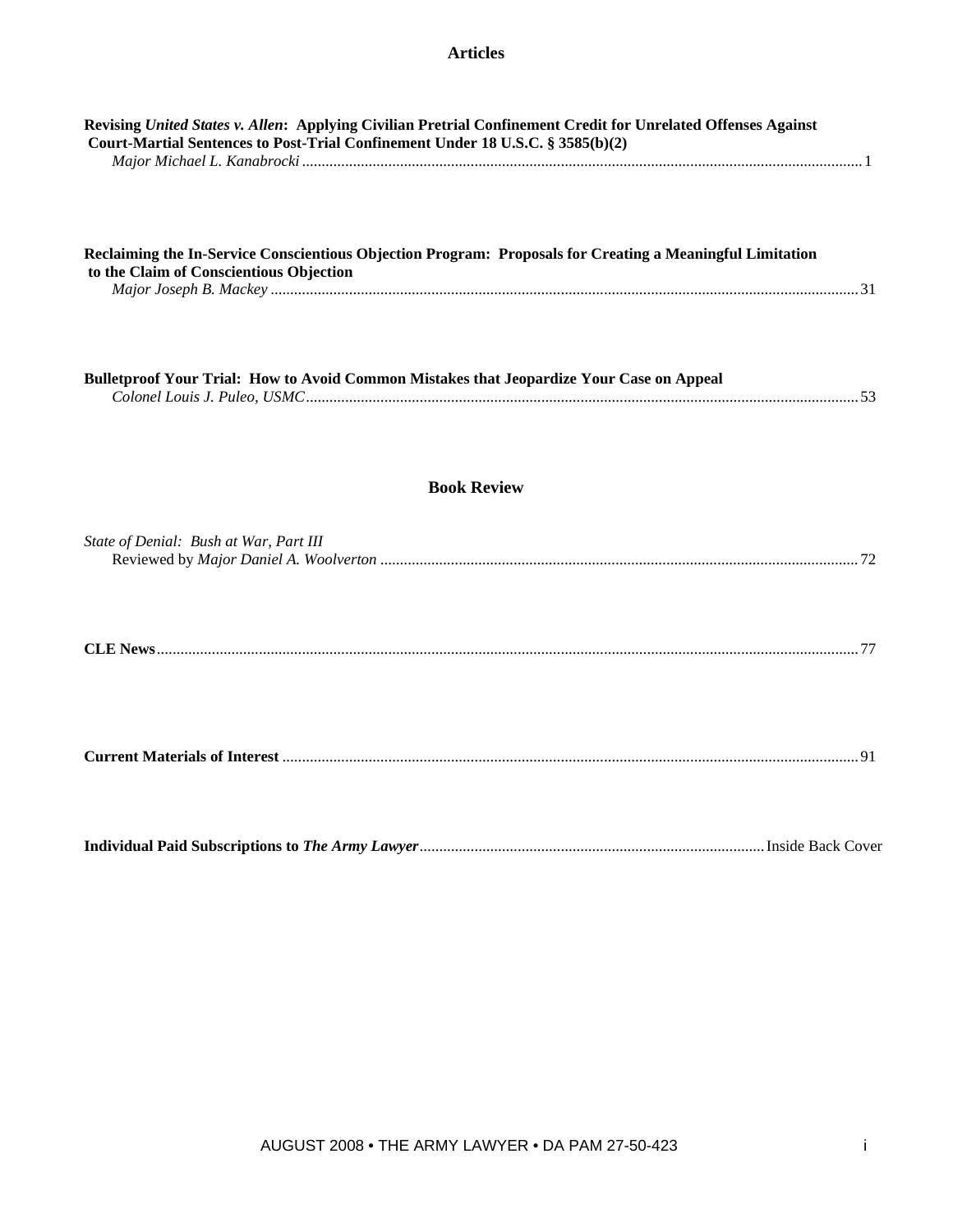## Articles

**Revising *United States v. Allen*: Applying Civilian Pretrial Confinement Credit for Unrelated Offenses Against Court-Martial Sentences to Post-Trial Confinement Under 18 U.S.C. § 3585(b)(2)**
*Major Michael L. Kanabrocki* ............................................................ 1

**Reclaiming the In-Service Conscientious Objection Program: Proposals for Creating a Meaningful Limitation to the Claim of Conscientious Objection**
*Major Joseph B. Mackey* ............................................................ 31

**Bulletproof Your Trial: How to Avoid Common Mistakes that Jeopardize Your Case on Appeal**
*Colonel Louis J. Puleo, USMC* ............................................................ 53

## Book Review

*State of Denial: Bush at War, Part III*
Reviewed by *Major Daniel A. Woolverton* ............................................................ 72

**CLE News** ............................................................ 77

**Current Materials of Interest** ............................................................ 91

**Individual Paid Subscriptions to *The Army Lawyer*** ............................................................ Inside Back Cover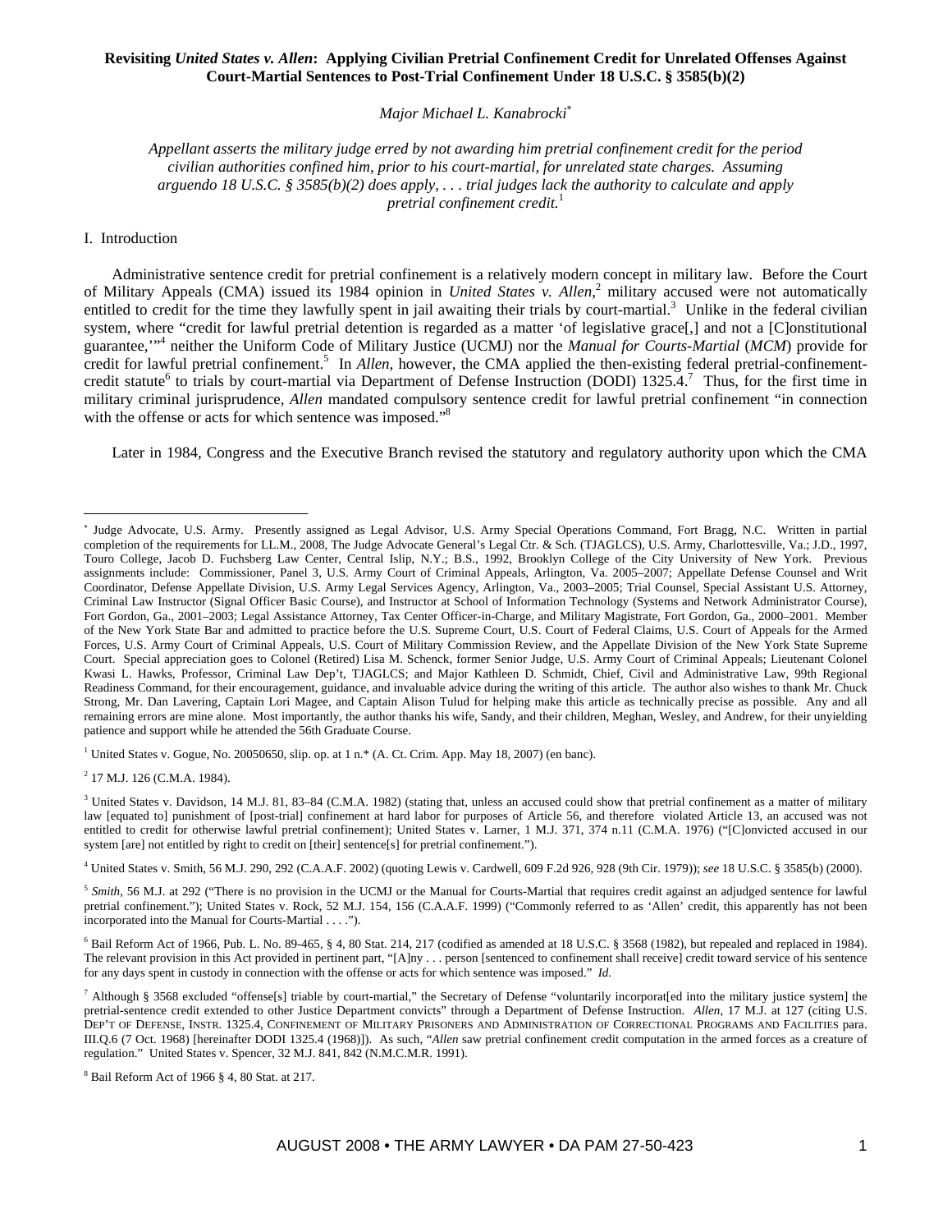# Revisiting *United States v. Allen*: Applying Civilian Pretrial Confinement Credit for Unrelated Offenses Against Court-Martial Sentences to Post-Trial Confinement Under 18 U.S.C. § 3585(b)(2)

*Major Michael L. Kanabrocki*[*]

> *Appellant asserts the military judge erred by not awarding him pretrial confinement credit for the period civilian authorities confined him, prior to his court-martial, for unrelated state charges. Assuming arguendo 18 U.S.C. § 3585(b)(2) does apply, . . . trial judges lack the authority to calculate and apply pretrial confinement credit.*[1]

I. Introduction

Administrative sentence credit for pretrial confinement is a relatively modern concept in military law. Before the Court of Military Appeals (CMA) issued its 1984 opinion in *United States v. Allen*,[2] military accused were not automatically entitled to credit for the time they lawfully spent in jail awaiting their trials by court-martial.[3] Unlike in the federal civilian system, where "credit for lawful pretrial detention is regarded as a matter 'of legislative grace[,] and not a [C]onstitutional guarantee,'"[4] neither the Uniform Code of Military Justice (UCMJ) nor the *Manual for Courts-Martial* (*MCM*) provide for credit for lawful pretrial confinement.[5] In *Allen*, however, the CMA applied the then-existing federal pretrial-confinement-credit statute[6] to trials by court-martial via Department of Defense Instruction (DODI) 1325.4.[7] Thus, for the first time in military criminal jurisprudence, *Allen* mandated compulsory sentence credit for lawful pretrial confinement "in connection with the offense or acts for which sentence was imposed."[8]

Later in 1984, Congress and the Executive Branch revised the statutory and regulatory authority upon which the CMA

---

[*] Judge Advocate, U.S. Army. Presently assigned as Legal Advisor, U.S. Army Special Operations Command, Fort Bragg, N.C. Written in partial completion of the requirements for LL.M., 2008, The Judge Advocate General's Legal Ctr. & Sch. (TJAGLCS), U.S. Army, Charlottesville, Va.; J.D., 1997, Touro College, Jacob D. Fuchsberg Law Center, Central Islip, N.Y.; B.S., 1992, Brooklyn College of the City University of New York. Previous assignments include: Commissioner, Panel 3, U.S. Army Court of Criminal Appeals, Arlington, Va. 2005–2007; Appellate Defense Counsel and Writ Coordinator, Defense Appellate Division, U.S. Army Legal Services Agency, Arlington, Va., 2003–2005; Trial Counsel, Special Assistant U.S. Attorney, Criminal Law Instructor (Signal Officer Basic Course), and Instructor at School of Information Technology (Systems and Network Administrator Course), Fort Gordon, Ga., 2001–2003; Legal Assistance Attorney, Tax Center Officer-in-Charge, and Military Magistrate, Fort Gordon, Ga., 2000–2001. Member of the New York State Bar and admitted to practice before the U.S. Supreme Court, U.S. Court of Federal Claims, U.S. Court of Appeals for the Armed Forces, U.S. Army Court of Criminal Appeals, U.S. Court of Military Commission Review, and the Appellate Division of the New York State Supreme Court. Special appreciation goes to Colonel (Retired) Lisa M. Schenck, former Senior Judge, U.S. Army Court of Criminal Appeals; Lieutenant Colonel Kwasi L. Hawks, Professor, Criminal Law Dep't, TJAGLCS; and Major Kathleen D. Schmidt, Chief, Civil and Administrative Law, 99th Regional Readiness Command, for their encouragement, guidance, and invaluable advice during the writing of this article. The author also wishes to thank Mr. Chuck Strong, Mr. Dan Lavering, Captain Lori Magee, and Captain Alison Tulud for helping make this article as technically precise as possible. Any and all remaining errors are mine alone. Most importantly, the author thanks his wife, Sandy, and their children, Meghan, Wesley, and Andrew, for their unyielding patience and support while he attended the 56th Graduate Course.

[1] United States v. Gogue, No. 20050650, slip. op. at 1 n.* (A. Ct. Crim. App. May 18, 2007) (en banc).

[2] 17 M.J. 126 (C.M.A. 1984).

[3] United States v. Davidson, 14 M.J. 81, 83–84 (C.M.A. 1982) (stating that, unless an accused could show that pretrial confinement as a matter of military law [equated to] punishment of [post-trial] confinement at hard labor for purposes of Article 56, and therefore violated Article 13, an accused was not entitled to credit for otherwise lawful pretrial confinement); United States v. Larner, 1 M.J. 371, 374 n.11 (C.M.A. 1976) ("[C]onvicted accused in our system [are] not entitled by right to credit on [their] sentence[s] for pretrial confinement.").

[4] United States v. Smith, 56 M.J. 290, 292 (C.A.A.F. 2002) (quoting Lewis v. Cardwell, 609 F.2d 926, 928 (9th Cir. 1979)); *see* 18 U.S.C. § 3585(b) (2000).

[5] *Smith*, 56 M.J. at 292 ("There is no provision in the UCMJ or the Manual for Courts-Martial that requires credit against an adjudged sentence for lawful pretrial confinement."); United States v. Rock, 52 M.J. 154, 156 (C.A.A.F. 1999) ("Commonly referred to as 'Allen' credit, this apparently has not been incorporated into the Manual for Courts-Martial . . . .").

[6] Bail Reform Act of 1966, Pub. L. No. 89-465, § 4, 80 Stat. 214, 217 (codified as amended at 18 U.S.C. § 3568 (1982), but repealed and replaced in 1984). The relevant provision in this Act provided in pertinent part, "[A]ny . . . person [sentenced to confinement shall receive] credit toward service of his sentence for any days spent in custody in connection with the offense or acts for which sentence was imposed." *Id.*

[7] Although § 3568 excluded "offense[s] triable by court-martial," the Secretary of Defense "voluntarily incorporat[ed into the military justice system] the pretrial-sentence credit extended to other Justice Department convicts" through a Department of Defense Instruction. *Allen*, 17 M.J. at 127 (citing U.S. DEP'T OF DEFENSE, INSTR. 1325.4, CONFINEMENT OF MILITARY PRISONERS AND ADMINISTRATION OF CORRECTIONAL PROGRAMS AND FACILITIES para. III.Q.6 (7 Oct. 1968) [hereinafter DODI 1325.4 (1968)]). As such, "*Allen* saw pretrial confinement credit computation in the armed forces as a creature of regulation." United States v. Spencer, 32 M.J. 841, 842 (N.M.C.M.R. 1991).

[8] Bail Reform Act of 1966 § 4, 80 Stat. at 217.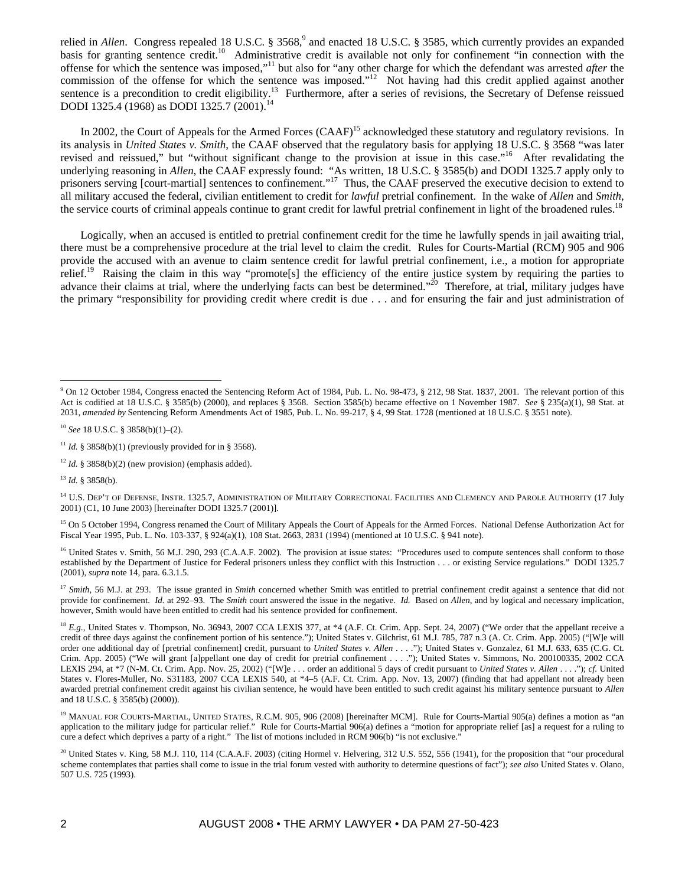relied in *Allen*. Congress repealed 18 U.S.C. § 3568,[9] and enacted 18 U.S.C. § 3585, which currently provides an expanded basis for granting sentence credit.[10] Administrative credit is available not only for confinement "in connection with the offense for which the sentence was imposed,"[11] but also for "any other charge for which the defendant was arrested *after* the commission of the offense for which the sentence was imposed."[12] Not having had this credit applied against another sentence is a precondition to credit eligibility.[13] Furthermore, after a series of revisions, the Secretary of Defense reissued DODI 1325.4 (1968) as DODI 1325.7 (2001).[14]

In 2002, the Court of Appeals for the Armed Forces (CAAF)[15] acknowledged these statutory and regulatory revisions. In its analysis in *United States v. Smith*, the CAAF observed that the regulatory basis for applying 18 U.S.C. § 3568 "was later revised and reissued," but "without significant change to the provision at issue in this case."[16] After revalidating the underlying reasoning in *Allen*, the CAAF expressly found: "As written, 18 U.S.C. § 3585(b) and DODI 1325.7 apply only to prisoners serving [court-martial] sentences to confinement."[17] Thus, the CAAF preserved the executive decision to extend to all military accused the federal, civilian entitlement to credit for *lawful* pretrial confinement. In the wake of *Allen* and *Smith*, the service courts of criminal appeals continue to grant credit for lawful pretrial confinement in light of the broadened rules.[18]

Logically, when an accused is entitled to pretrial confinement credit for the time he lawfully spends in jail awaiting trial, there must be a comprehensive procedure at the trial level to claim the credit. Rules for Courts-Martial (RCM) 905 and 906 provide the accused with an avenue to claim sentence credit for lawful pretrial confinement, i.e., a motion for appropriate relief.[19] Raising the claim in this way "promote[s] the efficiency of the entire justice system by requiring the parties to advance their claims at trial, where the underlying facts can best be determined."[20] Therefore, at trial, military judges have the primary "responsibility for providing credit where credit is due . . . and for ensuring the fair and just administration of

---

[9] On 12 October 1984, Congress enacted the Sentencing Reform Act of 1984, Pub. L. No. 98-473, § 212, 98 Stat. 1837, 2001. The relevant portion of this Act is codified at 18 U.S.C. § 3585(b) (2000), and replaces § 3568. Section 3585(b) became effective on 1 November 1987. *See* § 235(a)(1), 98 Stat. at 2031, *amended by* Sentencing Reform Amendments Act of 1985, Pub. L. No. 99-217, § 4, 99 Stat. 1728 (mentioned at 18 U.S.C. § 3551 note).

[10] *See* 18 U.S.C. § 3858(b)(1)–(2).

[11] *Id.* § 3858(b)(1) (previously provided for in § 3568).

[12] *Id.* § 3858(b)(2) (new provision) (emphasis added).

[13] *Id.* § 3858(b).

[14] U.S. DEP'T OF DEFENSE, INSTR. 1325.7, ADMINISTRATION OF MILITARY CORRECTIONAL FACILITIES AND CLEMENCY AND PAROLE AUTHORITY (17 July 2001) (C1, 10 June 2003) [hereinafter DODI 1325.7 (2001)].

[15] On 5 October 1994, Congress renamed the Court of Military Appeals the Court of Appeals for the Armed Forces. National Defense Authorization Act for Fiscal Year 1995, Pub. L. No. 103-337, § 924(a)(1), 108 Stat. 2663, 2831 (1994) (mentioned at 10 U.S.C. § 941 note).

[16] United States v. Smith, 56 M.J. 290, 293 (C.A.A.F. 2002). The provision at issue states: "Procedures used to compute sentences shall conform to those established by the Department of Justice for Federal prisoners unless they conflict with this Instruction . . . or existing Service regulations." DODI 1325.7 (2001), *supra* note 14, para. 6.3.1.5.

[17] *Smith*, 56 M.J. at 293. The issue granted in *Smith* concerned whether Smith was entitled to pretrial confinement credit against a sentence that did not provide for confinement. *Id.* at 292–93. The *Smith* court answered the issue in the negative. *Id.* Based on *Allen*, and by logical and necessary implication, however, Smith would have been entitled to credit had his sentence provided for confinement.

[18] *E.g.*, United States v. Thompson, No. 36943, 2007 CCA LEXIS 377, at *4 (A.F. Ct. Crim. App. Sept. 24, 2007) ("We order that the appellant receive a credit of three days against the confinement portion of his sentence."); United States v. Gilchrist, 61 M.J. 785, 787 n.3 (A. Ct. Crim. App. 2005) ("[W]e will order one additional day of [pretrial confinement] credit, pursuant to *United States v. Allen* . . . ."); United States v. Gonzalez, 61 M.J. 633, 635 (C.G. Ct. Crim. App. 2005) ("We will grant [a]ppellant one day of credit for pretrial confinement . . . ."); United States v. Simmons, No. 200100335, 2002 CCA LEXIS 294, at *7 (N-M. Ct. Crim. App. Nov. 25, 2002) ("[W]e . . . order an additional 5 days of credit pursuant to *United States v. Allen* . . . ."); *cf.* United States v. Flores-Muller, No. S31183, 2007 CCA LEXIS 540, at *4–5 (A.F. Ct. Crim. App. Nov. 13, 2007) (finding that had appellant not already been awarded pretrial confinement credit against his civilian sentence, he would have been entitled to such credit against his military sentence pursuant to *Allen* and 18 U.S.C. § 3585(b) (2000)).

[19] MANUAL FOR COURTS-MARTIAL, UNITED STATES, R.C.M. 905, 906 (2008) [hereinafter MCM]. Rule for Courts-Martial 905(a) defines a motion as "an application to the military judge for particular relief." Rule for Courts-Martial 906(a) defines a "motion for appropriate relief [as] a request for a ruling to cure a defect which deprives a party of a right." The list of motions included in RCM 906(b) "is not exclusive."

[20] United States v. King, 58 M.J. 110, 114 (C.A.A.F. 2003) (citing Hormel v. Helvering, 312 U.S. 552, 556 (1941), for the proposition that "our procedural scheme contemplates that parties shall come to issue in the trial forum vested with authority to determine questions of fact"); *see also* United States v. Olano, 507 U.S. 725 (1993).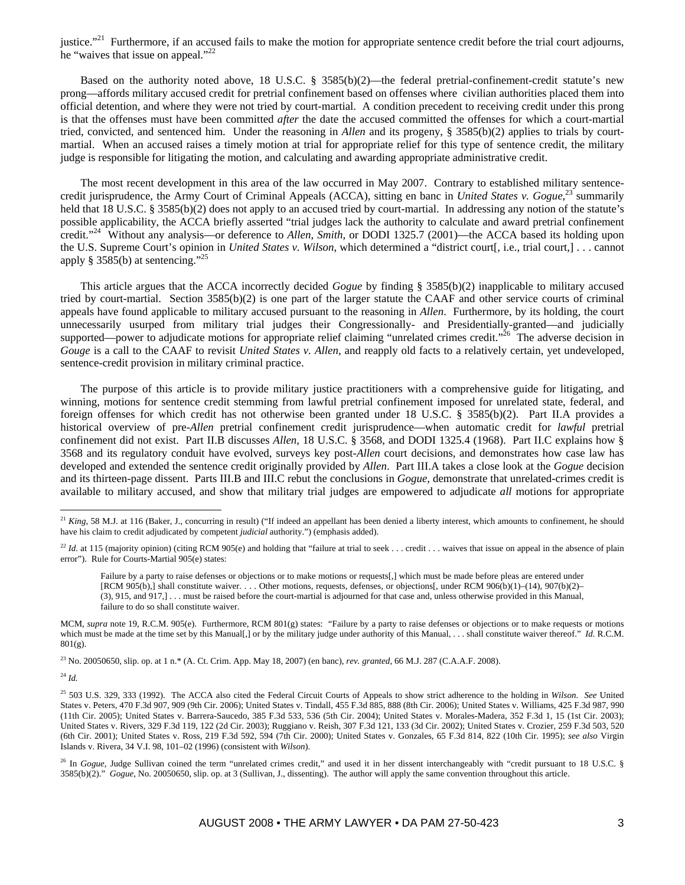justice."[21] Furthermore, if an accused fails to make the motion for appropriate sentence credit before the trial court adjourns, he "waives that issue on appeal."[22]

Based on the authority noted above, 18 U.S.C. § 3585(b)(2)—the federal pretrial-confinement-credit statute's new prong—affords military accused credit for pretrial confinement based on offenses where civilian authorities placed them into official detention, and where they were not tried by court-martial. A condition precedent to receiving credit under this prong is that the offenses must have been committed *after* the date the accused committed the offenses for which a court-martial tried, convicted, and sentenced him. Under the reasoning in *Allen* and its progeny, § 3585(b)(2) applies to trials by court-martial. When an accused raises a timely motion at trial for appropriate relief for this type of sentence credit, the military judge is responsible for litigating the motion, and calculating and awarding appropriate administrative credit.

The most recent development in this area of the law occurred in May 2007. Contrary to established military sentence-credit jurisprudence, the Army Court of Criminal Appeals (ACCA), sitting en banc in *United States v. Gogue*,[23] summarily held that 18 U.S.C. § 3585(b)(2) does not apply to an accused tried by court-martial. In addressing any notion of the statute's possible applicability, the ACCA briefly asserted "trial judges lack the authority to calculate and award pretrial confinement credit."[24] Without any analysis—or deference to *Allen*, *Smith*, or DODI 1325.7 (2001)—the ACCA based its holding upon the U.S. Supreme Court's opinion in *United States v. Wilson*, which determined a "district court[, i.e., trial court,] . . . cannot apply § 3585(b) at sentencing."[25]

This article argues that the ACCA incorrectly decided *Gogue* by finding § 3585(b)(2) inapplicable to military accused tried by court-martial. Section 3585(b)(2) is one part of the larger statute the CAAF and other service courts of criminal appeals have found applicable to military accused pursuant to the reasoning in *Allen*. Furthermore, by its holding, the court unnecessarily usurped from military trial judges their Congressionally- and Presidentially-granted—and judicially supported—power to adjudicate motions for appropriate relief claiming "unrelated crimes credit."[26] The adverse decision in *Gouge* is a call to the CAAF to revisit *United States v. Allen*, and reapply old facts to a relatively certain, yet undeveloped, sentence-credit provision in military criminal practice.

The purpose of this article is to provide military justice practitioners with a comprehensive guide for litigating, and winning, motions for sentence credit stemming from lawful pretrial confinement imposed for unrelated state, federal, and foreign offenses for which credit has not otherwise been granted under 18 U.S.C. § 3585(b)(2). Part II.A provides a historical overview of pre-*Allen* pretrial confinement credit jurisprudence—when automatic credit for *lawful* pretrial confinement did not exist. Part II.B discusses *Allen*, 18 U.S.C. § 3568, and DODI 1325.4 (1968). Part II.C explains how § 3568 and its regulatory conduit have evolved, surveys key post-*Allen* court decisions, and demonstrates how case law has developed and extended the sentence credit originally provided by *Allen*. Part III.A takes a close look at the *Gogue* decision and its thirteen-page dissent. Parts III.B and III.C rebut the conclusions in *Gogue*, demonstrate that unrelated-crimes credit is available to military accused, and show that military trial judges are empowered to adjudicate *all* motions for appropriate

---

[21] *King*, 58 M.J. at 116 (Baker, J., concurring in result) ("If indeed an appellant has been denied a liberty interest, which amounts to confinement, he should have his claim to credit adjudicated by competent *judicial* authority.") (emphasis added).

[22] *Id.* at 115 (majority opinion) (citing RCM 905(e) and holding that "failure at trial to seek . . . credit . . . waives that issue on appeal in the absence of plain error"). Rule for Courts-Martial 905(e) states:

> Failure by a party to raise defenses or objections or to make motions or requests[,] which must be made before pleas are entered under [RCM 905(b),] shall constitute waiver. . . . Other motions, requests, defenses, or objections[, under RCM 906(b)(1)–(14), 907(b)(2)–(3), 915, and 917,] . . . must be raised before the court-martial is adjourned for that case and, unless otherwise provided in this Manual, failure to do so shall constitute waiver.

MCM, *supra* note 19, R.C.M. 905(e). Furthermore, RCM 801(g) states: "Failure by a party to raise defenses or objections or to make requests or motions which must be made at the time set by this Manual[,] or by the military judge under authority of this Manual, . . . shall constitute waiver thereof." *Id.* R.C.M. 801(g).

[23] No. 20050650, slip. op. at 1 n.* (A. Ct. Crim. App. May 18, 2007) (en banc), *rev. granted*, 66 M.J. 287 (C.A.A.F. 2008).

[24] *Id.*

[25] 503 U.S. 329, 333 (1992). The ACCA also cited the Federal Circuit Courts of Appeals to show strict adherence to the holding in *Wilson*. *See* United States v. Peters, 470 F.3d 907, 909 (9th Cir. 2006); United States v. Tindall, 455 F.3d 885, 888 (8th Cir. 2006); United States v. Williams, 425 F.3d 987, 990 (11th Cir. 2005); United States v. Barrera-Saucedo, 385 F.3d 533, 536 (5th Cir. 2004); United States v. Morales-Madera, 352 F.3d 1, 15 (1st Cir. 2003); United States v. Rivers, 329 F.3d 119, 122 (2d Cir. 2003); Ruggiano v. Reish, 307 F.3d 121, 133 (3d Cir. 2002); United States v. Crozier, 259 F.3d 503, 520 (6th Cir. 2001); United States v. Ross, 219 F.3d 592, 594 (7th Cir. 2000); United States v. Gonzales, 65 F.3d 814, 822 (10th Cir. 1995); *see also* Virgin Islands v. Rivera, 34 V.I. 98, 101–02 (1996) (consistent with *Wilson*).

[26] In *Gogue*, Judge Sullivan coined the term "unrelated crimes credit," and used it in her dissent interchangeably with "credit pursuant to 18 U.S.C. § 3585(b)(2)." *Gogue*, No. 20050650, slip. op. at 3 (Sullivan, J., dissenting). The author will apply the same convention throughout this article.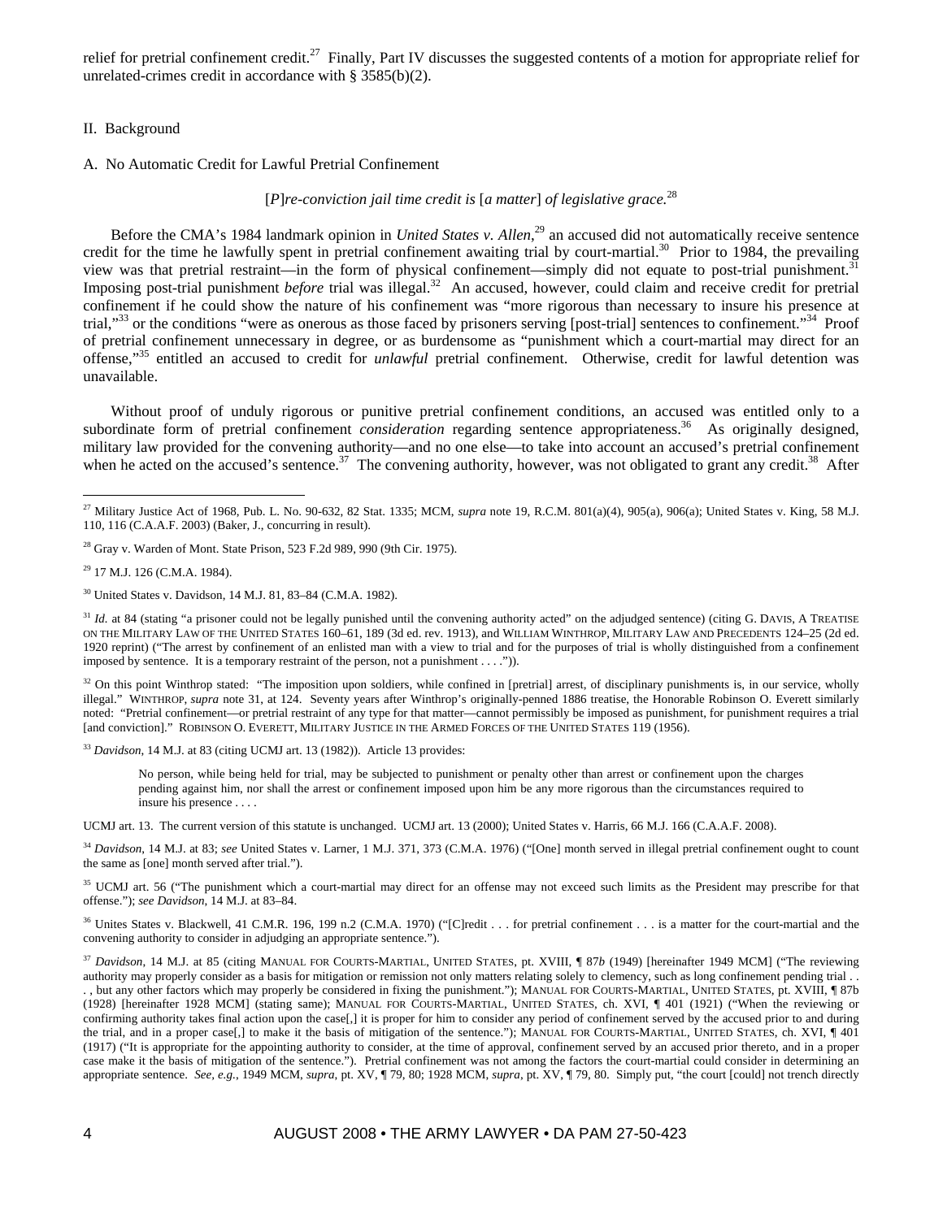relief for pretrial confinement credit.[27] Finally, Part IV discusses the suggested contents of a motion for appropriate relief for unrelated-crimes credit in accordance with § 3585(b)(2).

## II. Background

### A. No Automatic Credit for Lawful Pretrial Confinement

*[P]re-conviction jail time credit is [a matter] of legislative grace.*[28]

Before the CMA's 1984 landmark opinion in *United States v. Allen*,[29] an accused did not automatically receive sentence credit for the time he lawfully spent in pretrial confinement awaiting trial by court-martial.[30] Prior to 1984, the prevailing view was that pretrial restraint—in the form of physical confinement—simply did not equate to post-trial punishment.[31] Imposing post-trial punishment *before* trial was illegal.[32] An accused, however, could claim and receive credit for pretrial confinement if he could show the nature of his confinement was "more rigorous than necessary to insure his presence at trial,"[33] or the conditions "were as onerous as those faced by prisoners serving [post-trial] sentences to confinement."[34] Proof of pretrial confinement unnecessary in degree, or as burdensome as "punishment which a court-martial may direct for an offense,"[35] entitled an accused to credit for *unlawful* pretrial confinement. Otherwise, credit for lawful detention was unavailable.

Without proof of unduly rigorous or punitive pretrial confinement conditions, an accused was entitled only to a subordinate form of pretrial confinement *consideration* regarding sentence appropriateness.[36] As originally designed, military law provided for the convening authority—and no one else—to take into account an accused's pretrial confinement when he acted on the accused's sentence.[37] The convening authority, however, was not obligated to grant any credit.[38] After

---

[27] Military Justice Act of 1968, Pub. L. No. 90-632, 82 Stat. 1335; MCM, *supra* note 19, R.C.M. 801(a)(4), 905(a), 906(a); United States v. King, 58 M.J. 110, 116 (C.A.A.F. 2003) (Baker, J., concurring in result).

[28] Gray v. Warden of Mont. State Prison, 523 F.2d 989, 990 (9th Cir. 1975).

[29] 17 M.J. 126 (C.M.A. 1984).

[30] United States v. Davidson, 14 M.J. 81, 83–84 (C.M.A. 1982).

[31] *Id.* at 84 (stating "a prisoner could not be legally punished until the convening authority acted" on the adjudged sentence) (citing G. DAVIS, A TREATISE ON THE MILITARY LAW OF THE UNITED STATES 160–61, 189 (3d ed. rev. 1913), and WILLIAM WINTHROP, MILITARY LAW AND PRECEDENTS 124–25 (2d ed. 1920 reprint) ("The arrest by confinement of an enlisted man with a view to trial and for the purposes of trial is wholly distinguished from a confinement imposed by sentence. It is a temporary restraint of the person, not a punishment . . . .")).

[32] On this point Winthrop stated: "The imposition upon soldiers, while confined in [pretrial] arrest, of disciplinary punishments is, in our service, wholly illegal." WINTHROP, *supra* note 31, at 124. Seventy years after Winthrop's originally-penned 1886 treatise, the Honorable Robinson O. Everett similarly noted: "Pretrial confinement—or pretrial restraint of any type for that matter—cannot permissibly be imposed as punishment, for punishment requires a trial [and conviction]." ROBINSON O. EVERETT, MILITARY JUSTICE IN THE ARMED FORCES OF THE UNITED STATES 119 (1956).

[33] *Davidson*, 14 M.J. at 83 (citing UCMJ art. 13 (1982)). Article 13 provides:

> No person, while being held for trial, may be subjected to punishment or penalty other than arrest or confinement upon the charges pending against him, nor shall the arrest or confinement imposed upon him be any more rigorous than the circumstances required to insure his presence . . . .

UCMJ art. 13. The current version of this statute is unchanged. UCMJ art. 13 (2000); United States v. Harris, 66 M.J. 166 (C.A.A.F. 2008).

[34] *Davidson*, 14 M.J. at 83; *see* United States v. Larner, 1 M.J. 371, 373 (C.M.A. 1976) ("[One] month served in illegal pretrial confinement ought to count the same as [one] month served after trial.").

[35] UCMJ art. 56 ("The punishment which a court-martial may direct for an offense may not exceed such limits as the President may prescribe for that offense."); *see Davidson*, 14 M.J. at 83–84.

[36] Unites States v. Blackwell, 41 C.M.R. 196, 199 n.2 (C.M.A. 1970) ("[C]redit . . . for pretrial confinement . . . is a matter for the court-martial and the convening authority to consider in adjudging an appropriate sentence.").

[37] *Davidson*, 14 M.J. at 85 (citing MANUAL FOR COURTS-MARTIAL, UNITED STATES, pt. XVIII, ¶ 87*b* (1949) [hereinafter 1949 MCM] ("The reviewing authority may properly consider as a basis for mitigation or remission not only matters relating solely to clemency, such as long confinement pending trial . . . , but any other factors which may properly be considered in fixing the punishment."); MANUAL FOR COURTS-MARTIAL, UNITED STATES, pt. XVIII, ¶ 87b (1928) [hereinafter 1928 MCM] (stating same); MANUAL FOR COURTS-MARTIAL, UNITED STATES, ch. XVI, ¶ 401 (1921) ("When the reviewing or confirming authority takes final action upon the case[,] it is proper for him to consider any period of confinement served by the accused prior to and during the trial, and in a proper case[,] to make it the basis of mitigation of the sentence."); MANUAL FOR COURTS-MARTIAL, UNITED STATES, ch. XVI, ¶ 401 (1917) ("It is appropriate for the appointing authority to consider, at the time of approval, confinement served by an accused prior thereto, and in a proper case make it the basis of mitigation of the sentence."). Pretrial confinement was not among the factors the court-martial could consider in determining an appropriate sentence. *See, e.g.*, 1949 MCM, *supra*, pt. XV, ¶ 79, 80; 1928 MCM, *supra*, pt. XV, ¶ 79, 80. Simply put, "the court [could] not trench directly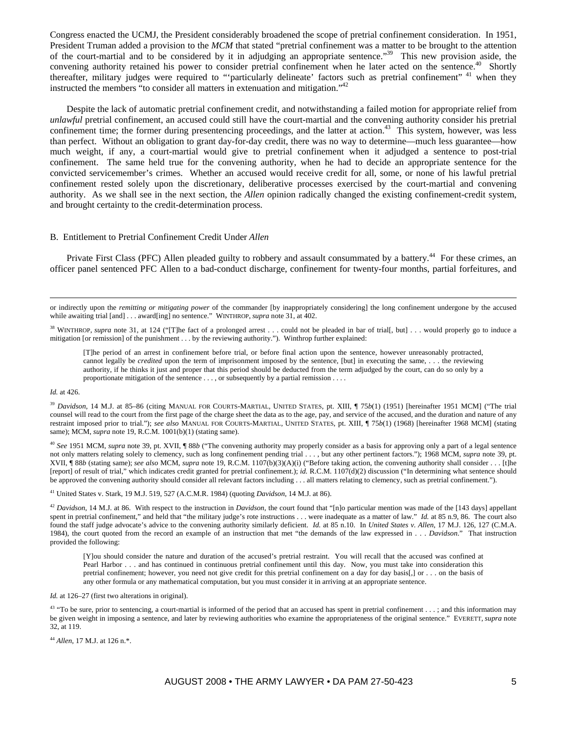Congress enacted the UCMJ, the President considerably broadened the scope of pretrial confinement consideration. In 1951, President Truman added a provision to the *MCM* that stated "pretrial confinement was a matter to be brought to the attention of the court-martial and to be considered by it in adjudging an appropriate sentence."[39] This new provision aside, the convening authority retained his power to consider pretrial confinement when he later acted on the sentence.[40] Shortly thereafter, military judges were required to "'particularly delineate' factors such as pretrial confinement" [41] when they instructed the members "to consider all matters in extenuation and mitigation."[42]

Despite the lack of automatic pretrial confinement credit, and notwithstanding a failed motion for appropriate relief from *unlawful* pretrial confinement, an accused could still have the court-martial and the convening authority consider his pretrial confinement time; the former during presentencing proceedings, and the latter at action.[43] This system, however, was less than perfect. Without an obligation to grant day-for-day credit, there was no way to determine—much less guarantee—how much weight, if any, a court-martial would give to pretrial confinement when it adjudged a sentence to post-trial confinement. The same held true for the convening authority, when he had to decide an appropriate sentence for the convicted servicemember's crimes. Whether an accused would receive credit for all, some, or none of his lawful pretrial confinement rested solely upon the discretionary, deliberative processes exercised by the court-martial and convening authority. As we shall see in the next section, the *Allen* opinion radically changed the existing confinement-credit system, and brought certainty to the credit-determination process.

### B. Entitlement to Pretrial Confinement Credit Under *Allen*

Private First Class (PFC) Allen pleaded guilty to robbery and assault consummated by a battery.[44] For these crimes, an officer panel sentenced PFC Allen to a bad-conduct discharge, confinement for twenty-four months, partial forfeitures, and

---

or indirectly upon the *remitting or mitigating power* of the commander [by inappropriately considering] the long confinement undergone by the accused while awaiting trial [and] . . . award[ing] no sentence." WINTHROP, *supra* note 31, at 402.

[38] WINTHROP, *supra* note 31, at 124 ("[T]he fact of a prolonged arrest . . . could not be pleaded in bar of trial[, but] . . . would properly go to induce a mitigation [or remission] of the punishment . . . by the reviewing authority."). Winthrop further explained:

> [T]he period of an arrest in confinement before trial, or before final action upon the sentence, however unreasonably protracted, cannot legally be *credited* upon the term of imprisonment imposed by the sentence, [but] in executing the same, . . . the reviewing authority, if he thinks it just and proper that this period should be deducted from the term adjudged by the court, can do so only by a proportionate mitigation of the sentence . . . , or subsequently by a partial remission . . . .

*Id.* at 426.

[39] *Davidson*, 14 M.J. at 85–86 (citing MANUAL FOR COURTS-MARTIAL, UNITED STATES, pt. XIII, ¶ 75*b*(1) (1951) [hereinafter 1951 MCM] ("The trial counsel will read to the court from the first page of the charge sheet the data as to the age, pay, and service of the accused, and the duration and nature of any restraint imposed prior to trial."); *see also* MANUAL FOR COURTS-MARTIAL, UNITED STATES, pt. XIII, ¶ 75*b*(1) (1968) [hereinafter 1968 MCM] (stating same); MCM, *supra* note 19, R.C.M. 1001(b)(1) (stating same).

[40] *See* 1951 MCM, *supra* note 39, pt. XVII, ¶ 88*b* ("The convening authority may properly consider as a basis for approving only a part of a legal sentence not only matters relating solely to clemency, such as long confinement pending trial . . . , but any other pertinent factors."); 1968 MCM, *supra* note 39, pt. XVII, ¶ 88*b* (stating same); *see also* MCM, *supra* note 19, R.C.M. 1107(b)(3)(A)(i) ("Before taking action, the convening authority shall consider . . . [t]he [report] of result of trial," which indicates credit granted for pretrial confinement.); *id.* R.C.M. 1107(d)(2) discussion ("In determining what sentence should be approved the convening authority should consider all relevant factors including . . . all matters relating to clemency, such as pretrial confinement.").

[41] United States v. Stark, 19 M.J. 519, 527 (A.C.M.R. 1984) (quoting *Davidson*, 14 M.J. at 86).

[42] *Davidson*, 14 M.J. at 86. With respect to the instruction in *Davidson*, the court found that "[n]o particular mention was made of the [143 days] appellant spent in pretrial confinement," and held that "the military judge's rote instructions . . . were inadequate as a matter of law." *Id.* at 85 n.9, 86. The court also found the staff judge advocate's advice to the convening authority similarly deficient. *Id.* at 85 n.10. In *United States v. Allen*, 17 M.J. 126, 127 (C.M.A. 1984), the court quoted from the record an example of an instruction that met "the demands of the law expressed in . . . *Davidson*." That instruction provided the following:

> [Y]ou should consider the nature and duration of the accused's pretrial restraint. You will recall that the accused was confined at Pearl Harbor . . . and has continued in continuous pretrial confinement until this day. Now, you must take into consideration this pretrial confinement; however, you need not give credit for this pretrial confinement on a day for day basis[,] or . . . on the basis of any other formula or any mathematical computation, but you must consider it in arriving at an appropriate sentence.

*Id.* at 126–27 (first two alterations in original).

[43] "To be sure, prior to sentencing, a court-martial is informed of the period that an accused has spent in pretrial confinement . . . ; and this information may be given weight in imposing a sentence, and later by reviewing authorities who examine the appropriateness of the original sentence." EVERETT, *supra* note 32, at 119.

[44] *Allen*, 17 M.J. at 126 n.*.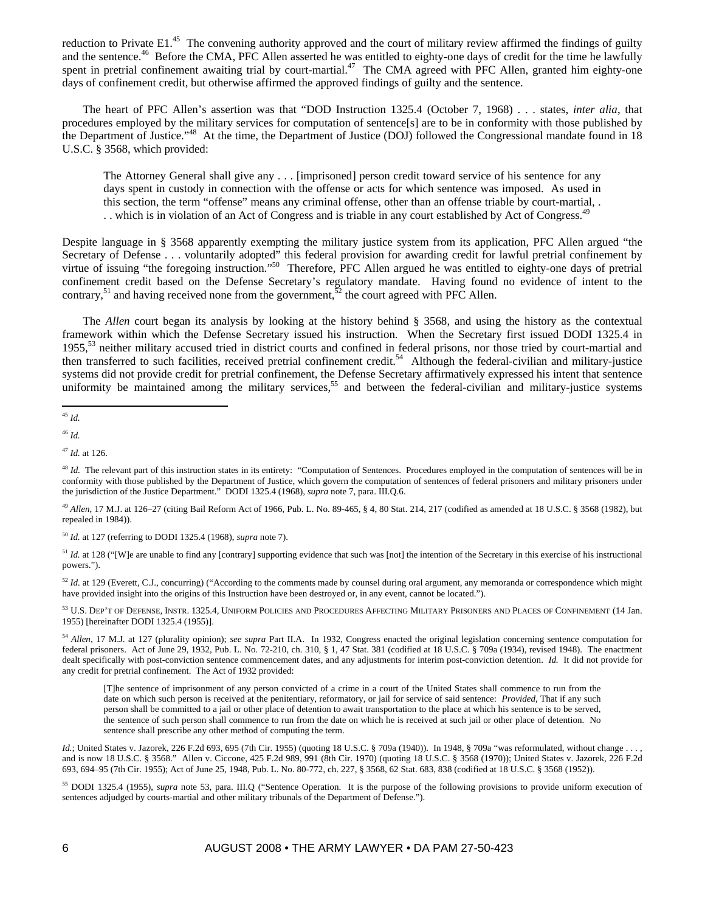reduction to Private E1.[45] The convening authority approved and the court of military review affirmed the findings of guilty and the sentence.[46] Before the CMA, PFC Allen asserted he was entitled to eighty-one days of credit for the time he lawfully spent in pretrial confinement awaiting trial by court-martial.[47] The CMA agreed with PFC Allen, granted him eighty-one days of confinement credit, but otherwise affirmed the approved findings of guilty and the sentence.

The heart of PFC Allen's assertion was that "DOD Instruction 1325.4 (October 7, 1968) . . . states, *inter alia*, that procedures employed by the military services for computation of sentence[s] are to be in conformity with those published by the Department of Justice."[48] At the time, the Department of Justice (DOJ) followed the Congressional mandate found in 18 U.S.C. § 3568, which provided:

> The Attorney General shall give any . . . [imprisoned] person credit toward service of his sentence for any days spent in custody in connection with the offense or acts for which sentence was imposed. As used in this section, the term "offense" means any criminal offense, other than an offense triable by court-martial, . . . which is in violation of an Act of Congress and is triable in any court established by Act of Congress.[49]

Despite language in § 3568 apparently exempting the military justice system from its application, PFC Allen argued "the Secretary of Defense . . . voluntarily adopted" this federal provision for awarding credit for lawful pretrial confinement by virtue of issuing "the foregoing instruction."[50] Therefore, PFC Allen argued he was entitled to eighty-one days of pretrial confinement credit based on the Defense Secretary's regulatory mandate. Having found no evidence of intent to the contrary,[51] and having received none from the government,[52] the court agreed with PFC Allen.

The *Allen* court began its analysis by looking at the history behind § 3568, and using the history as the contextual framework within which the Defense Secretary issued his instruction. When the Secretary first issued DODI 1325.4 in 1955,[53] neither military accused tried in district courts and confined in federal prisons, nor those tried by court-martial and then transferred to such facilities, received pretrial confinement credit.[54] Although the federal-civilian and military-justice systems did not provide credit for pretrial confinement, the Defense Secretary affirmatively expressed his intent that sentence uniformity be maintained among the military services,[55] and between the federal-civilian and military-justice systems

---

[45] *Id.*

[46] *Id.*

[47] *Id.* at 126.

[48] *Id.* The relevant part of this instruction states in its entirety: "Computation of Sentences. Procedures employed in the computation of sentences will be in conformity with those published by the Department of Justice, which govern the computation of sentences of federal prisoners and military prisoners under the jurisdiction of the Justice Department." DODI 1325.4 (1968), *supra* note 7, para. III.Q.6.

[49] *Allen*, 17 M.J. at 126–27 (citing Bail Reform Act of 1966, Pub. L. No. 89-465, § 4, 80 Stat. 214, 217 (codified as amended at 18 U.S.C. § 3568 (1982), but repealed in 1984)).

[50] *Id.* at 127 (referring to DODI 1325.4 (1968), *supra* note 7).

[51] *Id.* at 128 ("[W]e are unable to find any [contrary] supporting evidence that such was [not] the intention of the Secretary in this exercise of his instructional powers.").

[52] *Id.* at 129 (Everett, C.J., concurring) ("According to the comments made by counsel during oral argument, any memoranda or correspondence which might have provided insight into the origins of this Instruction have been destroyed or, in any event, cannot be located.").

[53] U.S. DEP'T OF DEFENSE, INSTR. 1325.4, UNIFORM POLICIES AND PROCEDURES AFFECTING MILITARY PRISONERS AND PLACES OF CONFINEMENT (14 Jan. 1955) [hereinafter DODI 1325.4 (1955)].

[54] *Allen*, 17 M.J. at 127 (plurality opinion); *see supra* Part II.A. In 1932, Congress enacted the original legislation concerning sentence computation for federal prisoners. Act of June 29, 1932, Pub. L. No. 72-210, ch. 310, § 1, 47 Stat. 381 (codified at 18 U.S.C. § 709a (1934), revised 1948). The enactment dealt specifically with post-conviction sentence commencement dates, and any adjustments for interim post-conviction detention. *Id.* It did not provide for any credit for pretrial confinement. The Act of 1932 provided:

> [T]he sentence of imprisonment of any person convicted of a crime in a court of the United States shall commence to run from the date on which such person is received at the penitentiary, reformatory, or jail for service of said sentence: *Provided*, That if any such person shall be committed to a jail or other place of detention to await transportation to the place at which his sentence is to be served, the sentence of such person shall commence to run from the date on which he is received at such jail or other place of detention. No sentence shall prescribe any other method of computing the term.

*Id.*; United States v. Jazorek, 226 F.2d 693, 695 (7th Cir. 1955) (quoting 18 U.S.C. § 709a (1940)). In 1948, § 709a "was reformulated, without change . . . , and is now 18 U.S.C. § 3568." Allen v. Ciccone, 425 F.2d 989, 991 (8th Cir. 1970) (quoting 18 U.S.C. § 3568 (1970)); United States v. Jazorek, 226 F.2d 693, 694–95 (7th Cir. 1955); Act of June 25, 1948, Pub. L. No. 80-772, ch. 227, § 3568, 62 Stat. 683, 838 (codified at 18 U.S.C. § 3568 (1952)).

[55] DODI 1325.4 (1955), *supra* note 53, para. III.Q ("Sentence Operation. It is the purpose of the following provisions to provide uniform execution of sentences adjudged by courts-martial and other military tribunals of the Department of Defense.").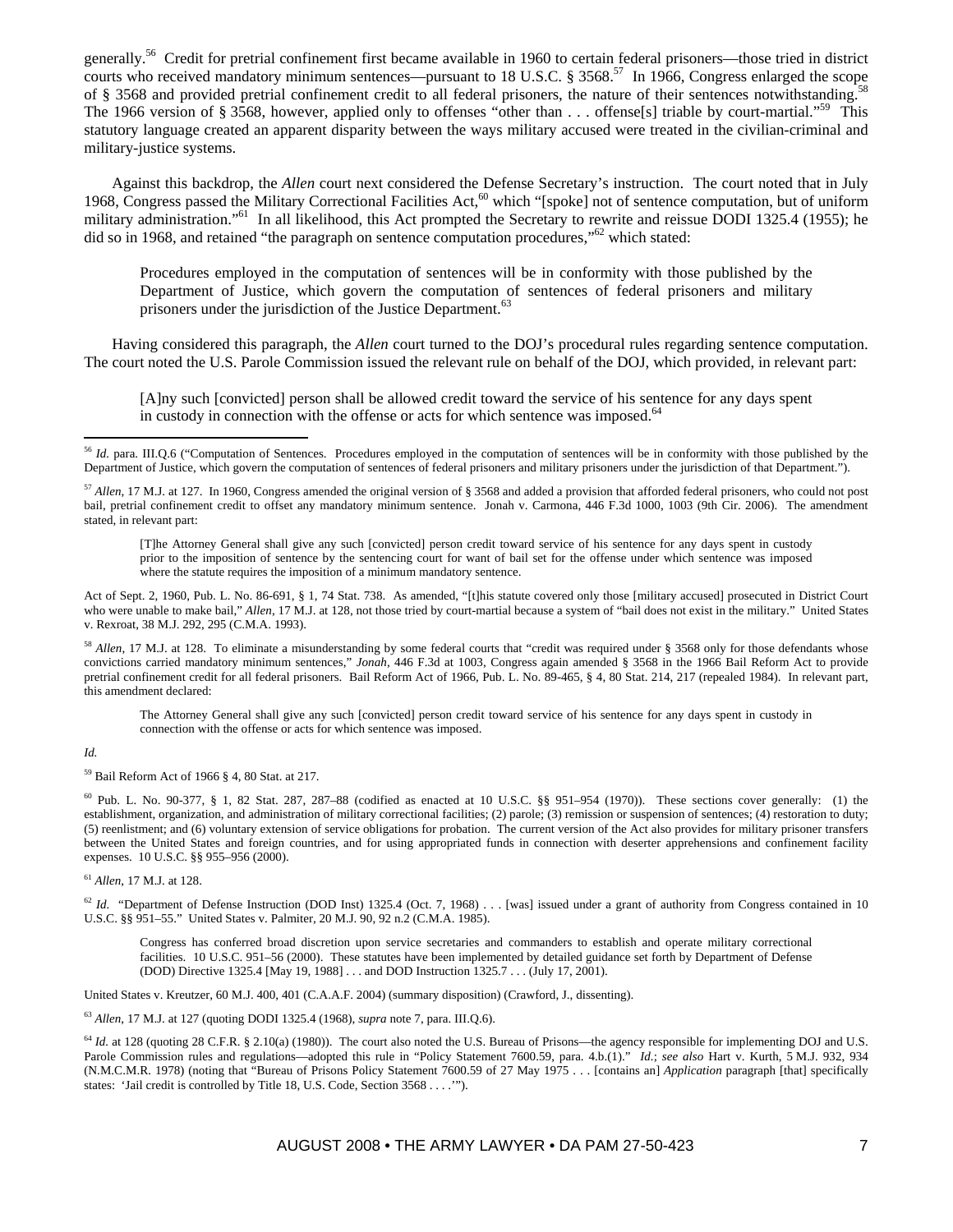generally.[56] Credit for pretrial confinement first became available in 1960 to certain federal prisoners—those tried in district courts who received mandatory minimum sentences—pursuant to 18 U.S.C. § 3568.[57] In 1966, Congress enlarged the scope of § 3568 and provided pretrial confinement credit to all federal prisoners, the nature of their sentences notwithstanding.[58] The 1966 version of § 3568, however, applied only to offenses "other than . . . offense[s] triable by court-martial."[59] This statutory language created an apparent disparity between the ways military accused were treated in the civilian-criminal and military-justice systems.

Against this backdrop, the *Allen* court next considered the Defense Secretary's instruction. The court noted that in July 1968, Congress passed the Military Correctional Facilities Act,[60] which "[spoke] not of sentence computation, but of uniform military administration."[61] In all likelihood, this Act prompted the Secretary to rewrite and reissue DODI 1325.4 (1955); he did so in 1968, and retained "the paragraph on sentence computation procedures,"[62] which stated:

> Procedures employed in the computation of sentences will be in conformity with those published by the Department of Justice, which govern the computation of sentences of federal prisoners and military prisoners under the jurisdiction of the Justice Department.[63]

Having considered this paragraph, the *Allen* court turned to the DOJ's procedural rules regarding sentence computation. The court noted the U.S. Parole Commission issued the relevant rule on behalf of the DOJ, which provided, in relevant part:

> [A]ny such [convicted] person shall be allowed credit toward the service of his sentence for any days spent in custody in connection with the offense or acts for which sentence was imposed.[64]

---

[56] *Id.* para. III.Q.6 ("Computation of Sentences. Procedures employed in the computation of sentences will be in conformity with those published by the Department of Justice, which govern the computation of sentences of federal prisoners and military prisoners under the jurisdiction of that Department.").

[57] *Allen*, 17 M.J. at 127. In 1960, Congress amended the original version of § 3568 and added a provision that afforded federal prisoners, who could not post bail, pretrial confinement credit to offset any mandatory minimum sentence. Jonah v. Carmona, 446 F.3d 1000, 1003 (9th Cir. 2006). The amendment stated, in relevant part:

> [T]he Attorney General shall give any such [convicted] person credit toward service of his sentence for any days spent in custody prior to the imposition of sentence by the sentencing court for want of bail set for the offense under which sentence was imposed where the statute requires the imposition of a minimum mandatory sentence.

Act of Sept. 2, 1960, Pub. L. No. 86-691, § 1, 74 Stat. 738. As amended, "[t]his statute covered only those [military accused] prosecuted in District Court who were unable to make bail," *Allen*, 17 M.J. at 128, not those tried by court-martial because a system of "bail does not exist in the military." United States v. Rexroat, 38 M.J. 292, 295 (C.M.A. 1993).

[58] *Allen*, 17 M.J. at 128. To eliminate a misunderstanding by some federal courts that "credit was required under § 3568 only for those defendants whose convictions carried mandatory minimum sentences," *Jonah*, 446 F.3d at 1003, Congress again amended § 3568 in the 1966 Bail Reform Act to provide pretrial confinement credit for all federal prisoners. Bail Reform Act of 1966, Pub. L. No. 89-465, § 4, 80 Stat. 214, 217 (repealed 1984). In relevant part, this amendment declared:

> The Attorney General shall give any such [convicted] person credit toward service of his sentence for any days spent in custody in connection with the offense or acts for which sentence was imposed.

*Id.*

[59] Bail Reform Act of 1966 § 4, 80 Stat. at 217.

[60] Pub. L. No. 90-377, § 1, 82 Stat. 287, 287–88 (codified as enacted at 10 U.S.C. §§ 951–954 (1970)). These sections cover generally: (1) the establishment, organization, and administration of military correctional facilities; (2) parole; (3) remission or suspension of sentences; (4) restoration to duty; (5) reenlistment; and (6) voluntary extension of service obligations for probation. The current version of the Act also provides for military prisoner transfers between the United States and foreign countries, and for using appropriated funds in connection with deserter apprehensions and confinement facility expenses. 10 U.S.C. §§ 955–956 (2000).

[61] *Allen*, 17 M.J. at 128.

[62] *Id.* "Department of Defense Instruction (DOD Inst) 1325.4 (Oct. 7, 1968) . . . [was] issued under a grant of authority from Congress contained in 10 U.S.C. §§ 951–55." United States v. Palmiter, 20 M.J. 90, 92 n.2 (C.M.A. 1985).

> Congress has conferred broad discretion upon service secretaries and commanders to establish and operate military correctional facilities. 10 U.S.C. 951–56 (2000). These statutes have been implemented by detailed guidance set forth by Department of Defense (DOD) Directive 1325.4 [May 19, 1988] . . . and DOD Instruction 1325.7 . . . (July 17, 2001).

United States v. Kreutzer, 60 M.J. 400, 401 (C.A.A.F. 2004) (summary disposition) (Crawford, J., dissenting).

[63] *Allen*, 17 M.J. at 127 (quoting DODI 1325.4 (1968), *supra* note 7, para. III.Q.6).

[64] *Id.* at 128 (quoting 28 C.F.R. § 2.10(a) (1980)). The court also noted the U.S. Bureau of Prisons—the agency responsible for implementing DOJ and U.S. Parole Commission rules and regulations—adopted this rule in "Policy Statement 7600.59, para. 4.b.(1)." *Id.*; *see also* Hart v. Kurth, 5 M.J. 932, 934 (N.M.C.M.R. 1978) (noting that "Bureau of Prisons Policy Statement 7600.59 of 27 May 1975 . . . [contains an] *Application* paragraph [that] specifically states: 'Jail credit is controlled by Title 18, U.S. Code, Section 3568 . . . .'").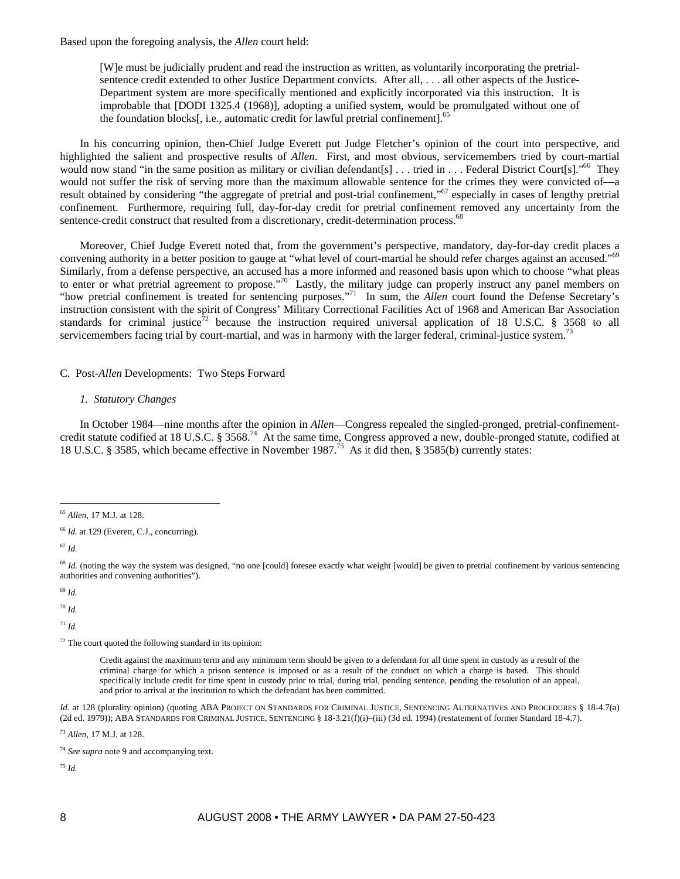Based upon the foregoing analysis, the *Allen* court held:

> [W]e must be judicially prudent and read the instruction as written, as voluntarily incorporating the pretrial-sentence credit extended to other Justice Department convicts. After all, . . . all other aspects of the Justice-Department system are more specifically mentioned and explicitly incorporated via this instruction. It is improbable that [DODI 1325.4 (1968)], adopting a unified system, would be promulgated without one of the foundation blocks[, i.e., automatic credit for lawful pretrial confinement].[65]

In his concurring opinion, then-Chief Judge Everett put Judge Fletcher's opinion of the court into perspective, and highlighted the salient and prospective results of *Allen*. First, and most obvious, servicemembers tried by court-martial would now stand "in the same position as military or civilian defendant[s] . . . tried in . . . Federal District Court[s]."[66] They would not suffer the risk of serving more than the maximum allowable sentence for the crimes they were convicted of—a result obtained by considering "the aggregate of pretrial and post-trial confinement,"[67] especially in cases of lengthy pretrial confinement. Furthermore, requiring full, day-for-day credit for pretrial confinement removed any uncertainty from the sentence-credit construct that resulted from a discretionary, credit-determination process.[68]

Moreover, Chief Judge Everett noted that, from the government's perspective, mandatory, day-for-day credit places a convening authority in a better position to gauge at "what level of court-martial he should refer charges against an accused."[69] Similarly, from a defense perspective, an accused has a more informed and reasoned basis upon which to choose "what pleas to enter or what pretrial agreement to propose."[70] Lastly, the military judge can properly instruct any panel members on "how pretrial confinement is treated for sentencing purposes."[71] In sum, the *Allen* court found the Defense Secretary's instruction consistent with the spirit of Congress' Military Correctional Facilities Act of 1968 and American Bar Association standards for criminal justice[72] because the instruction required universal application of 18 U.S.C. § 3568 to all servicemembers facing trial by court-martial, and was in harmony with the larger federal, criminal-justice system.[73]

### C. Post-*Allen* Developments: Two Steps Forward

#### *1. Statutory Changes*

In October 1984—nine months after the opinion in *Allen*—Congress repealed the singled-pronged, pretrial-confinement-credit statute codified at 18 U.S.C. § 3568.[74] At the same time, Congress approved a new, double-pronged statute, codified at 18 U.S.C. § 3585, which became effective in November 1987.[75] As it did then, § 3585(b) currently states:

---

[65] *Allen*, 17 M.J. at 128.

[66] *Id.* at 129 (Everett, C.J., concurring).

[67] *Id.*

[68] *Id.* (noting the way the system was designed, "no one [could] foresee exactly what weight [would] be given to pretrial confinement by various sentencing authorities and convening authorities").

[69] *Id.*

[70] *Id.*

[71] *Id.*

[72] The court quoted the following standard in its opinion:

> Credit against the maximum term and any minimum term should be given to a defendant for all time spent in custody as a result of the criminal charge for which a prison sentence is imposed or as a result of the conduct on which a charge is based. This should specifically include credit for time spent in custody prior to trial, during trial, pending sentence, pending the resolution of an appeal, and prior to arrival at the institution to which the defendant has been committed.

*Id.* at 128 (plurality opinion) (quoting ABA PROJECT ON STANDARDS FOR CRIMINAL JUSTICE, SENTENCING ALTERNATIVES AND PROCEDURES § 18-4.7(a) (2d ed. 1979)); ABA STANDARDS FOR CRIMINAL JUSTICE, SENTENCING § 18-3.21(f)(i)–(iii) (3d ed. 1994) (restatement of former Standard 18-4.7).

[73] *Allen*, 17 M.J. at 128.

[74] *See supra* note 9 and accompanying text.

[75] *Id.*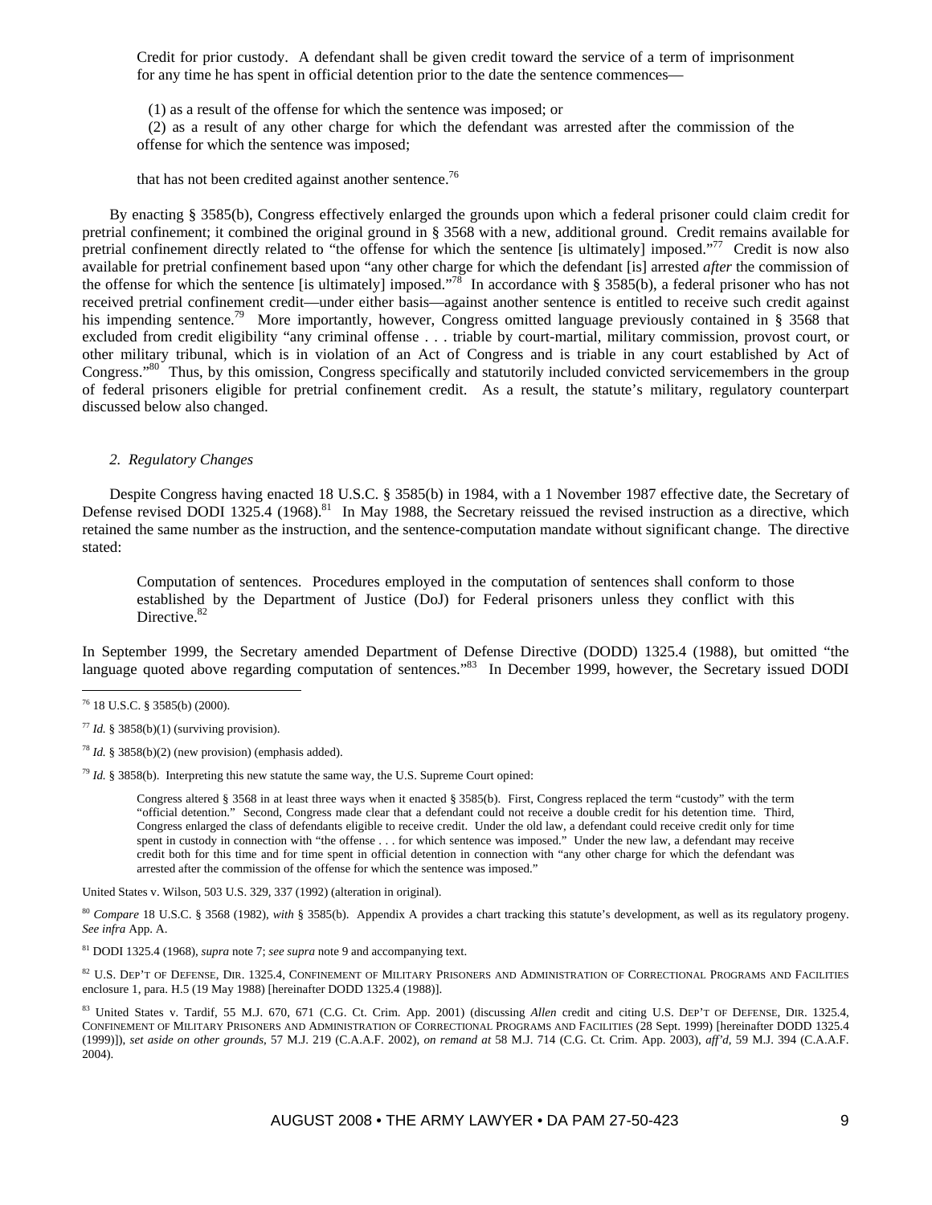> Credit for prior custody. A defendant shall be given credit toward the service of a term of imprisonment for any time he has spent in official detention prior to the date the sentence commences—
>
> (1) as a result of the offense for which the sentence was imposed; or
>
> (2) as a result of any other charge for which the defendant was arrested after the commission of the offense for which the sentence was imposed;
>
> that has not been credited against another sentence.[76]

By enacting § 3585(b), Congress effectively enlarged the grounds upon which a federal prisoner could claim credit for pretrial confinement; it combined the original ground in § 3568 with a new, additional ground. Credit remains available for pretrial confinement directly related to "the offense for which the sentence [is ultimately] imposed."[77] Credit is now also available for pretrial confinement based upon "any other charge for which the defendant [is] arrested *after* the commission of the offense for which the sentence [is ultimately] imposed."[78] In accordance with § 3585(b), a federal prisoner who has not received pretrial confinement credit—under either basis—against another sentence is entitled to receive such credit against his impending sentence.[79] More importantly, however, Congress omitted language previously contained in § 3568 that excluded from credit eligibility "any criminal offense . . . triable by court-martial, military commission, provost court, or other military tribunal, which is in violation of an Act of Congress and is triable in any court established by Act of Congress."[80] Thus, by this omission, Congress specifically and statutorily included convicted servicemembers in the group of federal prisoners eligible for pretrial confinement credit. As a result, the statute's military, regulatory counterpart discussed below also changed.

### *2. Regulatory Changes*

Despite Congress having enacted 18 U.S.C. § 3585(b) in 1984, with a 1 November 1987 effective date, the Secretary of Defense revised DODI 1325.4 (1968).[81] In May 1988, the Secretary reissued the revised instruction as a directive, which retained the same number as the instruction, and the sentence-computation mandate without significant change. The directive stated:

> Computation of sentences. Procedures employed in the computation of sentences shall conform to those established by the Department of Justice (DoJ) for Federal prisoners unless they conflict with this Directive.[82]

In September 1999, the Secretary amended Department of Defense Directive (DODD) 1325.4 (1988), but omitted "the language quoted above regarding computation of sentences."[83] In December 1999, however, the Secretary issued DODI

---

[76] 18 U.S.C. § 3585(b) (2000).

[77] *Id.* § 3858(b)(1) (surviving provision).

[78] *Id.* § 3858(b)(2) (new provision) (emphasis added).

[79] *Id.* § 3858(b). Interpreting this new statute the same way, the U.S. Supreme Court opined:

> Congress altered § 3568 in at least three ways when it enacted § 3585(b). First, Congress replaced the term "custody" with the term "official detention." Second, Congress made clear that a defendant could not receive a double credit for his detention time. Third, Congress enlarged the class of defendants eligible to receive credit. Under the old law, a defendant could receive credit only for time spent in custody in connection with "the offense . . . for which sentence was imposed." Under the new law, a defendant may receive credit both for this time and for time spent in official detention in connection with "any other charge for which the defendant was arrested after the commission of the offense for which the sentence was imposed."

United States v. Wilson, 503 U.S. 329, 337 (1992) (alteration in original).

[80] *Compare* 18 U.S.C. § 3568 (1982), *with* § 3585(b). Appendix A provides a chart tracking this statute's development, as well as its regulatory progeny. *See infra* App. A.

[81] DODI 1325.4 (1968), *supra* note 7; *see supra* note 9 and accompanying text.

[82] U.S. DEP'T OF DEFENSE, DIR. 1325.4, CONFINEMENT OF MILITARY PRISONERS AND ADMINISTRATION OF CORRECTIONAL PROGRAMS AND FACILITIES enclosure 1, para. H.5 (19 May 1988) [hereinafter DODD 1325.4 (1988)].

[83] United States v. Tardif, 55 M.J. 670, 671 (C.G. Ct. Crim. App. 2001) (discussing *Allen* credit and citing U.S. DEP'T OF DEFENSE, DIR. 1325.4, CONFINEMENT OF MILITARY PRISONERS AND ADMINISTRATION OF CORRECTIONAL PROGRAMS AND FACILITIES (28 Sept. 1999) [hereinafter DODD 1325.4 (1999)]), *set aside on other grounds*, 57 M.J. 219 (C.A.A.F. 2002), *on remand at* 58 M.J. 714 (C.G. Ct. Crim. App. 2003), *aff'd*, 59 M.J. 394 (C.A.A.F. 2004).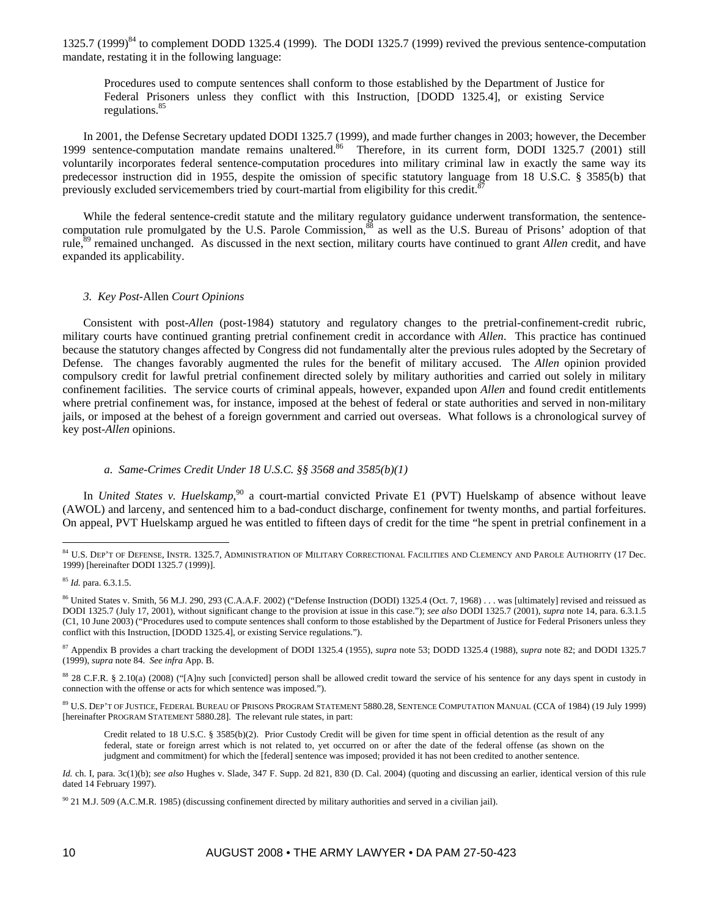1325.7 (1999)[84] to complement DODD 1325.4 (1999). The DODI 1325.7 (1999) revived the previous sentence-computation mandate, restating it in the following language:

> Procedures used to compute sentences shall conform to those established by the Department of Justice for Federal Prisoners unless they conflict with this Instruction, [DODD 1325.4], or existing Service regulations.[85]

In 2001, the Defense Secretary updated DODI 1325.7 (1999), and made further changes in 2003; however, the December 1999 sentence-computation mandate remains unaltered.[86] Therefore, in its current form, DODI 1325.7 (2001) still voluntarily incorporates federal sentence-computation procedures into military criminal law in exactly the same way its predecessor instruction did in 1955, despite the omission of specific statutory language from 18 U.S.C. § 3585(b) that previously excluded servicemembers tried by court-martial from eligibility for this credit.[87]

While the federal sentence-credit statute and the military regulatory guidance underwent transformation, the sentence-computation rule promulgated by the U.S. Parole Commission,[88] as well as the U.S. Bureau of Prisons' adoption of that rule,[89] remained unchanged. As discussed in the next section, military courts have continued to grant *Allen* credit, and have expanded its applicability.

### *3. Key Post-*Allen *Court Opinions*

Consistent with post-*Allen* (post-1984) statutory and regulatory changes to the pretrial-confinement-credit rubric, military courts have continued granting pretrial confinement credit in accordance with *Allen*. This practice has continued because the statutory changes affected by Congress did not fundamentally alter the previous rules adopted by the Secretary of Defense. The changes favorably augmented the rules for the benefit of military accused. The *Allen* opinion provided compulsory credit for lawful pretrial confinement directed solely by military authorities and carried out solely in military confinement facilities. The service courts of criminal appeals, however, expanded upon *Allen* and found credit entitlements where pretrial confinement was, for instance, imposed at the behest of federal or state authorities and served in non-military jails, or imposed at the behest of a foreign government and carried out overseas. What follows is a chronological survey of key post-*Allen* opinions.

#### *a. Same-Crimes Credit Under 18 U.S.C. §§ 3568 and 3585(b)(1)*

In *United States v. Huelskamp*,[90] a court-martial convicted Private E1 (PVT) Huelskamp of absence without leave (AWOL) and larceny, and sentenced him to a bad-conduct discharge, confinement for twenty months, and partial forfeitures. On appeal, PVT Huelskamp argued he was entitled to fifteen days of credit for the time "he spent in pretrial confinement in a

---

[84] U.S. DEP'T OF DEFENSE, INSTR. 1325.7, ADMINISTRATION OF MILITARY CORRECTIONAL FACILITIES AND CLEMENCY AND PAROLE AUTHORITY (17 Dec. 1999) [hereinafter DODI 1325.7 (1999)].

[85] *Id.* para. 6.3.1.5.

[86] United States v. Smith, 56 M.J. 290, 293 (C.A.A.F. 2002) ("Defense Instruction (DODI) 1325.4 (Oct. 7, 1968) . . . was [ultimately] revised and reissued as DODI 1325.7 (July 17, 2001), without significant change to the provision at issue in this case."); *see also* DODI 1325.7 (2001), *supra* note 14, para. 6.3.1.5 (C1, 10 June 2003) ("Procedures used to compute sentences shall conform to those established by the Department of Justice for Federal Prisoners unless they conflict with this Instruction, [DODD 1325.4], or existing Service regulations.").

[87] Appendix B provides a chart tracking the development of DODI 1325.4 (1955), *supra* note 53; DODD 1325.4 (1988), *supra* note 82; and DODI 1325.7 (1999), *supra* note 84. *See infra* App. B.

[88] 28 C.F.R. § 2.10(a) (2008) ("[A]ny such [convicted] person shall be allowed credit toward the service of his sentence for any days spent in custody in connection with the offense or acts for which sentence was imposed.").

[89] U.S. DEP'T OF JUSTICE, FEDERAL BUREAU OF PRISONS PROGRAM STATEMENT 5880.28, SENTENCE COMPUTATION MANUAL (CCA of 1984) (19 July 1999) [hereinafter PROGRAM STATEMENT 5880.28]. The relevant rule states, in part:

> Credit related to 18 U.S.C. § 3585(b)(2). Prior Custody Credit will be given for time spent in official detention as the result of any federal, state or foreign arrest which is not related to, yet occurred on or after the date of the federal offense (as shown on the judgment and commitment) for which the [federal] sentence was imposed; provided it has not been credited to another sentence.

*Id.* ch. I, para. 3c(1)(b); *see also* Hughes v. Slade, 347 F. Supp. 2d 821, 830 (D. Cal. 2004) (quoting and discussing an earlier, identical version of this rule dated 14 February 1997).

[90] 21 M.J. 509 (A.C.M.R. 1985) (discussing confinement directed by military authorities and served in a civilian jail).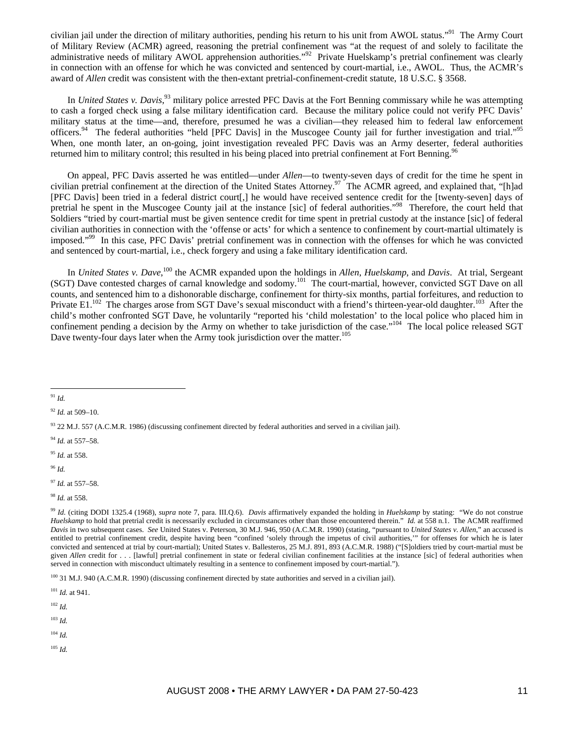civilian jail under the direction of military authorities, pending his return to his unit from AWOL status."[91] The Army Court of Military Review (ACMR) agreed, reasoning the pretrial confinement was "at the request of and solely to facilitate the administrative needs of military AWOL apprehension authorities."[92] Private Huelskamp's pretrial confinement was clearly in connection with an offense for which he was convicted and sentenced by court-martial, i.e., AWOL. Thus, the ACMR's award of *Allen* credit was consistent with the then-extant pretrial-confinement-credit statute, 18 U.S.C. § 3568.

In *United States v. Davis*,[93] military police arrested PFC Davis at the Fort Benning commissary while he was attempting to cash a forged check using a false military identification card. Because the military police could not verify PFC Davis' military status at the time—and, therefore, presumed he was a civilian—they released him to federal law enforcement officers.[94] The federal authorities "held [PFC Davis] in the Muscogee County jail for further investigation and trial."[95] When, one month later, an on-going, joint investigation revealed PFC Davis was an Army deserter, federal authorities returned him to military control; this resulted in his being placed into pretrial confinement at Fort Benning.[96]

On appeal, PFC Davis asserted he was entitled—under *Allen*—to twenty-seven days of credit for the time he spent in civilian pretrial confinement at the direction of the United States Attorney.[97] The ACMR agreed, and explained that, "[h]ad [PFC Davis] been tried in a federal district court[,] he would have received sentence credit for the [twenty-seven] days of pretrial he spent in the Muscogee County jail at the instance [sic] of federal authorities."[98] Therefore, the court held that Soldiers "tried by court-martial must be given sentence credit for time spent in pretrial custody at the instance [sic] of federal civilian authorities in connection with the 'offense or acts' for which a sentence to confinement by court-martial ultimately is imposed."[99] In this case, PFC Davis' pretrial confinement was in connection with the offenses for which he was convicted and sentenced by court-martial, i.e., check forgery and using a fake military identification card.

In *United States v. Dave*,[100] the ACMR expanded upon the holdings in *Allen*, *Huelskamp*, and *Davis*. At trial, Sergeant (SGT) Dave contested charges of carnal knowledge and sodomy.[101] The court-martial, however, convicted SGT Dave on all counts, and sentenced him to a dishonorable discharge, confinement for thirty-six months, partial forfeitures, and reduction to Private E1.[102] The charges arose from SGT Dave's sexual misconduct with a friend's thirteen-year-old daughter.[103] After the child's mother confronted SGT Dave, he voluntarily "reported his 'child molestation' to the local police who placed him in confinement pending a decision by the Army on whether to take jurisdiction of the case."[104] The local police released SGT Dave twenty-four days later when the Army took jurisdiction over the matter.[105]

---

[91] *Id.*

[92] *Id.* at 509–10.

[93] 22 M.J. 557 (A.C.M.R. 1986) (discussing confinement directed by federal authorities and served in a civilian jail).

[94] *Id.* at 557–58.

[95] *Id.* at 558.

[96] *Id.*

[97] *Id.* at 557–58.

[98] *Id.* at 558.

[99] *Id.* (citing DODI 1325.4 (1968), *supra* note 7, para. III.Q.6). *Davis* affirmatively expanded the holding in *Huelskamp* by stating: "We do not construe *Huelskamp* to hold that pretrial credit is necessarily excluded in circumstances other than those encountered therein." *Id.* at 558 n.1. The ACMR reaffirmed *Davis* in two subsequent cases. *See* United States v. Peterson, 30 M.J. 946, 950 (A.C.M.R. 1990) (stating, "pursuant to *United States v. Allen*," an accused is entitled to pretrial confinement credit, despite having been "confined 'solely through the impetus of civil authorities,'" for offenses for which he is later convicted and sentenced at trial by court-martial); United States v. Ballesteros, 25 M.J. 891, 893 (A.C.M.R. 1988) ("[S]oldiers tried by court-martial must be given *Allen* credit for . . . [lawful] pretrial confinement in state or federal civilian confinement facilities at the instance [sic] of federal authorities when served in connection with misconduct ultimately resulting in a sentence to confinement imposed by court-martial.").

[100] 31 M.J. 940 (A.C.M.R. 1990) (discussing confinement directed by state authorities and served in a civilian jail).

[101] *Id.* at 941.

[102] *Id.*

[103] *Id.*

[104] *Id.*

[105] *Id.*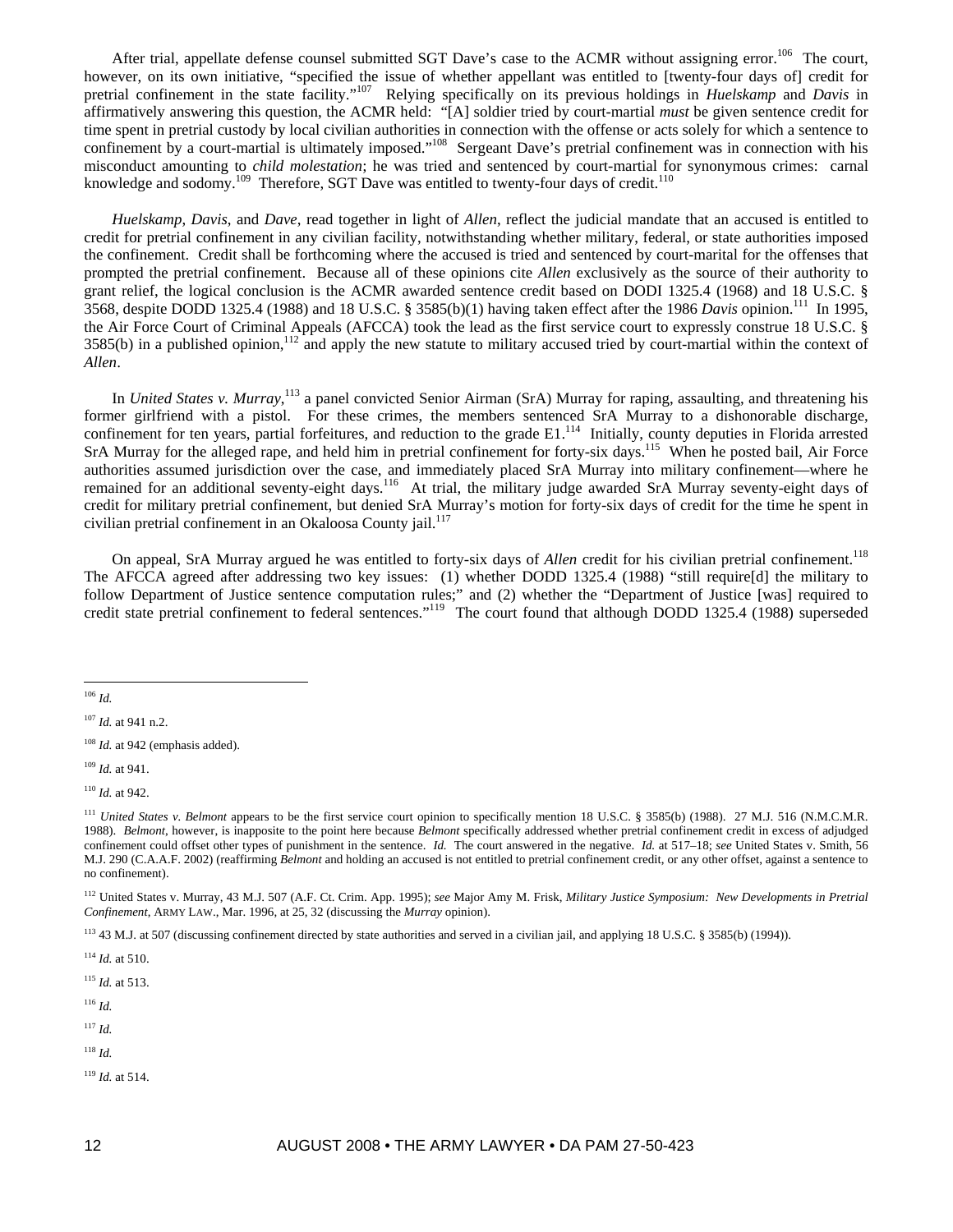After trial, appellate defense counsel submitted SGT Dave's case to the ACMR without assigning error.[106] The court, however, on its own initiative, "specified the issue of whether appellant was entitled to [twenty-four days of] credit for pretrial confinement in the state facility."[107] Relying specifically on its previous holdings in *Huelskamp* and *Davis* in affirmatively answering this question, the ACMR held: "[A] soldier tried by court-martial *must* be given sentence credit for time spent in pretrial custody by local civilian authorities in connection with the offense or acts solely for which a sentence to confinement by a court-martial is ultimately imposed."[108] Sergeant Dave's pretrial confinement was in connection with his misconduct amounting to *child molestation*; he was tried and sentenced by court-martial for synonymous crimes: carnal knowledge and sodomy.[109] Therefore, SGT Dave was entitled to twenty-four days of credit.[110]

*Huelskamp*, *Davis*, and *Dave*, read together in light of *Allen*, reflect the judicial mandate that an accused is entitled to credit for pretrial confinement in any civilian facility, notwithstanding whether military, federal, or state authorities imposed the confinement. Credit shall be forthcoming where the accused is tried and sentenced by court-marital for the offenses that prompted the pretrial confinement. Because all of these opinions cite *Allen* exclusively as the source of their authority to grant relief, the logical conclusion is the ACMR awarded sentence credit based on DODI 1325.4 (1968) and 18 U.S.C. § 3568, despite DODD 1325.4 (1988) and 18 U.S.C. § 3585(b)(1) having taken effect after the 1986 *Davis* opinion.[111] In 1995, the Air Force Court of Criminal Appeals (AFCCA) took the lead as the first service court to expressly construe 18 U.S.C. § 3585(b) in a published opinion,[112] and apply the new statute to military accused tried by court-martial within the context of *Allen*.

In *United States v. Murray*,[113] a panel convicted Senior Airman (SrA) Murray for raping, assaulting, and threatening his former girlfriend with a pistol. For these crimes, the members sentenced SrA Murray to a dishonorable discharge, confinement for ten years, partial forfeitures, and reduction to the grade E1.[114] Initially, county deputies in Florida arrested SrA Murray for the alleged rape, and held him in pretrial confinement for forty-six days.[115] When he posted bail, Air Force authorities assumed jurisdiction over the case, and immediately placed SrA Murray into military confinement—where he remained for an additional seventy-eight days.[116] At trial, the military judge awarded SrA Murray seventy-eight days of credit for military pretrial confinement, but denied SrA Murray's motion for forty-six days of credit for the time he spent in civilian pretrial confinement in an Okaloosa County jail.[117]

On appeal, SrA Murray argued he was entitled to forty-six days of *Allen* credit for his civilian pretrial confinement.[118] The AFCCA agreed after addressing two key issues: (1) whether DODD 1325.4 (1988) "still require[d] the military to follow Department of Justice sentence computation rules;" and (2) whether the "Department of Justice [was] required to credit state pretrial confinement to federal sentences."[119] The court found that although DODD 1325.4 (1988) superseded

---

[106] *Id.*

[107] *Id.* at 941 n.2.

[108] *Id.* at 942 (emphasis added).

[109] *Id.* at 941.

[110] *Id.* at 942.

[111] *United States v. Belmont* appears to be the first service court opinion to specifically mention 18 U.S.C. § 3585(b) (1988). 27 M.J. 516 (N.M.C.M.R. 1988). *Belmont*, however, is inapposite to the point here because *Belmont* specifically addressed whether pretrial confinement credit in excess of adjudged confinement could offset other types of punishment in the sentence. *Id.* The court answered in the negative. *Id.* at 517–18; *see* United States v. Smith, 56 M.J. 290 (C.A.A.F. 2002) (reaffirming *Belmont* and holding an accused is not entitled to pretrial confinement credit, or any other offset, against a sentence to no confinement).

[112] United States v. Murray, 43 M.J. 507 (A.F. Ct. Crim. App. 1995); *see* Major Amy M. Frisk, *Military Justice Symposium: New Developments in Pretrial Confinement*, ARMY LAW., Mar. 1996, at 25, 32 (discussing the *Murray* opinion).

[113] 43 M.J. at 507 (discussing confinement directed by state authorities and served in a civilian jail, and applying 18 U.S.C. § 3585(b) (1994)).

[114] *Id.* at 510.

[115] *Id.* at 513.

[116] *Id.*

[117] *Id.*

[118] *Id.*

[119] *Id.* at 514.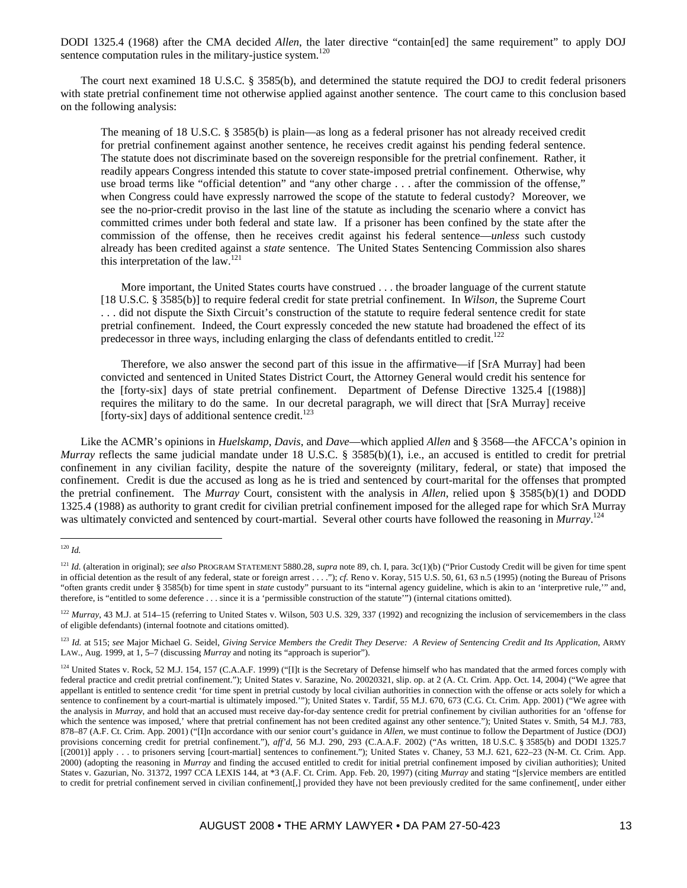DODI 1325.4 (1968) after the CMA decided *Allen*, the later directive "contain[ed] the same requirement" to apply DOJ sentence computation rules in the military-justice system.[120]

The court next examined 18 U.S.C. § 3585(b), and determined the statute required the DOJ to credit federal prisoners with state pretrial confinement time not otherwise applied against another sentence. The court came to this conclusion based on the following analysis:

> The meaning of 18 U.S.C. § 3585(b) is plain—as long as a federal prisoner has not already received credit for pretrial confinement against another sentence, he receives credit against his pending federal sentence. The statute does not discriminate based on the sovereign responsible for the pretrial confinement. Rather, it readily appears Congress intended this statute to cover state-imposed pretrial confinement. Otherwise, why use broad terms like "official detention" and "any other charge . . . after the commission of the offense," when Congress could have expressly narrowed the scope of the statute to federal custody? Moreover, we see the no-prior-credit proviso in the last line of the statute as including the scenario where a convict has committed crimes under both federal and state law. If a prisoner has been confined by the state after the commission of the offense, then he receives credit against his federal sentence—*unless* such custody already has been credited against a *state* sentence. The United States Sentencing Commission also shares this interpretation of the law.[121]
>
> More important, the United States courts have construed . . . the broader language of the current statute [18 U.S.C. § 3585(b)] to require federal credit for state pretrial confinement. In *Wilson*, the Supreme Court . . . did not dispute the Sixth Circuit's construction of the statute to require federal sentence credit for state pretrial confinement. Indeed, the Court expressly conceded the new statute had broadened the effect of its predecessor in three ways, including enlarging the class of defendants entitled to credit.[122]
>
> Therefore, we also answer the second part of this issue in the affirmative—if [SrA Murray] had been convicted and sentenced in United States District Court, the Attorney General would credit his sentence for the [forty-six] days of state pretrial confinement. Department of Defense Directive 1325.4 [(1988)] requires the military to do the same. In our decretal paragraph, we will direct that [SrA Murray] receive [forty-six] days of additional sentence credit.[123]

Like the ACMR's opinions in *Huelskamp*, *Davis*, and *Dave*—which applied *Allen* and § 3568—the AFCCA's opinion in *Murray* reflects the same judicial mandate under 18 U.S.C. § 3585(b)(1), i.e., an accused is entitled to credit for pretrial confinement in any civilian facility, despite the nature of the sovereignty (military, federal, or state) that imposed the confinement. Credit is due the accused as long as he is tried and sentenced by court-marital for the offenses that prompted the pretrial confinement. The *Murray* Court, consistent with the analysis in *Allen*, relied upon § 3585(b)(1) and DODD 1325.4 (1988) as authority to grant credit for civilian pretrial confinement imposed for the alleged rape for which SrA Murray was ultimately convicted and sentenced by court-martial. Several other courts have followed the reasoning in *Murray*.[124]

---

[120] *Id.*

[121] *Id.* (alteration in original); *see also* PROGRAM STATEMENT 5880.28, *supra* note 89, ch. I, para. 3c(1)(b) ("Prior Custody Credit will be given for time spent in official detention as the result of any federal, state or foreign arrest . . . ."); *cf.* Reno v. Koray, 515 U.S. 50, 61, 63 n.5 (1995) (noting the Bureau of Prisons "often grants credit under § 3585(b) for time spent in *state* custody" pursuant to its "internal agency guideline, which is akin to an 'interpretive rule,'" and, therefore, is "entitled to some deference . . . since it is a 'permissible construction of the statute'") (internal citations omitted).

[122] *Murray*, 43 M.J. at 514–15 (referring to United States v. Wilson, 503 U.S. 329, 337 (1992) and recognizing the inclusion of servicemembers in the class of eligible defendants) (internal footnote and citations omitted).

[123] *Id.* at 515; *see* Major Michael G. Seidel, *Giving Service Members the Credit They Deserve: A Review of Sentencing Credit and Its Application*, ARMY LAW., Aug. 1999, at 1, 5–7 (discussing *Murray* and noting its "approach is superior").

[124] United States v. Rock, 52 M.J. 154, 157 (C.A.A.F. 1999) ("[I]t is the Secretary of Defense himself who has mandated that the armed forces comply with federal practice and credit pretrial confinement."); United States v. Sarazine, No. 20020321, slip. op. at 2 (A. Ct. Crim. App. Oct. 14, 2004) ("We agree that appellant is entitled to sentence credit 'for time spent in pretrial custody by local civilian authorities in connection with the offense or acts solely for which a sentence to confinement by a court-martial is ultimately imposed.'"); United States v. Tardif, 55 M.J. 670, 673 (C.G. Ct. Crim. App. 2001) ("We agree with the analysis in *Murray*, and hold that an accused must receive day-for-day sentence credit for pretrial confinement by civilian authorities for an 'offense for which the sentence was imposed,' where that pretrial confinement has not been credited against any other sentence."); United States v. Smith, 54 M.J. 783, 878–87 (A.F. Ct. Crim. App. 2001) ("[I]n accordance with our senior court's guidance in *Allen*, we must continue to follow the Department of Justice (DOJ) provisions concerning credit for pretrial confinement."), *aff'd*, 56 M.J. 290, 293 (C.A.A.F. 2002) ("As written, 18 U.S.C. § 3585(b) and DODI 1325.7 [(2001)] apply . . . to prisoners serving [court-martial] sentences to confinement."); United States v. Chaney, 53 M.J. 621, 622–23 (N-M. Ct. Crim. App. 2000) (adopting the reasoning in *Murray* and finding the accused entitled to credit for initial pretrial confinement imposed by civilian authorities); United States v. Gazurian, No. 31372, 1997 CCA LEXIS 144, at *3 (A.F. Ct. Crim. App. Feb. 20, 1997) (citing *Murray* and stating "[s]ervice members are entitled to credit for pretrial confinement served in civilian confinement[,] provided they have not been previously credited for the same confinement[, under either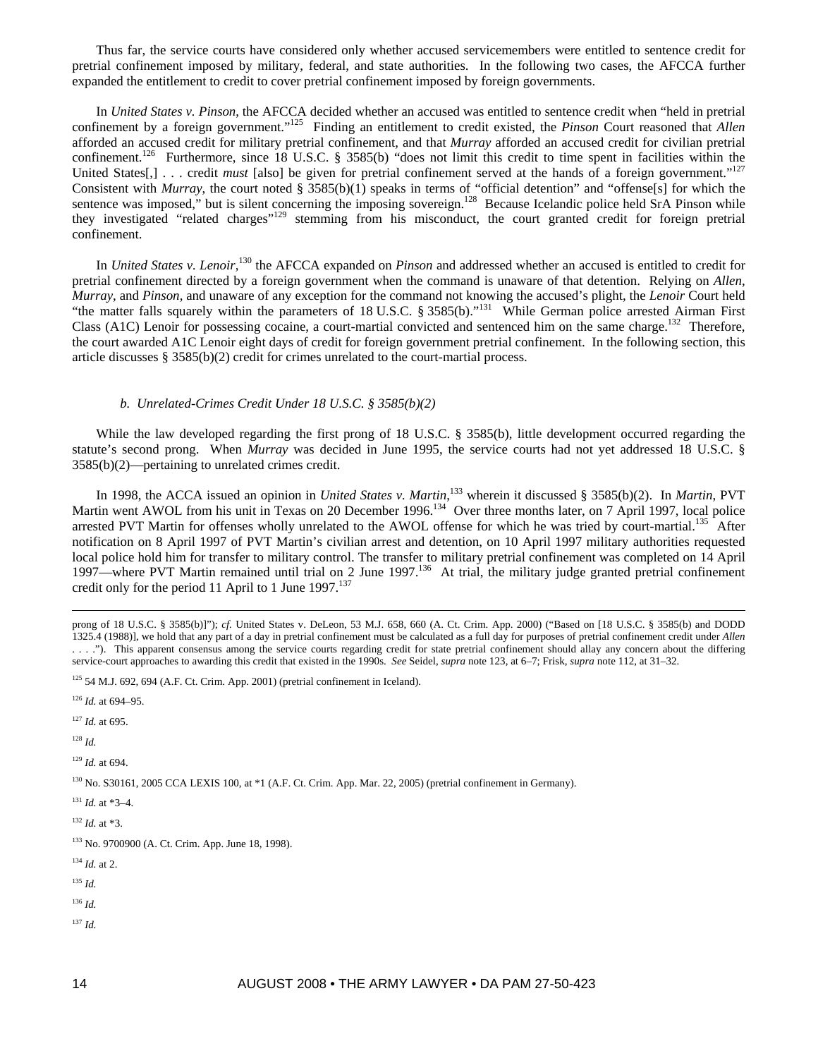Thus far, the service courts have considered only whether accused servicemembers were entitled to sentence credit for pretrial confinement imposed by military, federal, and state authorities. In the following two cases, the AFCCA further expanded the entitlement to credit to cover pretrial confinement imposed by foreign governments.

In *United States v. Pinson*, the AFCCA decided whether an accused was entitled to sentence credit when "held in pretrial confinement by a foreign government."[125] Finding an entitlement to credit existed, the *Pinson* Court reasoned that *Allen* afforded an accused credit for military pretrial confinement, and that *Murray* afforded an accused credit for civilian pretrial confinement.[126] Furthermore, since 18 U.S.C. § 3585(b) "does not limit this credit to time spent in facilities within the United States[,] . . . credit *must* [also] be given for pretrial confinement served at the hands of a foreign government."[127] Consistent with *Murray*, the court noted § 3585(b)(1) speaks in terms of "official detention" and "offense[s] for which the sentence was imposed," but is silent concerning the imposing sovereign.[128] Because Icelandic police held SrA Pinson while they investigated "related charges"[129] stemming from his misconduct, the court granted credit for foreign pretrial confinement.

In *United States v. Lenoir*,[130] the AFCCA expanded on *Pinson* and addressed whether an accused is entitled to credit for pretrial confinement directed by a foreign government when the command is unaware of that detention. Relying on *Allen*, *Murray*, and *Pinson*, and unaware of any exception for the command not knowing the accused's plight, the *Lenoir* Court held "the matter falls squarely within the parameters of 18 U.S.C. § 3585(b)."[131] While German police arrested Airman First Class (A1C) Lenoir for possessing cocaine, a court-martial convicted and sentenced him on the same charge.[132] Therefore, the court awarded A1C Lenoir eight days of credit for foreign government pretrial confinement. In the following section, this article discusses § 3585(b)(2) credit for crimes unrelated to the court-martial process.

*b. Unrelated-Crimes Credit Under 18 U.S.C. § 3585(b)(2)*

While the law developed regarding the first prong of 18 U.S.C. § 3585(b), little development occurred regarding the statute's second prong. When *Murray* was decided in June 1995, the service courts had not yet addressed 18 U.S.C. § 3585(b)(2)—pertaining to unrelated crimes credit.

In 1998, the ACCA issued an opinion in *United States v. Martin*,[133] wherein it discussed § 3585(b)(2). In *Martin*, PVT Martin went AWOL from his unit in Texas on 20 December 1996.[134] Over three months later, on 7 April 1997, local police arrested PVT Martin for offenses wholly unrelated to the AWOL offense for which he was tried by court-martial.[135] After notification on 8 April 1997 of PVT Martin's civilian arrest and detention, on 10 April 1997 military authorities requested local police hold him for transfer to military control. The transfer to military pretrial confinement was completed on 14 April 1997—where PVT Martin remained until trial on 2 June 1997.[136] At trial, the military judge granted pretrial confinement credit only for the period 11 April to 1 June 1997.[137]

---

prong of 18 U.S.C. § 3585(b)]"); *cf.* United States v. DeLeon, 53 M.J. 658, 660 (A. Ct. Crim. App. 2000) ("Based on [18 U.S.C. § 3585(b) and DODD 1325.4 (1988)], we hold that any part of a day in pretrial confinement must be calculated as a full day for purposes of pretrial confinement credit under *Allen* . . . ."). This apparent consensus among the service courts regarding credit for state pretrial confinement should allay any concern about the differing service-court approaches to awarding this credit that existed in the 1990s. *See* Seidel, *supra* note 123, at 6–7; Frisk, *supra* note 112, at 31–32.

[125] 54 M.J. 692, 694 (A.F. Ct. Crim. App. 2001) (pretrial confinement in Iceland).

[126] *Id.* at 694–95.

[127] *Id.* at 695.

[128] *Id.*

[129] *Id.* at 694.

[130] No. S30161, 2005 CCA LEXIS 100, at *1 (A.F. Ct. Crim. App. Mar. 22, 2005) (pretrial confinement in Germany).

[131] *Id.* at *3–4.

[132] *Id.* at *3.

[133] No. 9700900 (A. Ct. Crim. App. June 18, 1998).

[134] *Id.* at 2.

[135] *Id.*

[136] *Id.*

[137] *Id.*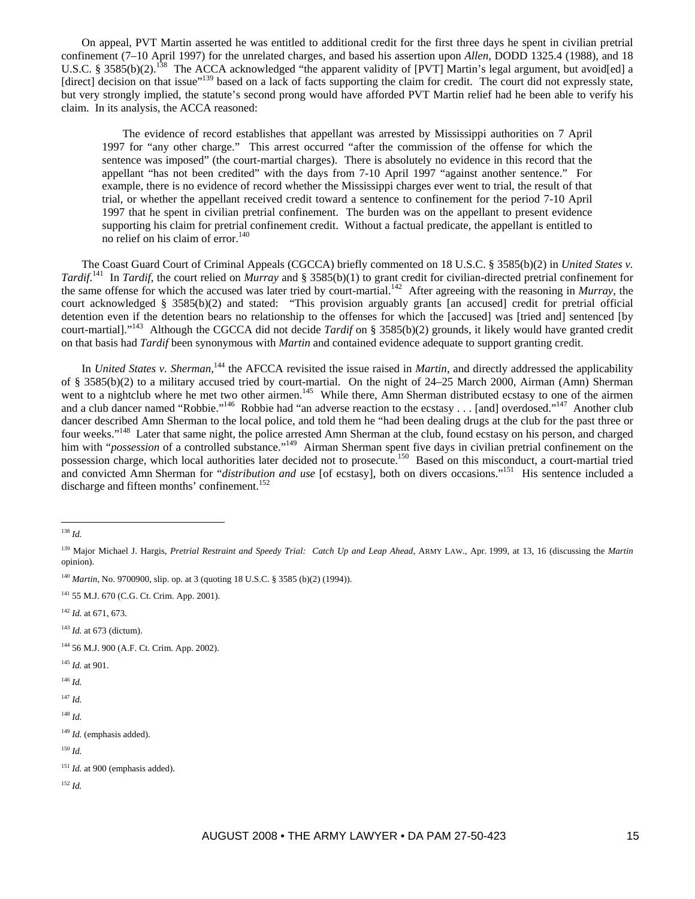On appeal, PVT Martin asserted he was entitled to additional credit for the first three days he spent in civilian pretrial confinement (7–10 April 1997) for the unrelated charges, and based his assertion upon *Allen*, DODD 1325.4 (1988), and 18 U.S.C. § 3585(b)(2).[138] The ACCA acknowledged "the apparent validity of [PVT] Martin's legal argument, but avoid[ed] a [direct] decision on that issue"[139] based on a lack of facts supporting the claim for credit. The court did not expressly state, but very strongly implied, the statute's second prong would have afforded PVT Martin relief had he been able to verify his claim. In its analysis, the ACCA reasoned:

> The evidence of record establishes that appellant was arrested by Mississippi authorities on 7 April 1997 for "any other charge." This arrest occurred "after the commission of the offense for which the sentence was imposed" (the court-martial charges). There is absolutely no evidence in this record that the appellant "has not been credited" with the days from 7-10 April 1997 "against another sentence." For example, there is no evidence of record whether the Mississippi charges ever went to trial, the result of that trial, or whether the appellant received credit toward a sentence to confinement for the period 7-10 April 1997 that he spent in civilian pretrial confinement. The burden was on the appellant to present evidence supporting his claim for pretrial confinement credit. Without a factual predicate, the appellant is entitled to no relief on his claim of error.[140]

The Coast Guard Court of Criminal Appeals (CGCCA) briefly commented on 18 U.S.C. § 3585(b)(2) in *United States v. Tardif*.[141] In *Tardif*, the court relied on *Murray* and § 3585(b)(1) to grant credit for civilian-directed pretrial confinement for the same offense for which the accused was later tried by court-martial.[142] After agreeing with the reasoning in *Murray*, the court acknowledged § 3585(b)(2) and stated: "This provision arguably grants [an accused] credit for pretrial official detention even if the detention bears no relationship to the offenses for which the [accused] was [tried and] sentenced [by court-martial]."[143] Although the CGCCA did not decide *Tardif* on § 3585(b)(2) grounds, it likely would have granted credit on that basis had *Tardif* been synonymous with *Martin* and contained evidence adequate to support granting credit.

In *United States v. Sherman*,[144] the AFCCA revisited the issue raised in *Martin*, and directly addressed the applicability of § 3585(b)(2) to a military accused tried by court-martial. On the night of 24–25 March 2000, Airman (Amn) Sherman went to a nightclub where he met two other airmen.[145] While there, Amn Sherman distributed ecstasy to one of the airmen and a club dancer named "Robbie."[146] Robbie had "an adverse reaction to the ecstasy . . . [and] overdosed."[147] Another club dancer described Amn Sherman to the local police, and told them he "had been dealing drugs at the club for the past three or four weeks."[148] Later that same night, the police arrested Amn Sherman at the club, found ecstasy on his person, and charged him with "*possession* of a controlled substance."[149] Airman Sherman spent five days in civilian pretrial confinement on the possession charge, which local authorities later decided not to prosecute.[150] Based on this misconduct, a court-martial tried and convicted Amn Sherman for "*distribution and use* [of ecstasy], both on divers occasions."[151] His sentence included a discharge and fifteen months' confinement.[152]

---

[138] *Id.*

[139] Major Michael J. Hargis, *Pretrial Restraint and Speedy Trial: Catch Up and Leap Ahead*, ARMY LAW., Apr. 1999, at 13, 16 (discussing the *Martin* opinion).

[140] *Martin*, No. 9700900, slip. op. at 3 (quoting 18 U.S.C. § 3585 (b)(2) (1994)).

[141] 55 M.J. 670 (C.G. Ct. Crim. App. 2001).

[142] *Id.* at 671, 673.

[143] *Id.* at 673 (dictum).

[144] 56 M.J. 900 (A.F. Ct. Crim. App. 2002).

[145] *Id.* at 901.

[146] *Id.*

[147] *Id.*

[148] *Id.*

[149] *Id.* (emphasis added).

[150] *Id.*

[151] *Id.* at 900 (emphasis added).

[152] *Id.*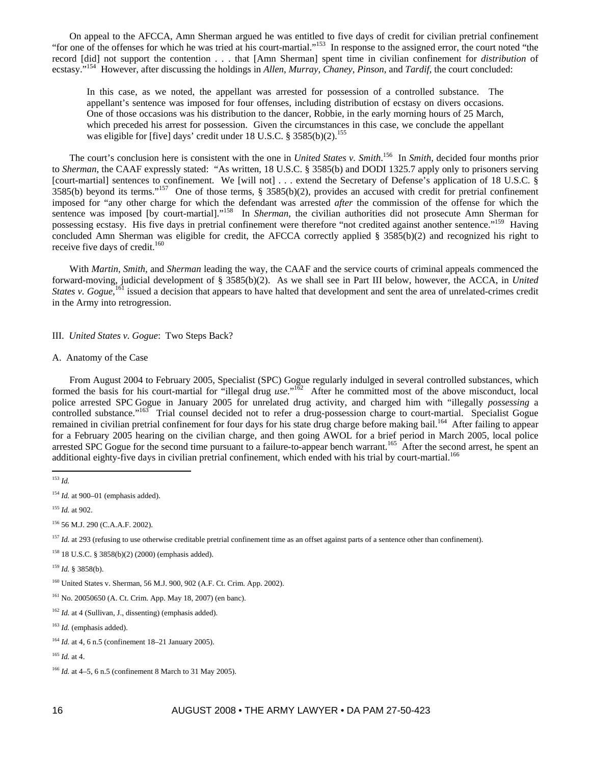On appeal to the AFCCA, Amn Sherman argued he was entitled to five days of credit for civilian pretrial confinement "for one of the offenses for which he was tried at his court-martial."[153] In response to the assigned error, the court noted "the record [did] not support the contention . . . that [Amn Sherman] spent time in civilian confinement for *distribution* of ecstasy."[154] However, after discussing the holdings in *Allen*, *Murray*, *Chaney*, *Pinson*, and *Tardif*, the court concluded:

> In this case, as we noted, the appellant was arrested for possession of a controlled substance. The appellant's sentence was imposed for four offenses, including distribution of ecstasy on divers occasions. One of those occasions was his distribution to the dancer, Robbie, in the early morning hours of 25 March, which preceded his arrest for possession. Given the circumstances in this case, we conclude the appellant was eligible for [five] days' credit under 18 U.S.C. § 3585(b)(2).[155]

The court's conclusion here is consistent with the one in *United States v. Smith*.[156] In *Smith*, decided four months prior to *Sherman*, the CAAF expressly stated: "As written, 18 U.S.C. § 3585(b) and DODI 1325.7 apply only to prisoners serving [court-martial] sentences to confinement. We [will not] . . . extend the Secretary of Defense's application of 18 U.S.C. § 3585(b) beyond its terms."[157] One of those terms, § 3585(b)(2), provides an accused with credit for pretrial confinement imposed for "any other charge for which the defendant was arrested *after* the commission of the offense for which the sentence was imposed [by court-martial]."[158] In *Sherman*, the civilian authorities did not prosecute Amn Sherman for possessing ecstasy. His five days in pretrial confinement were therefore "not credited against another sentence."[159] Having concluded Amn Sherman was eligible for credit, the AFCCA correctly applied § 3585(b)(2) and recognized his right to receive five days of credit.[160]

With *Martin*, *Smith*, and *Sherman* leading the way, the CAAF and the service courts of criminal appeals commenced the forward-moving, judicial development of § 3585(b)(2). As we shall see in Part III below, however, the ACCA, in *United States v. Gogue*,[161] issued a decision that appears to have halted that development and sent the area of unrelated-crimes credit in the Army into retrogression.

## III. *United States v. Gogue*: Two Steps Back?

### A. Anatomy of the Case

From August 2004 to February 2005, Specialist (SPC) Gogue regularly indulged in several controlled substances, which formed the basis for his court-martial for "illegal drug *use*."[162] After he committed most of the above misconduct, local police arrested SPC Gogue in January 2005 for unrelated drug activity, and charged him with "illegally *possessing* a controlled substance."[163] Trial counsel decided not to refer a drug-possession charge to court-martial. Specialist Gogue remained in civilian pretrial confinement for four days for his state drug charge before making bail.[164] After failing to appear for a February 2005 hearing on the civilian charge, and then going AWOL for a brief period in March 2005, local police arrested SPC Gogue for the second time pursuant to a failure-to-appear bench warrant.[165] After the second arrest, he spent an additional eighty-five days in civilian pretrial confinement, which ended with his trial by court-martial.[166]

---

[153] *Id.*

[154] *Id.* at 900–01 (emphasis added).

[155] *Id.* at 902.

[156] 56 M.J. 290 (C.A.A.F. 2002).

[157] *Id.* at 293 (refusing to use otherwise creditable pretrial confinement time as an offset against parts of a sentence other than confinement).

[158] 18 U.S.C. § 3858(b)(2) (2000) (emphasis added).

[159] *Id.* § 3858(b).

[160] United States v. Sherman, 56 M.J. 900, 902 (A.F. Ct. Crim. App. 2002).

[161] No. 20050650 (A. Ct. Crim. App. May 18, 2007) (en banc).

[162] *Id.* at 4 (Sullivan, J., dissenting) (emphasis added).

[163] *Id.* (emphasis added).

[164] *Id.* at 4, 6 n.5 (confinement 18–21 January 2005).

[165] *Id.* at 4.

[166] *Id.* at 4–5, 6 n.5 (confinement 8 March to 31 May 2005).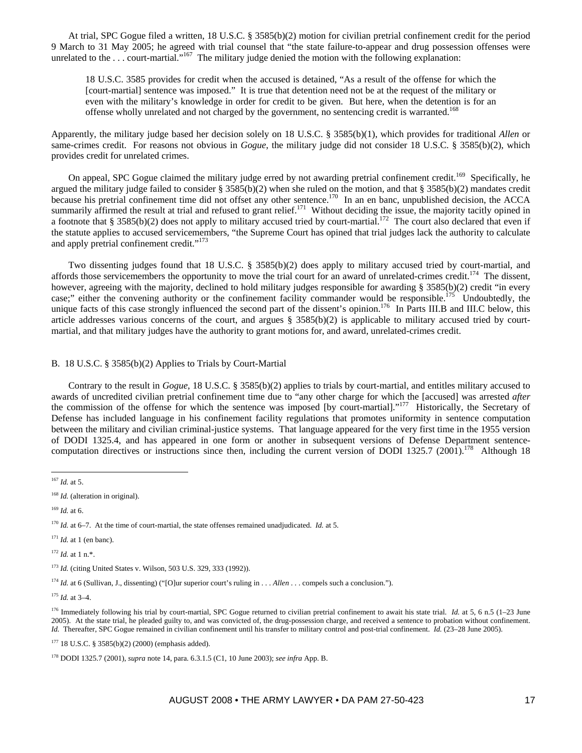At trial, SPC Gogue filed a written, 18 U.S.C. § 3585(b)(2) motion for civilian pretrial confinement credit for the period 9 March to 31 May 2005; he agreed with trial counsel that "the state failure-to-appear and drug possession offenses were unrelated to the . . . court-martial."[167] The military judge denied the motion with the following explanation:

> 18 U.S.C. 3585 provides for credit when the accused is detained, "As a result of the offense for which the [court-martial] sentence was imposed." It is true that detention need not be at the request of the military or even with the military's knowledge in order for credit to be given. But here, when the detention is for an offense wholly unrelated and not charged by the government, no sentencing credit is warranted.[168]

Apparently, the military judge based her decision solely on 18 U.S.C. § 3585(b)(1), which provides for traditional *Allen* or same-crimes credit. For reasons not obvious in *Gogue*, the military judge did not consider 18 U.S.C. § 3585(b)(2), which provides credit for unrelated crimes.

On appeal, SPC Gogue claimed the military judge erred by not awarding pretrial confinement credit.[169] Specifically, he argued the military judge failed to consider § 3585(b)(2) when she ruled on the motion, and that § 3585(b)(2) mandates credit because his pretrial confinement time did not offset any other sentence.[170] In an en banc, unpublished decision, the ACCA summarily affirmed the result at trial and refused to grant relief.[171] Without deciding the issue, the majority tacitly opined in a footnote that § 3585(b)(2) does not apply to military accused tried by court-martial.[172] The court also declared that even if the statute applies to accused servicemembers, "the Supreme Court has opined that trial judges lack the authority to calculate and apply pretrial confinement credit."[173]

Two dissenting judges found that 18 U.S.C. § 3585(b)(2) does apply to military accused tried by court-martial, and affords those servicemembers the opportunity to move the trial court for an award of unrelated-crimes credit.[174] The dissent, however, agreeing with the majority, declined to hold military judges responsible for awarding § 3585(b)(2) credit "in every case;" either the convening authority or the confinement facility commander would be responsible.[175] Undoubtedly, the unique facts of this case strongly influenced the second part of the dissent's opinion.[176] In Parts III.B and III.C below, this article addresses various concerns of the court, and argues § 3585(b)(2) is applicable to military accused tried by court-martial, and that military judges have the authority to grant motions for, and award, unrelated-crimes credit.

## B. 18 U.S.C. § 3585(b)(2) Applies to Trials by Court-Martial

Contrary to the result in *Gogue*, 18 U.S.C. § 3585(b)(2) applies to trials by court-martial, and entitles military accused to awards of uncredited civilian pretrial confinement time due to "any other charge for which the [accused] was arrested *after* the commission of the offense for which the sentence was imposed [by court-martial]."[177] Historically, the Secretary of Defense has included language in his confinement facility regulations that promotes uniformity in sentence computation between the military and civilian criminal-justice systems. That language appeared for the very first time in the 1955 version of DODI 1325.4, and has appeared in one form or another in subsequent versions of Defense Department sentence-computation directives or instructions since then, including the current version of DODI 1325.7 (2001).[178] Although 18

---

[167] *Id.* at 5.

[168] *Id.* (alteration in original).

[169] *Id.* at 6.

[170] *Id.* at 6–7. At the time of court-martial, the state offenses remained unadjudicated. *Id.* at 5.

[171] *Id.* at 1 (en banc).

[172] *Id.* at 1 n.*.

[173] *Id.* (citing United States v. Wilson, 503 U.S. 329, 333 (1992)).

[174] *Id.* at 6 (Sullivan, J., dissenting) ("[O]ur superior court's ruling in . . . *Allen* . . . compels such a conclusion.").

[175] *Id.* at 3–4.

[176] Immediately following his trial by court-martial, SPC Gogue returned to civilian pretrial confinement to await his state trial. *Id.* at 5, 6 n.5 (1–23 June 2005). At the state trial, he pleaded guilty to, and was convicted of, the drug-possession charge, and received a sentence to probation without confinement. *Id.* Thereafter, SPC Gogue remained in civilian confinement until his transfer to military control and post-trial confinement. *Id.* (23–28 June 2005).

[177] 18 U.S.C. § 3585(b)(2) (2000) (emphasis added).

[178] DODI 1325.7 (2001), *supra* note 14, para. 6.3.1.5 (C1, 10 June 2003); *see infra* App. B.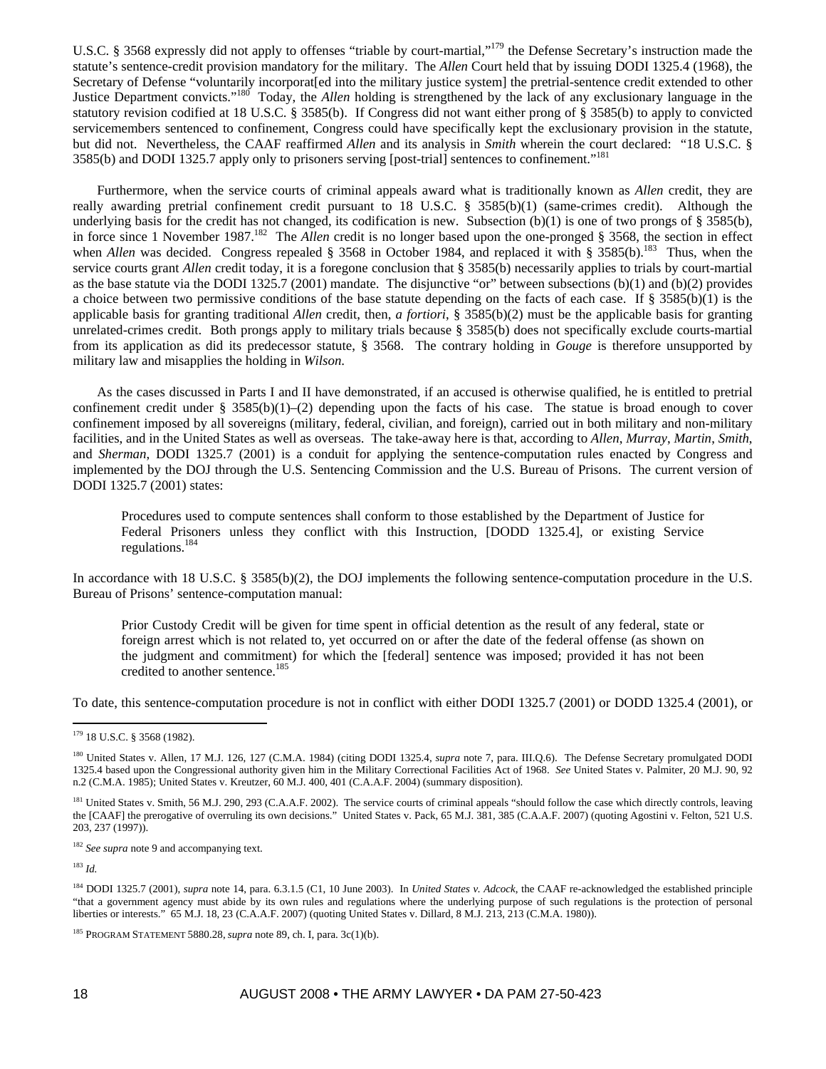U.S.C. § 3568 expressly did not apply to offenses "triable by court-martial,"[179] the Defense Secretary's instruction made the statute's sentence-credit provision mandatory for the military. The *Allen* Court held that by issuing DODI 1325.4 (1968), the Secretary of Defense "voluntarily incorporat[ed into the military justice system] the pretrial-sentence credit extended to other Justice Department convicts."[180] Today, the *Allen* holding is strengthened by the lack of any exclusionary language in the statutory revision codified at 18 U.S.C. § 3585(b). If Congress did not want either prong of § 3585(b) to apply to convicted servicemembers sentenced to confinement, Congress could have specifically kept the exclusionary provision in the statute, but did not. Nevertheless, the CAAF reaffirmed *Allen* and its analysis in *Smith* wherein the court declared: "18 U.S.C. § 3585(b) and DODI 1325.7 apply only to prisoners serving [post-trial] sentences to confinement."[181]

Furthermore, when the service courts of criminal appeals award what is traditionally known as *Allen* credit, they are really awarding pretrial confinement credit pursuant to 18 U.S.C. § 3585(b)(1) (same-crimes credit). Although the underlying basis for the credit has not changed, its codification is new. Subsection (b)(1) is one of two prongs of § 3585(b), in force since 1 November 1987.[182] The *Allen* credit is no longer based upon the one-pronged § 3568, the section in effect when *Allen* was decided. Congress repealed § 3568 in October 1984, and replaced it with § 3585(b).[183] Thus, when the service courts grant *Allen* credit today, it is a foregone conclusion that § 3585(b) necessarily applies to trials by court-martial as the base statute via the DODI 1325.7 (2001) mandate. The disjunctive "or" between subsections (b)(1) and (b)(2) provides a choice between two permissive conditions of the base statute depending on the facts of each case. If § 3585(b)(1) is the applicable basis for granting traditional *Allen* credit, then, *a fortiori*, § 3585(b)(2) must be the applicable basis for granting unrelated-crimes credit. Both prongs apply to military trials because § 3585(b) does not specifically exclude courts-martial from its application as did its predecessor statute, § 3568. The contrary holding in *Gouge* is therefore unsupported by military law and misapplies the holding in *Wilson*.

As the cases discussed in Parts I and II have demonstrated, if an accused is otherwise qualified, he is entitled to pretrial confinement credit under § 3585(b)(1)–(2) depending upon the facts of his case. The statue is broad enough to cover confinement imposed by all sovereigns (military, federal, civilian, and foreign), carried out in both military and non-military facilities, and in the United States as well as overseas. The take-away here is that, according to *Allen*, *Murray*, *Martin*, *Smith*, and *Sherman*, DODI 1325.7 (2001) is a conduit for applying the sentence-computation rules enacted by Congress and implemented by the DOJ through the U.S. Sentencing Commission and the U.S. Bureau of Prisons. The current version of DODI 1325.7 (2001) states:

> Procedures used to compute sentences shall conform to those established by the Department of Justice for Federal Prisoners unless they conflict with this Instruction, [DODD 1325.4], or existing Service regulations.[184]

In accordance with 18 U.S.C. § 3585(b)(2), the DOJ implements the following sentence-computation procedure in the U.S. Bureau of Prisons' sentence-computation manual:

> Prior Custody Credit will be given for time spent in official detention as the result of any federal, state or foreign arrest which is not related to, yet occurred on or after the date of the federal offense (as shown on the judgment and commitment) for which the [federal] sentence was imposed; provided it has not been credited to another sentence.[185]

To date, this sentence-computation procedure is not in conflict with either DODI 1325.7 (2001) or DODD 1325.4 (2001), or

---

[179] 18 U.S.C. § 3568 (1982).

[180] United States v. Allen, 17 M.J. 126, 127 (C.M.A. 1984) (citing DODI 1325.4, *supra* note 7, para. III.Q.6). The Defense Secretary promulgated DODI 1325.4 based upon the Congressional authority given him in the Military Correctional Facilities Act of 1968. *See* United States v. Palmiter, 20 M.J. 90, 92 n.2 (C.M.A. 1985); United States v. Kreutzer, 60 M.J. 400, 401 (C.A.A.F. 2004) (summary disposition).

[181] United States v. Smith, 56 M.J. 290, 293 (C.A.A.F. 2002). The service courts of criminal appeals "should follow the case which directly controls, leaving the [CAAF] the prerogative of overruling its own decisions." United States v. Pack, 65 M.J. 381, 385 (C.A.A.F. 2007) (quoting Agostini v. Felton, 521 U.S. 203, 237 (1997)).

[182] *See supra* note 9 and accompanying text.

[183] *Id.*

[184] DODI 1325.7 (2001), *supra* note 14, para. 6.3.1.5 (C1, 10 June 2003). In *United States v. Adcock*, the CAAF re-acknowledged the established principle "that a government agency must abide by its own rules and regulations where the underlying purpose of such regulations is the protection of personal liberties or interests." 65 M.J. 18, 23 (C.A.A.F. 2007) (quoting United States v. Dillard, 8 M.J. 213, 213 (C.M.A. 1980)).

[185] PROGRAM STATEMENT 5880.28, *supra* note 89, ch. I, para. 3c(1)(b).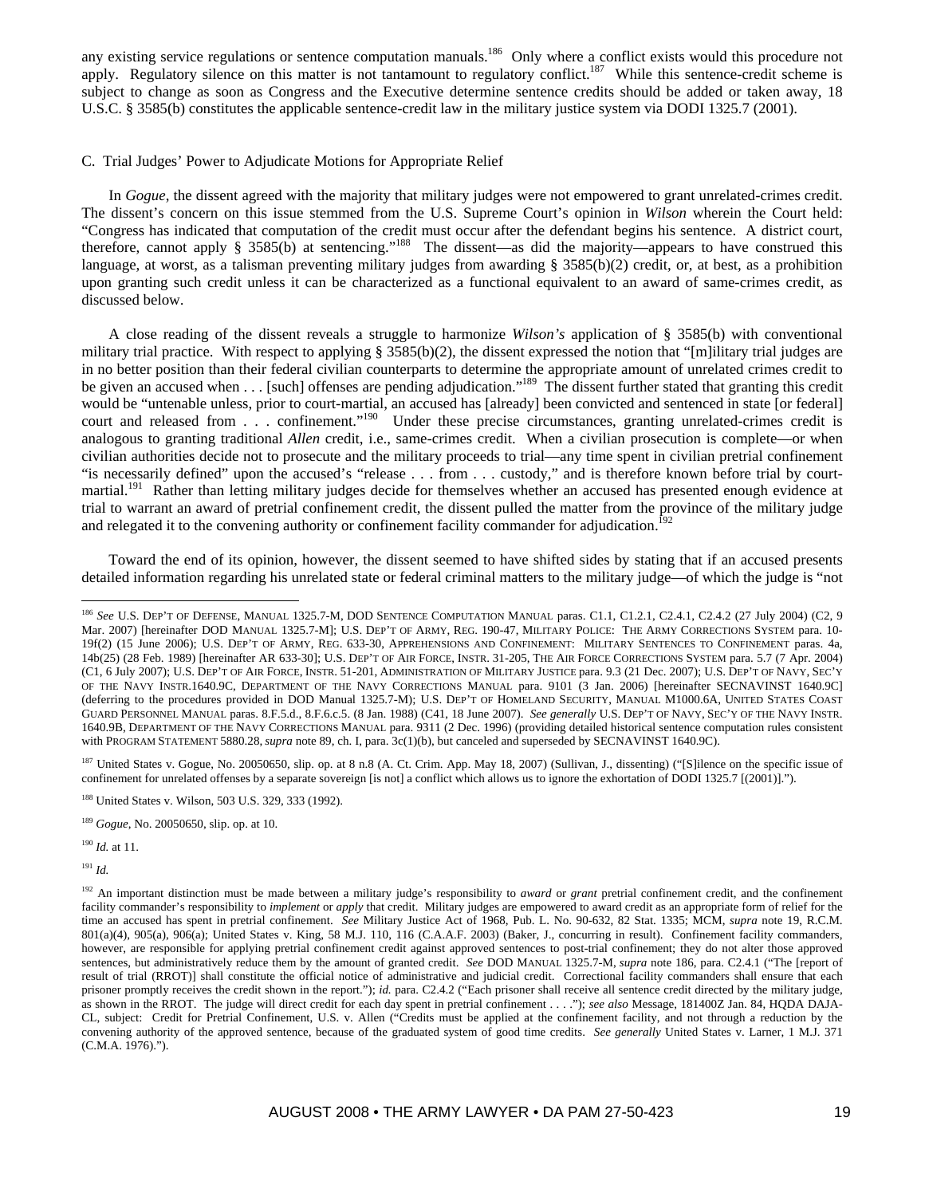any existing service regulations or sentence computation manuals.[186] Only where a conflict exists would this procedure not apply. Regulatory silence on this matter is not tantamount to regulatory conflict.[187] While this sentence-credit scheme is subject to change as soon as Congress and the Executive determine sentence credits should be added or taken away, 18 U.S.C. § 3585(b) constitutes the applicable sentence-credit law in the military justice system via DODI 1325.7 (2001).

### C. Trial Judges' Power to Adjudicate Motions for Appropriate Relief

In *Gogue*, the dissent agreed with the majority that military judges were not empowered to grant unrelated-crimes credit. The dissent's concern on this issue stemmed from the U.S. Supreme Court's opinion in *Wilson* wherein the Court held: "Congress has indicated that computation of the credit must occur after the defendant begins his sentence. A district court, therefore, cannot apply § 3585(b) at sentencing."[188] The dissent—as did the majority—appears to have construed this language, at worst, as a talisman preventing military judges from awarding § 3585(b)(2) credit, or, at best, as a prohibition upon granting such credit unless it can be characterized as a functional equivalent to an award of same-crimes credit, as discussed below.

A close reading of the dissent reveals a struggle to harmonize *Wilson's* application of § 3585(b) with conventional military trial practice. With respect to applying § 3585(b)(2), the dissent expressed the notion that "[m]ilitary trial judges are in no better position than their federal civilian counterparts to determine the appropriate amount of unrelated crimes credit to be given an accused when . . . [such] offenses are pending adjudication."[189] The dissent further stated that granting this credit would be "untenable unless, prior to court-martial, an accused has [already] been convicted and sentenced in state [or federal] court and released from . . . confinement."[190] Under these precise circumstances, granting unrelated-crimes credit is analogous to granting traditional *Allen* credit, i.e., same-crimes credit. When a civilian prosecution is complete—or when civilian authorities decide not to prosecute and the military proceeds to trial—any time spent in civilian pretrial confinement "is necessarily defined" upon the accused's "release . . . from . . . custody," and is therefore known before trial by court-martial.[191] Rather than letting military judges decide for themselves whether an accused has presented enough evidence at trial to warrant an award of pretrial confinement credit, the dissent pulled the matter from the province of the military judge and relegated it to the convening authority or confinement facility commander for adjudication.[192]

Toward the end of its opinion, however, the dissent seemed to have shifted sides by stating that if an accused presents detailed information regarding his unrelated state or federal criminal matters to the military judge—of which the judge is "not

---

[186] *See* U.S. DEP'T OF DEFENSE, MANUAL 1325.7-M, DOD SENTENCE COMPUTATION MANUAL paras. C1.1, C1.2.1, C2.4.1, C2.4.2 (27 July 2004) (C2, 9 Mar. 2007) [hereinafter DOD MANUAL 1325.7-M]; U.S. DEP'T OF ARMY, REG. 190-47, MILITARY POLICE: THE ARMY CORRECTIONS SYSTEM para. 10-19f(2) (15 June 2006); U.S. DEP'T OF ARMY, REG. 633-30, APPREHENSIONS AND CONFINEMENT: MILITARY SENTENCES TO CONFINEMENT paras. 4a, 14b(25) (28 Feb. 1989) [hereinafter AR 633-30]; U.S. DEP'T OF AIR FORCE, INSTR. 31-205, THE AIR FORCE CORRECTIONS SYSTEM para. 5.7 (7 Apr. 2004) (C1, 6 July 2007); U.S. DEP'T OF AIR FORCE, INSTR. 51-201, ADMINISTRATION OF MILITARY JUSTICE para. 9.3 (21 Dec. 2007); U.S. DEP'T OF NAVY, SEC'Y OF THE NAVY INSTR.1640.9C, DEPARTMENT OF THE NAVY CORRECTIONS MANUAL para. 9101 (3 Jan. 2006) [hereinafter SECNAVINST 1640.9C] (deferring to the procedures provided in DOD Manual 1325.7-M); U.S. DEP'T OF HOMELAND SECURITY, MANUAL M1000.6A, UNITED STATES COAST GUARD PERSONNEL MANUAL paras. 8.F.5.d., 8.F.6.c.5. (8 Jan. 1988) (C41, 18 June 2007). *See generally* U.S. DEP'T OF NAVY, SEC'Y OF THE NAVY INSTR. 1640.9B, DEPARTMENT OF THE NAVY CORRECTIONS MANUAL para. 9311 (2 Dec. 1996) (providing detailed historical sentence computation rules consistent with PROGRAM STATEMENT 5880.28, *supra* note 89, ch. I, para. 3c(1)(b), but canceled and superseded by SECNAVINST 1640.9C).

[187] United States v. Gogue, No. 20050650, slip. op. at 8 n.8 (A. Ct. Crim. App. May 18, 2007) (Sullivan, J., dissenting) ("[S]ilence on the specific issue of confinement for unrelated offenses by a separate sovereign [is not] a conflict which allows us to ignore the exhortation of DODI 1325.7 [(2001)].").

[188] United States v. Wilson, 503 U.S. 329, 333 (1992).

[189] *Gogue*, No. 20050650, slip. op. at 10.

[190] *Id.* at 11.

[191] *Id.*

[192] An important distinction must be made between a military judge's responsibility to *award* or *grant* pretrial confinement credit, and the confinement facility commander's responsibility to *implement* or *apply* that credit. Military judges are empowered to award credit as an appropriate form of relief for the time an accused has spent in pretrial confinement. *See* Military Justice Act of 1968, Pub. L. No. 90-632, 82 Stat. 1335; MCM, *supra* note 19, R.C.M. 801(a)(4), 905(a), 906(a); United States v. King, 58 M.J. 110, 116 (C.A.A.F. 2003) (Baker, J., concurring in result). Confinement facility commanders, however, are responsible for applying pretrial confinement credit against approved sentences to post-trial confinement; they do not alter those approved sentences, but administratively reduce them by the amount of granted credit. *See* DOD MANUAL 1325.7-M, *supra* note 186, para. C2.4.1 ("The [report of result of trial (RROT)] shall constitute the official notice of administrative and judicial credit. Correctional facility commanders shall ensure that each prisoner promptly receives the credit shown in the report."); *id.* para. C2.4.2 ("Each prisoner shall receive all sentence credit directed by the military judge, as shown in the RROT. The judge will direct credit for each day spent in pretrial confinement . . . ."); *see also* Message, 181400Z Jan. 84, HQDA DAJA-CL, subject: Credit for Pretrial Confinement, U.S. v. Allen ("Credits must be applied at the confinement facility, and not through a reduction by the convening authority of the approved sentence, because of the graduated system of good time credits. *See generally* United States v. Larner, 1 M.J. 371 (C.M.A. 1976).").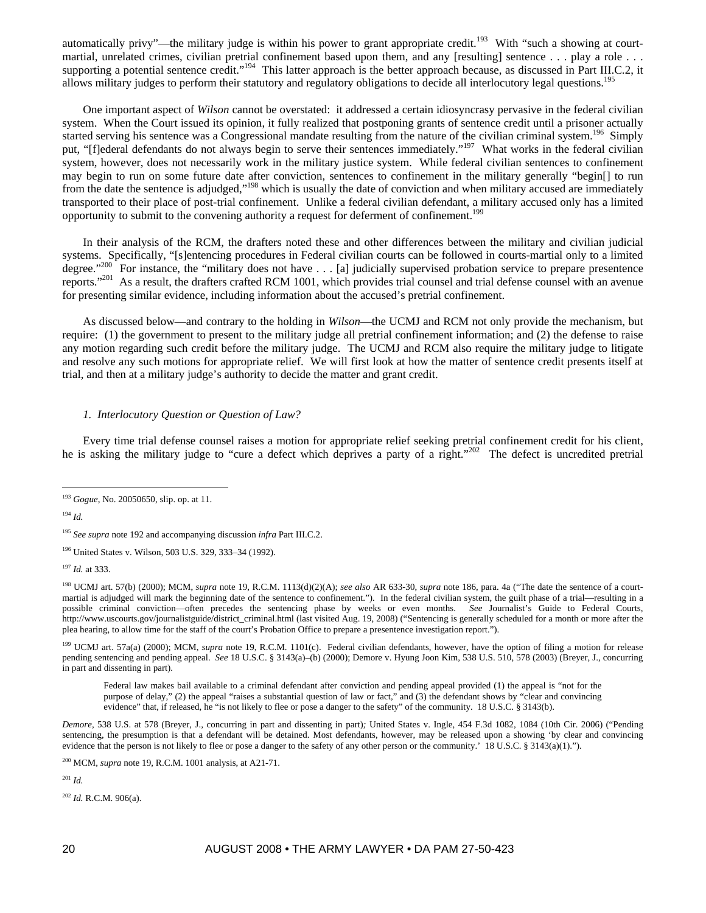automatically privy"—the military judge is within his power to grant appropriate credit.[193] With "such a showing at court-martial, unrelated crimes, civilian pretrial confinement based upon them, and any [resulting] sentence . . . play a role . . . supporting a potential sentence credit."[194] This latter approach is the better approach because, as discussed in Part III.C.2, it allows military judges to perform their statutory and regulatory obligations to decide all interlocutory legal questions.[195]

One important aspect of *Wilson* cannot be overstated: it addressed a certain idiosyncrasy pervasive in the federal civilian system. When the Court issued its opinion, it fully realized that postponing grants of sentence credit until a prisoner actually started serving his sentence was a Congressional mandate resulting from the nature of the civilian criminal system.[196] Simply put, "[f]ederal defendants do not always begin to serve their sentences immediately."[197] What works in the federal civilian system, however, does not necessarily work in the military justice system. While federal civilian sentences to confinement may begin to run on some future date after conviction, sentences to confinement in the military generally "begin[] to run from the date the sentence is adjudged,"[198] which is usually the date of conviction and when military accused are immediately transported to their place of post-trial confinement. Unlike a federal civilian defendant, a military accused only has a limited opportunity to submit to the convening authority a request for deferment of confinement.[199]

In their analysis of the RCM, the drafters noted these and other differences between the military and civilian judicial systems. Specifically, "[s]entencing procedures in Federal civilian courts can be followed in courts-martial only to a limited degree."[200] For instance, the "military does not have . . . [a] judicially supervised probation service to prepare presentence reports."[201] As a result, the drafters crafted RCM 1001, which provides trial counsel and trial defense counsel with an avenue for presenting similar evidence, including information about the accused's pretrial confinement.

As discussed below—and contrary to the holding in *Wilson*—the UCMJ and RCM not only provide the mechanism, but require: (1) the government to present to the military judge all pretrial confinement information; and (2) the defense to raise any motion regarding such credit before the military judge. The UCMJ and RCM also require the military judge to litigate and resolve any such motions for appropriate relief. We will first look at how the matter of sentence credit presents itself at trial, and then at a military judge's authority to decide the matter and grant credit.

#### *1. Interlocutory Question or Question of Law?*

Every time trial defense counsel raises a motion for appropriate relief seeking pretrial confinement credit for his client, he is asking the military judge to "cure a defect which deprives a party of a right."[202] The defect is uncredited pretrial

---

[193] *Gogue*, No. 20050650, slip. op. at 11.

[194] *Id.*

[195] *See supra* note 192 and accompanying discussion *infra* Part III.C.2.

[196] United States v. Wilson, 503 U.S. 329, 333–34 (1992).

[197] *Id.* at 333.

[198] UCMJ art. 57(b) (2000); MCM, *supra* note 19, R.C.M. 1113(d)(2)(A); *see also* AR 633-30, *supra* note 186, para. 4a ("The date the sentence of a court-martial is adjudged will mark the beginning date of the sentence to confinement."). In the federal civilian system, the guilt phase of a trial—resulting in a possible criminal conviction—often precedes the sentencing phase by weeks or even months. *See* Journalist's Guide to Federal Courts, http://www.uscourts.gov/journalistguide/district_criminal.html (last visited Aug. 19, 2008) ("Sentencing is generally scheduled for a month or more after the plea hearing, to allow time for the staff of the court's Probation Office to prepare a presentence investigation report.").

[199] UCMJ art. 57a(a) (2000); MCM, *supra* note 19, R.C.M. 1101(c). Federal civilian defendants, however, have the option of filing a motion for release pending sentencing and pending appeal. *See* 18 U.S.C. § 3143(a)–(b) (2000); Demore v. Hyung Joon Kim, 538 U.S. 510, 578 (2003) (Breyer, J., concurring in part and dissenting in part).

> Federal law makes bail available to a criminal defendant after conviction and pending appeal provided (1) the appeal is "not for the purpose of delay," (2) the appeal "raises a substantial question of law or fact," and (3) the defendant shows by "clear and convincing evidence" that, if released, he "is not likely to flee or pose a danger to the safety" of the community. 18 U.S.C. § 3143(b).

*Demore*, 538 U.S. at 578 (Breyer, J., concurring in part and dissenting in part)*;* United States v. Ingle, 454 F.3d 1082, 1084 (10th Cir. 2006) ("Pending sentencing, the presumption is that a defendant will be detained. Most defendants, however, may be released upon a showing 'by clear and convincing evidence that the person is not likely to flee or pose a danger to the safety of any other person or the community.' 18 U.S.C. § 3143(a)(1).").

[200] MCM, *supra* note 19, R.C.M. 1001 analysis, at A21-71.

[201] *Id.*

[202] *Id.* R.C.M. 906(a).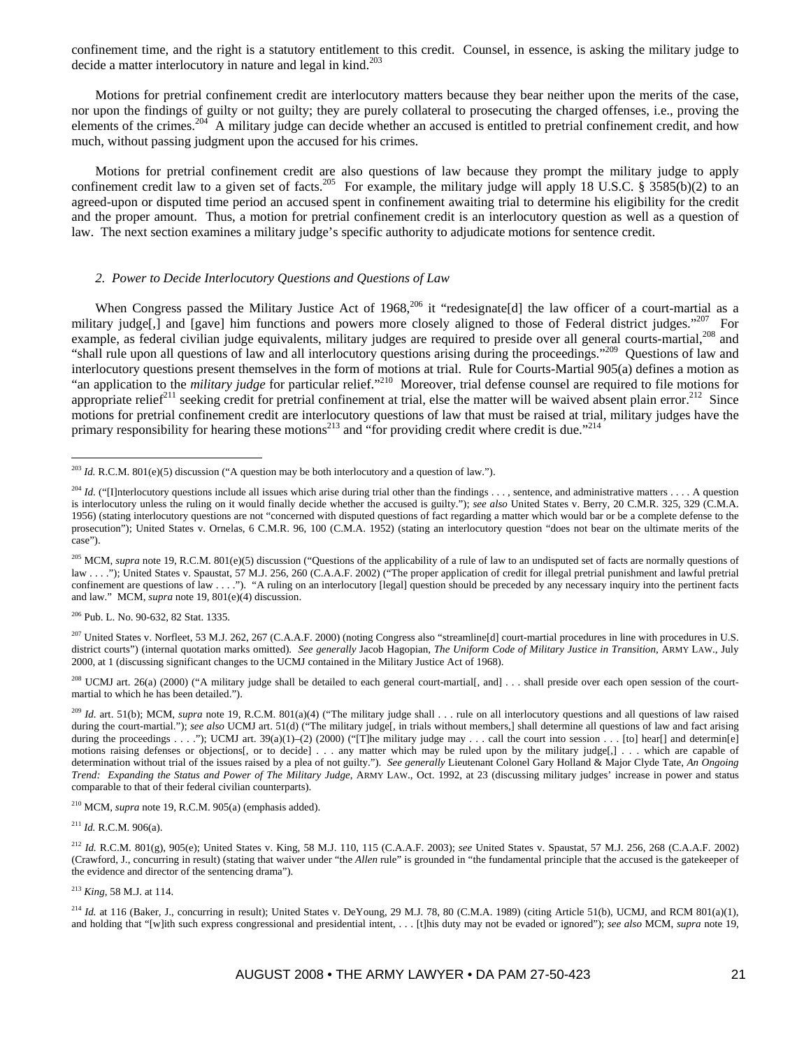confinement time, and the right is a statutory entitlement to this credit. Counsel, in essence, is asking the military judge to decide a matter interlocutory in nature and legal in kind.[203]

Motions for pretrial confinement credit are interlocutory matters because they bear neither upon the merits of the case, nor upon the findings of guilty or not guilty; they are purely collateral to prosecuting the charged offenses, i.e., proving the elements of the crimes.[204] A military judge can decide whether an accused is entitled to pretrial confinement credit, and how much, without passing judgment upon the accused for his crimes.

Motions for pretrial confinement credit are also questions of law because they prompt the military judge to apply confinement credit law to a given set of facts.[205] For example, the military judge will apply 18 U.S.C. § 3585(b)(2) to an agreed-upon or disputed time period an accused spent in confinement awaiting trial to determine his eligibility for the credit and the proper amount. Thus, a motion for pretrial confinement credit is an interlocutory question as well as a question of law. The next section examines a military judge's specific authority to adjudicate motions for sentence credit.

### *2. Power to Decide Interlocutory Questions and Questions of Law*

When Congress passed the Military Justice Act of 1968,[206] it "redesignate[d] the law officer of a court-martial as a military judge[,] and [gave] him functions and powers more closely aligned to those of Federal district judges."[207] For example, as federal civilian judge equivalents, military judges are required to preside over all general courts-martial,[208] and "shall rule upon all questions of law and all interlocutory questions arising during the proceedings."[209] Questions of law and interlocutory questions present themselves in the form of motions at trial. Rule for Courts-Martial 905(a) defines a motion as "an application to the *military judge* for particular relief."[210] Moreover, trial defense counsel are required to file motions for appropriate relief[211] seeking credit for pretrial confinement at trial, else the matter will be waived absent plain error.[212] Since motions for pretrial confinement credit are interlocutory questions of law that must be raised at trial, military judges have the primary responsibility for hearing these motions[213] and "for providing credit where credit is due."[214]

---

[203] *Id.* R.C.M. 801(e)(5) discussion ("A question may be both interlocutory and a question of law.").

[204] *Id.* ("[I]nterlocutory questions include all issues which arise during trial other than the findings . . . , sentence, and administrative matters . . . . A question is interlocutory unless the ruling on it would finally decide whether the accused is guilty."); *see also* United States v. Berry, 20 C.M.R. 325, 329 (C.M.A. 1956) (stating interlocutory questions are not "concerned with disputed questions of fact regarding a matter which would bar or be a complete defense to the prosecution"); United States v. Ornelas, 6 C.M.R. 96, 100 (C.M.A. 1952) (stating an interlocutory question "does not bear on the ultimate merits of the case").

[205] MCM, *supra* note 19, R.C.M. 801(e)(5) discussion ("Questions of the applicability of a rule of law to an undisputed set of facts are normally questions of law . . . ."); United States v. Spaustat, 57 M.J. 256, 260 (C.A.A.F. 2002) ("The proper application of credit for illegal pretrial punishment and lawful pretrial confinement are questions of law . . . ."). "A ruling on an interlocutory [legal] question should be preceded by any necessary inquiry into the pertinent facts and law." MCM, *supra* note 19, 801(e)(4) discussion.

[206] Pub. L. No. 90-632, 82 Stat. 1335.

[207] United States v. Norfleet, 53 M.J. 262, 267 (C.A.A.F. 2000) (noting Congress also "streamline[d] court-martial procedures in line with procedures in U.S. district courts") (internal quotation marks omitted). *See generally* Jacob Hagopian, *The Uniform Code of Military Justice in Transition*, ARMY LAW., July 2000, at 1 (discussing significant changes to the UCMJ contained in the Military Justice Act of 1968).

[208] UCMJ art. 26(a) (2000) ("A military judge shall be detailed to each general court-martial[, and] . . . shall preside over each open session of the court-martial to which he has been detailed.").

[209] *Id.* art. 51(b); MCM, *supra* note 19, R.C.M. 801(a)(4) ("The military judge shall . . . rule on all interlocutory questions and all questions of law raised during the court-martial."); *see also* UCMJ art. 51(d) ("The military judge[, in trials without members,] shall determine all questions of law and fact arising during the proceedings . . . ."); UCMJ art. 39(a)(1)–(2) (2000) ("[T]he military judge may . . . call the court into session . . . [to] hear[] and determin[e] motions raising defenses or objections[, or to decide] . . . any matter which may be ruled upon by the military judge[,] . . . which are capable of determination without trial of the issues raised by a plea of not guilty."). *See generally* Lieutenant Colonel Gary Holland & Major Clyde Tate, *An Ongoing Trend: Expanding the Status and Power of The Military Judge*, ARMY LAW., Oct. 1992, at 23 (discussing military judges' increase in power and status comparable to that of their federal civilian counterparts).

[210] MCM, *supra* note 19, R.C.M. 905(a) (emphasis added).

[211] *Id.* R.C.M. 906(a).

[212] *Id.* R.C.M. 801(g), 905(e); United States v. King, 58 M.J. 110, 115 (C.A.A.F. 2003); *see* United States v. Spaustat, 57 M.J. 256, 268 (C.A.A.F. 2002) (Crawford, J., concurring in result) (stating that waiver under "the *Allen* rule" is grounded in "the fundamental principle that the accused is the gatekeeper of the evidence and director of the sentencing drama").

[213] *King*, 58 M.J. at 114.

[214] *Id.* at 116 (Baker, J., concurring in result); United States v. DeYoung, 29 M.J. 78, 80 (C.M.A. 1989) (citing Article 51(b), UCMJ, and RCM 801(a)(1), and holding that "[w]ith such express congressional and presidential intent, . . . [t]his duty may not be evaded or ignored"); *see also* MCM, *supra* note 19,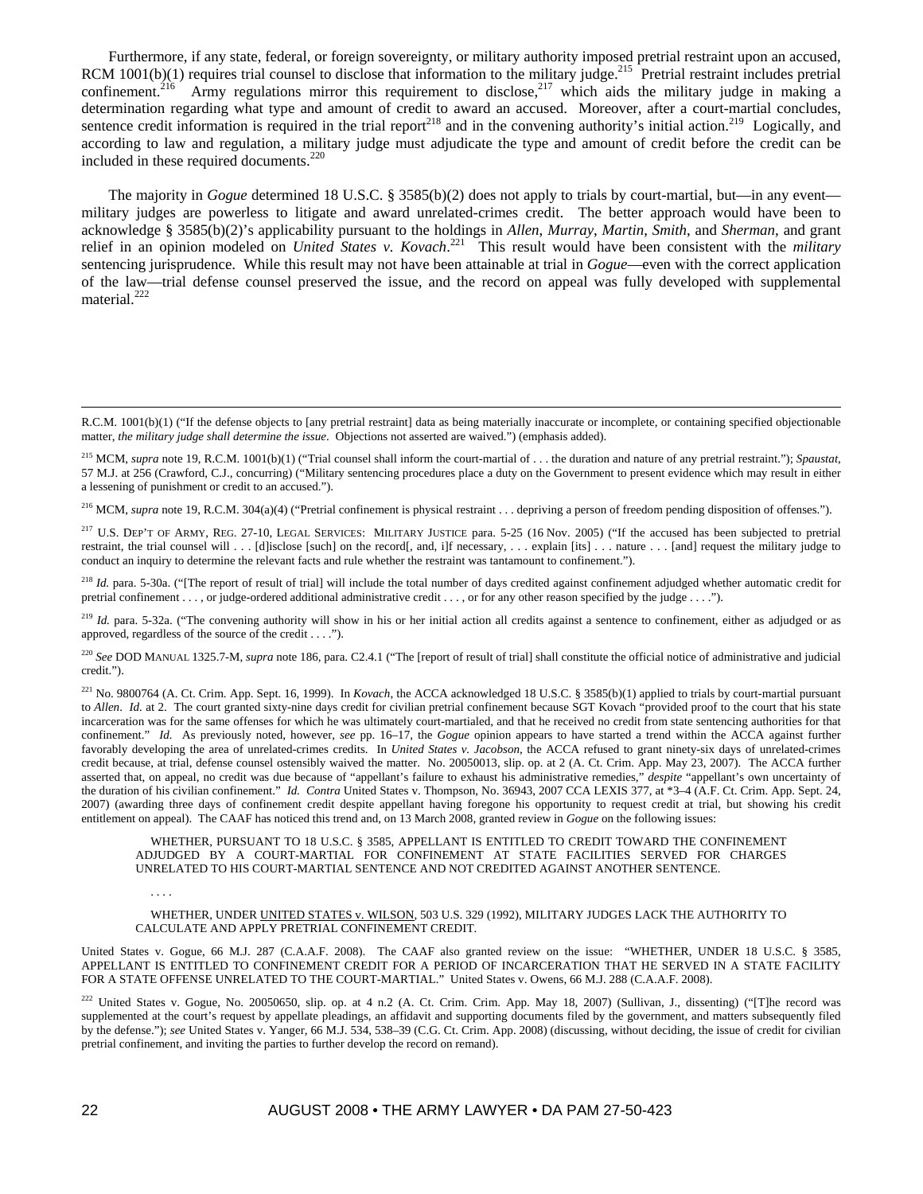Furthermore, if any state, federal, or foreign sovereignty, or military authority imposed pretrial restraint upon an accused, RCM 1001(b)(1) requires trial counsel to disclose that information to the military judge.[215] Pretrial restraint includes pretrial confinement.[216] Army regulations mirror this requirement to disclose,[217] which aids the military judge in making a determination regarding what type and amount of credit to award an accused. Moreover, after a court-martial concludes, sentence credit information is required in the trial report[218] and in the convening authority's initial action.[219] Logically, and according to law and regulation, a military judge must adjudicate the type and amount of credit before the credit can be included in these required documents.[220]

The majority in *Gogue* determined 18 U.S.C. § 3585(b)(2) does not apply to trials by court-martial, but—in any event—military judges are powerless to litigate and award unrelated-crimes credit. The better approach would have been to acknowledge § 3585(b)(2)'s applicability pursuant to the holdings in *Allen*, *Murray*, *Martin*, *Smith*, and *Sherman*, and grant relief in an opinion modeled on *United States v. Kovach*.[221] This result would have been consistent with the *military* sentencing jurisprudence. While this result may not have been attainable at trial in *Gogue*—even with the correct application of the law—trial defense counsel preserved the issue, and the record on appeal was fully developed with supplemental material.[222]

---

R.C.M. 1001(b)(1) ("If the defense objects to [any pretrial restraint] data as being materially inaccurate or incomplete, or containing specified objectionable matter, *the military judge shall determine the issue*. Objections not asserted are waived.") (emphasis added).

[215] MCM, *supra* note 19, R.C.M. 1001(b)(1) ("Trial counsel shall inform the court-martial of . . . the duration and nature of any pretrial restraint."); *Spaustat*, 57 M.J. at 256 (Crawford, C.J., concurring) ("Military sentencing procedures place a duty on the Government to present evidence which may result in either a lessening of punishment or credit to an accused.").

[216] MCM, *supra* note 19, R.C.M. 304(a)(4) ("Pretrial confinement is physical restraint . . . depriving a person of freedom pending disposition of offenses.").

[217] U.S. DEP'T OF ARMY, REG. 27-10, LEGAL SERVICES: MILITARY JUSTICE para. 5-25 (16 Nov. 2005) ("If the accused has been subjected to pretrial restraint, the trial counsel will . . . [d]isclose [such] on the record[, and, i]f necessary, . . . explain [its] . . . nature . . . [and] request the military judge to conduct an inquiry to determine the relevant facts and rule whether the restraint was tantamount to confinement.").

[218] *Id.* para. 5-30a. ("[The report of result of trial] will include the total number of days credited against confinement adjudged whether automatic credit for pretrial confinement . . . , or judge-ordered additional administrative credit . . . , or for any other reason specified by the judge . . . .").

[219] *Id.* para. 5-32a. ("The convening authority will show in his or her initial action all credits against a sentence to confinement, either as adjudged or as approved, regardless of the source of the credit . . . .").

[220] *See* DOD MANUAL 1325.7-M, *supra* note 186, para. C2.4.1 ("The [report of result of trial] shall constitute the official notice of administrative and judicial credit.").

[221] No. 9800764 (A. Ct. Crim. App. Sept. 16, 1999). In *Kovach*, the ACCA acknowledged 18 U.S.C. § 3585(b)(1) applied to trials by court-martial pursuant to *Allen*. *Id.* at 2. The court granted sixty-nine days credit for civilian pretrial confinement because SGT Kovach "provided proof to the court that his state incarceration was for the same offenses for which he was ultimately court-martialed, and that he received no credit from state sentencing authorities for that confinement." *Id.* As previously noted, however, *see* pp. 16–17, the *Gogue* opinion appears to have started a trend within the ACCA against further favorably developing the area of unrelated-crimes credits. In *United States v. Jacobson*, the ACCA refused to grant ninety-six days of unrelated-crimes credit because, at trial, defense counsel ostensibly waived the matter. No. 20050013, slip. op. at 2 (A. Ct. Crim. App. May 23, 2007). The ACCA further asserted that, on appeal, no credit was due because of "appellant's failure to exhaust his administrative remedies," *despite* "appellant's own uncertainty of the duration of his civilian confinement." *Id. Contra* United States v. Thompson, No. 36943, 2007 CCA LEXIS 377, at *3–4 (A.F. Ct. Crim. App. Sept. 24, 2007) (awarding three days of confinement credit despite appellant having foregone his opportunity to request credit at trial, but showing his credit entitlement on appeal). The CAAF has noticed this trend and, on 13 March 2008, granted review in *Gogue* on the following issues:

> WHETHER, PURSUANT TO 18 U.S.C. § 3585, APPELLANT IS ENTITLED TO CREDIT TOWARD THE CONFINEMENT ADJUDGED BY A COURT-MARTIAL FOR CONFINEMENT AT STATE FACILITIES SERVED FOR CHARGES UNRELATED TO HIS COURT-MARTIAL SENTENCE AND NOT CREDITED AGAINST ANOTHER SENTENCE.
>
> . . . .
>
> WHETHER, UNDER UNITED STATES v. WILSON, 503 U.S. 329 (1992), MILITARY JUDGES LACK THE AUTHORITY TO CALCULATE AND APPLY PRETRIAL CONFINEMENT CREDIT.

United States v. Gogue, 66 M.J. 287 (C.A.A.F. 2008). The CAAF also granted review on the issue: "WHETHER, UNDER 18 U.S.C. § 3585, APPELLANT IS ENTITLED TO CONFINEMENT CREDIT FOR A PERIOD OF INCARCERATION THAT HE SERVED IN A STATE FACILITY FOR A STATE OFFENSE UNRELATED TO THE COURT-MARTIAL." United States v. Owens, 66 M.J. 288 (C.A.A.F. 2008).

[222] United States v. Gogue, No. 20050650, slip. op. at 4 n.2 (A. Ct. Crim. Crim. App. May 18, 2007) (Sullivan, J., dissenting) ("[T]he record was supplemented at the court's request by appellate pleadings, an affidavit and supporting documents filed by the government, and matters subsequently filed by the defense."); *see* United States v. Yanger, 66 M.J. 534, 538–39 (C.G. Ct. Crim. App. 2008) (discussing, without deciding, the issue of credit for civilian pretrial confinement, and inviting the parties to further develop the record on remand).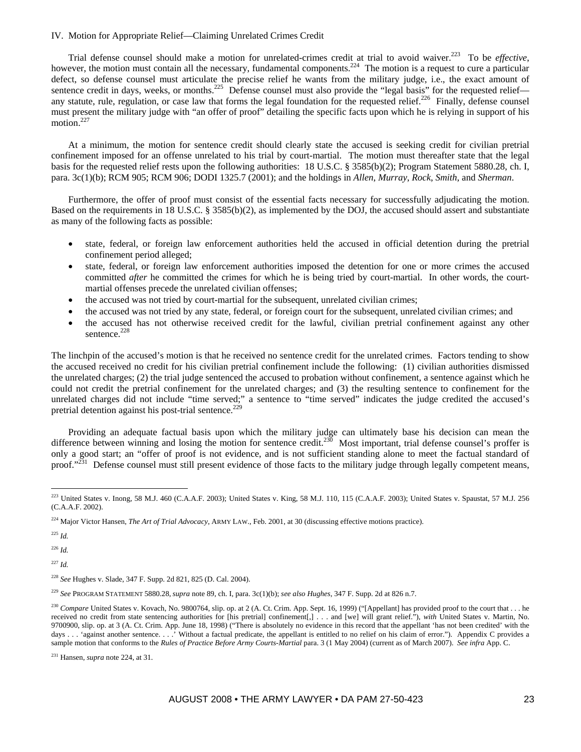## IV. Motion for Appropriate Relief—Claiming Unrelated Crimes Credit

Trial defense counsel should make a motion for unrelated-crimes credit at trial to avoid waiver.[223] To be *effective*, however, the motion must contain all the necessary, fundamental components.[224] The motion is a request to cure a particular defect, so defense counsel must articulate the precise relief he wants from the military judge, i.e., the exact amount of sentence credit in days, weeks, or months.[225] Defense counsel must also provide the "legal basis" for the requested relief—any statute, rule, regulation, or case law that forms the legal foundation for the requested relief.[226] Finally, defense counsel must present the military judge with "an offer of proof" detailing the specific facts upon which he is relying in support of his motion.[227]

At a minimum, the motion for sentence credit should clearly state the accused is seeking credit for civilian pretrial confinement imposed for an offense unrelated to his trial by court-martial. The motion must thereafter state that the legal basis for the requested relief rests upon the following authorities: 18 U.S.C. § 3585(b)(2); Program Statement 5880.28, ch. I, para. 3c(1)(b); RCM 905; RCM 906; DODI 1325.7 (2001); and the holdings in *Allen*, *Murray*, *Rock*, *Smith*, and *Sherman*.

Furthermore, the offer of proof must consist of the essential facts necessary for successfully adjudicating the motion. Based on the requirements in 18 U.S.C. § 3585(b)(2), as implemented by the DOJ, the accused should assert and substantiate as many of the following facts as possible:

- state, federal, or foreign law enforcement authorities held the accused in official detention during the pretrial confinement period alleged;
- state, federal, or foreign law enforcement authorities imposed the detention for one or more crimes the accused committed *after* he committed the crimes for which he is being tried by court-martial. In other words, the court-martial offenses precede the unrelated civilian offenses;
- the accused was not tried by court-martial for the subsequent, unrelated civilian crimes;
- the accused was not tried by any state, federal, or foreign court for the subsequent, unrelated civilian crimes; and
- the accused has not otherwise received credit for the lawful, civilian pretrial confinement against any other sentence.[228]

The linchpin of the accused's motion is that he received no sentence credit for the unrelated crimes. Factors tending to show the accused received no credit for his civilian pretrial confinement include the following: (1) civilian authorities dismissed the unrelated charges; (2) the trial judge sentenced the accused to probation without confinement, a sentence against which he could not credit the pretrial confinement for the unrelated charges; and (3) the resulting sentence to confinement for the unrelated charges did not include "time served;" a sentence to "time served" indicates the judge credited the accused's pretrial detention against his post-trial sentence.[229]

Providing an adequate factual basis upon which the military judge can ultimately base his decision can mean the difference between winning and losing the motion for sentence credit.[230] Most important, trial defense counsel's proffer is only a good start; an "offer of proof is not evidence, and is not sufficient standing alone to meet the factual standard of proof."[231] Defense counsel must still present evidence of those facts to the military judge through legally competent means,

---

[223] United States v. Inong, 58 M.J. 460 (C.A.A.F. 2003); United States v. King, 58 M.J. 110, 115 (C.A.A.F. 2003); United States v. Spaustat, 57 M.J. 256 (C.A.A.F. 2002).

[224] Major Victor Hansen, *The Art of Trial Advocacy*, ARMY LAW., Feb. 2001, at 30 (discussing effective motions practice).

[225] *Id.*

[226] *Id.*

[227] *Id.*

[228] *See* Hughes v. Slade, 347 F. Supp. 2d 821, 825 (D. Cal. 2004).

[229] *See* PROGRAM STATEMENT 5880.28, *supra* note 89, ch. I, para. 3c(1)(b); *see also Hughes*, 347 F. Supp. 2d at 826 n.7.

[230] *Compare* United States v. Kovach, No. 9800764, slip. op. at 2 (A. Ct. Crim. App. Sept. 16, 1999) ("[Appellant] has provided proof to the court that . . . he received no credit from state sentencing authorities for [his pretrial] confinement[,] . . . and [we] will grant relief."), *with* United States v. Martin, No. 9700900, slip. op. at 3 (A. Ct. Crim. App. June 18, 1998) ("There is absolutely no evidence in this record that the appellant 'has not been credited' with the days . . . 'against another sentence. . . .' Without a factual predicate, the appellant is entitled to no relief on his claim of error."). Appendix C provides a sample motion that conforms to the *Rules of Practice Before Army Courts-Martial* para. 3 (1 May 2004) (current as of March 2007). *See infra* App. C.

[231] Hansen, *supra* note 224, at 31.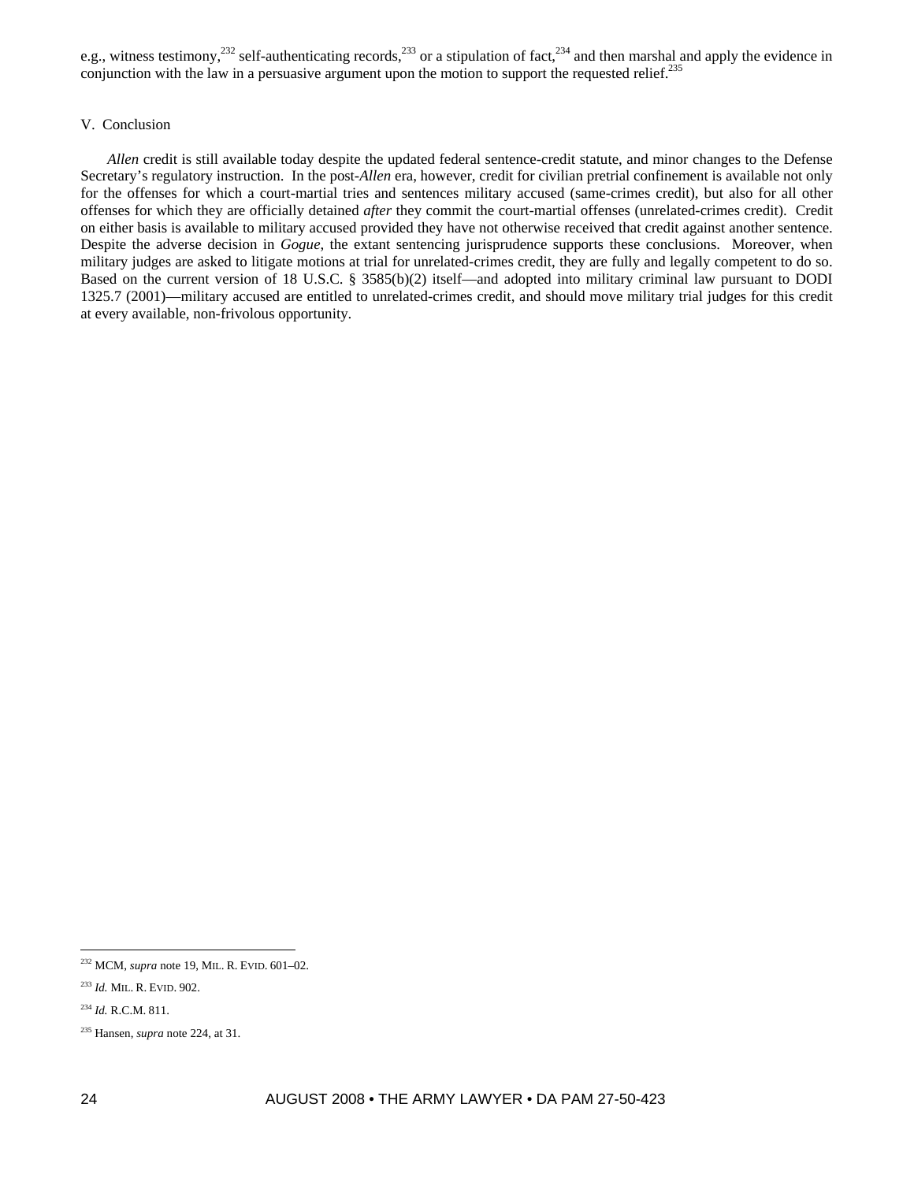e.g., witness testimony,[232] self-authenticating records,[233] or a stipulation of fact,[234] and then marshal and apply the evidence in conjunction with the law in a persuasive argument upon the motion to support the requested relief.[235]

## V. Conclusion

*Allen* credit is still available today despite the updated federal sentence-credit statute, and minor changes to the Defense Secretary's regulatory instruction. In the post-*Allen* era, however, credit for civilian pretrial confinement is available not only for the offenses for which a court-martial tries and sentences military accused (same-crimes credit), but also for all other offenses for which they are officially detained *after* they commit the court-martial offenses (unrelated-crimes credit). Credit on either basis is available to military accused provided they have not otherwise received that credit against another sentence. Despite the adverse decision in *Gogue*, the extant sentencing jurisprudence supports these conclusions. Moreover, when military judges are asked to litigate motions at trial for unrelated-crimes credit, they are fully and legally competent to do so. Based on the current version of 18 U.S.C. § 3585(b)(2) itself—and adopted into military criminal law pursuant to DODI 1325.7 (2001)—military accused are entitled to unrelated-crimes credit, and should move military trial judges for this credit at every available, non-frivolous opportunity.

---

[232] MCM, *supra* note 19, MIL. R. EVID. 601–02.

[233] *Id.* MIL. R. EVID. 902.

[234] *Id.* R.C.M. 811.

[235] Hansen, *supra* note 224, at 31.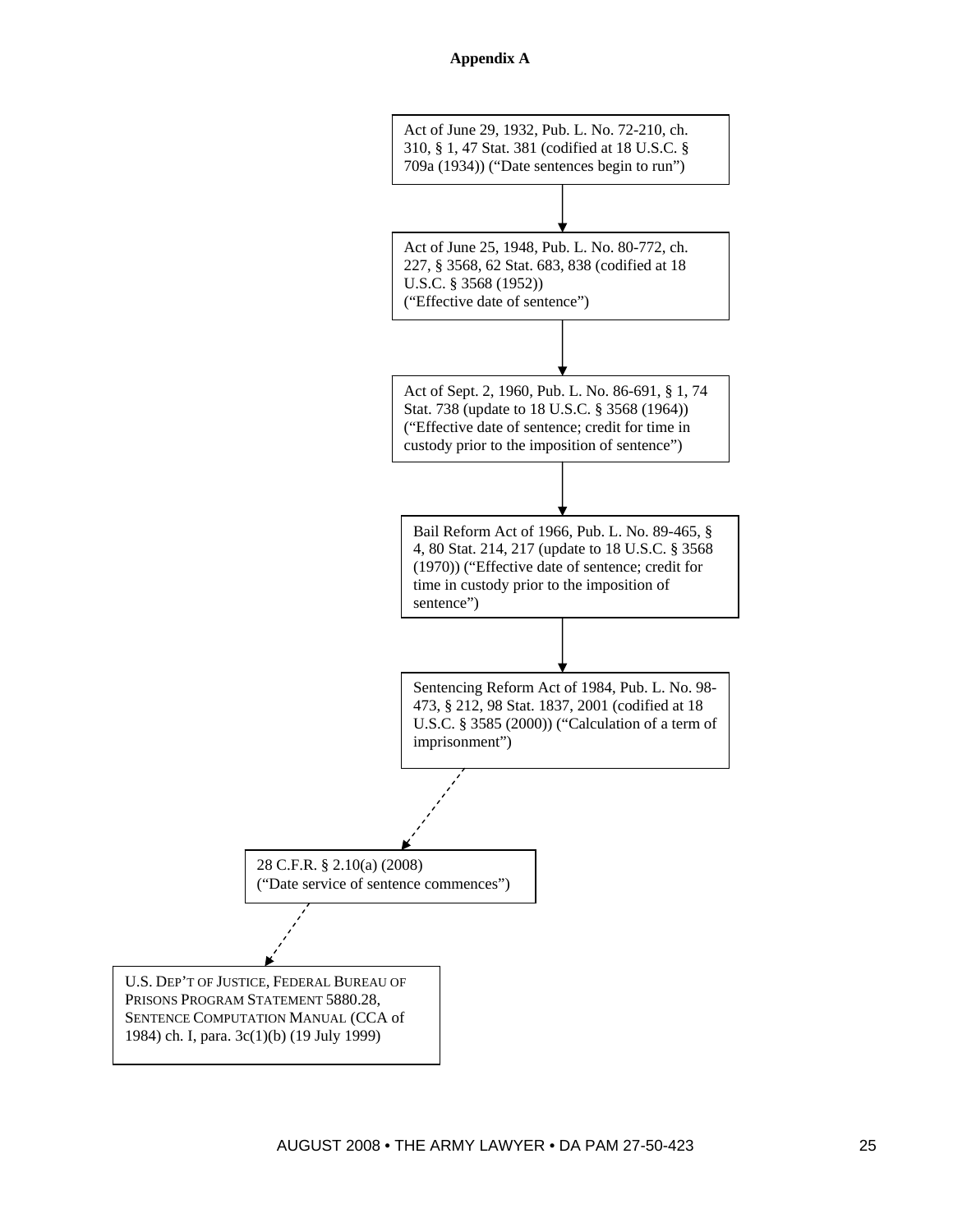**Appendix A**

Act of June 29, 1932, Pub. L. No. 72-210, ch. 310, § 1, 47 Stat. 381 (codified at 18 U.S.C. § 709a (1934)) ("Date sentences begin to run")

↓

Act of June 25, 1948, Pub. L. No. 80-772, ch. 227, § 3568, 62 Stat. 683, 838 (codified at 18 U.S.C. § 3568 (1952)) ("Effective date of sentence")

↓

Act of Sept. 2, 1960, Pub. L. No. 86-691, § 1, 74 Stat. 738 (update to 18 U.S.C. § 3568 (1964)) ("Effective date of sentence; credit for time in custody prior to the imposition of sentence")

↓

Bail Reform Act of 1966, Pub. L. No. 89-465, § 4, 80 Stat. 214, 217 (update to 18 U.S.C. § 3568 (1970)) ("Effective date of sentence; credit for time in custody prior to the imposition of sentence")

↓

Sentencing Reform Act of 1984, Pub. L. No. 98-473, § 212, 98 Stat. 1837, 2001 (codified at 18 U.S.C. § 3585 (2000)) ("Calculation of a term of imprisonment")

⇣

28 C.F.R. § 2.10(a) (2008) ("Date service of sentence commences")

⇣

U.S. DEP'T OF JUSTICE, FEDERAL BUREAU OF PRISONS PROGRAM STATEMENT 5880.28, SENTENCE COMPUTATION MANUAL (CCA of 1984) ch. I, para. 3c(1)(b) (19 July 1999)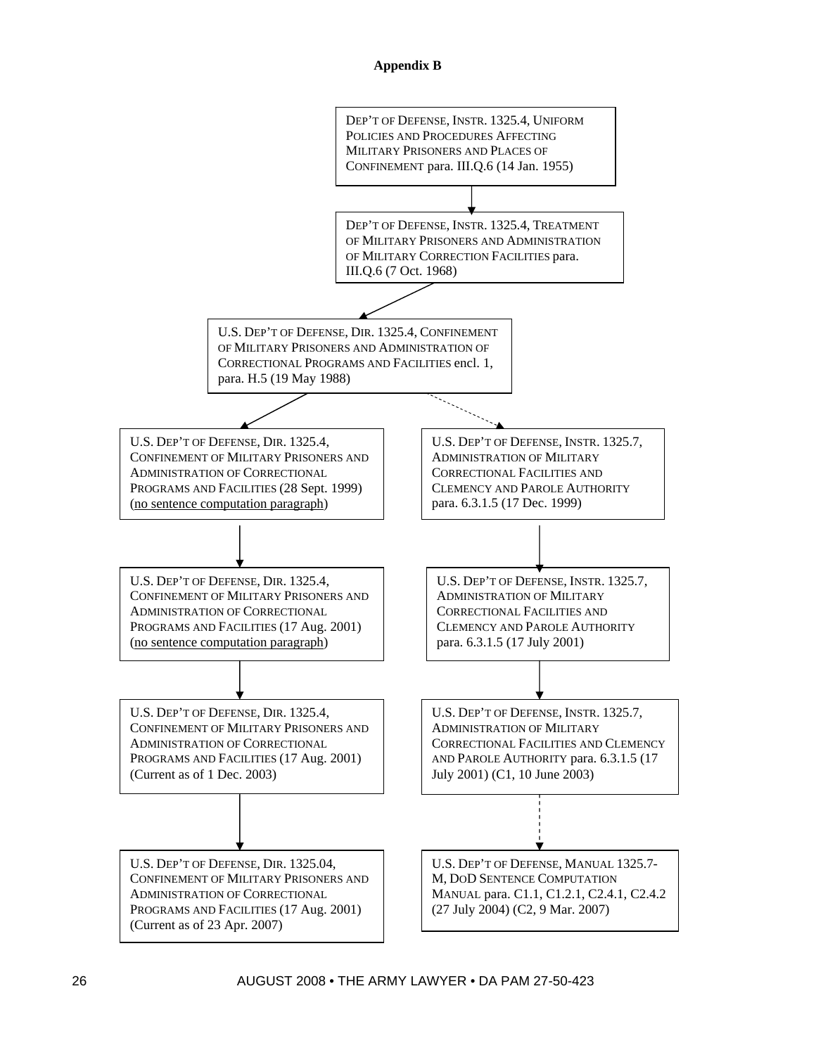## Appendix B

DEP'T OF DEFENSE, INSTR. 1325.4, UNIFORM POLICIES AND PROCEDURES AFFECTING MILITARY PRISONERS AND PLACES OF CONFINEMENT para. III.Q.6 (14 Jan. 1955)

↓

DEP'T OF DEFENSE, INSTR. 1325.4, TREATMENT OF MILITARY PRISONERS AND ADMINISTRATION OF MILITARY CORRECTION FACILITIES para. III.Q.6 (7 Oct. 1968)

↓

U.S. DEP'T OF DEFENSE, DIR. 1325.4, CONFINEMENT OF MILITARY PRISONERS AND ADMINISTRATION OF CORRECTIONAL PROGRAMS AND FACILITIES encl. 1, para. H.5 (19 May 1988)

↓ (solid arrow, left branch) / ↓ (dashed arrow, right branch)

**Left branch:**

U.S. DEP'T OF DEFENSE, DIR. 1325.4, CONFINEMENT OF MILITARY PRISONERS AND ADMINISTRATION OF CORRECTIONAL PROGRAMS AND FACILITIES (28 Sept. 1999) (<u>no sentence computation paragraph</u>)

↓

U.S. DEP'T OF DEFENSE, DIR. 1325.4, CONFINEMENT OF MILITARY PRISONERS AND ADMINISTRATION OF CORRECTIONAL PROGRAMS AND FACILITIES (17 Aug. 2001) (<u>no sentence computation paragraph</u>)

↓

U.S. DEP'T OF DEFENSE, DIR. 1325.4, CONFINEMENT OF MILITARY PRISONERS AND ADMINISTRATION OF CORRECTIONAL PROGRAMS AND FACILITIES (17 Aug. 2001) (Current as of 1 Dec. 2003)

↓

U.S. DEP'T OF DEFENSE, DIR. 1325.04, CONFINEMENT OF MILITARY PRISONERS AND ADMINISTRATION OF CORRECTIONAL PROGRAMS AND FACILITIES (17 Aug. 2001) (Current as of 23 Apr. 2007)

**Right branch:**

U.S. DEP'T OF DEFENSE, INSTR. 1325.7, ADMINISTRATION OF MILITARY CORRECTIONAL FACILITIES AND CLEMENCY AND PAROLE AUTHORITY para. 6.3.1.5 (17 Dec. 1999)

↓

U.S. DEP'T OF DEFENSE, INSTR. 1325.7, ADMINISTRATION OF MILITARY CORRECTIONAL FACILITIES AND CLEMENCY AND PAROLE AUTHORITY para. 6.3.1.5 (17 July 2001)

↓

U.S. DEP'T OF DEFENSE, INSTR. 1325.7, ADMINISTRATION OF MILITARY CORRECTIONAL FACILITIES AND CLEMENCY AND PAROLE AUTHORITY para. 6.3.1.5 (17 July 2001) (C1, 10 June 2003)

↓ (dashed arrow)

U.S. DEP'T OF DEFENSE, MANUAL 1325.7-M, DOD SENTENCE COMPUTATION MANUAL para. C1.1, C1.2.1, C2.4.1, C2.4.2 (27 July 2004) (C2, 9 Mar. 2007)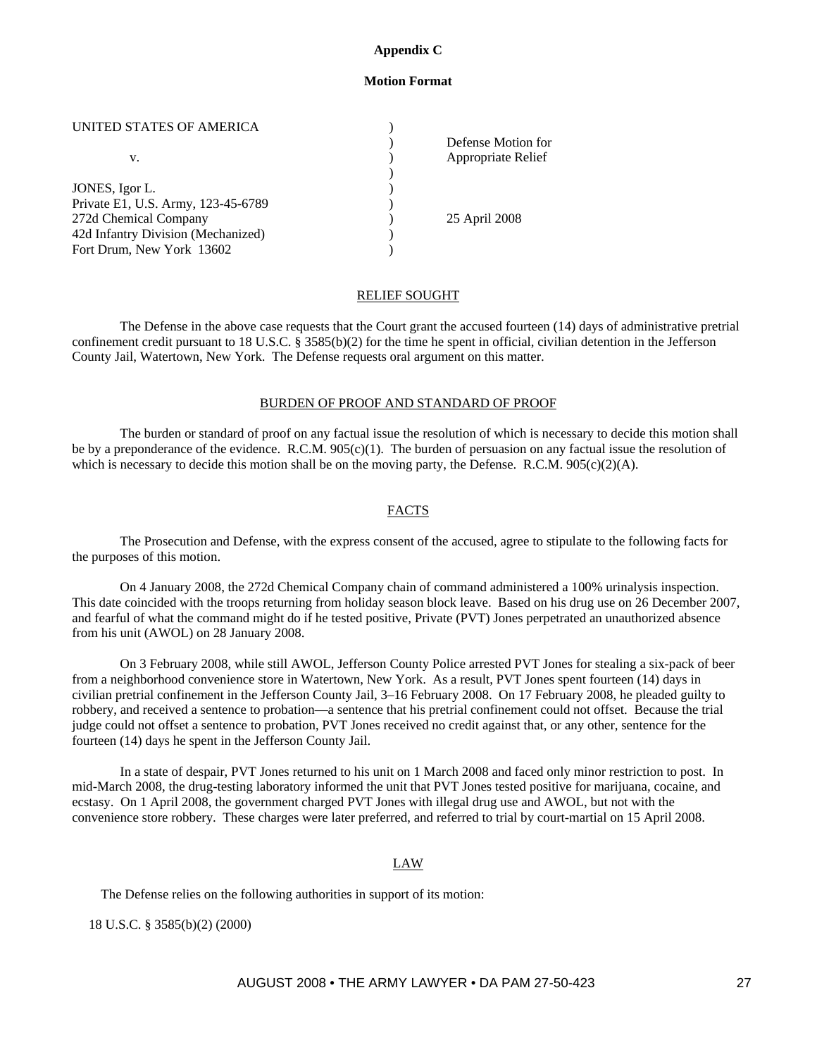## Appendix C

### Motion Format

| | | |
|---|---|---|
| UNITED STATES OF AMERICA | ) | |
| | ) | Defense Motion for |
| v. | ) | Appropriate Relief |
| | ) | |
| JONES, Igor L. | ) | |
| Private E1, U.S. Army, 123-45-6789 | ) | |
| 272d Chemical Company | ) | 25 April 2008 |
| 42d Infantry Division (Mechanized) | ) | |
| Fort Drum, New York 13602 | ) | |

RELIEF SOUGHT

The Defense in the above case requests that the Court grant the accused fourteen (14) days of administrative pretrial confinement credit pursuant to 18 U.S.C. § 3585(b)(2) for the time he spent in official, civilian detention in the Jefferson County Jail, Watertown, New York. The Defense requests oral argument on this matter.

BURDEN OF PROOF AND STANDARD OF PROOF

The burden or standard of proof on any factual issue the resolution of which is necessary to decide this motion shall be by a preponderance of the evidence. R.C.M. 905(c)(1). The burden of persuasion on any factual issue the resolution of which is necessary to decide this motion shall be on the moving party, the Defense. R.C.M. 905(c)(2)(A).

FACTS

The Prosecution and Defense, with the express consent of the accused, agree to stipulate to the following facts for the purposes of this motion.

On 4 January 2008, the 272d Chemical Company chain of command administered a 100% urinalysis inspection. This date coincided with the troops returning from holiday season block leave. Based on his drug use on 26 December 2007, and fearful of what the command might do if he tested positive, Private (PVT) Jones perpetrated an unauthorized absence from his unit (AWOL) on 28 January 2008.

On 3 February 2008, while still AWOL, Jefferson County Police arrested PVT Jones for stealing a six-pack of beer from a neighborhood convenience store in Watertown, New York. As a result, PVT Jones spent fourteen (14) days in civilian pretrial confinement in the Jefferson County Jail, 3–16 February 2008. On 17 February 2008, he pleaded guilty to robbery, and received a sentence to probation—a sentence that his pretrial confinement could not offset. Because the trial judge could not offset a sentence to probation, PVT Jones received no credit against that, or any other, sentence for the fourteen (14) days he spent in the Jefferson County Jail.

In a state of despair, PVT Jones returned to his unit on 1 March 2008 and faced only minor restriction to post. In mid-March 2008, the drug-testing laboratory informed the unit that PVT Jones tested positive for marijuana, cocaine, and ecstasy. On 1 April 2008, the government charged PVT Jones with illegal drug use and AWOL, but not with the convenience store robbery. These charges were later preferred, and referred to trial by court-martial on 15 April 2008.

LAW

The Defense relies on the following authorities in support of its motion:

18 U.S.C. § 3585(b)(2) (2000)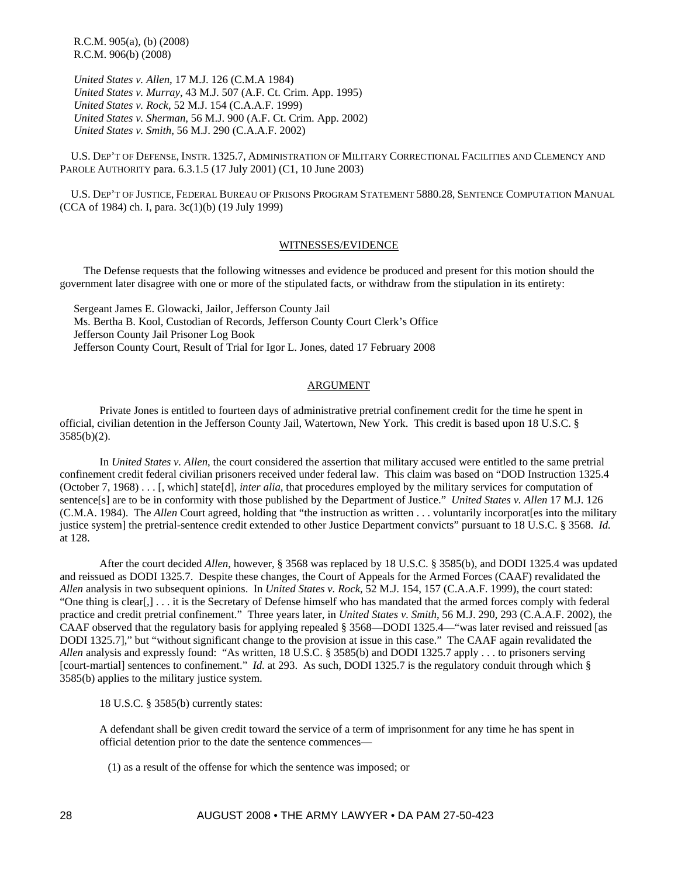R.C.M. 905(a), (b) (2008)
R.C.M. 906(b) (2008)

*United States v. Allen*, 17 M.J. 126 (C.M.A 1984)
*United States v. Murray*, 43 M.J. 507 (A.F. Ct. Crim. App. 1995)
*United States v. Rock*, 52 M.J. 154 (C.A.A.F. 1999)
*United States v. Sherman*, 56 M.J. 900 (A.F. Ct. Crim. App. 2002)
*United States v. Smith*, 56 M.J. 290 (C.A.A.F. 2002)

U.S. DEP'T OF DEFENSE, INSTR. 1325.7, ADMINISTRATION OF MILITARY CORRECTIONAL FACILITIES AND CLEMENCY AND PAROLE AUTHORITY para. 6.3.1.5 (17 July 2001) (C1, 10 June 2003)

U.S. DEP'T OF JUSTICE, FEDERAL BUREAU OF PRISONS PROGRAM STATEMENT 5880.28, SENTENCE COMPUTATION MANUAL (CCA of 1984) ch. I, para. 3c(1)(b) (19 July 1999)

WITNESSES/EVIDENCE

The Defense requests that the following witnesses and evidence be produced and present for this motion should the government later disagree with one or more of the stipulated facts, or withdraw from the stipulation in its entirety:

Sergeant James E. Glowacki, Jailor, Jefferson County Jail
Ms. Bertha B. Kool, Custodian of Records, Jefferson County Court Clerk's Office
Jefferson County Jail Prisoner Log Book
Jefferson County Court, Result of Trial for Igor L. Jones, dated 17 February 2008

ARGUMENT

Private Jones is entitled to fourteen days of administrative pretrial confinement credit for the time he spent in official, civilian detention in the Jefferson County Jail, Watertown, New York. This credit is based upon 18 U.S.C. § 3585(b)(2).

In *United States v. Allen*, the court considered the assertion that military accused were entitled to the same pretrial confinement credit federal civilian prisoners received under federal law. This claim was based on "DOD Instruction 1325.4 (October 7, 1968) . . . [, which] state[d], *inter alia*, that procedures employed by the military services for computation of sentence[s] are to be in conformity with those published by the Department of Justice." *United States v. Allen* 17 M.J. 126 (C.M.A. 1984). The *Allen* Court agreed, holding that "the instruction as written . . . voluntarily incorporat[es into the military justice system] the pretrial-sentence credit extended to other Justice Department convicts" pursuant to 18 U.S.C. § 3568. *Id.* at 128.

After the court decided *Allen*, however, § 3568 was replaced by 18 U.S.C. § 3585(b), and DODI 1325.4 was updated and reissued as DODI 1325.7. Despite these changes, the Court of Appeals for the Armed Forces (CAAF) revalidated the *Allen* analysis in two subsequent opinions. In *United States v. Rock*, 52 M.J. 154, 157 (C.A.A.F. 1999), the court stated: "One thing is clear[,] . . . it is the Secretary of Defense himself who has mandated that the armed forces comply with federal practice and credit pretrial confinement." Three years later, in *United States v. Smith*, 56 M.J. 290, 293 (C.A.A.F. 2002), the CAAF observed that the regulatory basis for applying repealed § 3568—DODI 1325.4—"was later revised and reissued [as DODI 1325.7]," but "without significant change to the provision at issue in this case." The CAAF again revalidated the *Allen* analysis and expressly found: "As written, 18 U.S.C. § 3585(b) and DODI 1325.7 apply . . . to prisoners serving [court-martial] sentences to confinement." *Id.* at 293. As such, DODI 1325.7 is the regulatory conduit through which § 3585(b) applies to the military justice system.

18 U.S.C. § 3585(b) currently states:

> A defendant shall be given credit toward the service of a term of imprisonment for any time he has spent in official detention prior to the date the sentence commences—
>
> (1) as a result of the offense for which the sentence was imposed; or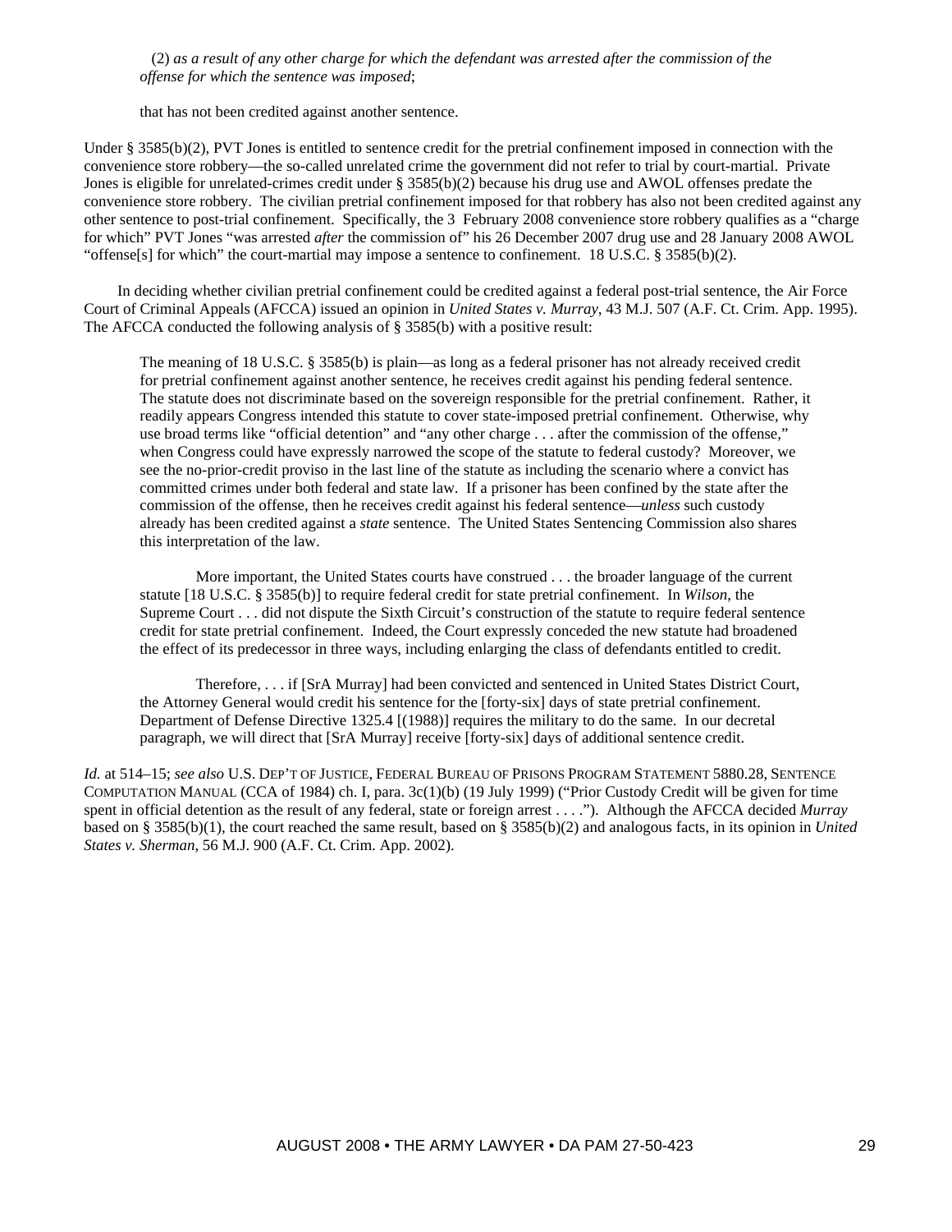(2) *as a result of any other charge for which the defendant was arrested after the commission of the offense for which the sentence was imposed*;

that has not been credited against another sentence.

Under § 3585(b)(2), PVT Jones is entitled to sentence credit for the pretrial confinement imposed in connection with the convenience store robbery—the so-called unrelated crime the government did not refer to trial by court-martial. Private Jones is eligible for unrelated-crimes credit under § 3585(b)(2) because his drug use and AWOL offenses predate the convenience store robbery. The civilian pretrial confinement imposed for that robbery has also not been credited against any other sentence to post-trial confinement. Specifically, the 3 February 2008 convenience store robbery qualifies as a "charge for which" PVT Jones "was arrested *after* the commission of" his 26 December 2007 drug use and 28 January 2008 AWOL "offense[s] for which" the court-martial may impose a sentence to confinement. 18 U.S.C. § 3585(b)(2).

In deciding whether civilian pretrial confinement could be credited against a federal post-trial sentence, the Air Force Court of Criminal Appeals (AFCCA) issued an opinion in *United States v. Murray*, 43 M.J. 507 (A.F. Ct. Crim. App. 1995). The AFCCA conducted the following analysis of § 3585(b) with a positive result:

> The meaning of 18 U.S.C. § 3585(b) is plain—as long as a federal prisoner has not already received credit for pretrial confinement against another sentence, he receives credit against his pending federal sentence. The statute does not discriminate based on the sovereign responsible for the pretrial confinement. Rather, it readily appears Congress intended this statute to cover state-imposed pretrial confinement. Otherwise, why use broad terms like "official detention" and "any other charge . . . after the commission of the offense," when Congress could have expressly narrowed the scope of the statute to federal custody? Moreover, we see the no-prior-credit proviso in the last line of the statute as including the scenario where a convict has committed crimes under both federal and state law. If a prisoner has been confined by the state after the commission of the offense, then he receives credit against his federal sentence—*unless* such custody already has been credited against a *state* sentence. The United States Sentencing Commission also shares this interpretation of the law.
>
> More important, the United States courts have construed . . . the broader language of the current statute [18 U.S.C. § 3585(b)] to require federal credit for state pretrial confinement. In *Wilson*, the Supreme Court . . . did not dispute the Sixth Circuit's construction of the statute to require federal sentence credit for state pretrial confinement. Indeed, the Court expressly conceded the new statute had broadened the effect of its predecessor in three ways, including enlarging the class of defendants entitled to credit.
>
> Therefore, . . . if [SrA Murray] had been convicted and sentenced in United States District Court, the Attorney General would credit his sentence for the [forty-six] days of state pretrial confinement. Department of Defense Directive 1325.4 [(1988)] requires the military to do the same. In our decretal paragraph, we will direct that [SrA Murray] receive [forty-six] days of additional sentence credit.

*Id.* at 514–15; *see also* U.S. DEP'T OF JUSTICE, FEDERAL BUREAU OF PRISONS PROGRAM STATEMENT 5880.28, SENTENCE COMPUTATION MANUAL (CCA of 1984) ch. I, para. 3c(1)(b) (19 July 1999) ("Prior Custody Credit will be given for time spent in official detention as the result of any federal, state or foreign arrest . . . ."). Although the AFCCA decided *Murray* based on § 3585(b)(1), the court reached the same result, based on § 3585(b)(2) and analogous facts, in its opinion in *United States v. Sherman*, 56 M.J. 900 (A.F. Ct. Crim. App. 2002).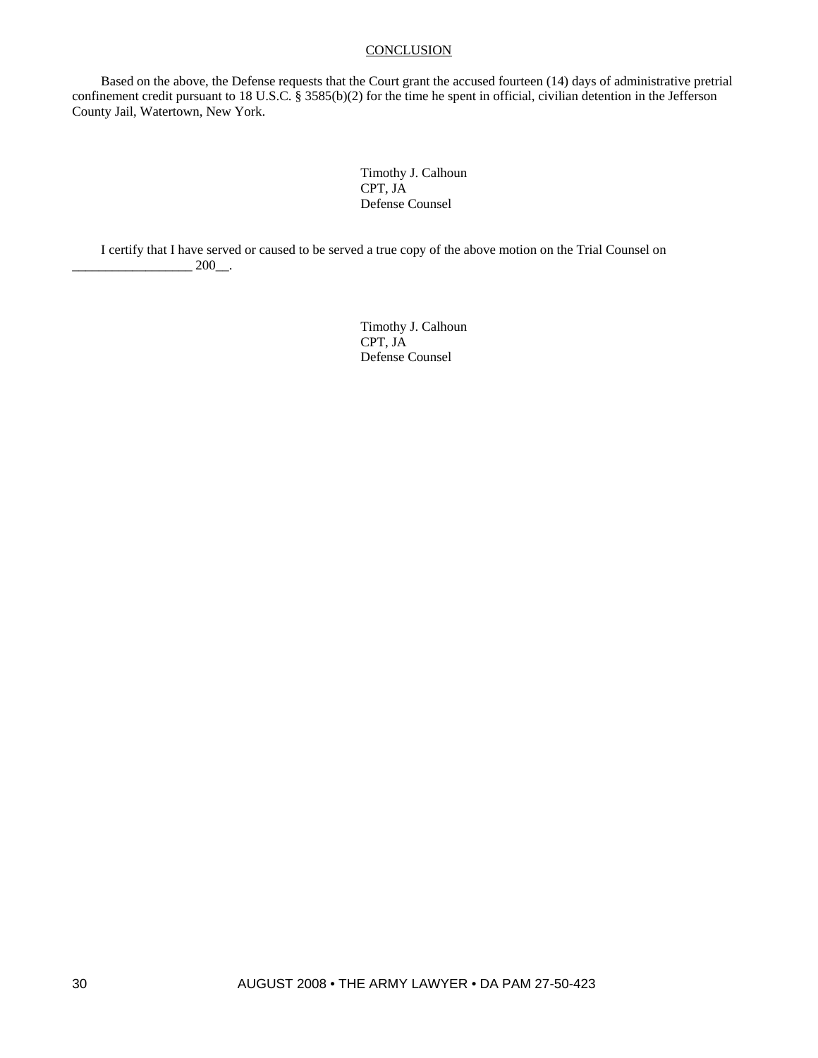<u>CONCLUSION</u>

Based on the above, the Defense requests that the Court grant the accused fourteen (14) days of administrative pretrial confinement credit pursuant to 18 U.S.C. § 3585(b)(2) for the time he spent in official, civilian detention in the Jefferson County Jail, Watertown, New York.

Timothy J. Calhoun  
CPT, JA  
Defense Counsel

I certify that I have served or caused to be served a true copy of the above motion on the Trial Counsel on __________________ 200__.

Timothy J. Calhoun  
CPT, JA  
Defense Counsel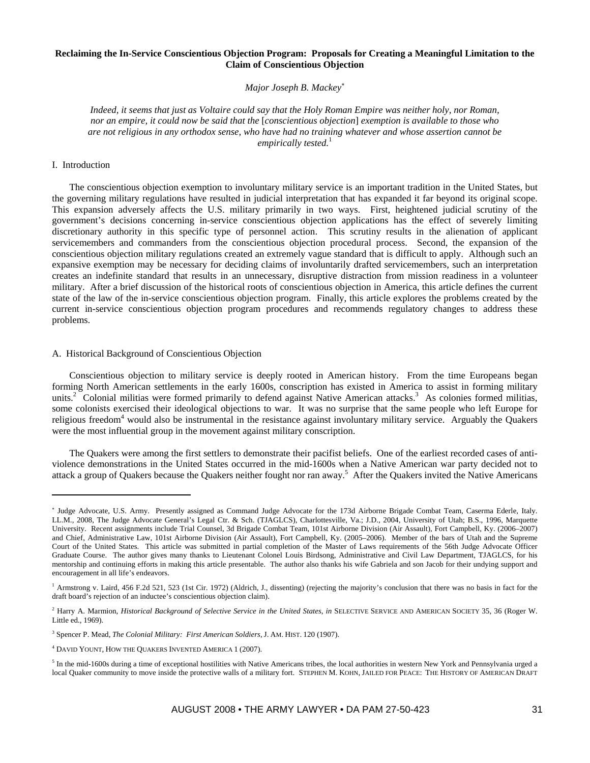**Reclaiming the In-Service Conscientious Objection Program: Proposals for Creating a Meaningful Limitation to the Claim of Conscientious Objection**

*Major Joseph B. Mackey*[*]

> *Indeed, it seems that just as Voltaire could say that the Holy Roman Empire was neither holy, nor Roman, nor an empire, it could now be said that the* [*conscientious objection*] *exemption is available to those who are not religious in any orthodox sense, who have had no training whatever and whose assertion cannot be empirically tested.*[1]

## I. Introduction

The conscientious objection exemption to involuntary military service is an important tradition in the United States, but the governing military regulations have resulted in judicial interpretation that has expanded it far beyond its original scope. This expansion adversely affects the U.S. military primarily in two ways. First, heightened judicial scrutiny of the government's decisions concerning in-service conscientious objection applications has the effect of severely limiting discretionary authority in this specific type of personnel action. This scrutiny results in the alienation of applicant servicemembers and commanders from the conscientious objection procedural process. Second, the expansion of the conscientious objection military regulations created an extremely vague standard that is difficult to apply. Although such an expansive exemption may be necessary for deciding claims of involuntarily drafted servicemembers, such an interpretation creates an indefinite standard that results in an unnecessary, disruptive distraction from mission readiness in a volunteer military. After a brief discussion of the historical roots of conscientious objection in America, this article defines the current state of the law of the in-service conscientious objection program. Finally, this article explores the problems created by the current in-service conscientious objection program procedures and recommends regulatory changes to address these problems.

### A. Historical Background of Conscientious Objection

Conscientious objection to military service is deeply rooted in American history. From the time Europeans began forming North American settlements in the early 1600s, conscription has existed in America to assist in forming military units.[2] Colonial militias were formed primarily to defend against Native American attacks.[3] As colonies formed militias, some colonists exercised their ideological objections to war. It was no surprise that the same people who left Europe for religious freedom[4] would also be instrumental in the resistance against involuntary military service. Arguably the Quakers were the most influential group in the movement against military conscription.

The Quakers were among the first settlers to demonstrate their pacifist beliefs. One of the earliest recorded cases of anti-violence demonstrations in the United States occurred in the mid-1600s when a Native American war party decided not to attack a group of Quakers because the Quakers neither fought nor ran away.[5] After the Quakers invited the Native Americans

---

[*] Judge Advocate, U.S. Army. Presently assigned as Command Judge Advocate for the 173d Airborne Brigade Combat Team, Caserma Ederle, Italy. LL.M., 2008, The Judge Advocate General's Legal Ctr. & Sch. (TJAGLCS), Charlottesville, Va.; J.D., 2004, University of Utah; B.S., 1996, Marquette University. Recent assignments include Trial Counsel, 3d Brigade Combat Team, 101st Airborne Division (Air Assault), Fort Campbell, Ky. (2006–2007) and Chief, Administrative Law, 101st Airborne Division (Air Assault), Fort Campbell, Ky. (2005–2006). Member of the bars of Utah and the Supreme Court of the United States. This article was submitted in partial completion of the Master of Laws requirements of the 56th Judge Advocate Officer Graduate Course. The author gives many thanks to Lieutenant Colonel Louis Birdsong, Administrative and Civil Law Department, TJAGLCS, for his mentorship and continuing efforts in making this article presentable. The author also thanks his wife Gabriela and son Jacob for their undying support and encouragement in all life's endeavors.

[1] Armstrong v. Laird, 456 F.2d 521, 523 (1st Cir. 1972) (Aldrich, J., dissenting) (rejecting the majority's conclusion that there was no basis in fact for the draft board's rejection of an inductee's conscientious objection claim).

[2] Harry A. Marmion, *Historical Background of Selective Service in the United States*, *in* SELECTIVE SERVICE AND AMERICAN SOCIETY 35, 36 (Roger W. Little ed., 1969).

[3] Spencer P. Mead, *The Colonial Military: First American Soldiers*, J. AM. HIST. 120 (1907).

[4] DAVID YOUNT, HOW THE QUAKERS INVENTED AMERICA 1 (2007).

[5] In the mid-1600s during a time of exceptional hostilities with Native Americans tribes, the local authorities in western New York and Pennsylvania urged a local Quaker community to move inside the protective walls of a military fort. STEPHEN M. KOHN, JAILED FOR PEACE: THE HISTORY OF AMERICAN DRAFT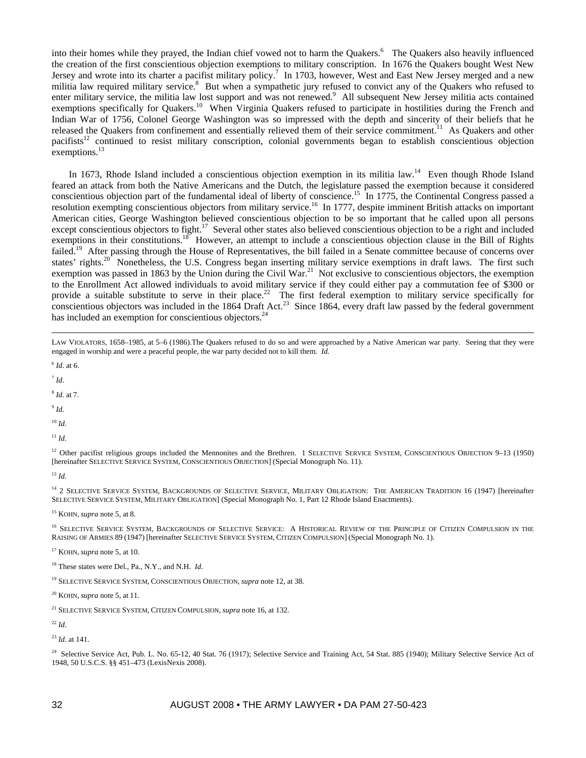into their homes while they prayed, the Indian chief vowed not to harm the Quakers.[6] The Quakers also heavily influenced the creation of the first conscientious objection exemptions to military conscription. In 1676 the Quakers bought West New Jersey and wrote into its charter a pacifist military policy.[7] In 1703, however, West and East New Jersey merged and a new militia law required military service.[8] But when a sympathetic jury refused to convict any of the Quakers who refused to enter military service, the militia law lost support and was not renewed.[9] All subsequent New Jersey militia acts contained exemptions specifically for Quakers.[10] When Virginia Quakers refused to participate in hostilities during the French and Indian War of 1756, Colonel George Washington was so impressed with the depth and sincerity of their beliefs that he released the Quakers from confinement and essentially relieved them of their service commitment.[11] As Quakers and other pacifists[12] continued to resist military conscription, colonial governments began to establish conscientious objection exemptions.[13]

In 1673, Rhode Island included a conscientious objection exemption in its militia law.[14] Even though Rhode Island feared an attack from both the Native Americans and the Dutch, the legislature passed the exemption because it considered conscientious objection part of the fundamental ideal of liberty of conscience.[15] In 1775, the Continental Congress passed a resolution exempting conscientious objectors from military service.[16] In 1777, despite imminent British attacks on important American cities, George Washington believed conscientious objection to be so important that he called upon all persons except conscientious objectors to fight.[17] Several other states also believed conscientious objection to be a right and included exemptions in their constitutions.[18] However, an attempt to include a conscientious objection clause in the Bill of Rights failed.[19] After passing through the House of Representatives, the bill failed in a Senate committee because of concerns over states' rights.[20] Nonetheless, the U.S. Congress began inserting military service exemptions in draft laws. The first such exemption was passed in 1863 by the Union during the Civil War.[21] Not exclusive to conscientious objectors, the exemption to the Enrollment Act allowed individuals to avoid military service if they could either pay a commutation fee of $300 or provide a suitable substitute to serve in their place.[22] The first federal exemption to military service specifically for conscientious objectors was included in the 1864 Draft Act.[23] Since 1864, every draft law passed by the federal government has included an exemption for conscientious objectors.[24]

---

LAW VIOLATORS, 1658–1985, at 5–6 (1986).The Quakers refused to do so and were approached by a Native American war party. Seeing that they were engaged in worship and were a peaceful people, the war party decided not to kill them. *Id.*

[6] *Id.* at 6.

[7] *Id.*

[8] *Id.* at 7.

[9] *Id.*

[10] *Id*.

[11] *Id*.

[12] Other pacifist religious groups included the Mennonites and the Brethren. 1 SELECTIVE SERVICE SYSTEM, CONSCIENTIOUS OBJECTION 9–13 (1950) [hereinafter SELECTIVE SERVICE SYSTEM, CONSCIENTIOUS OBJECTION] (Special Monograph No. 11).

[13] *Id.*

[14] 2 SELECTIVE SERVICE SYSTEM, BACKGROUNDS OF SELECTIVE SERVICE, MILITARY OBLIGATION: THE AMERICAN TRADITION 16 (1947) [hereinafter SELECTIVE SERVICE SYSTEM, MILITARY OBLIGATION] (Special Monograph No. 1, Part 12 Rhode Island Enactments).

[15] KOHN, *supra* note 5, at 8.

[16] SELECTIVE SERVICE SYSTEM, BACKGROUNDS OF SELECTIVE SERVICE: A HISTORICAL REVIEW OF THE PRINCIPLE OF CITIZEN COMPULSION IN THE RAISING OF ARMIES 89 (1947) [hereinafter SELECTIVE SERVICE SYSTEM, CITIZEN COMPULSION] (Special Monograph No. 1).

[17] KOHN, *supra* note 5, at 10.

[18] These states were Del., Pa., N.Y., and N.H. *Id*.

[19] SELECTIVE SERVICE SYSTEM, CONSCIENTIOUS OBJECTION, *supra* note 12, at 38.

[20] KOHN, *supra* note 5, at 11.

[21] SELECTIVE SERVICE SYSTEM, CITIZEN COMPULSION, *supra* note 16, at 132.

[22] *Id.*

[23] *Id.* at 141.

[24] Selective Service Act, Pub. L. No. 65-12, 40 Stat. 76 (1917); Selective Service and Training Act, 54 Stat. 885 (1940); Military Selective Service Act of 1948, 50 U.S.C.S. §§ 451–473 (LexisNexis 2008).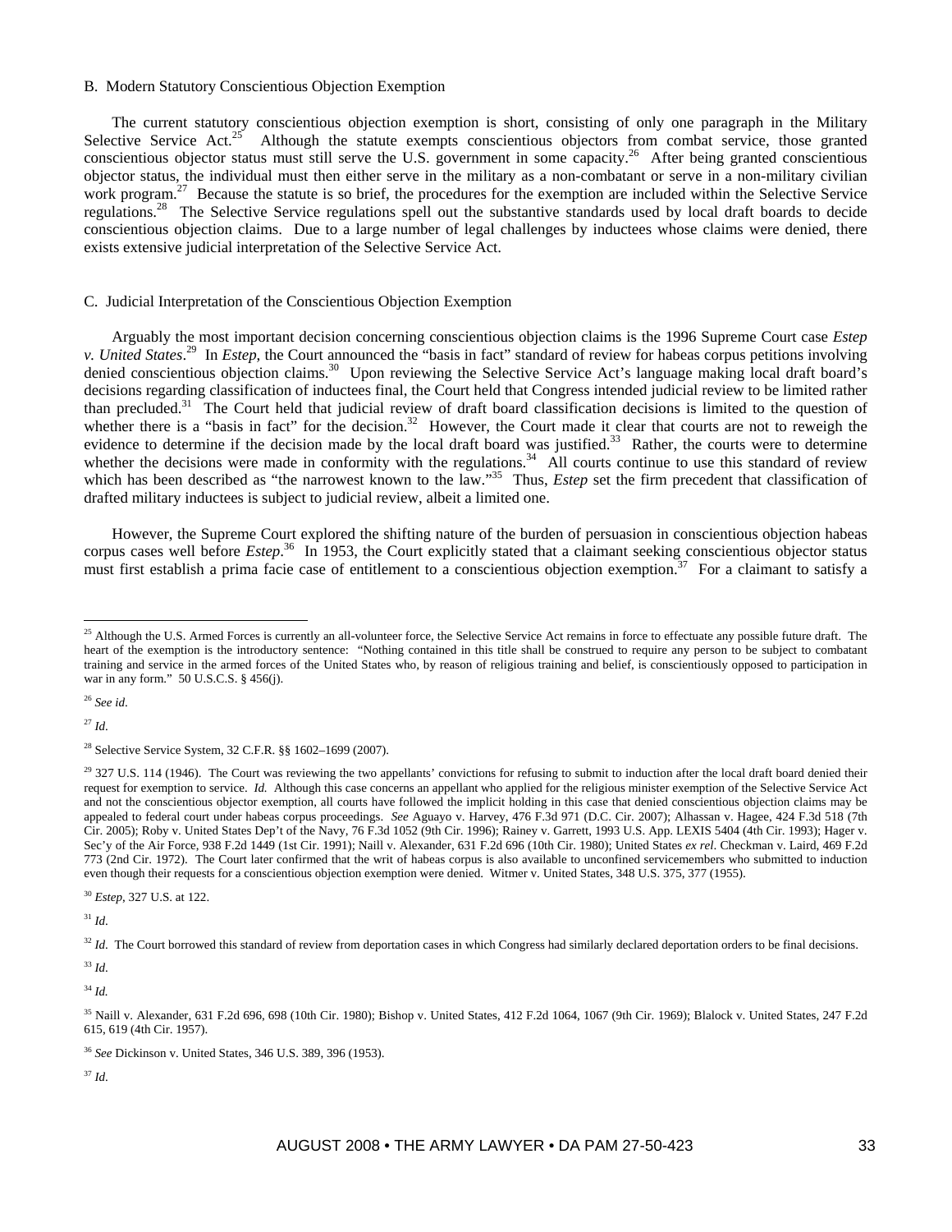B. Modern Statutory Conscientious Objection Exemption

The current statutory conscientious objection exemption is short, consisting of only one paragraph in the Military Selective Service Act.[25] Although the statute exempts conscientious objectors from combat service, those granted conscientious objector status must still serve the U.S. government in some capacity.[26] After being granted conscientious objector status, the individual must then either serve in the military as a non-combatant or serve in a non-military civilian work program.[27] Because the statute is so brief, the procedures for the exemption are included within the Selective Service regulations.[28] The Selective Service regulations spell out the substantive standards used by local draft boards to decide conscientious objection claims. Due to a large number of legal challenges by inductees whose claims were denied, there exists extensive judicial interpretation of the Selective Service Act.

C. Judicial Interpretation of the Conscientious Objection Exemption

Arguably the most important decision concerning conscientious objection claims is the 1996 Supreme Court case *Estep v. United States*.[29] In *Estep*, the Court announced the "basis in fact" standard of review for habeas corpus petitions involving denied conscientious objection claims.[30] Upon reviewing the Selective Service Act's language making local draft board's decisions regarding classification of inductees final, the Court held that Congress intended judicial review to be limited rather than precluded.[31] The Court held that judicial review of draft board classification decisions is limited to the question of whether there is a "basis in fact" for the decision.[32] However, the Court made it clear that courts are not to reweigh the evidence to determine if the decision made by the local draft board was justified.[33] Rather, the courts were to determine whether the decisions were made in conformity with the regulations.[34] All courts continue to use this standard of review which has been described as "the narrowest known to the law."[35] Thus, *Estep* set the firm precedent that classification of drafted military inductees is subject to judicial review, albeit a limited one.

However, the Supreme Court explored the shifting nature of the burden of persuasion in conscientious objection habeas corpus cases well before *Estep*.[36] In 1953, the Court explicitly stated that a claimant seeking conscientious objector status must first establish a prima facie case of entitlement to a conscientious objection exemption.[37] For a claimant to satisfy a

---

[25] Although the U.S. Armed Forces is currently an all-volunteer force, the Selective Service Act remains in force to effectuate any possible future draft. The heart of the exemption is the introductory sentence: "Nothing contained in this title shall be construed to require any person to be subject to combatant training and service in the armed forces of the United States who, by reason of religious training and belief, is conscientiously opposed to participation in war in any form." 50 U.S.C.S. § 456(j).

[26] *See id*.

[27] *Id*.

[28] Selective Service System, 32 C.F.R. §§ 1602–1699 (2007).

[29] 327 U.S. 114 (1946). The Court was reviewing the two appellants' convictions for refusing to submit to induction after the local draft board denied their request for exemption to service. *Id.* Although this case concerns an appellant who applied for the religious minister exemption of the Selective Service Act and not the conscientious objector exemption, all courts have followed the implicit holding in this case that denied conscientious objection claims may be appealed to federal court under habeas corpus proceedings. *See* Aguayo v. Harvey, 476 F.3d 971 (D.C. Cir. 2007); Alhassan v. Hagee, 424 F.3d 518 (7th Cir. 2005); Roby v. United States Dep't of the Navy, 76 F.3d 1052 (9th Cir. 1996); Rainey v. Garrett, 1993 U.S. App. LEXIS 5404 (4th Cir. 1993); Hager v. Sec'y of the Air Force, 938 F.2d 1449 (1st Cir. 1991); Naill v. Alexander, 631 F.2d 696 (10th Cir. 1980); United States *ex rel*. Checkman v. Laird, 469 F.2d 773 (2nd Cir. 1972). The Court later confirmed that the writ of habeas corpus is also available to unconfined servicemembers who submitted to induction even though their requests for a conscientious objection exemption were denied. Witmer v. United States, 348 U.S. 375, 377 (1955).

[30] *Estep*, 327 U.S. at 122.

[31] *Id*.

[32] *Id*. The Court borrowed this standard of review from deportation cases in which Congress had similarly declared deportation orders to be final decisions.

[33] *Id*.

[34] *Id.*

[35] Naill v. Alexander, 631 F.2d 696, 698 (10th Cir. 1980); Bishop v. United States, 412 F.2d 1064, 1067 (9th Cir. 1969); Blalock v. United States, 247 F.2d 615, 619 (4th Cir. 1957).

[36] *See* Dickinson v. United States, 346 U.S. 389, 396 (1953).

[37] *Id*.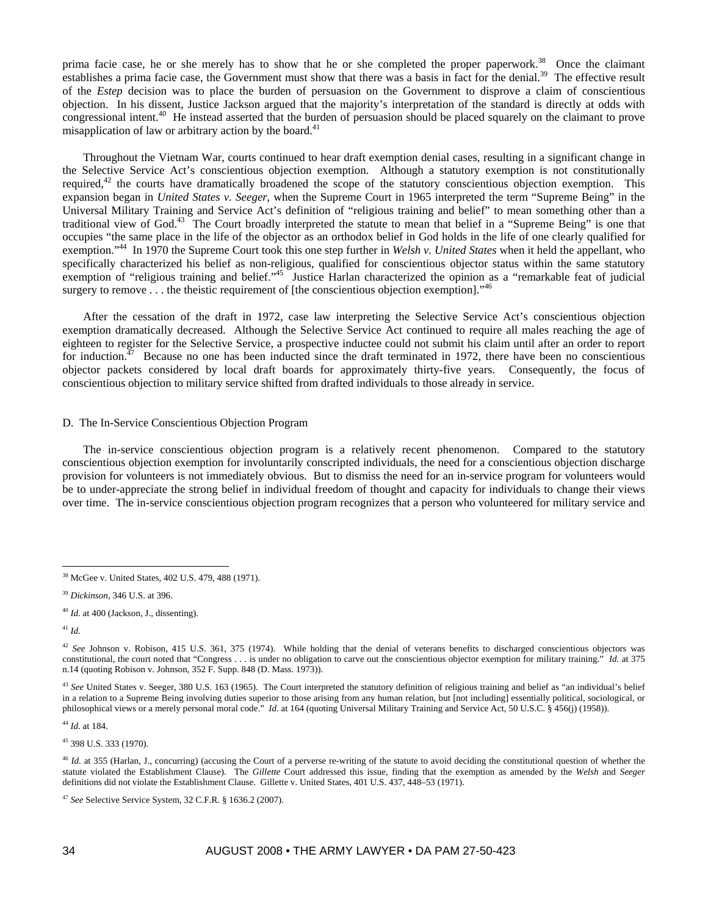prima facie case, he or she merely has to show that he or she completed the proper paperwork.[38] Once the claimant establishes a prima facie case, the Government must show that there was a basis in fact for the denial.[39] The effective result of the *Estep* decision was to place the burden of persuasion on the Government to disprove a claim of conscientious objection. In his dissent, Justice Jackson argued that the majority's interpretation of the standard is directly at odds with congressional intent.[40] He instead asserted that the burden of persuasion should be placed squarely on the claimant to prove misapplication of law or arbitrary action by the board.[41]

Throughout the Vietnam War, courts continued to hear draft exemption denial cases, resulting in a significant change in the Selective Service Act's conscientious objection exemption. Although a statutory exemption is not constitutionally required,[42] the courts have dramatically broadened the scope of the statutory conscientious objection exemption. This expansion began in *United States v. Seeger*, when the Supreme Court in 1965 interpreted the term "Supreme Being" in the Universal Military Training and Service Act's definition of "religious training and belief" to mean something other than a traditional view of God.[43] The Court broadly interpreted the statute to mean that belief in a "Supreme Being" is one that occupies "the same place in the life of the objector as an orthodox belief in God holds in the life of one clearly qualified for exemption."[44] In 1970 the Supreme Court took this one step further in *Welsh v. United States* when it held the appellant, who specifically characterized his belief as non-religious, qualified for conscientious objector status within the same statutory exemption of "religious training and belief."[45] Justice Harlan characterized the opinion as a "remarkable feat of judicial surgery to remove . . . the theistic requirement of [the conscientious objection exemption]."[46]

After the cessation of the draft in 1972, case law interpreting the Selective Service Act's conscientious objection exemption dramatically decreased. Although the Selective Service Act continued to require all males reaching the age of eighteen to register for the Selective Service, a prospective inductee could not submit his claim until after an order to report for induction.[47] Because no one has been inducted since the draft terminated in 1972, there have been no conscientious objector packets considered by local draft boards for approximately thirty-five years. Consequently, the focus of conscientious objection to military service shifted from drafted individuals to those already in service.

### D. The In-Service Conscientious Objection Program

The in-service conscientious objection program is a relatively recent phenomenon. Compared to the statutory conscientious objection exemption for involuntarily conscripted individuals, the need for a conscientious objection discharge provision for volunteers is not immediately obvious. But to dismiss the need for an in-service program for volunteers would be to under-appreciate the strong belief in individual freedom of thought and capacity for individuals to change their views over time. The in-service conscientious objection program recognizes that a person who volunteered for military service and

---

[38] McGee v. United States, 402 U.S. 479, 488 (1971).

[39] *Dickinson*, 346 U.S. at 396.

[40] *Id.* at 400 (Jackson, J., dissenting).

[41] *Id.*

[42] *See* Johnson v. Robison, 415 U.S. 361, 375 (1974). While holding that the denial of veterans benefits to discharged conscientious objectors was constitutional, the court noted that "Congress . . . is under no obligation to carve out the conscientious objector exemption for military training." *Id.* at 375 n.14 (quoting Robison v. Johnson, 352 F. Supp. 848 (D. Mass. 1973)).

[43] *See* United States v. Seeger, 380 U.S. 163 (1965). The Court interpreted the statutory definition of religious training and belief as "an individual's belief in a relation to a Supreme Being involving duties superior to those arising from any human relation, but [not including] essentially political, sociological, or philosophical views or a merely personal moral code." *Id.* at 164 (quoting Universal Military Training and Service Act, 50 U.S.C. § 456(j) (1958)).

[44] *Id.* at 184.

[45] 398 U.S. 333 (1970).

[46] *Id.* at 355 (Harlan, J., concurring) (accusing the Court of a perverse re-writing of the statute to avoid deciding the constitutional question of whether the statute violated the Establishment Clause). The *Gillette* Court addressed this issue, finding that the exemption as amended by the *Welsh* and *Seeger* definitions did not violate the Establishment Clause. Gillette v. United States, 401 U.S. 437, 448–53 (1971).

[47] *See* Selective Service System, 32 C.F.R. § 1636.2 (2007).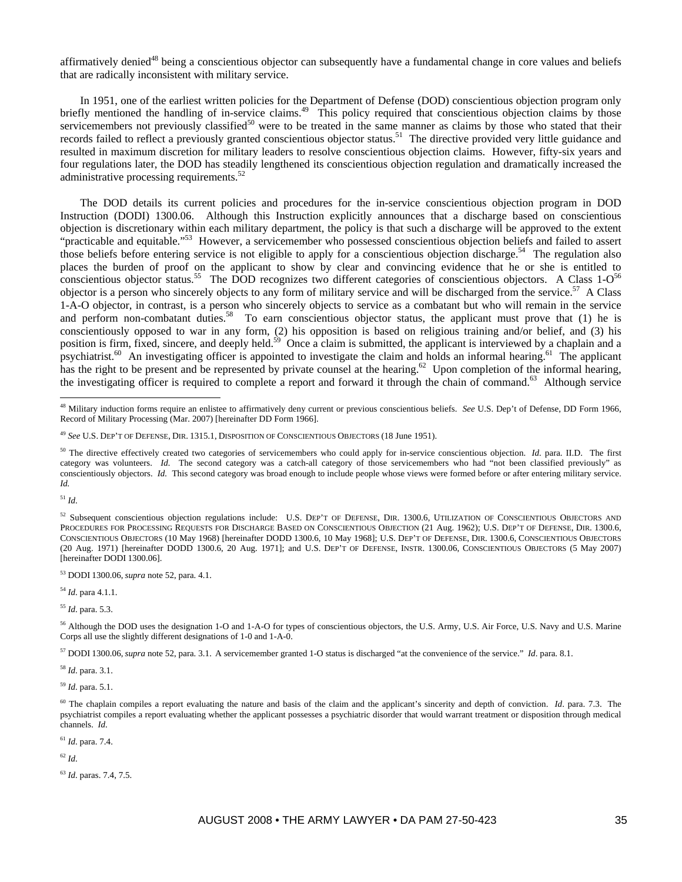affirmatively denied[48] being a conscientious objector can subsequently have a fundamental change in core values and beliefs that are radically inconsistent with military service.

In 1951, one of the earliest written policies for the Department of Defense (DOD) conscientious objection program only briefly mentioned the handling of in-service claims.[49] This policy required that conscientious objection claims by those servicemembers not previously classified[50] were to be treated in the same manner as claims by those who stated that their records failed to reflect a previously granted conscientious objector status.[51] The directive provided very little guidance and resulted in maximum discretion for military leaders to resolve conscientious objection claims. However, fifty-six years and four regulations later, the DOD has steadily lengthened its conscientious objection regulation and dramatically increased the administrative processing requirements.[52]

The DOD details its current policies and procedures for the in-service conscientious objection program in DOD Instruction (DODI) 1300.06. Although this Instruction explicitly announces that a discharge based on conscientious objection is discretionary within each military department, the policy is that such a discharge will be approved to the extent "practicable and equitable."[53] However, a servicemember who possessed conscientious objection beliefs and failed to assert those beliefs before entering service is not eligible to apply for a conscientious objection discharge.[54] The regulation also places the burden of proof on the applicant to show by clear and convincing evidence that he or she is entitled to conscientious objector status.[55] The DOD recognizes two different categories of conscientious objectors. A Class 1-O[56] objector is a person who sincerely objects to any form of military service and will be discharged from the service.[57] A Class 1-A-O objector, in contrast, is a person who sincerely objects to service as a combatant but who will remain in the service and perform non-combatant duties.[58] To earn conscientious objector status, the applicant must prove that (1) he is conscientiously opposed to war in any form, (2) his opposition is based on religious training and/or belief, and (3) his position is firm, fixed, sincere, and deeply held.[59] Once a claim is submitted, the applicant is interviewed by a chaplain and a psychiatrist.[60] An investigating officer is appointed to investigate the claim and holds an informal hearing.[61] The applicant has the right to be present and be represented by private counsel at the hearing.[62] Upon completion of the informal hearing, the investigating officer is required to complete a report and forward it through the chain of command.[63] Although service

---

[48] Military induction forms require an enlistee to affirmatively deny current or previous conscientious beliefs. *See* U.S. Dep't of Defense, DD Form 1966, Record of Military Processing (Mar. 2007) [hereinafter DD Form 1966].

[49] *See* U.S. DEP'T OF DEFENSE, DIR. 1315.1, DISPOSITION OF CONSCIENTIOUS OBJECTORS (18 June 1951).

[50] The directive effectively created two categories of servicemembers who could apply for in-service conscientious objection. *Id.* para. II.D. The first category was volunteers. *Id.* The second category was a catch-all category of those servicemembers who had "not been classified previously" as consciencitously objectors. *Id.* This second category was broad enough to include people whose views were formed before or after entering military service. *Id.*

[51] *Id.*

[52] Subsequent conscientious objection regulations include: U.S. DEP'T OF DEFENSE, DIR. 1300.6, UTILIZATION OF CONSCIENTIOUS OBJECTORS AND PROCEDURES FOR PROCESSING REQUESTS FOR DISCHARGE BASED ON CONSCIENTIOUS OBJECTION (21 Aug. 1962); U.S. DEP'T OF DEFENSE, DIR. 1300.6, CONSCIENTIOUS OBJECTORS (10 May 1968) [hereinafter DODD 1300.6, 10 May 1968]; U.S. DEP'T OF DEFENSE, DIR. 1300.6, CONSCIENTIOUS OBJECTORS (20 Aug. 1971) [hereinafter DODD 1300.6, 20 Aug. 1971]; and U.S. DEP'T OF DEFENSE, INSTR. 1300.06, CONSCIENTIOUS OBJECTORS (5 May 2007) [hereinafter DODI 1300.06].

[53] DODI 1300.06, *supra* note 52, para. 4.1.

[54] *Id.* para 4.1.1.

[55] *Id.* para. 5.3.

[56] Although the DOD uses the designation 1-O and 1-A-O for types of conscientious objectors, the U.S. Army, U.S. Air Force, U.S. Navy and U.S. Marine Corps all use the slightly different designations of 1-0 and 1-A-0.

[57] DODI 1300.06, *supra* note 52, para. 3.1. A servicemember granted 1-O status is discharged "at the convenience of the service." *Id*. para. 8.1.

[58] *Id.* para. 3.1.

[59] *Id.* para. 5.1.

[60] The chaplain compiles a report evaluating the nature and basis of the claim and the applicant's sincerity and depth of conviction. *Id*. para. 7.3. The psychiatrist compiles a report evaluating whether the applicant possesses a psychiatric disorder that would warrant treatment or disposition through medical channels. *Id*.

[61] *Id.* para. 7.4.

[62] *Id.*

[63] *Id.* paras. 7.4, 7.5.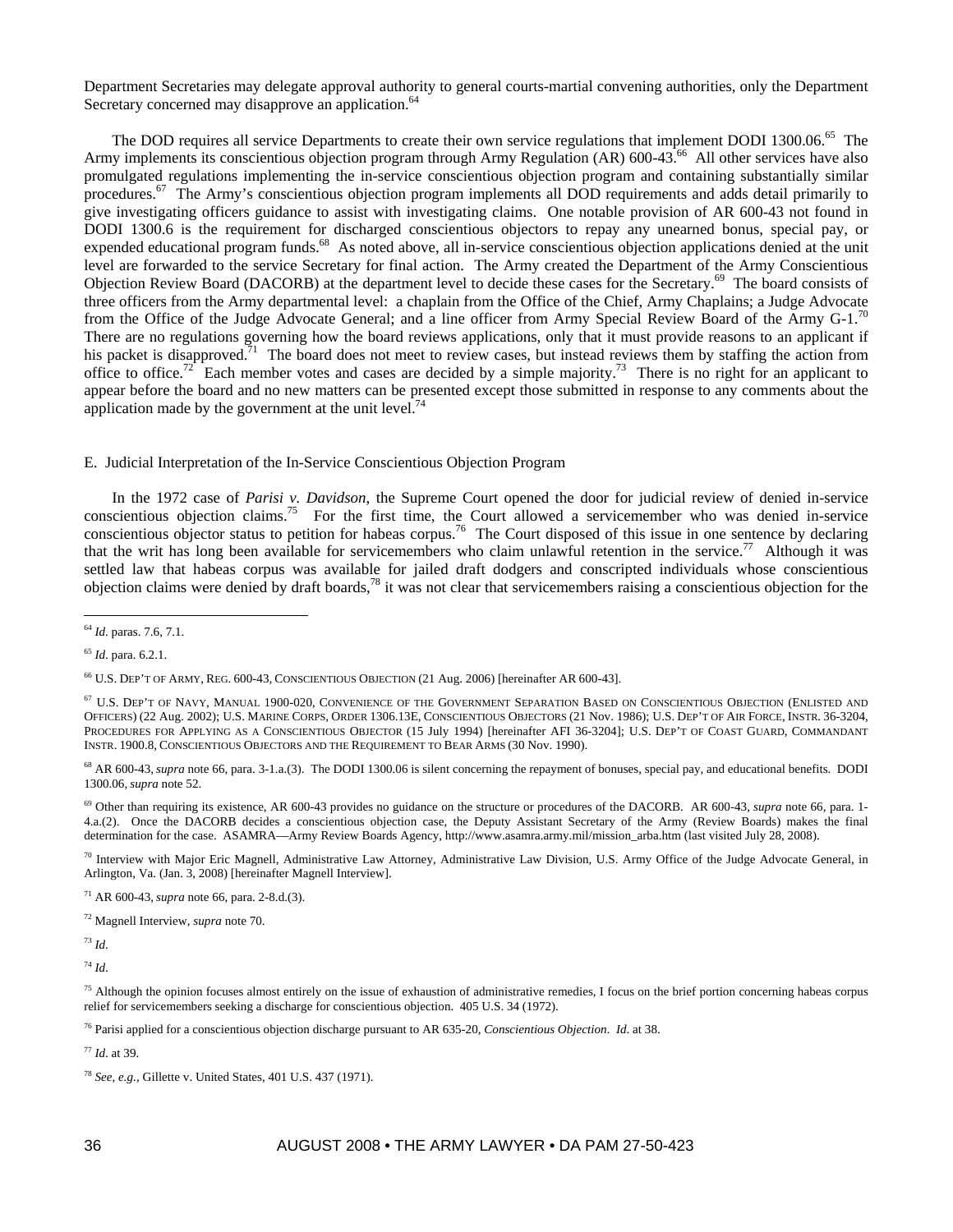Department Secretaries may delegate approval authority to general courts-martial convening authorities, only the Department Secretary concerned may disapprove an application.[64]

The DOD requires all service Departments to create their own service regulations that implement DODI 1300.06.[65] The Army implements its conscientious objection program through Army Regulation (AR) 600-43.[66] All other services have also promulgated regulations implementing the in-service conscientious objection program and containing substantially similar procedures.[67] The Army's conscientious objection program implements all DOD requirements and adds detail primarily to give investigating officers guidance to assist with investigating claims. One notable provision of AR 600-43 not found in DODI 1300.6 is the requirement for discharged conscientious objectors to repay any unearned bonus, special pay, or expended educational program funds.[68] As noted above, all in-service conscientious objection applications denied at the unit level are forwarded to the service Secretary for final action. The Army created the Department of the Army Conscientious Objection Review Board (DACORB) at the department level to decide these cases for the Secretary.[69] The board consists of three officers from the Army departmental level: a chaplain from the Office of the Chief, Army Chaplains; a Judge Advocate from the Office of the Judge Advocate General; and a line officer from Army Special Review Board of the Army G-1.[70] There are no regulations governing how the board reviews applications, only that it must provide reasons to an applicant if his packet is disapproved.[71] The board does not meet to review cases, but instead reviews them by staffing the action from office to office.[72] Each member votes and cases are decided by a simple majority.[73] There is no right for an applicant to appear before the board and no new matters can be presented except those submitted in response to any comments about the application made by the government at the unit level.[74]

### E. Judicial Interpretation of the In-Service Conscientious Objection Program

In the 1972 case of *Parisi v. Davidson*, the Supreme Court opened the door for judicial review of denied in-service conscientious objection claims.[75] For the first time, the Court allowed a servicemember who was denied in-service conscientious objector status to petition for habeas corpus.[76] The Court disposed of this issue in one sentence by declaring that the writ has long been available for servicemembers who claim unlawful retention in the service.[77] Although it was settled law that habeas corpus was available for jailed draft dodgers and conscripted individuals whose conscientious objection claims were denied by draft boards,[78] it was not clear that servicemembers raising a conscientious objection for the

---

[64] *Id.* paras. 7.6, 7.1.

[65] *Id.* para. 6.2.1.

[66] U.S. DEP'T OF ARMY, REG. 600-43, CONSCIENTIOUS OBJECTION (21 Aug. 2006) [hereinafter AR 600-43].

[67] U.S. DEP'T OF NAVY, MANUAL 1900-020, CONVENIENCE OF THE GOVERNMENT SEPARATION BASED ON CONSCIENTIOUS OBJECTION (ENLISTED AND OFFICERS) (22 Aug. 2002); U.S. MARINE CORPS, ORDER 1306.13E, CONSCIENTIOUS OBJECTORS (21 Nov. 1986); U.S. DEP'T OF AIR FORCE, INSTR. 36-3204, PROCEDURES FOR APPLYING AS A CONSCIENTIOUS OBJECTOR (15 July 1994) [hereinafter AFI 36-3204]; U.S. DEP'T OF COAST GUARD, COMMANDANT INSTR. 1900.8, CONSCIENTIOUS OBJECTORS AND THE REQUIREMENT TO BEAR ARMS (30 Nov. 1990).

[68] AR 600-43, *supra* note 66, para. 3-1.a.(3). The DODI 1300.06 is silent concerning the repayment of bonuses, special pay, and educational benefits. DODI 1300.06, *supra* note 52.

[69] Other than requiring its existence, AR 600-43 provides no guidance on the structure or procedures of the DACORB. AR 600-43, *supra* note 66, para. 1-4.a.(2). Once the DACORB decides a conscientious objection case, the Deputy Assistant Secretary of the Army (Review Boards) makes the final determination for the case. ASAMRA—Army Review Boards Agency, http://www.asamra.army.mil/mission_arba.htm (last visited July 28, 2008).

[70] Interview with Major Eric Magnell, Administrative Law Attorney, Administrative Law Division, U.S. Army Office of the Judge Advocate General, in Arlington, Va. (Jan. 3, 2008) [hereinafter Magnell Interview].

[71] AR 600-43, *supra* note 66, para. 2-8.d.(3).

[72] Magnell Interview, *supra* note 70.

[73] *Id.*

[74] *Id.*

[75] Although the opinion focuses almost entirely on the issue of exhaustion of administrative remedies, I focus on the brief portion concerning habeas corpus relief for servicemembers seeking a discharge for conscientious objection. 405 U.S. 34 (1972).

[76] Parisi applied for a conscientious objection discharge pursuant to AR 635-20, *Conscientious Objection*. *Id.* at 38.

[77] *Id.* at 39.

[78] *See, e.g.*, Gillette v. United States, 401 U.S. 437 (1971).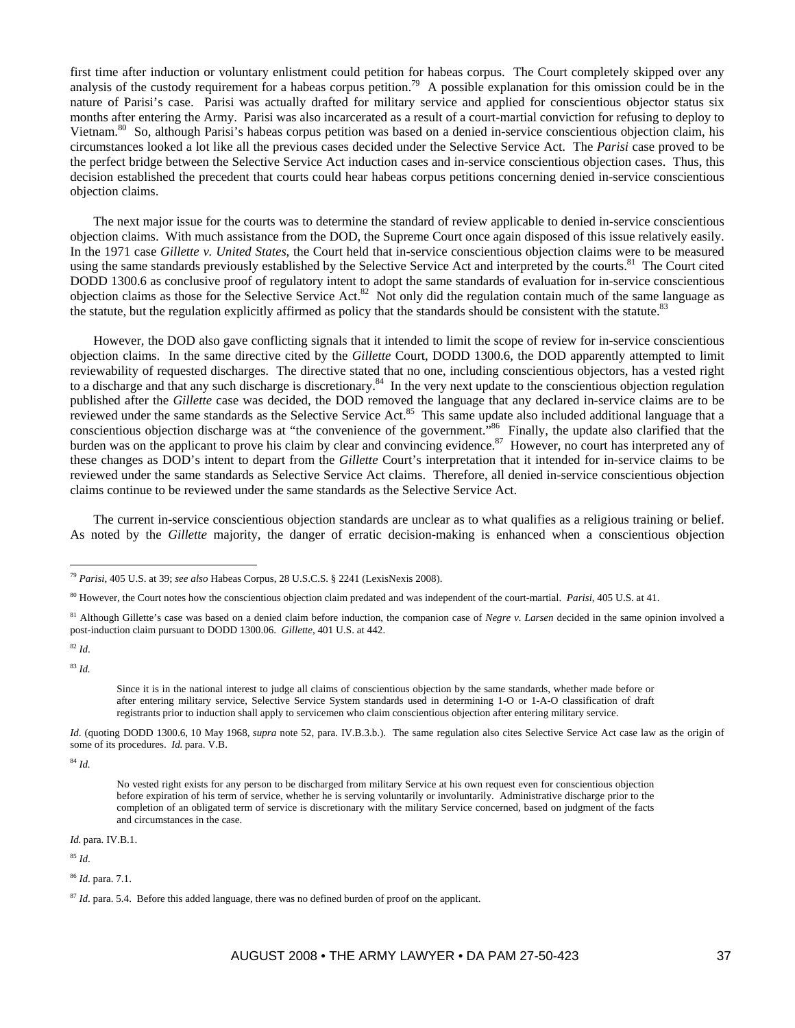first time after induction or voluntary enlistment could petition for habeas corpus. The Court completely skipped over any analysis of the custody requirement for a habeas corpus petition.[79] A possible explanation for this omission could be in the nature of Parisi's case. Parisi was actually drafted for military service and applied for conscientious objector status six months after entering the Army. Parisi was also incarcerated as a result of a court-martial conviction for refusing to deploy to Vietnam.[80] So, although Parisi's habeas corpus petition was based on a denied in-service conscientious objection claim, his circumstances looked a lot like all the previous cases decided under the Selective Service Act. The *Parisi* case proved to be the perfect bridge between the Selective Service Act induction cases and in-service conscientious objection cases. Thus, this decision established the precedent that courts could hear habeas corpus petitions concerning denied in-service conscientious objection claims.

The next major issue for the courts was to determine the standard of review applicable to denied in-service conscientious objection claims. With much assistance from the DOD, the Supreme Court once again disposed of this issue relatively easily. In the 1971 case *Gillette v. United States*, the Court held that in-service conscientious objection claims were to be measured using the same standards previously established by the Selective Service Act and interpreted by the courts.[81] The Court cited DODD 1300.6 as conclusive proof of regulatory intent to adopt the same standards of evaluation for in-service conscientious objection claims as those for the Selective Service Act.[82] Not only did the regulation contain much of the same language as the statute, but the regulation explicitly affirmed as policy that the standards should be consistent with the statute.[83]

However, the DOD also gave conflicting signals that it intended to limit the scope of review for in-service conscientious objection claims. In the same directive cited by the *Gillette* Court, DODD 1300.6, the DOD apparently attempted to limit reviewability of requested discharges. The directive stated that no one, including conscientious objectors, has a vested right to a discharge and that any such discharge is discretionary.[84] In the very next update to the conscientious objection regulation published after the *Gillette* case was decided, the DOD removed the language that any declared in-service claims are to be reviewed under the same standards as the Selective Service Act.[85] This same update also included additional language that a conscientious objection discharge was at "the convenience of the government."[86] Finally, the update also clarified that the burden was on the applicant to prove his claim by clear and convincing evidence.[87] However, no court has interpreted any of these changes as DOD's intent to depart from the *Gillette* Court's interpretation that it intended for in-service claims to be reviewed under the same standards as Selective Service Act claims. Therefore, all denied in-service conscientious objection claims continue to be reviewed under the same standards as the Selective Service Act.

The current in-service conscientious objection standards are unclear as to what qualifies as a religious training or belief. As noted by the *Gillette* majority, the danger of erratic decision-making is enhanced when a conscientious objection

---

[79] *Parisi*, 405 U.S. at 39; *see also* Habeas Corpus, 28 U.S.C.S. § 2241 (LexisNexis 2008).

[80] However, the Court notes how the conscientious objection claim predated and was independent of the court-martial. *Parisi*, 405 U.S. at 41.

[81] Although Gillette's case was based on a denied claim before induction, the companion case of *Negre v. Larsen* decided in the same opinion involved a post-induction claim pursuant to DODD 1300.06. *Gillette*, 401 U.S. at 442.

[82] *Id*.

[83] *Id.*

> Since it is in the national interest to judge all claims of conscientious objection by the same standards, whether made before or after entering military service, Selective Service System standards used in determining 1-O or 1-A-O classification of draft registrants prior to induction shall apply to servicemen who claim conscientious objection after entering military service.

*Id*. (quoting DODD 1300.6, 10 May 1968, *supra* note 52, para. IV.B.3.b.). The same regulation also cites Selective Service Act case law as the origin of some of its procedures. *Id.* para. V.B.

[84] *Id.*

> No vested right exists for any person to be discharged from military Service at his own request even for conscientious objection before expiration of his term of service, whether he is serving voluntarily or involuntarily. Administrative discharge prior to the completion of an obligated term of service is discretionary with the military Service concerned, based on judgment of the facts and circumstances in the case.

*Id.* para. IV.B.1.

[85] *Id*.

[86] *Id*. para. 7.1.

[87] *Id*. para. 5.4. Before this added language, there was no defined burden of proof on the applicant.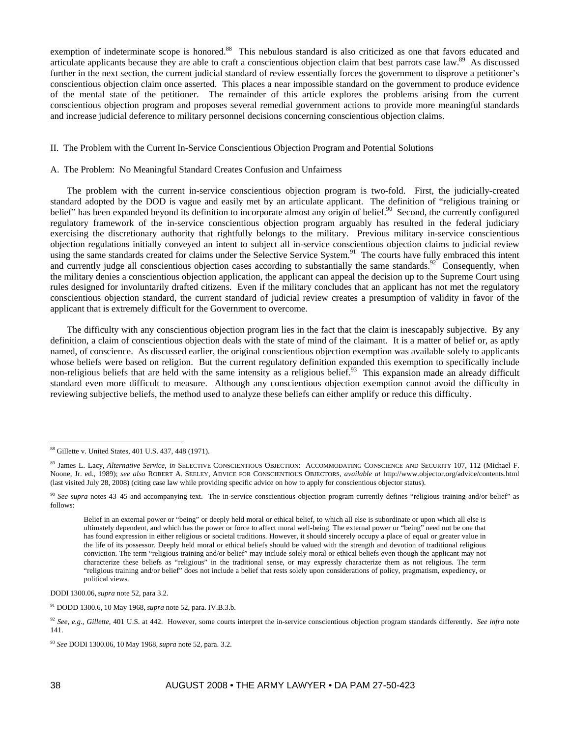exemption of indeterminate scope is honored.[88] This nebulous standard is also criticized as one that favors educated and articulate applicants because they are able to craft a conscientious objection claim that best parrots case law.[89] As discussed further in the next section, the current judicial standard of review essentially forces the government to disprove a petitioner's conscientious objection claim once asserted. This places a near impossible standard on the government to produce evidence of the mental state of the petitioner. The remainder of this article explores the problems arising from the current conscientious objection program and proposes several remedial government actions to provide more meaningful standards and increase judicial deference to military personnel decisions concerning conscientious objection claims.

## II. The Problem with the Current In-Service Conscientious Objection Program and Potential Solutions

### A. The Problem: No Meaningful Standard Creates Confusion and Unfairness

The problem with the current in-service conscientious objection program is two-fold. First, the judicially-created standard adopted by the DOD is vague and easily met by an articulate applicant. The definition of "religious training or belief" has been expanded beyond its definition to incorporate almost any origin of belief.[90] Second, the currently configured regulatory framework of the in-service conscientious objection program arguably has resulted in the federal judiciary exercising the discretionary authority that rightfully belongs to the military. Previous military in-service conscientious objection regulations initially conveyed an intent to subject all in-service conscientious objection claims to judicial review using the same standards created for claims under the Selective Service System.[91] The courts have fully embraced this intent and currently judge all conscientious objection cases according to substantially the same standards.[92] Consequently, when the military denies a conscientious objection application, the applicant can appeal the decision up to the Supreme Court using rules designed for involuntarily drafted citizens. Even if the military concludes that an applicant has not met the regulatory conscientious objection standard, the current standard of judicial review creates a presumption of validity in favor of the applicant that is extremely difficult for the Government to overcome.

The difficulty with any conscientious objection program lies in the fact that the claim is inescapably subjective. By any definition, a claim of conscientious objection deals with the state of mind of the claimant. It is a matter of belief or, as aptly named, of conscience. As discussed earlier, the original conscientious objection exemption was available solely to applicants whose beliefs were based on religion. But the current regulatory definition expanded this exemption to specifically include non-religious beliefs that are held with the same intensity as a religious belief.[93] This expansion made an already difficult standard even more difficult to measure. Although any conscientious objection exemption cannot avoid the difficulty in reviewing subjective beliefs, the method used to analyze these beliefs can either amplify or reduce this difficulty.

---

[88] Gillette v. United States, 401 U.S. 437, 448 (1971).

[89] James L. Lacy, *Alternative Service*, *in* SELECTIVE CONSCIENTIOUS OBJECTION: ACCOMMODATING CONSCIENCE AND SECURITY 107, 112 (Michael F. Noone, Jr. ed., 1989); *see also* ROBERT A. SEELEY, ADVICE FOR CONSCIENTIOUS OBJECTORS, *available at* http://www.objector.org/advice/contents.html (last visited July 28, 2008) (citing case law while providing specific advice on how to apply for conscientious objector status).

[90] *See supra* notes 43–45 and accompanying text. The in-service conscientious objection program currently defines "religious training and/or belief" as follows:

> Belief in an external power or "being" or deeply held moral or ethical belief, to which all else is subordinate or upon which all else is ultimately dependent, and which has the power or force to affect moral well-being. The external power or "being" need not be one that has found expression in either religious or societal traditions. However, it should sincerely occupy a place of equal or greater value in the life of its possessor. Deeply held moral or ethical beliefs should be valued with the strength and devotion of traditional religious conviction. The term "religious training and/or belief" may include solely moral or ethical beliefs even though the applicant may not characterize these beliefs as "religious" in the traditional sense, or may expressly characterize them as not religious. The term "religious training and/or belief" does not include a belief that rests solely upon considerations of policy, pragmatism, expediency, or political views.

DODI 1300.06, *supra* note 52, para 3.2.

[91] DODD 1300.6, 10 May 1968, *supra* note 52, para. IV.B.3.b.

[92] *See, e.g.*, *Gillette*, 401 U.S. at 442. However, some courts interpret the in-service conscientious objection program standards differently. *See infra* note 141.

[93] *See* DODI 1300.06, 10 May 1968, *supra* note 52, para. 3.2.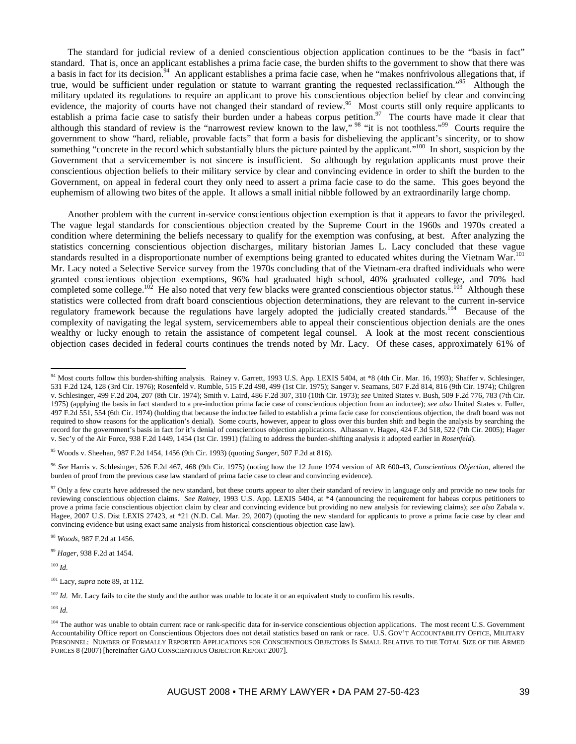The standard for judicial review of a denied conscientious objection application continues to be the "basis in fact" standard. That is, once an applicant establishes a prima facie case, the burden shifts to the government to show that there was a basis in fact for its decision.[94] An applicant establishes a prima facie case, when he "makes nonfrivolous allegations that, if true, would be sufficient under regulation or statute to warrant granting the requested reclassification."[95] Although the military updated its regulations to require an applicant to prove his conscientious objection belief by clear and convincing evidence, the majority of courts have not changed their standard of review.[96] Most courts still only require applicants to establish a prima facie case to satisfy their burden under a habeas corpus petition.[97] The courts have made it clear that although this standard of review is the "narrowest review known to the law," [98] "it is not toothless."[99] Courts require the government to show "hard, reliable, provable facts" that form a basis for disbelieving the applicant's sincerity, or to show something "concrete in the record which substantially blurs the picture painted by the applicant."[100] In short, suspicion by the Government that a servicemember is not sincere is insufficient. So although by regulation applicants must prove their conscientious objection beliefs to their military service by clear and convincing evidence in order to shift the burden to the Government, on appeal in federal court they only need to assert a prima facie case to do the same. This goes beyond the euphemism of allowing two bites of the apple. It allows a small initial nibble followed by an extraordinarily large chomp.

Another problem with the current in-service conscientious objection exemption is that it appears to favor the privileged. The vague legal standards for conscientious objection created by the Supreme Court in the 1960s and 1970s created a condition where determining the beliefs necessary to qualify for the exemption was confusing, at best. After analyzing the statistics concerning conscientious objection discharges, military historian James L. Lacy concluded that these vague standards resulted in a disproportionate number of exemptions being granted to educated whites during the Vietnam War.[101] Mr. Lacy noted a Selective Service survey from the 1970s concluding that of the Vietnam-era drafted individuals who were granted conscientious objection exemptions, 96% had graduated high school, 40% graduated college, and 70% had completed some college.[102] He also noted that very few blacks were granted conscientious objector status.[103] Although these statistics were collected from draft board conscientious objection determinations, they are relevant to the current in-service regulatory framework because the regulations have largely adopted the judicially created standards.[104] Because of the complexity of navigating the legal system, servicemembers able to appeal their conscientious objection denials are the ones wealthy or lucky enough to retain the assistance of competent legal counsel. A look at the most recent conscientious objection cases decided in federal courts continues the trends noted by Mr. Lacy. Of these cases, approximately 61% of

---

[94] Most courts follow this burden-shifting analysis. Rainey v. Garrett, 1993 U.S. App. LEXIS 5404, at *8 (4th Cir. Mar. 16, 1993); Shaffer v. Schlesinger, 531 F.2d 124, 128 (3rd Cir. 1976); Rosenfeld v. Rumble, 515 F.2d 498, 499 (1st Cir. 1975); Sanger v. Seamans, 507 F.2d 814, 816 (9th Cir. 1974); Chilgren v. Schlesinger, 499 F.2d 204, 207 (8th Cir. 1974); Smith v. Laird, 486 F.2d 307, 310 (10th Cir. 1973); *see* United States v. Bush, 509 F.2d 776, 783 (7th Cir. 1975) (applying the basis in fact standard to a pre-induction prima facie case of conscientious objection from an inductee); *see also* United States v. Fuller, 497 F.2d 551, 554 (6th Cir. 1974) (holding that because the inductee failed to establish a prima facie case for conscientious objection, the draft board was not required to show reasons for the application's denial). Some courts, however, appear to gloss over this burden shift and begin the analysis by searching the record for the government's basis in fact for it's denial of conscientious objection applications. Alhassan v. Hagee, 424 F.3d 518, 522 (7th Cir. 2005); Hager v. Sec'y of the Air Force, 938 F.2d 1449, 1454 (1st Cir. 1991) (failing to address the burden-shifting analysis it adopted earlier in *Rosenfeld*).

[95] Woods v. Sheehan, 987 F.2d 1454, 1456 (9th Cir. 1993) (quoting *Sanger*, 507 F.2d at 816).

[96] *See* Harris v. Schlesinger, 526 F.2d 467, 468 (9th Cir. 1975) (noting how the 12 June 1974 version of AR 600-43, *Conscientious Objection*, altered the burden of proof from the previous case law standard of prima facie case to clear and convincing evidence).

[97] Only a few courts have addressed the new standard, but these courts appear to alter their standard of review in language only and provide no new tools for reviewing conscientious objection claims. *See Rainey*, 1993 U.S. App. LEXIS 5404, at *4 (announcing the requirement for habeas corpus petitioners to prove a prima facie conscientious objection claim by clear and convincing evidence but providing no new analysis for reviewing claims); *see also* Zabala v. Hagee, 2007 U.S. Dist LEXIS 27423, at *21 (N.D. Cal. Mar. 29, 2007) (quoting the new standard for applicants to prove a prima facie case by clear and convincing evidence but using exact same analysis from historical conscientious objection case law).

[98] *Woods*, 987 F.2d at 1456.

[99] *Hager*, 938 F.2d at 1454.

[100] *Id*.

[101] Lacy, *supra* note 89, at 112.

[102] *Id*. Mr. Lacy fails to cite the study and the author was unable to locate it or an equivalent study to confirm his results.

[103] *Id*.

[104] The author was unable to obtain current race or rank-specific data for in-service conscientious objection applications. The most recent U.S. Government Accountability Office report on Conscientious Objectors does not detail statistics based on rank or race. U.S. GOV'T ACCOUNTABILITY OFFICE, MILITARY PERSONNEL: NUMBER OF FORMALLY REPORTED APPLICATIONS FOR CONSCIENTIOUS OBJECTORS IS SMALL RELATIVE TO THE TOTAL SIZE OF THE ARMED FORCES 8 (2007) [hereinafter GAO CONSCIENTIOUS OBJECTOR REPORT 2007].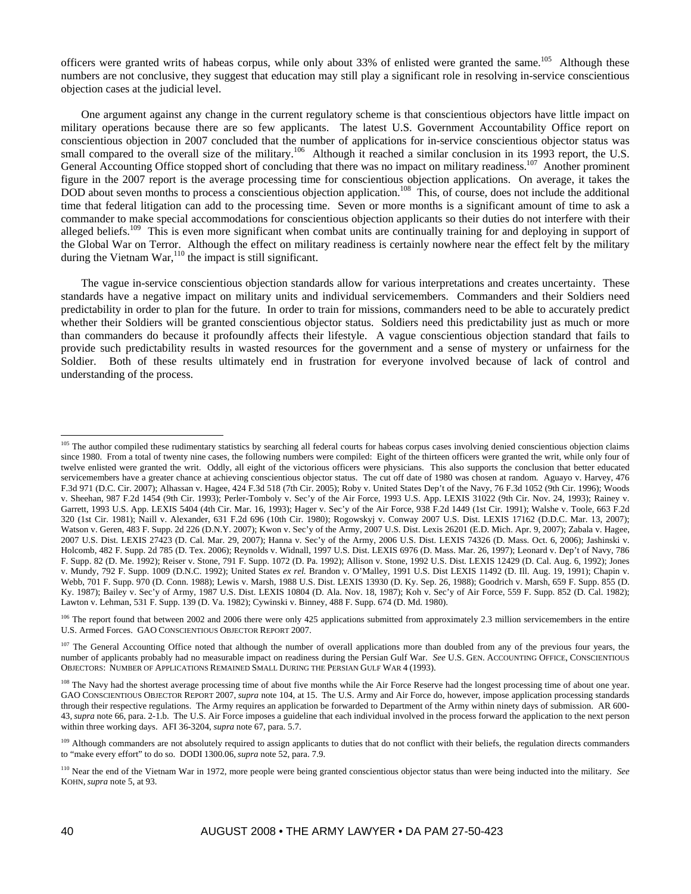officers were granted writs of habeas corpus, while only about 33% of enlisted were granted the same.[105] Although these numbers are not conclusive, they suggest that education may still play a significant role in resolving in-service conscientious objection cases at the judicial level.

One argument against any change in the current regulatory scheme is that conscientious objectors have little impact on military operations because there are so few applicants. The latest U.S. Government Accountability Office report on conscientious objection in 2007 concluded that the number of applications for in-service conscientious objector status was small compared to the overall size of the military.[106] Although it reached a similar conclusion in its 1993 report, the U.S. General Accounting Office stopped short of concluding that there was no impact on military readiness.[107] Another prominent figure in the 2007 report is the average processing time for conscientious objection applications. On average, it takes the DOD about seven months to process a conscientious objection application.[108] This, of course, does not include the additional time that federal litigation can add to the processing time. Seven or more months is a significant amount of time to ask a commander to make special accommodations for conscientious objection applicants so their duties do not interfere with their alleged beliefs.[109] This is even more significant when combat units are continually training for and deploying in support of the Global War on Terror. Although the effect on military readiness is certainly nowhere near the effect felt by the military during the Vietnam War,[110] the impact is still significant.

The vague in-service conscientious objection standards allow for various interpretations and creates uncertainty. These standards have a negative impact on military units and individual servicemembers. Commanders and their Soldiers need predictability in order to plan for the future. In order to train for missions, commanders need to be able to accurately predict whether their Soldiers will be granted conscientious objector status. Soldiers need this predictability just as much or more than commanders do because it profoundly affects their lifestyle. A vague conscientious objection standard that fails to provide such predictability results in wasted resources for the government and a sense of mystery or unfairness for the Soldier. Both of these results ultimately end in frustration for everyone involved because of lack of control and understanding of the process.

---

[105] The author compiled these rudimentary statistics by searching all federal courts for habeas corpus cases involving denied conscientious objection claims since 1980. From a total of twenty nine cases, the following numbers were compiled: Eight of the thirteen officers were granted the writ, while only four of twelve enlisted were granted the writ. Oddly, all eight of the victorious officers were physicians. This also supports the conclusion that better educated servicemembers have a greater chance at achieving conscientious objector status. The cut off date of 1980 was chosen at random. Aguayo v. Harvey, 476 F.3d 971 (D.C. Cir. 2007); Alhassan v. Hagee, 424 F.3d 518 (7th Cir. 2005); Roby v. United States Dep't of the Navy, 76 F.3d 1052 (9th Cir. 1996); Woods v. Sheehan, 987 F.2d 1454 (9th Cir. 1993); Perler-Tomboly v. Sec'y of the Air Force, 1993 U.S. App. LEXIS 31022 (9th Cir. Nov. 24, 1993); Rainey v. Garrett, 1993 U.S. App. LEXIS 5404 (4th Cir. Mar. 16, 1993); Hager v. Sec'y of the Air Force, 938 F.2d 1449 (1st Cir. 1991); Walshe v. Toole, 663 F.2d 320 (1st Cir. 1981); Naill v. Alexander, 631 F.2d 696 (10th Cir. 1980); Rogowskyj v. Conway 2007 U.S. Dist. LEXIS 17162 (D.D.C. Mar. 13, 2007); Watson v. Geren, 483 F. Supp. 2d 226 (D.N.Y. 2007); Kwon v. Sec'y of the Army, 2007 U.S. Dist. Lexis 26201 (E.D. Mich. Apr. 9, 2007); Zabala v. Hagee, 2007 U.S. Dist. LEXIS 27423 (D. Cal. Mar. 29, 2007); Hanna v. Sec'y of the Army, 2006 U.S. Dist. LEXIS 74326 (D. Mass. Oct. 6, 2006); Jashinski v. Holcomb, 482 F. Supp. 2d 785 (D. Tex. 2006); Reynolds v. Widnall, 1997 U.S. Dist. LEXIS 6976 (D. Mass. Mar. 26, 1997); Leonard v. Dep't of Navy, 786 F. Supp. 82 (D. Me. 1992); Reiser v. Stone, 791 F. Supp. 1072 (D. Pa. 1992); Allison v. Stone, 1992 U.S. Dist. LEXIS 12429 (D. Cal. Aug. 6, 1992); Jones v. Mundy, 792 F. Supp. 1009 (D.N.C. 1992); United States *ex rel.* Brandon v. O'Malley, 1991 U.S. Dist LEXIS 11492 (D. Ill. Aug. 19, 1991); Chapin v. Webb, 701 F. Supp. 970 (D. Conn. 1988); Lewis v. Marsh, 1988 U.S. Dist. LEXIS 13930 (D. Ky. Sep. 26, 1988); Goodrich v. Marsh, 659 F. Supp. 855 (D. Ky. 1987); Bailey v. Sec'y of Army, 1987 U.S. Dist. LEXIS 10804 (D. Ala. Nov. 18, 1987); Koh v. Sec'y of Air Force, 559 F. Supp. 852 (D. Cal. 1982); Lawton v. Lehman, 531 F. Supp. 139 (D. Va. 1982); Cywinski v. Binney, 488 F. Supp. 674 (D. Md. 1980).

[106] The report found that between 2002 and 2006 there were only 425 applications submitted from approximately 2.3 million servicemembers in the entire U.S. Armed Forces. GAO CONSCIENTIOUS OBJECTOR REPORT 2007.

[107] The General Accounting Office noted that although the number of overall applications more than doubled from any of the previous four years, the number of applicants probably had no measurable impact on readiness during the Persian Gulf War. *See* U.S. GEN. ACCOUNTING OFFICE, CONSCIENTIOUS OBJECTORS: NUMBER OF APPLICATIONS REMAINED SMALL DURING THE PERSIAN GULF WAR 4 (1993).

[108] The Navy had the shortest average processing time of about five months while the Air Force Reserve had the longest processing time of about one year. GAO CONSCIENTIOUS OBJECTOR REPORT 2007, *supra* note 104, at 15. The U.S. Army and Air Force do, however, impose application processing standards through their respective regulations. The Army requires an application be forwarded to Department of the Army within ninety days of submission. AR 600-43, *supra* note 66, para. 2-1.b. The U.S. Air Force imposes a guideline that each individual involved in the process forward the application to the next person within three working days. AFI 36-3204, *supra* note 67, para. 5.7.

[109] Although commanders are not absolutely required to assign applicants to duties that do not conflict with their beliefs, the regulation directs commanders to "make every effort" to do so. DODI 1300.06, *supra* note 52, para. 7.9.

[110] Near the end of the Vietnam War in 1972, more people were being granted conscientious objector status than were being inducted into the military. *See* KOHN, *supra* note 5, at 93.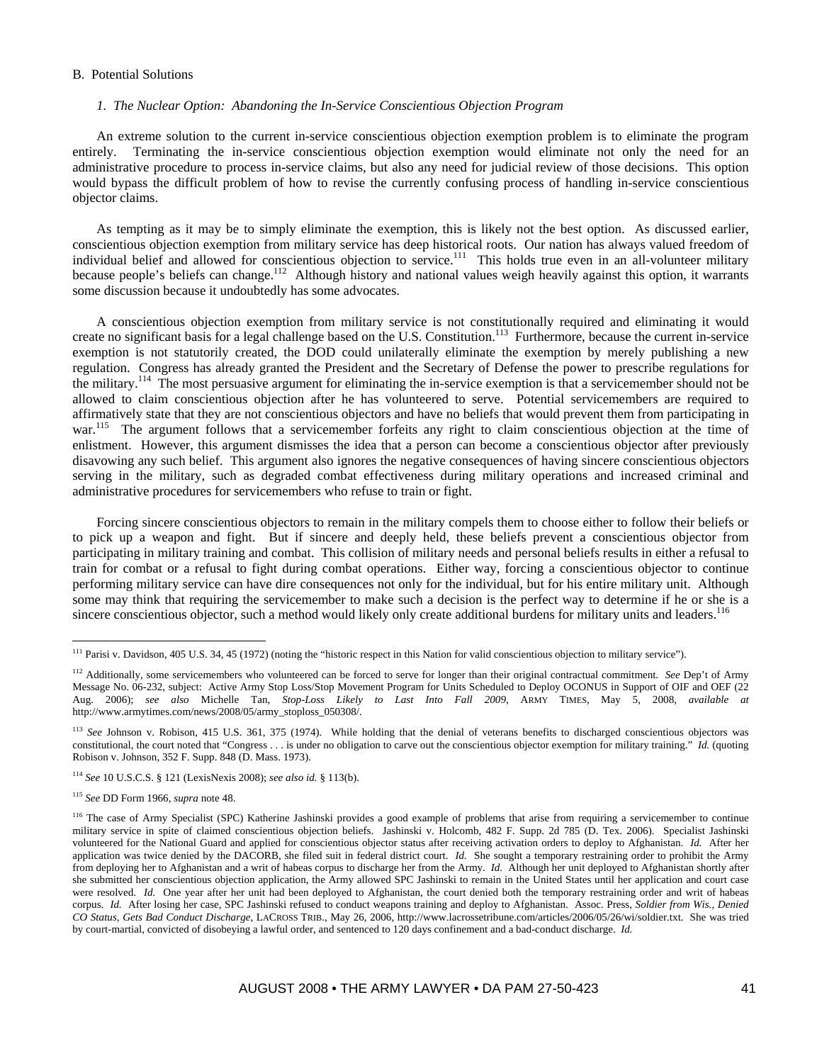### B. Potential Solutions

#### *1. The Nuclear Option: Abandoning the In-Service Conscientious Objection Program*

An extreme solution to the current in-service conscientious objection exemption problem is to eliminate the program entirely. Terminating the in-service conscientious objection exemption would eliminate not only the need for an administrative procedure to process in-service claims, but also any need for judicial review of those decisions. This option would bypass the difficult problem of how to revise the currently confusing process of handling in-service conscientious objector claims.

As tempting as it may be to simply eliminate the exemption, this is likely not the best option. As discussed earlier, conscientious objection exemption from military service has deep historical roots. Our nation has always valued freedom of individual belief and allowed for conscientious objection to service.[111] This holds true even in an all-volunteer military because people's beliefs can change.[112] Although history and national values weigh heavily against this option, it warrants some discussion because it undoubtedly has some advocates.

A conscientious objection exemption from military service is not constitutionally required and eliminating it would create no significant basis for a legal challenge based on the U.S. Constitution.[113] Furthermore, because the current in-service exemption is not statutorily created, the DOD could unilaterally eliminate the exemption by merely publishing a new regulation. Congress has already granted the President and the Secretary of Defense the power to prescribe regulations for the military.[114] The most persuasive argument for eliminating the in-service exemption is that a servicemember should not be allowed to claim conscientious objection after he has volunteered to serve. Potential servicemembers are required to affirmatively state that they are not conscientious objectors and have no beliefs that would prevent them from participating in war.[115] The argument follows that a servicemember forfeits any right to claim conscientious objection at the time of enlistment. However, this argument dismisses the idea that a person can become a conscientious objector after previously disavowing any such belief. This argument also ignores the negative consequences of having sincere conscientious objectors serving in the military, such as degraded combat effectiveness during military operations and increased criminal and administrative procedures for servicemembers who refuse to train or fight.

Forcing sincere conscientious objectors to remain in the military compels them to choose either to follow their beliefs or to pick up a weapon and fight. But if sincere and deeply held, these beliefs prevent a conscientious objector from participating in military training and combat. This collision of military needs and personal beliefs results in either a refusal to train for combat or a refusal to fight during combat operations. Either way, forcing a conscientious objector to continue performing military service can have dire consequences not only for the individual, but for his entire military unit. Although some may think that requiring the servicemember to make such a decision is the perfect way to determine if he or she is a sincere conscientious objector, such a method would likely only create additional burdens for military units and leaders.[116]

---

[111] Parisi v. Davidson, 405 U.S. 34, 45 (1972) (noting the "historic respect in this Nation for valid conscientious objection to military service").

[112] Additionally, some servicemembers who volunteered can be forced to serve for longer than their original contractual commitment. *See* Dep't of Army Message No. 06-232, subject: Active Army Stop Loss/Stop Movement Program for Units Scheduled to Deploy OCONUS in Support of OIF and OEF (22 Aug. 2006); *see also* Michelle Tan, *Stop-Loss Likely to Last Into Fall 2009*, ARMY TIMES, May 5, 2008, *available at* http://www.armytimes.com/news/2008/05/army_stoploss_050308/.

[113] *See* Johnson v. Robison, 415 U.S. 361, 375 (1974). While holding that the denial of veterans benefits to discharged conscientious objectors was constitutional, the court noted that "Congress . . . is under no obligation to carve out the conscientious objector exemption for military training." *Id.* (quoting Robison v. Johnson, 352 F. Supp. 848 (D. Mass. 1973).

[114] *See* 10 U.S.C.S. § 121 (LexisNexis 2008); *see also id.* § 113(b).

[115] *See* DD Form 1966, *supra* note 48.

[116] The case of Army Specialist (SPC) Katherine Jashinski provides a good example of problems that arise from requiring a servicemember to continue military service in spite of claimed conscientious objection beliefs. Jashinski v. Holcomb, 482 F. Supp. 2d 785 (D. Tex. 2006). Specialist Jashinski volunteered for the National Guard and applied for conscientious objector status after receiving activation orders to deploy to Afghanistan. *Id.* After her application was twice denied by the DACORB, she filed suit in federal district court. *Id.* She sought a temporary restraining order to prohibit the Army from deploying her to Afghanistan and a writ of habeas corpus to discharge her from the Army. *Id.* Although her unit deployed to Afghanistan shortly after she submitted her conscientious objection application, the Army allowed SPC Jashinski to remain in the United States until her application and court case were resolved. *Id.* One year after her unit had been deployed to Afghanistan, the court denied both the temporary restraining order and writ of habeas corpus. *Id.* After losing her case, SPC Jashinski refused to conduct weapons training and deploy to Afghanistan. Assoc. Press, *Soldier from Wis., Denied CO Status, Gets Bad Conduct Discharge*, LACROSS TRIB., May 26, 2006, http://www.lacrossetribune.com/articles/2006/05/26/wi/soldier.txt. She was tried by court-martial, convicted of disobeying a lawful order, and sentenced to 120 days confinement and a bad-conduct discharge. *Id.*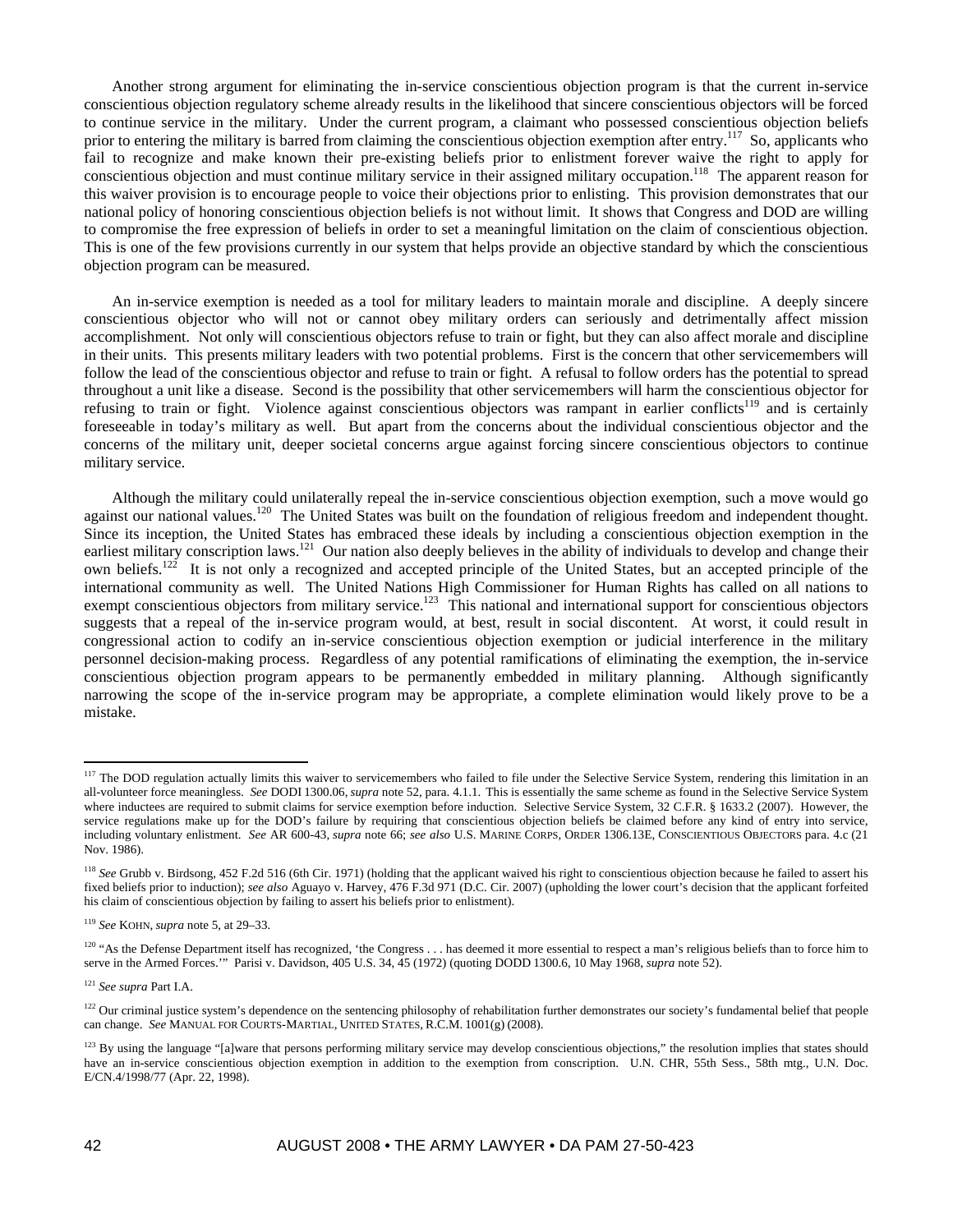Another strong argument for eliminating the in-service conscientious objection program is that the current in-service conscientious objection regulatory scheme already results in the likelihood that sincere conscientious objectors will be forced to continue service in the military. Under the current program, a claimant who possessed conscientious objection beliefs prior to entering the military is barred from claiming the conscientious objection exemption after entry.[117] So, applicants who fail to recognize and make known their pre-existing beliefs prior to enlistment forever waive the right to apply for conscientious objection and must continue military service in their assigned military occupation.[118] The apparent reason for this waiver provision is to encourage people to voice their objections prior to enlisting. This provision demonstrates that our national policy of honoring conscientious objection beliefs is not without limit. It shows that Congress and DOD are willing to compromise the free expression of beliefs in order to set a meaningful limitation on the claim of conscientious objection. This is one of the few provisions currently in our system that helps provide an objective standard by which the conscientious objection program can be measured.

An in-service exemption is needed as a tool for military leaders to maintain morale and discipline. A deeply sincere conscientious objector who will not or cannot obey military orders can seriously and detrimentally affect mission accomplishment. Not only will conscientious objectors refuse to train or fight, but they can also affect morale and discipline in their units. This presents military leaders with two potential problems. First is the concern that other servicemembers will follow the lead of the conscientious objector and refuse to train or fight. A refusal to follow orders has the potential to spread throughout a unit like a disease. Second is the possibility that other servicemembers will harm the conscientious objector for refusing to train or fight. Violence against conscientious objectors was rampant in earlier conflicts[119] and is certainly foreseeable in today's military as well. But apart from the concerns about the individual conscientious objector and the concerns of the military unit, deeper societal concerns argue against forcing sincere conscientious objectors to continue military service.

Although the military could unilaterally repeal the in-service conscientious objection exemption, such a move would go against our national values.[120] The United States was built on the foundation of religious freedom and independent thought. Since its inception, the United States has embraced these ideals by including a conscientious objection exemption in the earliest military conscription laws.[121] Our nation also deeply believes in the ability of individuals to develop and change their own beliefs.[122] It is not only a recognized and accepted principle of the United States, but an accepted principle of the international community as well. The United Nations High Commissioner for Human Rights has called on all nations to exempt conscientious objectors from military service.[123] This national and international support for conscientious objectors suggests that a repeal of the in-service program would, at best, result in social discontent. At worst, it could result in congressional action to codify an in-service conscientious objection exemption or judicial interference in the military personnel decision-making process. Regardless of any potential ramifications of eliminating the exemption, the in-service conscientious objection program appears to be permanently embedded in military planning. Although significantly narrowing the scope of the in-service program may be appropriate, a complete elimination would likely prove to be a mistake.

---

[117] The DOD regulation actually limits this waiver to servicemembers who failed to file under the Selective Service System, rendering this limitation in an all-volunteer force meaningless. *See* DODI 1300.06, *supra* note 52, para. 4.1.1. This is essentially the same scheme as found in the Selective Service System where inductees are required to submit claims for service exemption before induction. Selective Service System, 32 C.F.R. § 1633.2 (2007). However, the service regulations make up for the DOD's failure by requiring that conscientious objection beliefs be claimed before any kind of entry into service, including voluntary enlistment. *See* AR 600-43, *supra* note 66; *see also* U.S. MARINE CORPS, ORDER 1306.13E, CONSCIENTIOUS OBJECTORS para. 4.c (21 Nov. 1986).

[118] *See* Grubb v. Birdsong, 452 F.2d 516 (6th Cir. 1971) (holding that the applicant waived his right to conscientious objection because he failed to assert his fixed beliefs prior to induction); *see also* Aguayo v. Harvey, 476 F.3d 971 (D.C. Cir. 2007) (upholding the lower court's decision that the applicant forfeited his claim of conscientious objection by failing to assert his beliefs prior to enlistment).

[119] *See* KOHN, *supra* note 5, at 29–33.

[120] "As the Defense Department itself has recognized, 'the Congress . . . has deemed it more essential to respect a man's religious beliefs than to force him to serve in the Armed Forces.'" Parisi v. Davidson, 405 U.S. 34, 45 (1972) (quoting DODD 1300.6, 10 May 1968, *supra* note 52).

[121] *See supra* Part I.A.

[122] Our criminal justice system's dependence on the sentencing philosophy of rehabilitation further demonstrates our society's fundamental belief that people can change. *See* MANUAL FOR COURTS-MARTIAL, UNITED STATES, R.C.M. 1001(g) (2008).

[123] By using the language "[a]ware that persons performing military service may develop conscientious objections," the resolution implies that states should have an in-service conscientious objection exemption in addition to the exemption from conscription. U.N. CHR, 55th Sess., 58th mtg., U.N. Doc. E/CN.4/1998/77 (Apr. 22, 1998).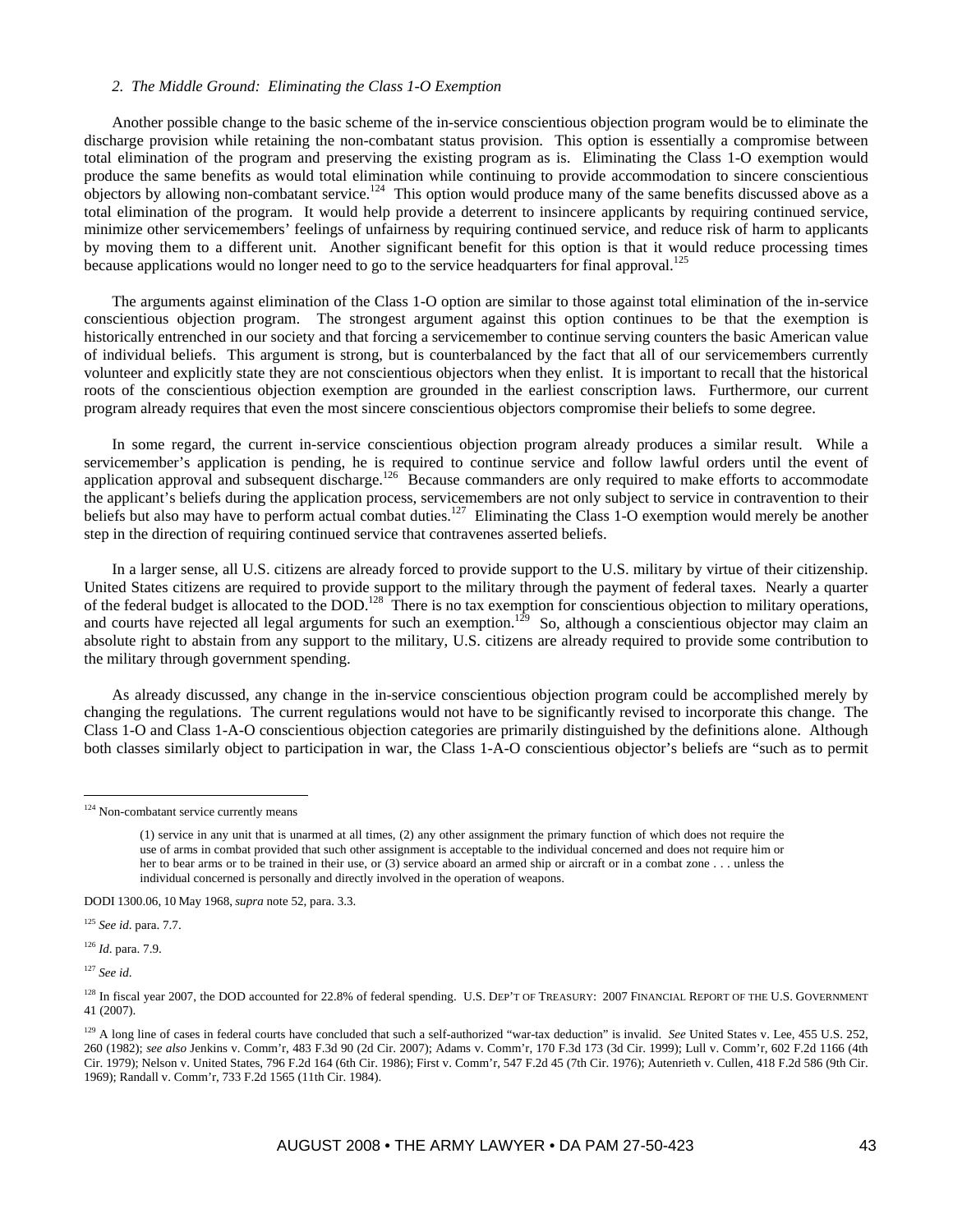*2. The Middle Ground: Eliminating the Class 1-O Exemption*

Another possible change to the basic scheme of the in-service conscientious objection program would be to eliminate the discharge provision while retaining the non-combatant status provision. This option is essentially a compromise between total elimination of the program and preserving the existing program as is. Eliminating the Class 1-O exemption would produce the same benefits as would total elimination while continuing to provide accommodation to sincere conscientious objectors by allowing non-combatant service.[124] This option would produce many of the same benefits discussed above as a total elimination of the program. It would help provide a deterrent to insincere applicants by requiring continued service, minimize other servicemembers' feelings of unfairness by requiring continued service, and reduce risk of harm to applicants by moving them to a different unit. Another significant benefit for this option is that it would reduce processing times because applications would no longer need to go to the service headquarters for final approval.[125]

The arguments against elimination of the Class 1-O option are similar to those against total elimination of the in-service conscientious objection program. The strongest argument against this option continues to be that the exemption is historically entrenched in our society and that forcing a servicemember to continue serving counters the basic American value of individual beliefs. This argument is strong, but is counterbalanced by the fact that all of our servicemembers currently volunteer and explicitly state they are not conscientious objectors when they enlist. It is important to recall that the historical roots of the conscientious objection exemption are grounded in the earliest conscription laws. Furthermore, our current program already requires that even the most sincere conscientious objectors compromise their beliefs to some degree.

In some regard, the current in-service conscientious objection program already produces a similar result. While a servicemember's application is pending, he is required to continue service and follow lawful orders until the event of application approval and subsequent discharge.[126] Because commanders are only required to make efforts to accommodate the applicant's beliefs during the application process, servicemembers are not only subject to service in contravention to their beliefs but also may have to perform actual combat duties.[127] Eliminating the Class 1-O exemption would merely be another step in the direction of requiring continued service that contravenes asserted beliefs.

In a larger sense, all U.S. citizens are already forced to provide support to the U.S. military by virtue of their citizenship. United States citizens are required to provide support to the military through the payment of federal taxes. Nearly a quarter of the federal budget is allocated to the DOD.[128] There is no tax exemption for conscientious objection to military operations, and courts have rejected all legal arguments for such an exemption.[129] So, although a conscientious objector may claim an absolute right to abstain from any support to the military, U.S. citizens are already required to provide some contribution to the military through government spending.

As already discussed, any change in the in-service conscientious objection program could be accomplished merely by changing the regulations. The current regulations would not have to be significantly revised to incorporate this change. The Class 1-O and Class 1-A-O conscientious objection categories are primarily distinguished by the definitions alone. Although both classes similarly object to participation in war, the Class 1-A-O conscientious objector's beliefs are "such as to permit

---

[124] Non-combatant service currently means

> (1) service in any unit that is unarmed at all times, (2) any other assignment the primary function of which does not require the use of arms in combat provided that such other assignment is acceptable to the individual concerned and does not require him or her to bear arms or to be trained in their use, or (3) service aboard an armed ship or aircraft or in a combat zone . . . unless the individual concerned is personally and directly involved in the operation of weapons.

DODI 1300.06, 10 May 1968, *supra* note 52, para. 3.3.

[125] *See id.* para. 7.7.

[126] *Id.* para. 7.9.

[127] *See id.*

[128] In fiscal year 2007, the DOD accounted for 22.8% of federal spending. U.S. DEP'T OF TREASURY: 2007 FINANCIAL REPORT OF THE U.S. GOVERNMENT 41 (2007).

[129] A long line of cases in federal courts have concluded that such a self-authorized "war-tax deduction" is invalid. *See* United States v. Lee, 455 U.S. 252, 260 (1982); *see also* Jenkins v. Comm'r, 483 F.3d 90 (2d Cir. 2007); Adams v. Comm'r, 170 F.3d 173 (3d Cir. 1999); Lull v. Comm'r, 602 F.2d 1166 (4th Cir. 1979); Nelson v. United States, 796 F.2d 164 (6th Cir. 1986); First v. Comm'r, 547 F.2d 45 (7th Cir. 1976); Autenrieth v. Cullen, 418 F.2d 586 (9th Cir. 1969); Randall v. Comm'r, 733 F.2d 1565 (11th Cir. 1984).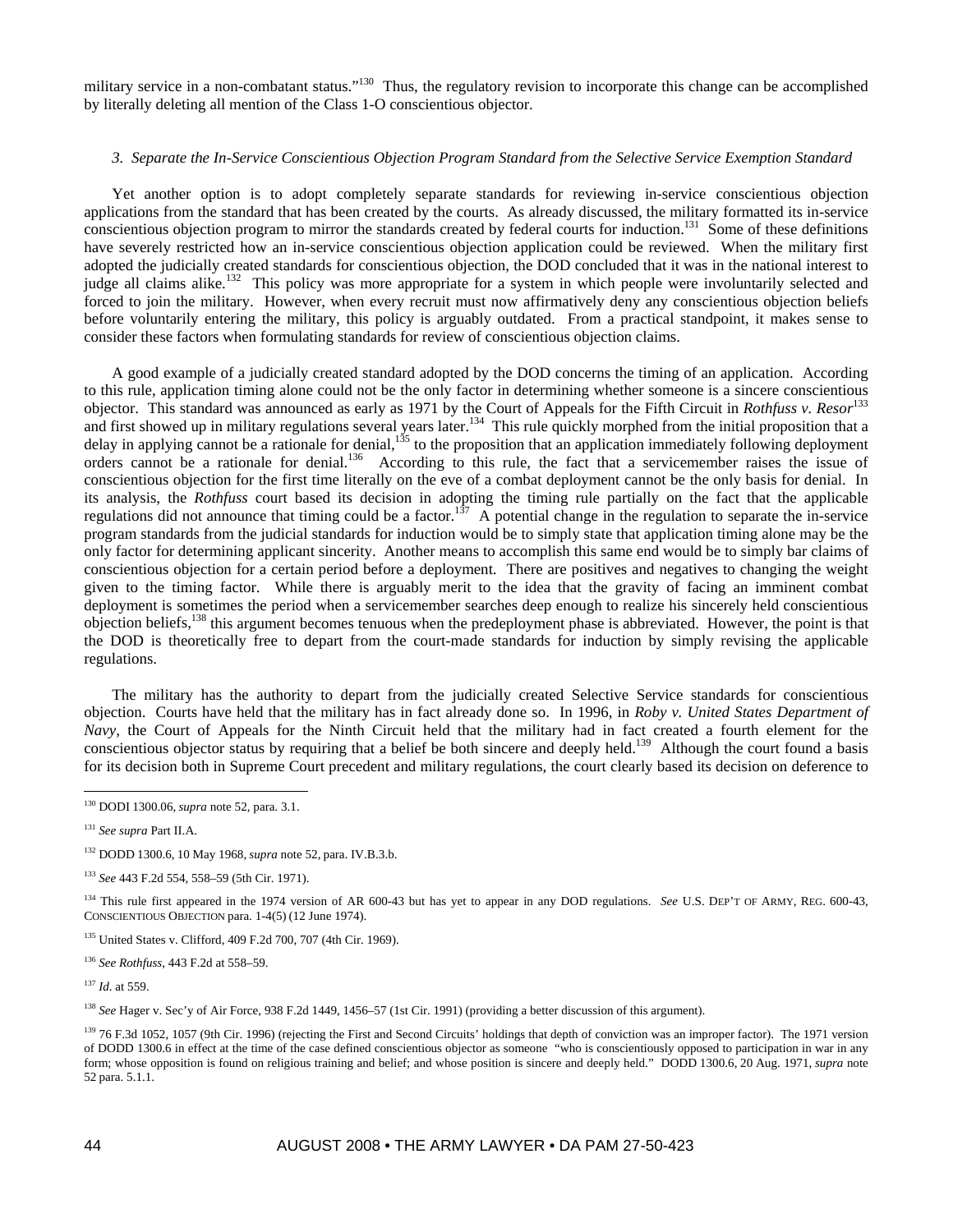military service in a non-combatant status."[130] Thus, the regulatory revision to incorporate this change can be accomplished by literally deleting all mention of the Class 1-O conscientious objector.

*3. Separate the In-Service Conscientious Objection Program Standard from the Selective Service Exemption Standard*

Yet another option is to adopt completely separate standards for reviewing in-service conscientious objection applications from the standard that has been created by the courts. As already discussed, the military formatted its in-service conscientious objection program to mirror the standards created by federal courts for induction.[131] Some of these definitions have severely restricted how an in-service conscientious objection application could be reviewed. When the military first adopted the judicially created standards for conscientious objection, the DOD concluded that it was in the national interest to judge all claims alike.[132] This policy was more appropriate for a system in which people were involuntarily selected and forced to join the military. However, when every recruit must now affirmatively deny any conscientious objection beliefs before voluntarily entering the military, this policy is arguably outdated. From a practical standpoint, it makes sense to consider these factors when formulating standards for review of conscientious objection claims.

A good example of a judicially created standard adopted by the DOD concerns the timing of an application. According to this rule, application timing alone could not be the only factor in determining whether someone is a sincere conscientious objector. This standard was announced as early as 1971 by the Court of Appeals for the Fifth Circuit in *Rothfuss v. Resor*[133] and first showed up in military regulations several years later.[134] This rule quickly morphed from the initial proposition that a delay in applying cannot be a rationale for denial,[135] to the proposition that an application immediately following deployment orders cannot be a rationale for denial.[136] According to this rule, the fact that a servicemember raises the issue of conscientious objection for the first time literally on the eve of a combat deployment cannot be the only basis for denial. In its analysis, the *Rothfuss* court based its decision in adopting the timing rule partially on the fact that the applicable regulations did not announce that timing could be a factor.[137] A potential change in the regulation to separate the in-service program standards from the judicial standards for induction would be to simply state that application timing alone may be the only factor for determining applicant sincerity. Another means to accomplish this same end would be to simply bar claims of conscientious objection for a certain period before a deployment. There are positives and negatives to changing the weight given to the timing factor. While there is arguably merit to the idea that the gravity of facing an imminent combat deployment is sometimes the period when a servicemember searches deep enough to realize his sincerely held conscientious objection beliefs,[138] this argument becomes tenuous when the predeployment phase is abbreviated. However, the point is that the DOD is theoretically free to depart from the court-made standards for induction by simply revising the applicable regulations.

The military has the authority to depart from the judicially created Selective Service standards for conscientious objection. Courts have held that the military has in fact already done so. In 1996, in *Roby v. United States Department of Navy*, the Court of Appeals for the Ninth Circuit held that the military had in fact created a fourth element for the conscientious objector status by requiring that a belief be both sincere and deeply held.[139] Although the court found a basis for its decision both in Supreme Court precedent and military regulations, the court clearly based its decision on deference to

---

[130] DODI 1300.06, *supra* note 52, para. 3.1.

[131] *See supra* Part II.A.

[132] DODD 1300.6, 10 May 1968, *supra* note 52, para. IV.B.3.b.

[133] *See* 443 F.2d 554, 558–59 (5th Cir. 1971).

[134] This rule first appeared in the 1974 version of AR 600-43 but has yet to appear in any DOD regulations. *See* U.S. DEP'T OF ARMY, REG. 600-43, CONSCIENTIOUS OBJECTION para. 1-4(5) (12 June 1974).

[135] United States v. Clifford, 409 F.2d 700, 707 (4th Cir. 1969).

[136] *See Rothfuss*, 443 F.2d at 558–59.

[137] *Id*. at 559.

[138] *See* Hager v. Sec'y of Air Force, 938 F.2d 1449, 1456–57 (1st Cir. 1991) (providing a better discussion of this argument).

[139] 76 F.3d 1052, 1057 (9th Cir. 1996) (rejecting the First and Second Circuits' holdings that depth of conviction was an improper factor). The 1971 version of DODD 1300.6 in effect at the time of the case defined conscientious objector as someone "who is conscientiously opposed to participation in war in any form; whose opposition is found on religious training and belief; and whose position is sincere and deeply held." DODD 1300.6, 20 Aug. 1971, *supra* note 52 para. 5.1.1.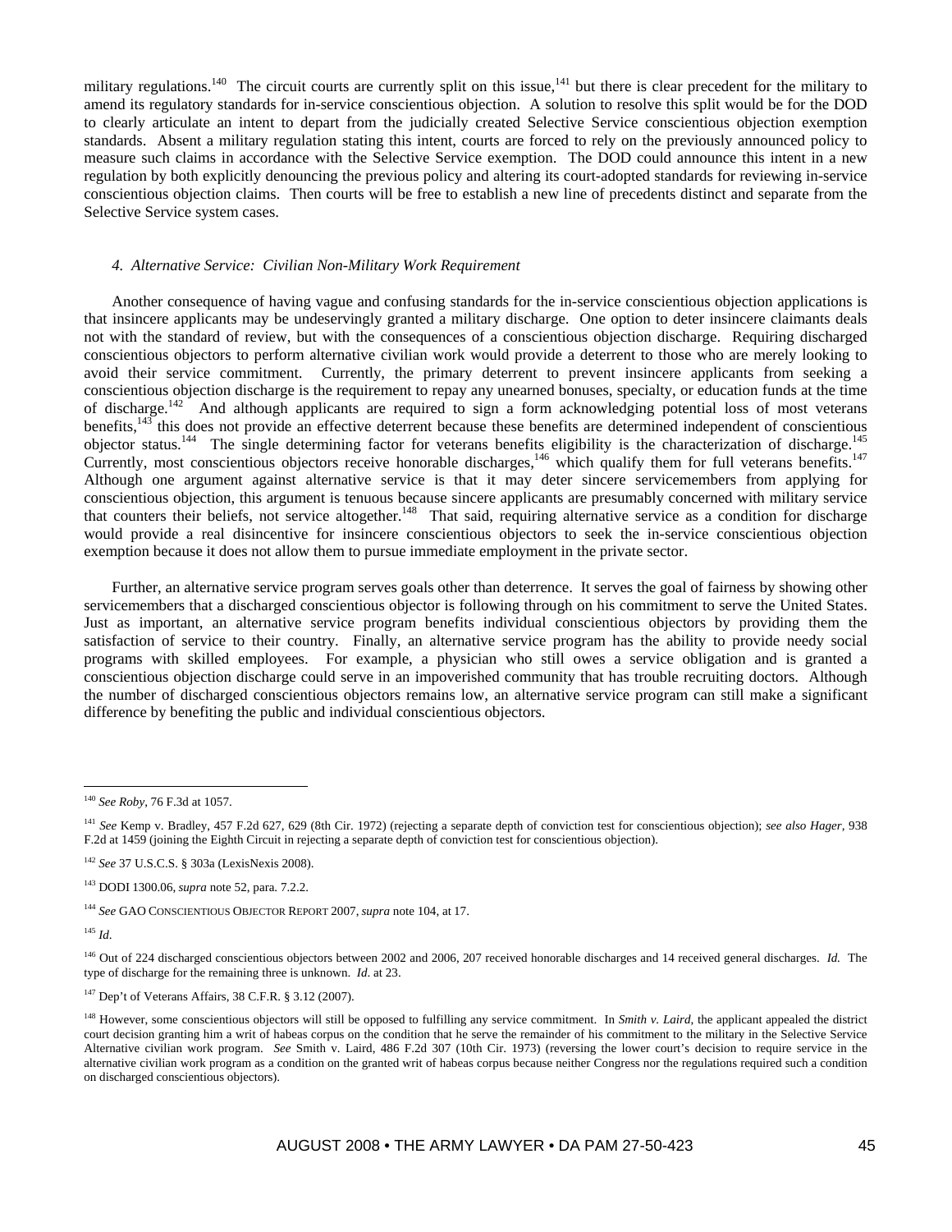military regulations.[140] The circuit courts are currently split on this issue,[141] but there is clear precedent for the military to amend its regulatory standards for in-service conscientious objection. A solution to resolve this split would be for the DOD to clearly articulate an intent to depart from the judicially created Selective Service conscientious objection exemption standards. Absent a military regulation stating this intent, courts are forced to rely on the previously announced policy to measure such claims in accordance with the Selective Service exemption. The DOD could announce this intent in a new regulation by both explicitly denouncing the previous policy and altering its court-adopted standards for reviewing in-service conscientious objection claims. Then courts will be free to establish a new line of precedents distinct and separate from the Selective Service system cases.

#### *4. Alternative Service: Civilian Non-Military Work Requirement*

Another consequence of having vague and confusing standards for the in-service conscientious objection applications is that insincere applicants may be undeservingly granted a military discharge. One option to deter insincere claimants deals not with the standard of review, but with the consequences of a conscientious objection discharge. Requiring discharged conscientious objectors to perform alternative civilian work would provide a deterrent to those who are merely looking to avoid their service commitment. Currently, the primary deterrent to prevent insincere applicants from seeking a conscientious objection discharge is the requirement to repay any unearned bonuses, specialty, or education funds at the time of discharge.[142] And although applicants are required to sign a form acknowledging potential loss of most veterans benefits,[143] this does not provide an effective deterrent because these benefits are determined independent of conscientious objector status.[144] The single determining factor for veterans benefits eligibility is the characterization of discharge.[145] Currently, most conscientious objectors receive honorable discharges,[146] which qualify them for full veterans benefits.[147] Although one argument against alternative service is that it may deter sincere servicemembers from applying for conscientious objection, this argument is tenuous because sincere applicants are presumably concerned with military service that counters their beliefs, not service altogether.[148] That said, requiring alternative service as a condition for discharge would provide a real disincentive for insincere conscientious objectors to seek the in-service conscientious objection exemption because it does not allow them to pursue immediate employment in the private sector.

Further, an alternative service program serves goals other than deterrence. It serves the goal of fairness by showing other servicemembers that a discharged conscientious objector is following through on his commitment to serve the United States. Just as important, an alternative service program benefits individual conscientious objectors by providing them the satisfaction of service to their country. Finally, an alternative service program has the ability to provide needy social programs with skilled employees. For example, a physician who still owes a service obligation and is granted a conscientious objection discharge could serve in an impoverished community that has trouble recruiting doctors. Although the number of discharged conscientious objectors remains low, an alternative service program can still make a significant difference by benefiting the public and individual conscientious objectors.

---

[140] *See Roby*, 76 F.3d at 1057.

[141] *See* Kemp v. Bradley, 457 F.2d 627, 629 (8th Cir. 1972) (rejecting a separate depth of conviction test for conscientious objection); *see also Hager*, 938 F.2d at 1459 (joining the Eighth Circuit in rejecting a separate depth of conviction test for conscientious objection).

[142] *See* 37 U.S.C.S. § 303a (LexisNexis 2008).

[143] DODI 1300.06, *supra* note 52, para. 7.2.2.

[144] *See* GAO CONSCIENTIOUS OBJECTOR REPORT 2007, *supra* note 104, at 17.

[145] *Id*.

[146] Out of 224 discharged conscientious objectors between 2002 and 2006, 207 received honorable discharges and 14 received general discharges. *Id.* The type of discharge for the remaining three is unknown. *Id*. at 23.

[147] Dep't of Veterans Affairs, 38 C.F.R. § 3.12 (2007).

[148] However, some conscientious objectors will still be opposed to fulfilling any service commitment. In *Smith v. Laird*, the applicant appealed the district court decision granting him a writ of habeas corpus on the condition that he serve the remainder of his commitment to the military in the Selective Service Alternative civilian work program. *See* Smith v. Laird, 486 F.2d 307 (10th Cir. 1973) (reversing the lower court's decision to require service in the alternative civilian work program as a condition on the granted writ of habeas corpus because neither Congress nor the regulations required such a condition on discharged conscientious objectors).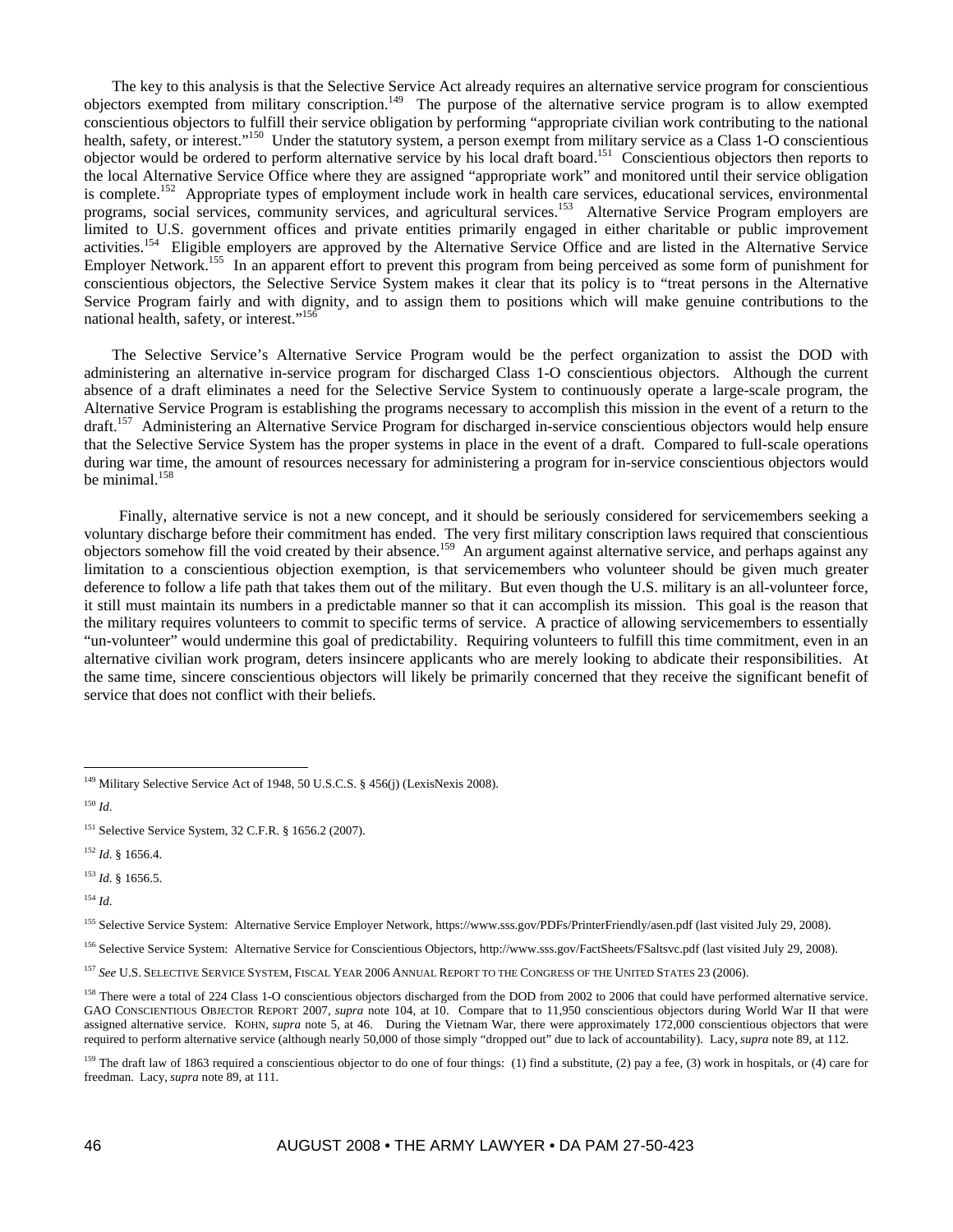The key to this analysis is that the Selective Service Act already requires an alternative service program for conscientious objectors exempted from military conscription.[149] The purpose of the alternative service program is to allow exempted conscientious objectors to fulfill their service obligation by performing "appropriate civilian work contributing to the national health, safety, or interest."[150] Under the statutory system, a person exempt from military service as a Class 1-O conscientious objector would be ordered to perform alternative service by his local draft board.[151] Conscientious objectors then reports to the local Alternative Service Office where they are assigned "appropriate work" and monitored until their service obligation is complete.[152] Appropriate types of employment include work in health care services, educational services, environmental programs, social services, community services, and agricultural services.[153] Alternative Service Program employers are limited to U.S. government offices and private entities primarily engaged in either charitable or public improvement activities.[154] Eligible employers are approved by the Alternative Service Office and are listed in the Alternative Service Employer Network.[155] In an apparent effort to prevent this program from being perceived as some form of punishment for conscientious objectors, the Selective Service System makes it clear that its policy is to "treat persons in the Alternative Service Program fairly and with dignity, and to assign them to positions which will make genuine contributions to the national health, safety, or interest."[156]

The Selective Service's Alternative Service Program would be the perfect organization to assist the DOD with administering an alternative in-service program for discharged Class 1-O conscientious objectors. Although the current absence of a draft eliminates a need for the Selective Service System to continuously operate a large-scale program, the Alternative Service Program is establishing the programs necessary to accomplish this mission in the event of a return to the draft.[157] Administering an Alternative Service Program for discharged in-service conscientious objectors would help ensure that the Selective Service System has the proper systems in place in the event of a draft. Compared to full-scale operations during war time, the amount of resources necessary for administering a program for in-service conscientious objectors would be minimal.[158]

Finally, alternative service is not a new concept, and it should be seriously considered for servicemembers seeking a voluntary discharge before their commitment has ended. The very first military conscription laws required that conscientious objectors somehow fill the void created by their absence.[159] An argument against alternative service, and perhaps against any limitation to a conscientious objection exemption, is that servicemembers who volunteer should be given much greater deference to follow a life path that takes them out of the military. But even though the U.S. military is an all-volunteer force, it still must maintain its numbers in a predictable manner so that it can accomplish its mission. This goal is the reason that the military requires volunteers to commit to specific terms of service. A practice of allowing servicemembers to essentially "un-volunteer" would undermine this goal of predictability. Requiring volunteers to fulfill this time commitment, even in an alternative civilian work program, deters insincere applicants who are merely looking to abdicate their responsibilities. At the same time, sincere conscientious objectors will likely be primarily concerned that they receive the significant benefit of service that does not conflict with their beliefs.

---

[149] Military Selective Service Act of 1948, 50 U.S.C.S. § 456(j) (LexisNexis 2008).

[150] *Id*.

[151] Selective Service System, 32 C.F.R. § 1656.2 (2007).

[152] *Id*. § 1656.4.

[153] *Id*. § 1656.5.

[154] *Id*.

[155] Selective Service System: Alternative Service Employer Network, https://www.sss.gov/PDFs/PrinterFriendly/asen.pdf (last visited July 29, 2008).

[156] Selective Service System: Alternative Service for Conscientious Objectors, http://www.sss.gov/FactSheets/FSaltsvc.pdf (last visited July 29, 2008).

[157] *See* U.S. SELECTIVE SERVICE SYSTEM, FISCAL YEAR 2006 ANNUAL REPORT TO THE CONGRESS OF THE UNITED STATES 23 (2006).

[158] There were a total of 224 Class 1-O conscientious objectors discharged from the DOD from 2002 to 2006 that could have performed alternative service. GAO CONSCIENTIOUS OBJECTOR REPORT 2007, *supra* note 104, at 10. Compare that to 11,950 conscientious objectors during World War II that were assigned alternative service. KOHN, *supra* note 5, at 46. During the Vietnam War, there were approximately 172,000 conscientious objectors that were required to perform alternative service (although nearly 50,000 of those simply "dropped out" due to lack of accountability). Lacy, *supra* note 89, at 112.

[159] The draft law of 1863 required a conscientious objector to do one of four things: (1) find a substitute, (2) pay a fee, (3) work in hospitals, or (4) care for freedman. Lacy, *supra* note 89, at 111.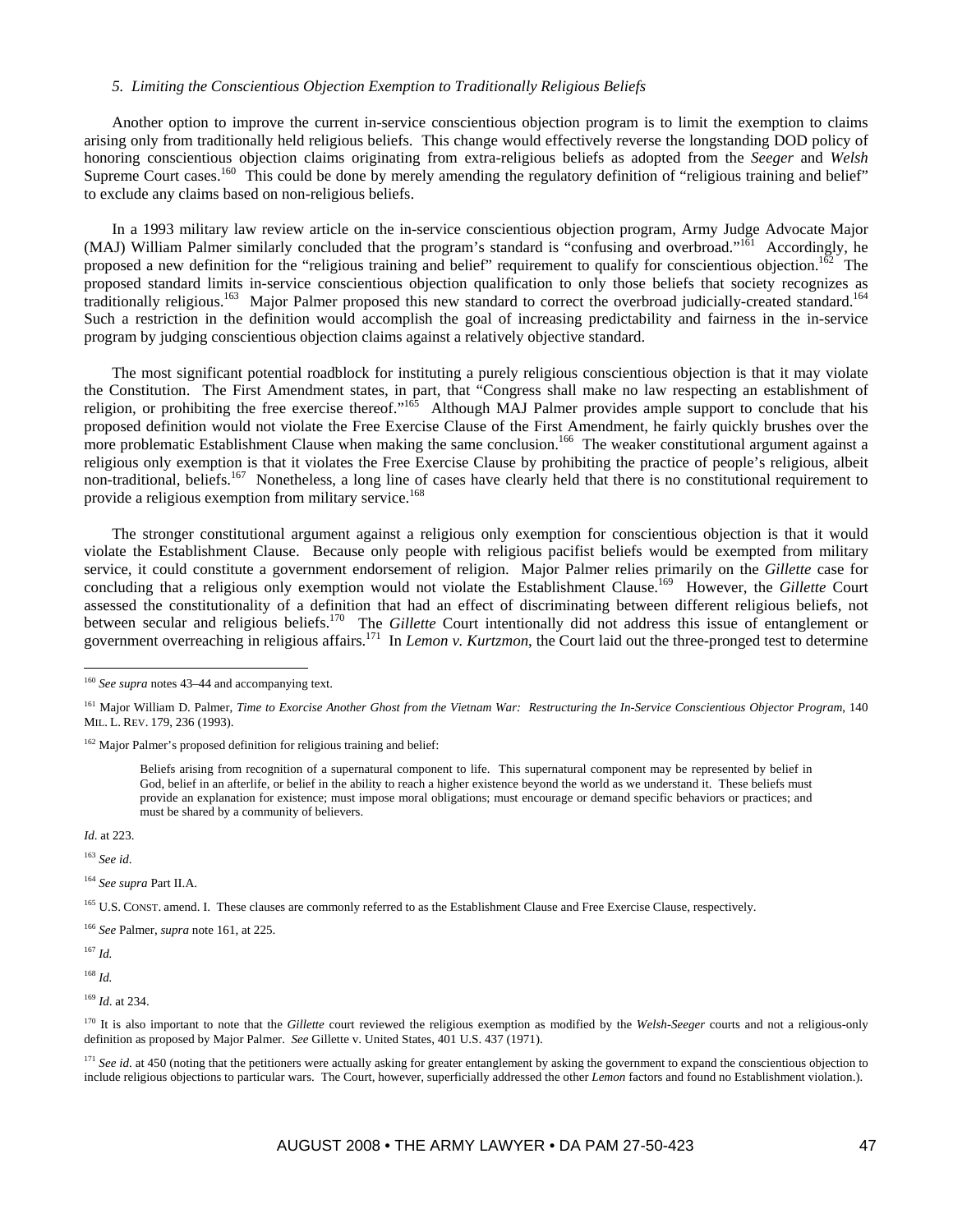*5. Limiting the Conscientious Objection Exemption to Traditionally Religious Beliefs*

Another option to improve the current in-service conscientious objection program is to limit the exemption to claims arising only from traditionally held religious beliefs. This change would effectively reverse the longstanding DOD policy of honoring conscientious objection claims originating from extra-religious beliefs as adopted from the *Seeger* and *Welsh* Supreme Court cases.[160] This could be done by merely amending the regulatory definition of "religious training and belief" to exclude any claims based on non-religious beliefs.

In a 1993 military law review article on the in-service conscientious objection program, Army Judge Advocate Major (MAJ) William Palmer similarly concluded that the program's standard is "confusing and overbroad."[161] Accordingly, he proposed a new definition for the "religious training and belief" requirement to qualify for conscientious objection.[162] The proposed standard limits in-service conscientious objection qualification to only those beliefs that society recognizes as traditionally religious.[163] Major Palmer proposed this new standard to correct the overbroad judicially-created standard.[164] Such a restriction in the definition would accomplish the goal of increasing predictability and fairness in the in-service program by judging conscientious objection claims against a relatively objective standard.

The most significant potential roadblock for instituting a purely religious conscientious objection is that it may violate the Constitution. The First Amendment states, in part, that "Congress shall make no law respecting an establishment of religion, or prohibiting the free exercise thereof."[165] Although MAJ Palmer provides ample support to conclude that his proposed definition would not violate the Free Exercise Clause of the First Amendment, he fairly quickly brushes over the more problematic Establishment Clause when making the same conclusion.[166] The weaker constitutional argument against a religious only exemption is that it violates the Free Exercise Clause by prohibiting the practice of people's religious, albeit non-traditional, beliefs.[167] Nonetheless, a long line of cases have clearly held that there is no constitutional requirement to provide a religious exemption from military service.[168]

The stronger constitutional argument against a religious only exemption for conscientious objection is that it would violate the Establishment Clause. Because only people with religious pacifist beliefs would be exempted from military service, it could constitute a government endorsement of religion. Major Palmer relies primarily on the *Gillette* case for concluding that a religious only exemption would not violate the Establishment Clause.[169] However, the *Gillette* Court assessed the constitutionality of a definition that had an effect of discriminating between different religious beliefs, not between secular and religious beliefs.[170] The *Gillette* Court intentionally did not address this issue of entanglement or government overreaching in religious affairs.[171] In *Lemon v. Kurtzmon*, the Court laid out the three-pronged test to determine

---

[160] *See supra* notes 43–44 and accompanying text.

[161] Major William D. Palmer, *Time to Exorcise Another Ghost from the Vietnam War: Restructuring the In-Service Conscientious Objector Program*, 140 MIL. L. REV. 179, 236 (1993).

[162] Major Palmer's proposed definition for religious training and belief:

> Beliefs arising from recognition of a supernatural component to life. This supernatural component may be represented by belief in God, belief in an afterlife, or belief in the ability to reach a higher existence beyond the world as we understand it. These beliefs must provide an explanation for existence; must impose moral obligations; must encourage or demand specific behaviors or practices; and must be shared by a community of believers.

*Id.* at 223.

[163] *See id.*

[164] *See supra* Part II.A.

[165] U.S. CONST. amend. I. These clauses are commonly referred to as the Establishment Clause and Free Exercise Clause, respectively.

[166] *See* Palmer, *supra* note 161, at 225.

[167] *Id.*

[168] *Id.*

[169] *Id.* at 234.

[170] It is also important to note that the *Gillette* court reviewed the religious exemption as modified by the *Welsh-Seeger* courts and not a religious-only definition as proposed by Major Palmer. *See* Gillette v. United States, 401 U.S. 437 (1971).

[171] *See id.* at 450 (noting that the petitioners were actually asking for greater entanglement by asking the government to expand the conscientious objection to include religious objections to particular wars. The Court, however, superficially addressed the other *Lemon* factors and found no Establishment violation.).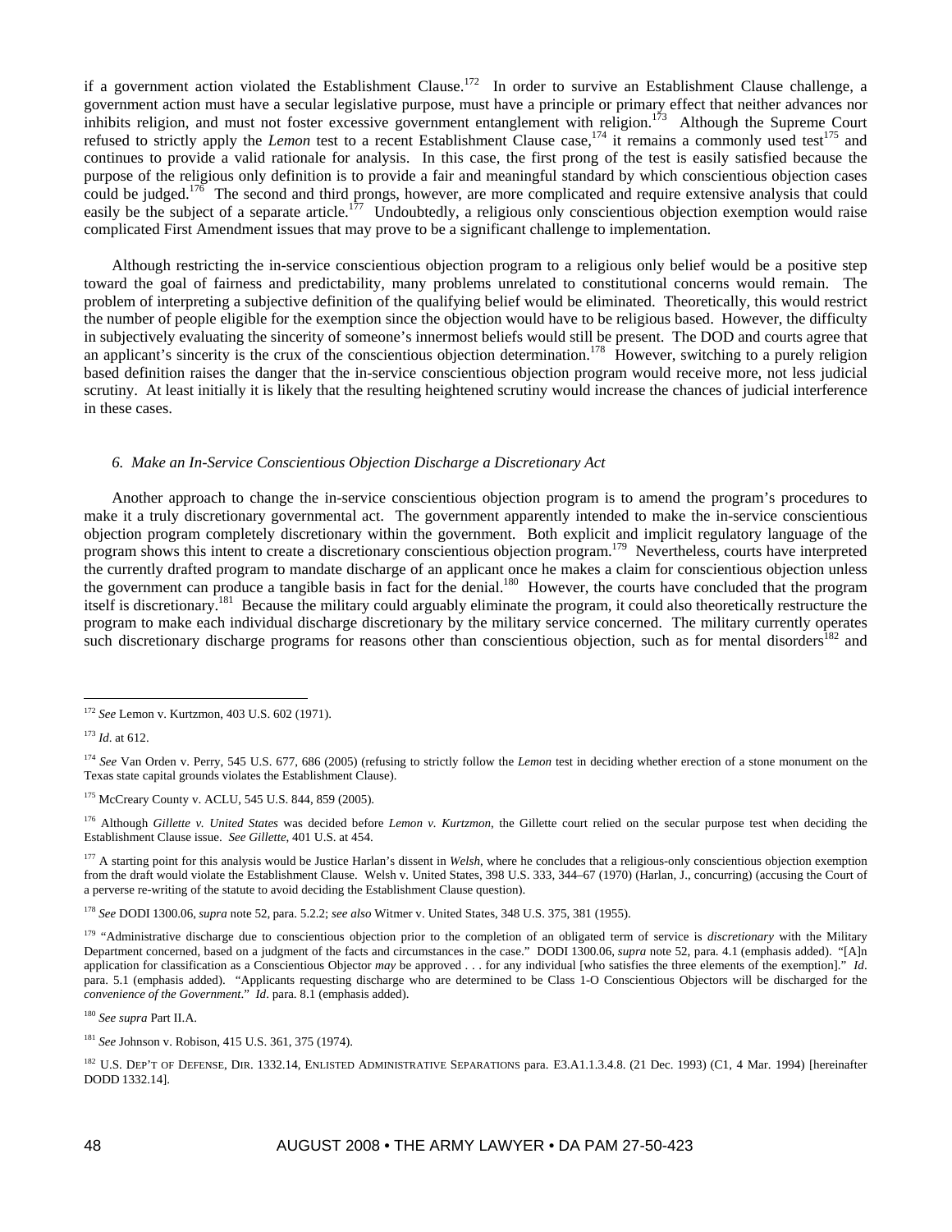if a government action violated the Establishment Clause.[172] In order to survive an Establishment Clause challenge, a government action must have a secular legislative purpose, must have a principle or primary effect that neither advances nor inhibits religion, and must not foster excessive government entanglement with religion.[173] Although the Supreme Court refused to strictly apply the *Lemon* test to a recent Establishment Clause case,[174] it remains a commonly used test[175] and continues to provide a valid rationale for analysis. In this case, the first prong of the test is easily satisfied because the purpose of the religious only definition is to provide a fair and meaningful standard by which conscientious objection cases could be judged.[176] The second and third prongs, however, are more complicated and require extensive analysis that could easily be the subject of a separate article.[177] Undoubtedly, a religious only conscientious objection exemption would raise complicated First Amendment issues that may prove to be a significant challenge to implementation.

Although restricting the in-service conscientious objection program to a religious only belief would be a positive step toward the goal of fairness and predictability, many problems unrelated to constitutional concerns would remain. The problem of interpreting a subjective definition of the qualifying belief would be eliminated. Theoretically, this would restrict the number of people eligible for the exemption since the objection would have to be religious based. However, the difficulty in subjectively evaluating the sincerity of someone's innermost beliefs would still be present. The DOD and courts agree that an applicant's sincerity is the crux of the conscientious objection determination.[178] However, switching to a purely religion based definition raises the danger that the in-service conscientious objection program would receive more, not less judicial scrutiny. At least initially it is likely that the resulting heightened scrutiny would increase the chances of judicial interference in these cases.

*6. Make an In-Service Conscientious Objection Discharge a Discretionary Act*

Another approach to change the in-service conscientious objection program is to amend the program's procedures to make it a truly discretionary governmental act. The government apparently intended to make the in-service conscientious objection program completely discretionary within the government. Both explicit and implicit regulatory language of the program shows this intent to create a discretionary conscientious objection program.[179] Nevertheless, courts have interpreted the currently drafted program to mandate discharge of an applicant once he makes a claim for conscientious objection unless the government can produce a tangible basis in fact for the denial.[180] However, the courts have concluded that the program itself is discretionary.[181] Because the military could arguably eliminate the program, it could also theoretically restructure the program to make each individual discharge discretionary by the military service concerned. The military currently operates such discretionary discharge programs for reasons other than conscientious objection, such as for mental disorders[182] and

---

[172] *See* Lemon v. Kurtzmon, 403 U.S. 602 (1971).

[173] *Id*. at 612.

[174] *See* Van Orden v. Perry, 545 U.S. 677, 686 (2005) (refusing to strictly follow the *Lemon* test in deciding whether erection of a stone monument on the Texas state capital grounds violates the Establishment Clause).

[175] McCreary County v. ACLU, 545 U.S. 844, 859 (2005).

[176] Although *Gillette v. United States* was decided before *Lemon v. Kurtzmon*, the Gillette court relied on the secular purpose test when deciding the Establishment Clause issue. *See Gillette*, 401 U.S. at 454.

[177] A starting point for this analysis would be Justice Harlan's dissent in *Welsh*, where he concludes that a religious-only conscientious objection exemption from the draft would violate the Establishment Clause. Welsh v. United States, 398 U.S. 333, 344–67 (1970) (Harlan, J., concurring) (accusing the Court of a perverse re-writing of the statute to avoid deciding the Establishment Clause question).

[178] *See* DODI 1300.06, *supra* note 52, para. 5.2.2; *see also* Witmer v. United States, 348 U.S. 375, 381 (1955).

[179] "Administrative discharge due to conscientious objection prior to the completion of an obligated term of service is *discretionary* with the Military Department concerned, based on a judgment of the facts and circumstances in the case." DODI 1300.06, *supra* note 52, para. 4.1 (emphasis added). "[A]n application for classification as a Conscientious Objector *may* be approved . . . for any individual [who satisfies the three elements of the exemption]." *Id*. para. 5.1 (emphasis added). "Applicants requesting discharge who are determined to be Class 1-O Conscientious Objectors will be discharged for the *convenience of the Government*." *Id*. para. 8.1 (emphasis added).

[180] *See supra* Part II.A.

[181] *See* Johnson v. Robison, 415 U.S. 361, 375 (1974).

[182] U.S. DEP'T OF DEFENSE, DIR. 1332.14, ENLISTED ADMINISTRATIVE SEPARATIONS para. E3.A1.1.3.4.8. (21 Dec. 1993) (C1, 4 Mar. 1994) [hereinafter DODD 1332.14].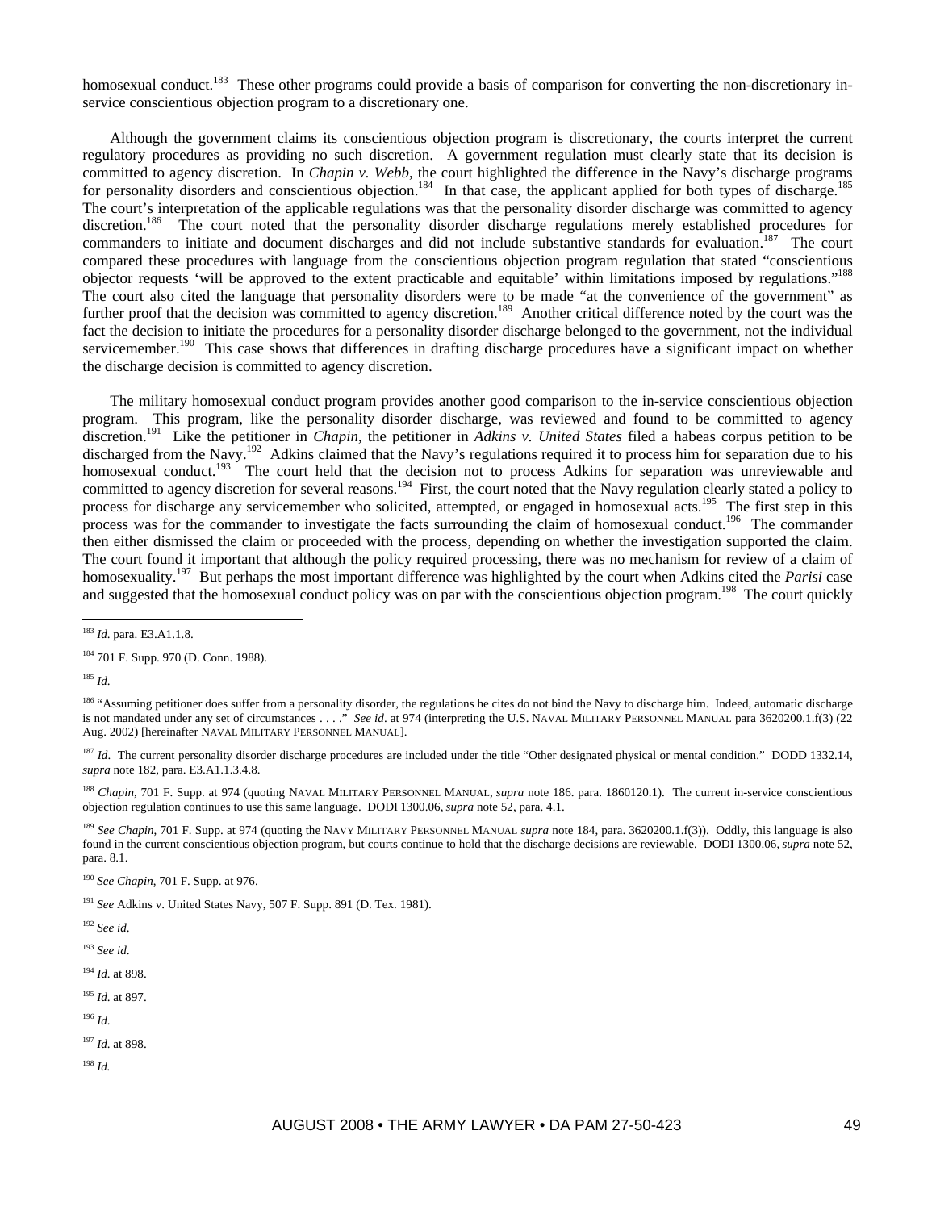homosexual conduct.[183] These other programs could provide a basis of comparison for converting the non-discretionary in-service conscientious objection program to a discretionary one.

Although the government claims its conscientious objection program is discretionary, the courts interpret the current regulatory procedures as providing no such discretion. A government regulation must clearly state that its decision is committed to agency discretion. In *Chapin v. Webb*, the court highlighted the difference in the Navy's discharge programs for personality disorders and conscientious objection.[184] In that case, the applicant applied for both types of discharge.[185] The court's interpretation of the applicable regulations was that the personality disorder discharge was committed to agency discretion.[186] The court noted that the personality disorder discharge regulations merely established procedures for commanders to initiate and document discharges and did not include substantive standards for evaluation.[187] The court compared these procedures with language from the conscientious objection program regulation that stated "conscientious objector requests 'will be approved to the extent practicable and equitable' within limitations imposed by regulations."[188] The court also cited the language that personality disorders were to be made "at the convenience of the government" as further proof that the decision was committed to agency discretion.[189] Another critical difference noted by the court was the fact the decision to initiate the procedures for a personality disorder discharge belonged to the government, not the individual servicemember.[190] This case shows that differences in drafting discharge procedures have a significant impact on whether the discharge decision is committed to agency discretion.

The military homosexual conduct program provides another good comparison to the in-service conscientious objection program. This program, like the personality disorder discharge, was reviewed and found to be committed to agency discretion.[191] Like the petitioner in *Chapin*, the petitioner in *Adkins v. United States* filed a habeas corpus petition to be discharged from the Navy.[192] Adkins claimed that the Navy's regulations required it to process him for separation due to his homosexual conduct.[193] The court held that the decision not to process Adkins for separation was unreviewable and committed to agency discretion for several reasons.[194] First, the court noted that the Navy regulation clearly stated a policy to process for discharge any servicemember who solicited, attempted, or engaged in homosexual acts.[195] The first step in this process was for the commander to investigate the facts surrounding the claim of homosexual conduct.[196] The commander then either dismissed the claim or proceeded with the process, depending on whether the investigation supported the claim. The court found it important that although the policy required processing, there was no mechanism for review of a claim of homosexuality.[197] But perhaps the most important difference was highlighted by the court when Adkins cited the *Parisi* case and suggested that the homosexual conduct policy was on par with the conscientious objection program.[198] The court quickly

---

[183] *Id*. para. E3.A1.1.8.

[184] 701 F. Supp. 970 (D. Conn. 1988).

[185] *Id*.

[186] "Assuming petitioner does suffer from a personality disorder, the regulations he cites do not bind the Navy to discharge him. Indeed, automatic discharge is not mandated under any set of circumstances . . . ." *See id*. at 974 (interpreting the U.S. NAVAL MILITARY PERSONNEL MANUAL para 3620200.1.f(3) (22 Aug. 2002) [hereinafter NAVAL MILITARY PERSONNEL MANUAL].

[187] *Id*. The current personality disorder discharge procedures are included under the title "Other designated physical or mental condition." DODD 1332.14, *supra* note 182, para. E3.A1.1.3.4.8.

[188] *Chapin*, 701 F. Supp. at 974 (quoting NAVAL MILITARY PERSONNEL MANUAL, *supra* note 186. para. 1860120.1). The current in-service conscientious objection regulation continues to use this same language. DODI 1300.06, *supra* note 52, para. 4.1.

[189] *See Chapin*, 701 F. Supp. at 974 (quoting the NAVY MILITARY PERSONNEL MANUAL *supra* note 184, para. 3620200.1.f(3)). Oddly, this language is also found in the current conscientious objection program, but courts continue to hold that the discharge decisions are reviewable. DODI 1300.06, *supra* note 52, para. 8.1.

[190] *See Chapin*, 701 F. Supp. at 976.

[191] *See* Adkins v. United States Navy, 507 F. Supp. 891 (D. Tex. 1981).

[192] *See id*.

[193] *See id*.

[194] *Id*. at 898.

[195] *Id*. at 897.

[196] *Id*.

[197] *Id*. at 898.

[198] *Id.*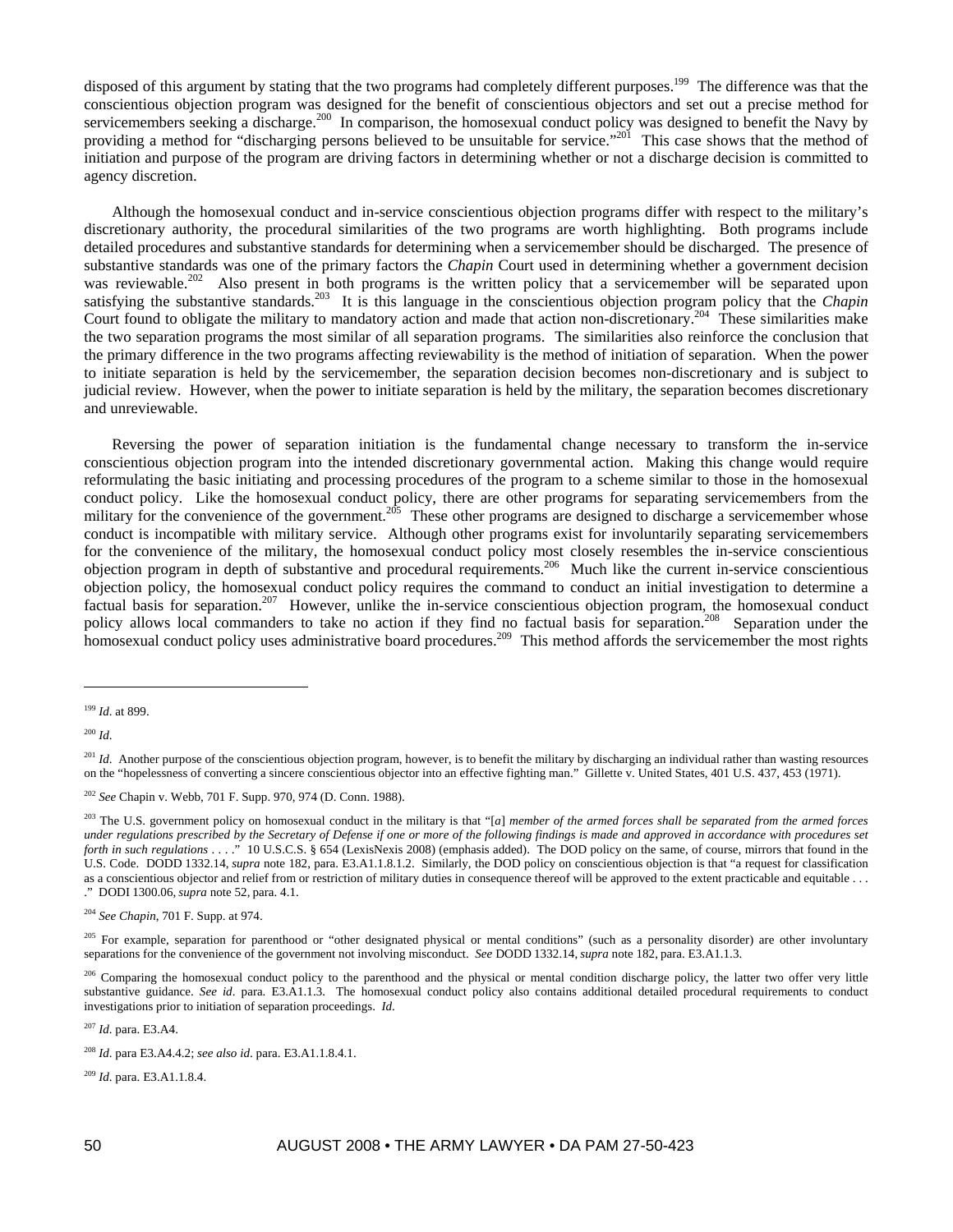disposed of this argument by stating that the two programs had completely different purposes.[199] The difference was that the conscientious objection program was designed for the benefit of conscientious objectors and set out a precise method for servicemembers seeking a discharge.[200] In comparison, the homosexual conduct policy was designed to benefit the Navy by providing a method for "discharging persons believed to be unsuitable for service."[201] This case shows that the method of initiation and purpose of the program are driving factors in determining whether or not a discharge decision is committed to agency discretion.

Although the homosexual conduct and in-service conscientious objection programs differ with respect to the military's discretionary authority, the procedural similarities of the two programs are worth highlighting. Both programs include detailed procedures and substantive standards for determining when a servicemember should be discharged. The presence of substantive standards was one of the primary factors the *Chapin* Court used in determining whether a government decision was reviewable.[202] Also present in both programs is the written policy that a servicemember will be separated upon satisfying the substantive standards.[203] It is this language in the conscientious objection program policy that the *Chapin* Court found to obligate the military to mandatory action and made that action non-discretionary.[204] These similarities make the two separation programs the most similar of all separation programs. The similarities also reinforce the conclusion that the primary difference in the two programs affecting reviewability is the method of initiation of separation. When the power to initiate separation is held by the servicemember, the separation decision becomes non-discretionary and is subject to judicial review. However, when the power to initiate separation is held by the military, the separation becomes discretionary and unreviewable.

Reversing the power of separation initiation is the fundamental change necessary to transform the in-service conscientious objection program into the intended discretionary governmental action. Making this change would require reformulating the basic initiating and processing procedures of the program to a scheme similar to those in the homosexual conduct policy. Like the homosexual conduct policy, there are other programs for separating servicemembers from the military for the convenience of the government.[205] These other programs are designed to discharge a servicemember whose conduct is incompatible with military service. Although other programs exist for involuntarily separating servicemembers for the convenience of the military, the homosexual conduct policy most closely resembles the in-service conscientious objection program in depth of substantive and procedural requirements.[206] Much like the current in-service conscientious objection policy, the homosexual conduct policy requires the command to conduct an initial investigation to determine a factual basis for separation.[207] However, unlike the in-service conscientious objection program, the homosexual conduct policy allows local commanders to take no action if they find no factual basis for separation.[208] Separation under the homosexual conduct policy uses administrative board procedures.[209] This method affords the servicemember the most rights

---

[199] *Id*. at 899.

[200] *Id*.

[201] *Id*. Another purpose of the conscientious objection program, however, is to benefit the military by discharging an individual rather than wasting resources on the "hopelessness of converting a sincere conscientious objector into an effective fighting man." Gillette v. United States, 401 U.S. 437, 453 (1971).

[202] *See* Chapin v. Webb, 701 F. Supp. 970, 974 (D. Conn. 1988).

[203] The U.S. government policy on homosexual conduct in the military is that "[*a*] *member of the armed forces shall be separated from the armed forces under regulations prescribed by the Secretary of Defense if one or more of the following findings is made and approved in accordance with procedures set forth in such regulations* . . . ." 10 U.S.C.S. § 654 (LexisNexis 2008) (emphasis added). The DOD policy on the same, of course, mirrors that found in the U.S. Code. DODD 1332.14, *supra* note 182, para. E3.A1.1.8.1.2. Similarly, the DOD policy on conscientious objection is that "a request for classification as a conscientious objector and relief from or restriction of military duties in consequence thereof will be approved to the extent practicable and equitable . . . ." DODI 1300.06, *supra* note 52, para. 4.1.

[204] *See Chapin*, 701 F. Supp. at 974.

[205] For example, separation for parenthood or "other designated physical or mental conditions" (such as a personality disorder) are other involuntary separations for the convenience of the government not involving misconduct. *See* DODD 1332.14, *supra* note 182, para. E3.A1.1.3.

[206] Comparing the homosexual conduct policy to the parenthood and the physical or mental condition discharge policy, the latter two offer very little substantive guidance. *See id*. para. E3.A1.1.3. The homosexual conduct policy also contains additional detailed procedural requirements to conduct investigations prior to initiation of separation proceedings. *Id*.

[207] *Id*. para. E3.A4.

[208] *Id*. para E3.A4.4.2; *see also id*. para. E3.A1.1.8.4.1.

[209] *Id*. para. E3.A1.1.8.4.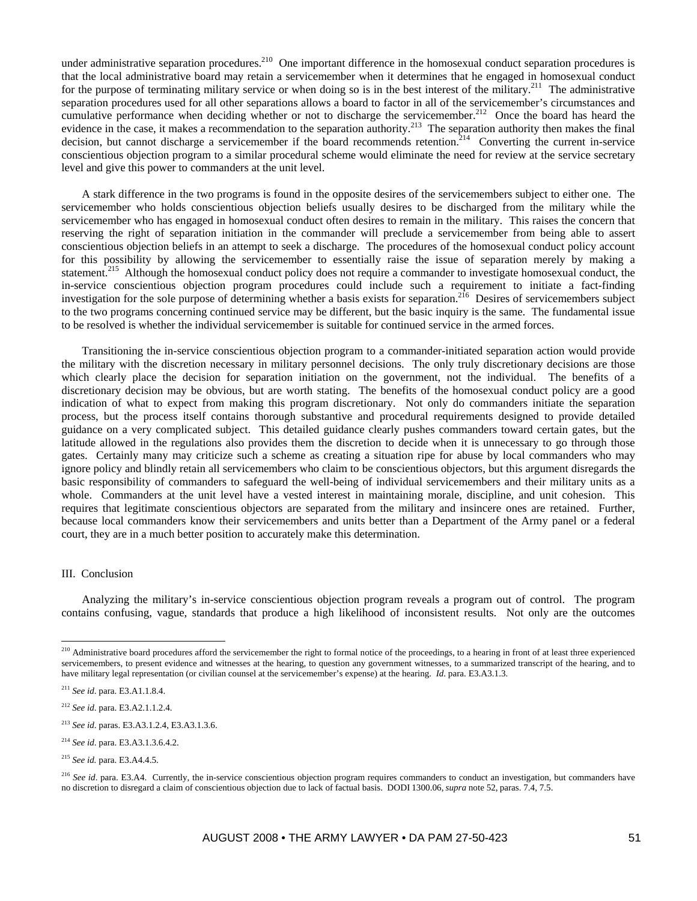under administrative separation procedures.[210] One important difference in the homosexual conduct separation procedures is that the local administrative board may retain a servicemember when it determines that he engaged in homosexual conduct for the purpose of terminating military service or when doing so is in the best interest of the military.[211] The administrative separation procedures used for all other separations allows a board to factor in all of the servicemember's circumstances and cumulative performance when deciding whether or not to discharge the servicemember.[212] Once the board has heard the evidence in the case, it makes a recommendation to the separation authority.[213] The separation authority then makes the final decision, but cannot discharge a servicemember if the board recommends retention.[214] Converting the current in-service conscientious objection program to a similar procedural scheme would eliminate the need for review at the service secretary level and give this power to commanders at the unit level.

A stark difference in the two programs is found in the opposite desires of the servicemembers subject to either one. The servicemember who holds conscientious objection beliefs usually desires to be discharged from the military while the servicemember who has engaged in homosexual conduct often desires to remain in the military. This raises the concern that reserving the right of separation initiation in the commander will preclude a servicemember from being able to assert conscientious objection beliefs in an attempt to seek a discharge. The procedures of the homosexual conduct policy account for this possibility by allowing the servicemember to essentially raise the issue of separation merely by making a statement.[215] Although the homosexual conduct policy does not require a commander to investigate homosexual conduct, the in-service conscientious objection program procedures could include such a requirement to initiate a fact-finding investigation for the sole purpose of determining whether a basis exists for separation.[216] Desires of servicemembers subject to the two programs concerning continued service may be different, but the basic inquiry is the same. The fundamental issue to be resolved is whether the individual servicemember is suitable for continued service in the armed forces.

Transitioning the in-service conscientious objection program to a commander-initiated separation action would provide the military with the discretion necessary in military personnel decisions. The only truly discretionary decisions are those which clearly place the decision for separation initiation on the government, not the individual. The benefits of a discretionary decision may be obvious, but are worth stating. The benefits of the homosexual conduct policy are a good indication of what to expect from making this program discretionary. Not only do commanders initiate the separation process, but the process itself contains thorough substantive and procedural requirements designed to provide detailed guidance on a very complicated subject. This detailed guidance clearly pushes commanders toward certain gates, but the latitude allowed in the regulations also provides them the discretion to decide when it is unnecessary to go through those gates. Certainly many may criticize such a scheme as creating a situation ripe for abuse by local commanders who may ignore policy and blindly retain all servicemembers who claim to be conscientious objectors, but this argument disregards the basic responsibility of commanders to safeguard the well-being of individual servicemembers and their military units as a whole. Commanders at the unit level have a vested interest in maintaining morale, discipline, and unit cohesion. This requires that legitimate conscientious objectors are separated from the military and insincere ones are retained. Further, because local commanders know their servicemembers and units better than a Department of the Army panel or a federal court, they are in a much better position to accurately make this determination.

## III. Conclusion

Analyzing the military's in-service conscientious objection program reveals a program out of control. The program contains confusing, vague, standards that produce a high likelihood of inconsistent results. Not only are the outcomes

---

[210] Administrative board procedures afford the servicemember the right to formal notice of the proceedings, to a hearing in front of at least three experienced servicemembers, to present evidence and witnesses at the hearing, to question any government witnesses, to a summarized transcript of the hearing, and to have military legal representation (or civilian counsel at the servicemember's expense) at the hearing. *Id*. para. E3.A3.1.3.

[211] *See id.* para. E3.A1.1.8.4.

[212] *See id.* para. E3.A2.1.1.2.4.

[213] *See id.* paras. E3.A3.1.2.4, E3.A3.1.3.6.

[214] *See id.* para. E3.A3.1.3.6.4.2.

[215] *See id.* para. E3.A4.4.5.

[216] *See id*. para. E3.A4. Currently, the in-service conscientious objection program requires commanders to conduct an investigation, but commanders have no discretion to disregard a claim of conscientious objection due to lack of factual basis. DODI 1300.06, *supra* note 52, paras. 7.4, 7.5.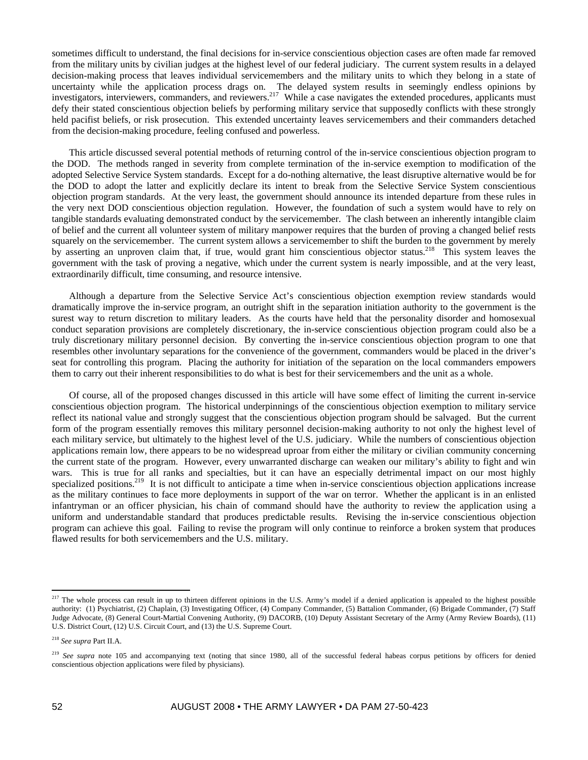sometimes difficult to understand, the final decisions for in-service conscientious objection cases are often made far removed from the military units by civilian judges at the highest level of our federal judiciary. The current system results in a delayed decision-making process that leaves individual servicemembers and the military units to which they belong in a state of uncertainty while the application process drags on. The delayed system results in seemingly endless opinions by investigators, interviewers, commanders, and reviewers.[217] While a case navigates the extended procedures, applicants must defy their stated conscientious objection beliefs by performing military service that supposedly conflicts with these strongly held pacifist beliefs, or risk prosecution. This extended uncertainty leaves servicemembers and their commanders detached from the decision-making procedure, feeling confused and powerless.

This article discussed several potential methods of returning control of the in-service conscientious objection program to the DOD. The methods ranged in severity from complete termination of the in-service exemption to modification of the adopted Selective Service System standards. Except for a do-nothing alternative, the least disruptive alternative would be for the DOD to adopt the latter and explicitly declare its intent to break from the Selective Service System conscientious objection program standards. At the very least, the government should announce its intended departure from these rules in the very next DOD conscientious objection regulation. However, the foundation of such a system would have to rely on tangible standards evaluating demonstrated conduct by the servicemember. The clash between an inherently intangible claim of belief and the current all volunteer system of military manpower requires that the burden of proving a changed belief rests squarely on the servicemember. The current system allows a servicemember to shift the burden to the government by merely by asserting an unproven claim that, if true, would grant him conscientious objector status.[218] This system leaves the government with the task of proving a negative, which under the current system is nearly impossible, and at the very least, extraordinarily difficult, time consuming, and resource intensive.

Although a departure from the Selective Service Act's conscientious objection exemption review standards would dramatically improve the in-service program, an outright shift in the separation initiation authority to the government is the surest way to return discretion to military leaders. As the courts have held that the personality disorder and homosexual conduct separation provisions are completely discretionary, the in-service conscientious objection program could also be a truly discretionary military personnel decision. By converting the in-service conscientious objection program to one that resembles other involuntary separations for the convenience of the government, commanders would be placed in the driver's seat for controlling this program. Placing the authority for initiation of the separation on the local commanders empowers them to carry out their inherent responsibilities to do what is best for their servicemembers and the unit as a whole.

Of course, all of the proposed changes discussed in this article will have some effect of limiting the current in-service conscientious objection program. The historical underpinnings of the conscientious objection exemption to military service reflect its national value and strongly suggest that the conscientious objection program should be salvaged. But the current form of the program essentially removes this military personnel decision-making authority to not only the highest level of each military service, but ultimately to the highest level of the U.S. judiciary. While the numbers of conscientious objection applications remain low, there appears to be no widespread uproar from either the military or civilian community concerning the current state of the program. However, every unwarranted discharge can weaken our military's ability to fight and win wars. This is true for all ranks and specialties, but it can have an especially detrimental impact on our most highly specialized positions.[219] It is not difficult to anticipate a time when in-service conscientious objection applications increase as the military continues to face more deployments in support of the war on terror. Whether the applicant is in an enlisted infantryman or an officer physician, his chain of command should have the authority to review the application using a uniform and understandable standard that produces predictable results. Revising the in-service conscientious objection program can achieve this goal. Failing to revise the program will only continue to reinforce a broken system that produces flawed results for both servicemembers and the U.S. military.

---

[217] The whole process can result in up to thirteen different opinions in the U.S. Army's model if a denied application is appealed to the highest possible authority: (1) Psychiatrist, (2) Chaplain, (3) Investigating Officer, (4) Company Commander, (5) Battalion Commander, (6) Brigade Commander, (7) Staff Judge Advocate, (8) General Court-Martial Convening Authority, (9) DACORB, (10) Deputy Assistant Secretary of the Army (Army Review Boards), (11) U.S. District Court, (12) U.S. Circuit Court, and (13) the U.S. Supreme Court.

[218] *See supra* Part II.A.

[219] *See supra* note 105 and accompanying text (noting that since 1980, all of the successful federal habeas corpus petitions by officers for denied conscientious objection applications were filed by physicians).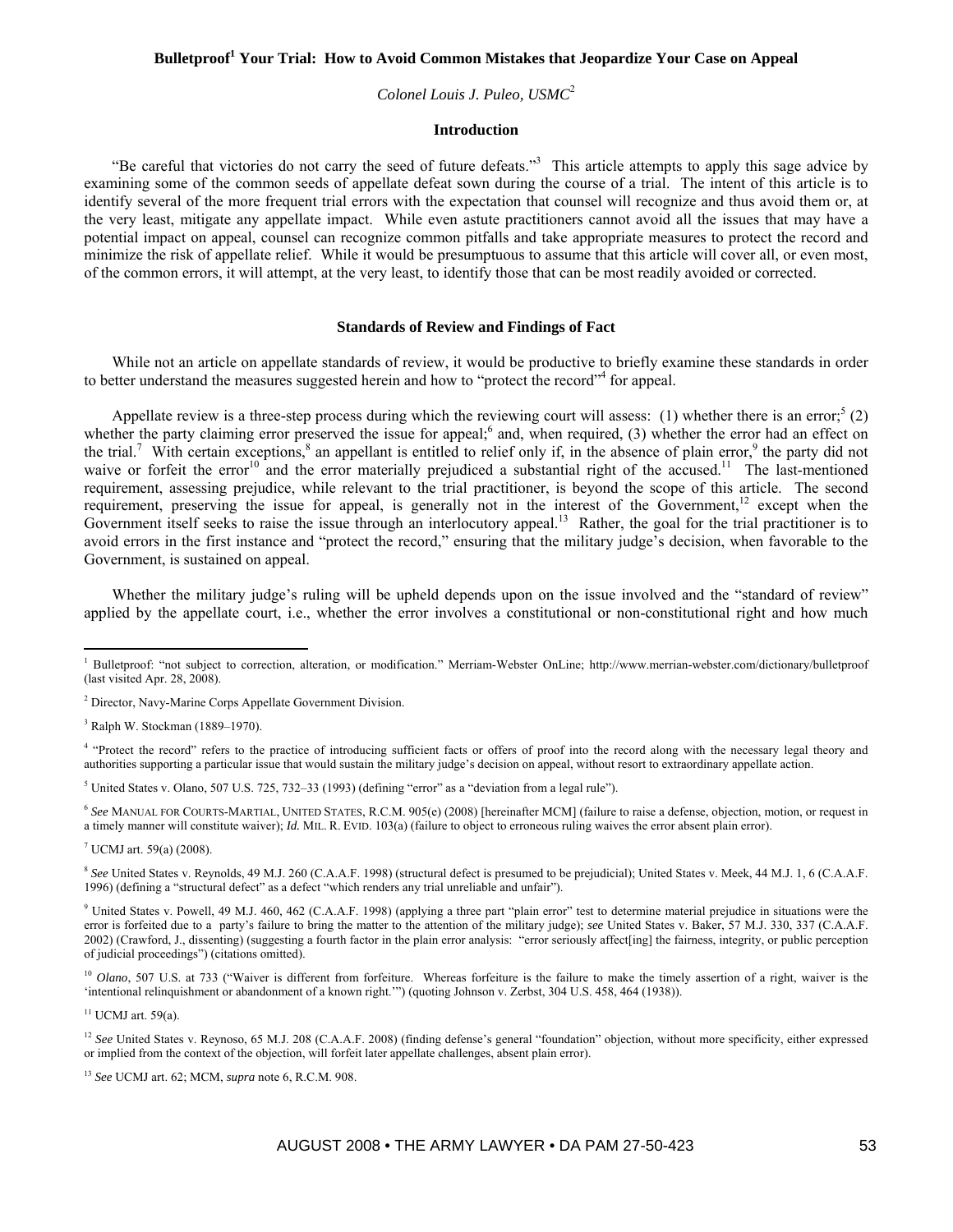# Bulletproof[1] Your Trial: How to Avoid Common Mistakes that Jeopardize Your Case on Appeal

*Colonel Louis J. Puleo, USMC*[2]

## Introduction

"Be careful that victories do not carry the seed of future defeats."[3] This article attempts to apply this sage advice by examining some of the common seeds of appellate defeat sown during the course of a trial. The intent of this article is to identify several of the more frequent trial errors with the expectation that counsel will recognize and thus avoid them or, at the very least, mitigate any appellate impact. While even astute practitioners cannot avoid all the issues that may have a potential impact on appeal, counsel can recognize common pitfalls and take appropriate measures to protect the record and minimize the risk of appellate relief. While it would be presumptuous to assume that this article will cover all, or even most, of the common errors, it will attempt, at the very least, to identify those that can be most readily avoided or corrected.

## Standards of Review and Findings of Fact

While not an article on appellate standards of review, it would be productive to briefly examine these standards in order to better understand the measures suggested herein and how to "protect the record"[4] for appeal.

Appellate review is a three-step process during which the reviewing court will assess: (1) whether there is an error;[5] (2) whether the party claiming error preserved the issue for appeal;[6] and, when required, (3) whether the error had an effect on the trial.[7] With certain exceptions,[8] an appellant is entitled to relief only if, in the absence of plain error,[9] the party did not waive or forfeit the error[10] and the error materially prejudiced a substantial right of the accused.[11] The last-mentioned requirement, assessing prejudice, while relevant to the trial practitioner, is beyond the scope of this article. The second requirement, preserving the issue for appeal, is generally not in the interest of the Government,[12] except when the Government itself seeks to raise the issue through an interlocutory appeal.[13] Rather, the goal for the trial practitioner is to avoid errors in the first instance and "protect the record," ensuring that the military judge's decision, when favorable to the Government, is sustained on appeal.

Whether the military judge's ruling will be upheld depends upon on the issue involved and the "standard of review" applied by the appellate court, i.e., whether the error involves a constitutional or non-constitutional right and how much

---

[1] Bulletproof: "not subject to correction, alteration, or modification." Merriam-Webster OnLine; http://www.merrian-webster.com/dictionary/bulletproof (last visited Apr. 28, 2008).

[2] Director, Navy-Marine Corps Appellate Government Division.

[3] Ralph W. Stockman (1889–1970).

[4] "Protect the record" refers to the practice of introducing sufficient facts or offers of proof into the record along with the necessary legal theory and authorities supporting a particular issue that would sustain the military judge's decision on appeal, without resort to extraordinary appellate action.

[5] United States v. Olano, 507 U.S. 725, 732–33 (1993) (defining "error" as a "deviation from a legal rule").

[6] *See* MANUAL FOR COURTS-MARTIAL, UNITED STATES, R.C.M. 905(e) (2008) [hereinafter MCM] (failure to raise a defense, objection, motion, or request in a timely manner will constitute waiver); *Id.* MIL. R. EVID. 103(a) (failure to object to erroneous ruling waives the error absent plain error).

[7] UCMJ art. 59(a) (2008).

[8] *See* United States v. Reynolds, 49 M.J. 260 (C.A.A.F. 1998) (structural defect is presumed to be prejudicial); United States v. Meek, 44 M.J. 1, 6 (C.A.A.F. 1996) (defining a "structural defect" as a defect "which renders any trial unreliable and unfair").

[9] United States v. Powell, 49 M.J. 460, 462 (C.A.A.F. 1998) (applying a three part "plain error" test to determine material prejudice in situations were the error is forfeited due to a party's failure to bring the matter to the attention of the military judge); *see* United States v. Baker, 57 M.J. 330, 337 (C.A.A.F. 2002) (Crawford, J., dissenting) (suggesting a fourth factor in the plain error analysis: "error seriously affect[ing] the fairness, integrity, or public perception of judicial proceedings") (citations omitted).

[10] *Olano*, 507 U.S. at 733 ("Waiver is different from forfeiture. Whereas forfeiture is the failure to make the timely assertion of a right, waiver is the 'intentional relinquishment or abandonment of a known right.'") (quoting Johnson v. Zerbst, 304 U.S. 458, 464 (1938)).

[11] UCMJ art. 59(a).

[12] *See* United States v. Reynoso, 65 M.J. 208 (C.A.A.F. 2008) (finding defense's general "foundation" objection, without more specificity, either expressed or implied from the context of the objection, will forfeit later appellate challenges, absent plain error).

[13] *See* UCMJ art. 62; MCM, *supra* note 6, R.C.M. 908.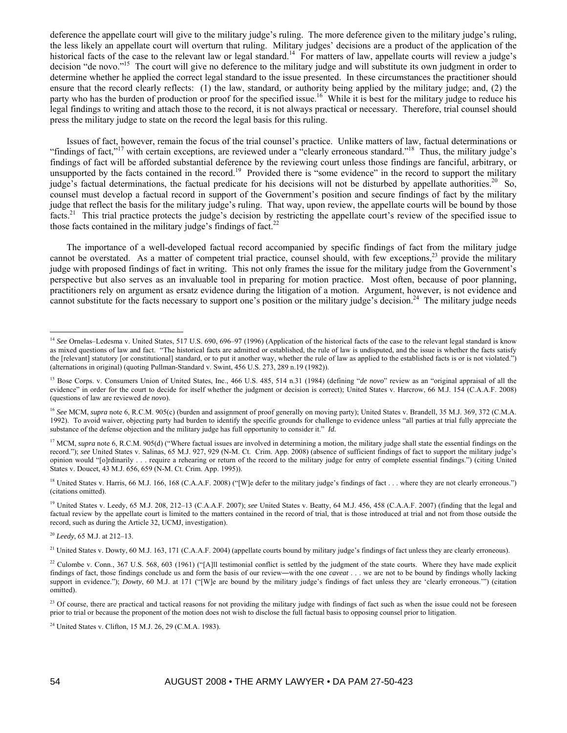deference the appellate court will give to the military judge's ruling. The more deference given to the military judge's ruling, the less likely an appellate court will overturn that ruling. Military judges' decisions are a product of the application of the historical facts of the case to the relevant law or legal standard.[14] For matters of law, appellate courts will review a judge's decision "de novo."[15] The court will give no deference to the military judge and will substitute its own judgment in order to determine whether he applied the correct legal standard to the issue presented. In these circumstances the practitioner should ensure that the record clearly reflects: (1) the law, standard, or authority being applied by the military judge; and, (2) the party who has the burden of production or proof for the specified issue.[16] While it is best for the military judge to reduce his legal findings to writing and attach those to the record, it is not always practical or necessary. Therefore, trial counsel should press the military judge to state on the record the legal basis for this ruling.

Issues of fact, however, remain the focus of the trial counsel's practice. Unlike matters of law, factual determinations or "findings of fact,"[17] with certain exceptions, are reviewed under a "clearly erroneous standard."[18] Thus, the military judge's findings of fact will be afforded substantial deference by the reviewing court unless those findings are fanciful, arbitrary, or unsupported by the facts contained in the record.[19] Provided there is "some evidence" in the record to support the military judge's factual determinations, the factual predicate for his decisions will not be disturbed by appellate authorities.[20] So, counsel must develop a factual record in support of the Government's position and secure findings of fact by the military judge that reflect the basis for the military judge's ruling. That way, upon review, the appellate courts will be bound by those facts.[21] This trial practice protects the judge's decision by restricting the appellate court's review of the specified issue to those facts contained in the military judge's findings of fact.[22]

The importance of a well-developed factual record accompanied by specific findings of fact from the military judge cannot be overstated. As a matter of competent trial practice, counsel should, with few exceptions,[23] provide the military judge with proposed findings of fact in writing. This not only frames the issue for the military judge from the Government's perspective but also serves as an invaluable tool in preparing for motion practice. Most often, because of poor planning, practitioners rely on argument as ersatz evidence during the litigation of a motion. Argument, however, is not evidence and cannot substitute for the facts necessary to support one's position or the military judge's decision.[24] The military judge needs

---

[14] *See* Ornelas–Ledesma v. United States, 517 U.S. 690, 696–97 (1996) (Application of the historical facts of the case to the relevant legal standard is know as mixed questions of law and fact. "The historical facts are admitted or established, the rule of law is undisputed, and the issue is whether the facts satisfy the [relevant] statutory [or constitutional] standard, or to put it another way, whether the rule of law as applied to the established facts is or is not violated.") (alternations in original) (quoting Pullman-Standard v. Swint, 456 U.S. 273, 289 n.19 (1982)).

[15] Bose Corps. v. Consumers Union of United States, Inc., 466 U.S. 485, 514 n.31 (1984) (defining "*de novo*" review as an "original appraisal of all the evidence" in order for the court to decide for itself whether the judgment or decision is correct); United States v. Harcrow, 66 M.J. 154 (C.A.A.F. 2008) (questions of law are reviewed *de novo*).

[16] *See* MCM, *supra* note 6, R.C.M. 905(c) (burden and assignment of proof generally on moving party); United States v. Brandell, 35 M.J. 369, 372 (C.M.A. 1992). To avoid waiver, objecting party had burden to identify the specific grounds for challenge to evidence unless "all parties at trial fully appreciate the substance of the defense objection and the military judge has full opportunity to consider it." *Id.*

[17] MCM, *supra* note 6, R.C.M. 905(d) ("Where factual issues are involved in determining a motion, the military judge shall state the essential findings on the record."); *see* United States v. Salinas, 65 M.J. 927, 929 (N-M. Ct. Crim. App. 2008) (absence of sufficient findings of fact to support the military judge's opinion would "[o]rdinarily . . . require a rehearing or return of the record to the military judge for entry of complete essential findings.") (citing United States v. Doucet, 43 M.J. 656, 659 (N-M. Ct. Crim. App. 1995)).

[18] United States v. Harris, 66 M.J. 166, 168 (C.A.A.F. 2008) ("[W]e defer to the military judge's findings of fact . . . where they are not clearly erroneous.") (citations omitted).

[19] United States v. Leedy, 65 M.J. 208, 212–13 (C.A.A.F. 2007); *see* United States v. Beatty, 64 M.J. 456, 458 (C.A.A.F. 2007) (finding that the legal and factual review by the appellate court is limited to the matters contained in the record of trial, that is those introduced at trial and not from those outside the record, such as during the Article 32, UCMJ, investigation).

[20] *Leedy*, 65 M.J. at 212–13.

[21] United States v. Dowty, 60 M.J. 163, 171 (C.A.A.F. 2004) (appellate courts bound by military judge's findings of fact unless they are clearly erroneous).

[22] Culombe v. Conn., 367 U.S. 568, 603 (1961) ("[A]ll testimonial conflict is settled by the judgment of the state courts. Where they have made explicit findings of fact, those findings conclude us and form the basis of our review―with the one *caveat* . . . we are not to be bound by findings wholly lacking support in evidence."); *Dowty*, 60 M.J. at 171 ("[W]e are bound by the military judge's findings of fact unless they are 'clearly erroneous.'") (citation omitted).

[23] Of course, there are practical and tactical reasons for not providing the military judge with findings of fact such as when the issue could not be foreseen prior to trial or because the proponent of the motion does not wish to disclose the full factual basis to opposing counsel prior to litigation.

[24] United States v. Clifton, 15 M.J. 26, 29 (C.M.A. 1983).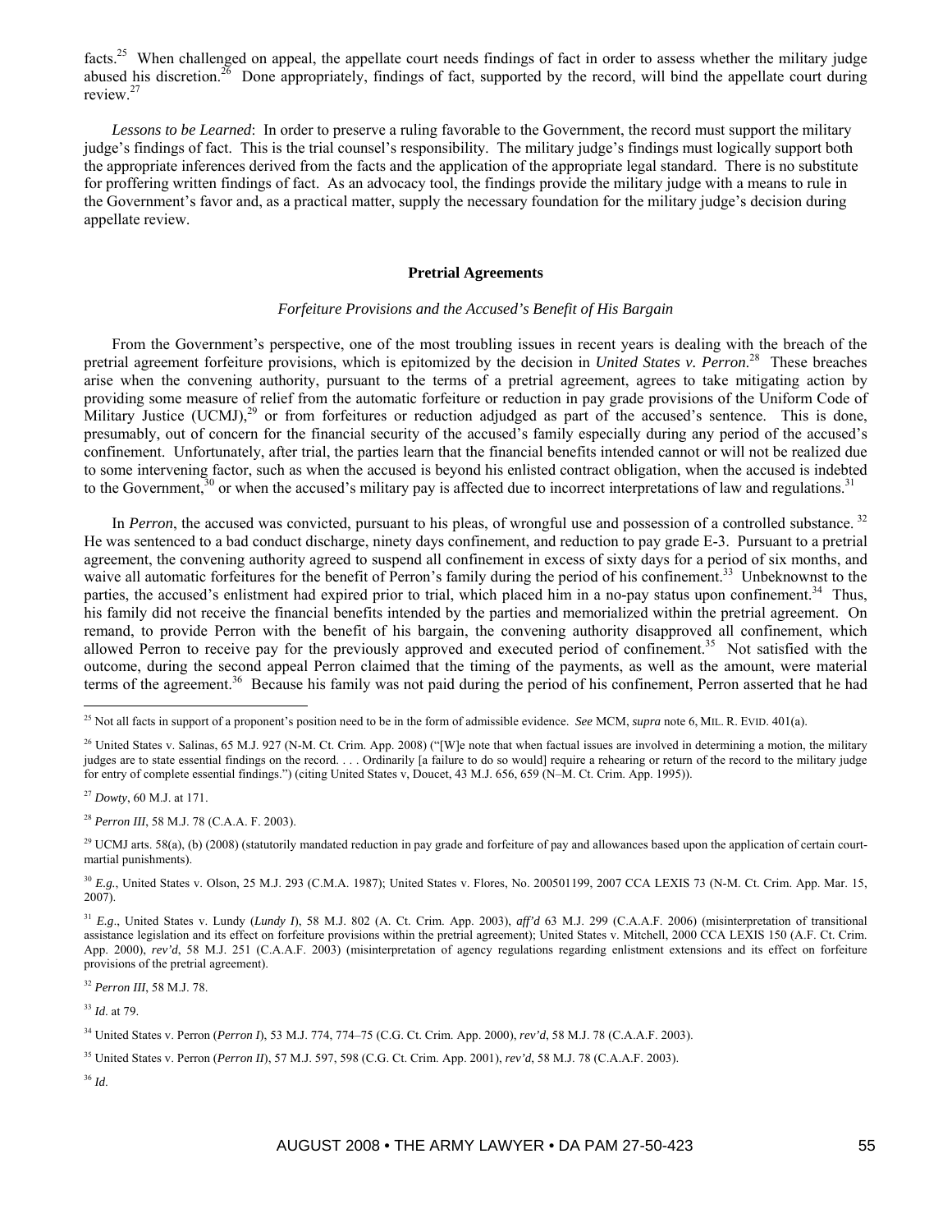facts.[25] When challenged on appeal, the appellate court needs findings of fact in order to assess whether the military judge abused his discretion.[26] Done appropriately, findings of fact, supported by the record, will bind the appellate court during review.[27]

*Lessons to be Learned*: In order to preserve a ruling favorable to the Government, the record must support the military judge's findings of fact. This is the trial counsel's responsibility. The military judge's findings must logically support both the appropriate inferences derived from the facts and the application of the appropriate legal standard. There is no substitute for proffering written findings of fact. As an advocacy tool, the findings provide the military judge with a means to rule in the Government's favor and, as a practical matter, supply the necessary foundation for the military judge's decision during appellate review.

## Pretrial Agreements

### *Forfeiture Provisions and the Accused's Benefit of His Bargain*

From the Government's perspective, one of the most troubling issues in recent years is dealing with the breach of the pretrial agreement forfeiture provisions, which is epitomized by the decision in *United States v. Perron*.[28] These breaches arise when the convening authority, pursuant to the terms of a pretrial agreement, agrees to take mitigating action by providing some measure of relief from the automatic forfeiture or reduction in pay grade provisions of the Uniform Code of Military Justice (UCMJ),[29] or from forfeitures or reduction adjudged as part of the accused's sentence. This is done, presumably, out of concern for the financial security of the accused's family especially during any period of the accused's confinement. Unfortunately, after trial, the parties learn that the financial benefits intended cannot or will not be realized due to some intervening factor, such as when the accused is beyond his enlisted contract obligation, when the accused is indebted to the Government,[30] or when the accused's military pay is affected due to incorrect interpretations of law and regulations.[31]

In *Perron*, the accused was convicted, pursuant to his pleas, of wrongful use and possession of a controlled substance.[32] He was sentenced to a bad conduct discharge, ninety days confinement, and reduction to pay grade E-3. Pursuant to a pretrial agreement, the convening authority agreed to suspend all confinement in excess of sixty days for a period of six months, and waive all automatic forfeitures for the benefit of Perron's family during the period of his confinement.[33] Unbeknownst to the parties, the accused's enlistment had expired prior to trial, which placed him in a no-pay status upon confinement.[34] Thus, his family did not receive the financial benefits intended by the parties and memorialized within the pretrial agreement. On remand, to provide Perron with the benefit of his bargain, the convening authority disapproved all confinement, which allowed Perron to receive pay for the previously approved and executed period of confinement.[35] Not satisfied with the outcome, during the second appeal Perron claimed that the timing of the payments, as well as the amount, were material terms of the agreement.[36] Because his family was not paid during the period of his confinement, Perron asserted that he had

---

[25] Not all facts in support of a proponent's position need to be in the form of admissible evidence. *See* MCM, *supra* note 6, MIL. R. EVID. 401(a).

[26] United States v. Salinas, 65 M.J. 927 (N-M. Ct. Crim. App. 2008) ("[W]e note that when factual issues are involved in determining a motion, the military judges are to state essential findings on the record. . . . Ordinarily [a failure to do so would] require a rehearing or return of the record to the military judge for entry of complete essential findings.") (citing United States v, Doucet, 43 M.J. 656, 659 (N–M. Ct. Crim. App. 1995)).

[27] *Dowty*, 60 M.J. at 171.

[28] *Perron III*, 58 M.J. 78 (C.A.A. F. 2003).

[29] UCMJ arts. 58(a), (b) (2008) (statutorily mandated reduction in pay grade and forfeiture of pay and allowances based upon the application of certain court-martial punishments).

[30] *E.g.*, United States v. Olson, 25 M.J. 293 (C.M.A. 1987); United States v. Flores, No. 200501199, 2007 CCA LEXIS 73 (N-M. Ct. Crim. App. Mar. 15, 2007).

[31] *E.g*., United States v. Lundy (*Lundy I*), 58 M.J. 802 (A. Ct. Crim. App. 2003), *aff'd* 63 M.J. 299 (C.A.A.F. 2006) (misinterpretation of transitional assistance legislation and its effect on forfeiture provisions within the pretrial agreement); United States v. Mitchell, 2000 CCA LEXIS 150 (A.F. Ct. Crim. App. 2000), *rev'd*, 58 M.J. 251 (C.A.A.F. 2003) (misinterpretation of agency regulations regarding enlistment extensions and its effect on forfeiture provisions of the pretrial agreement).

[32] *Perron III*, 58 M.J. 78.

[33] *Id*. at 79.

[34] United States v. Perron (*Perron I*), 53 M.J. 774, 774–75 (C.G. Ct. Crim. App. 2000), *rev'd*, 58 M.J. 78 (C.A.A.F. 2003).

[35] United States v. Perron (*Perron II*), 57 M.J. 597, 598 (C.G. Ct. Crim. App. 2001), *rev'd*, 58 M.J. 78 (C.A.A.F. 2003).

[36] *Id*.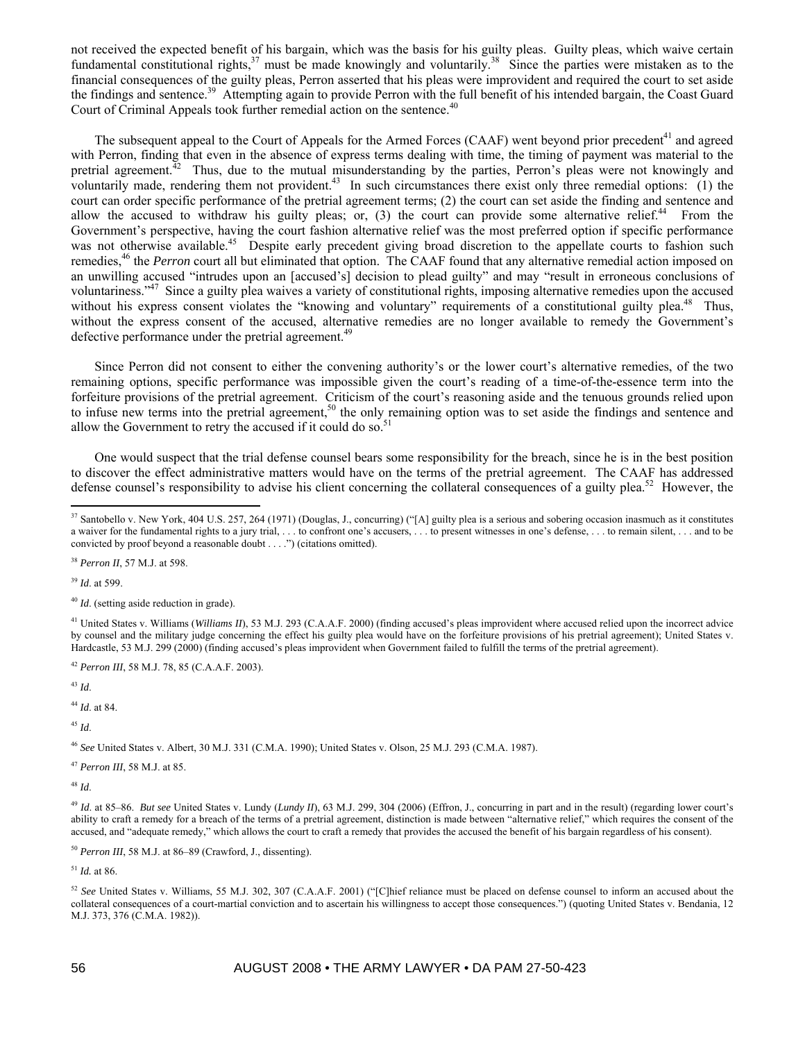not received the expected benefit of his bargain, which was the basis for his guilty pleas. Guilty pleas, which waive certain fundamental constitutional rights,[37] must be made knowingly and voluntarily.[38] Since the parties were mistaken as to the financial consequences of the guilty pleas, Perron asserted that his pleas were improvident and required the court to set aside the findings and sentence.[39] Attempting again to provide Perron with the full benefit of his intended bargain, the Coast Guard Court of Criminal Appeals took further remedial action on the sentence.[40]

The subsequent appeal to the Court of Appeals for the Armed Forces (CAAF) went beyond prior precedent[41] and agreed with Perron, finding that even in the absence of express terms dealing with time, the timing of payment was material to the pretrial agreement.[42] Thus, due to the mutual misunderstanding by the parties, Perron's pleas were not knowingly and voluntarily made, rendering them not provident.[43] In such circumstances there exist only three remedial options: (1) the court can order specific performance of the pretrial agreement terms; (2) the court can set aside the finding and sentence and allow the accused to withdraw his guilty pleas; or, (3) the court can provide some alternative relief.[44] From the Government's perspective, having the court fashion alternative relief was the most preferred option if specific performance was not otherwise available.[45] Despite early precedent giving broad discretion to the appellate courts to fashion such remedies,[46] the *Perron* court all but eliminated that option. The CAAF found that any alternative remedial action imposed on an unwilling accused "intrudes upon an [accused's] decision to plead guilty" and may "result in erroneous conclusions of voluntariness."[47] Since a guilty plea waives a variety of constitutional rights, imposing alternative remedies upon the accused without his express consent violates the "knowing and voluntary" requirements of a constitutional guilty plea.[48] Thus, without the express consent of the accused, alternative remedies are no longer available to remedy the Government's defective performance under the pretrial agreement.[49]

Since Perron did not consent to either the convening authority's or the lower court's alternative remedies, of the two remaining options, specific performance was impossible given the court's reading of a time-of-the-essence term into the forfeiture provisions of the pretrial agreement. Criticism of the court's reasoning aside and the tenuous grounds relied upon to infuse new terms into the pretrial agreement,[50] the only remaining option was to set aside the findings and sentence and allow the Government to retry the accused if it could do so.[51]

One would suspect that the trial defense counsel bears some responsibility for the breach, since he is in the best position to discover the effect administrative matters would have on the terms of the pretrial agreement. The CAAF has addressed defense counsel's responsibility to advise his client concerning the collateral consequences of a guilty plea.[52] However, the

---

[37] Santobello v. New York, 404 U.S. 257, 264 (1971) (Douglas, J., concurring) ("[A] guilty plea is a serious and sobering occasion inasmuch as it constitutes a waiver for the fundamental rights to a jury trial, . . . to confront one's accusers, . . . to present witnesses in one's defense, . . . to remain silent, . . . and to be convicted by proof beyond a reasonable doubt . . . .") (citations omitted).

[38] *Perron II*, 57 M.J. at 598.

[39] *Id*. at 599.

[40] *Id*. (setting aside reduction in grade).

[41] United States v. Williams (*Williams II*), 53 M.J. 293 (C.A.A.F. 2000) (finding accused's pleas improvident where accused relied upon the incorrect advice by counsel and the military judge concerning the effect his guilty plea would have on the forfeiture provisions of his pretrial agreement); United States v. Hardcastle, 53 M.J. 299 (2000) (finding accused's pleas improvident when Government failed to fulfill the terms of the pretrial agreement).

[42] *Perron III*, 58 M.J. 78, 85 (C.A.A.F. 2003).

[43] *Id*.

[44] *Id*. at 84.

[45] *Id*.

[46] *See* United States v. Albert, 30 M.J. 331 (C.M.A. 1990); United States v. Olson, 25 M.J. 293 (C.M.A. 1987).

[47] *Perron III*, 58 M.J. at 85.

[48] *Id*.

[49] *Id*. at 85–86. *But see* United States v. Lundy (*Lundy II*), 63 M.J. 299, 304 (2006) (Effron, J., concurring in part and in the result) (regarding lower court's ability to craft a remedy for a breach of the terms of a pretrial agreement, distinction is made between "alternative relief," which requires the consent of the accused, and "adequate remedy," which allows the court to craft a remedy that provides the accused the benefit of his bargain regardless of his consent).

[50] *Perron III*, 58 M.J. at 86–89 (Crawford, J., dissenting).

[51] *Id.* at 86.

[52] *See* United States v. Williams, 55 M.J. 302, 307 (C.A.A.F. 2001) ("[C]hief reliance must be placed on defense counsel to inform an accused about the collateral consequences of a court-martial conviction and to ascertain his willingness to accept those consequences.") (quoting United States v. Bendania, 12 M.J. 373, 376 (C.M.A. 1982)).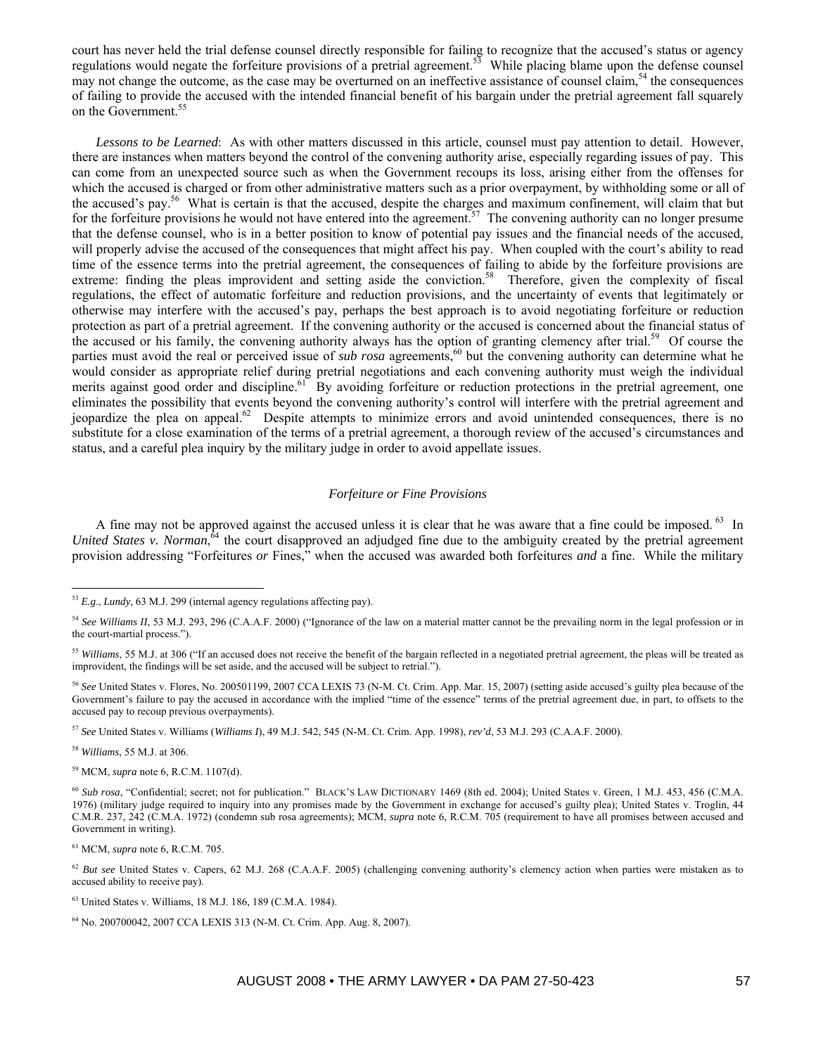court has never held the trial defense counsel directly responsible for failing to recognize that the accused's status or agency regulations would negate the forfeiture provisions of a pretrial agreement.[53] While placing blame upon the defense counsel may not change the outcome, as the case may be overturned on an ineffective assistance of counsel claim,[54] the consequences of failing to provide the accused with the intended financial benefit of his bargain under the pretrial agreement fall squarely on the Government.[55]

*Lessons to be Learned*: As with other matters discussed in this article, counsel must pay attention to detail. However, there are instances when matters beyond the control of the convening authority arise, especially regarding issues of pay. This can come from an unexpected source such as when the Government recoups its loss, arising either from the offenses for which the accused is charged or from other administrative matters such as a prior overpayment, by withholding some or all of the accused's pay.[56] What is certain is that the accused, despite the charges and maximum confinement, will claim that but for the forfeiture provisions he would not have entered into the agreement.[57] The convening authority can no longer presume that the defense counsel, who is in a better position to know of potential pay issues and the financial needs of the accused, will properly advise the accused of the consequences that might affect his pay. When coupled with the court's ability to read time of the essence terms into the pretrial agreement, the consequences of failing to abide by the forfeiture provisions are extreme: finding the pleas improvident and setting aside the conviction.[58] Therefore, given the complexity of fiscal regulations, the effect of automatic forfeiture and reduction provisions, and the uncertainty of events that legitimately or otherwise may interfere with the accused's pay, perhaps the best approach is to avoid negotiating forfeiture or reduction protection as part of a pretrial agreement. If the convening authority or the accused is concerned about the financial status of the accused or his family, the convening authority always has the option of granting clemency after trial.[59] Of course the parties must avoid the real or perceived issue of *sub rosa* agreements,[60] but the convening authority can determine what he would consider as appropriate relief during pretrial negotiations and each convening authority must weigh the individual merits against good order and discipline.[61] By avoiding forfeiture or reduction protections in the pretrial agreement, one eliminates the possibility that events beyond the convening authority's control will interfere with the pretrial agreement and jeopardize the plea on appeal.[62] Despite attempts to minimize errors and avoid unintended consequences, there is no substitute for a close examination of the terms of a pretrial agreement, a thorough review of the accused's circumstances and status, and a careful plea inquiry by the military judge in order to avoid appellate issues.

### *Forfeiture or Fine Provisions*

A fine may not be approved against the accused unless it is clear that he was aware that a fine could be imposed.[63] In *United States v. Norman*,[64] the court disapproved an adjudged fine due to the ambiguity created by the pretrial agreement provision addressing "Forfeitures *or* Fines," when the accused was awarded both forfeitures *and* a fine. While the military

---

[53] *E.g*., *Lundy*, 63 M.J. 299 (internal agency regulations affecting pay).

[54] *See Williams II*, 53 M.J. 293, 296 (C.A.A.F. 2000) ("Ignorance of the law on a material matter cannot be the prevailing norm in the legal profession or in the court-martial process.").

[55] *Williams*, 55 M.J. at 306 ("If an accused does not receive the benefit of the bargain reflected in a negotiated pretrial agreement, the pleas will be treated as improvident, the findings will be set aside, and the accused will be subject to retrial.").

[56] *See* United States v. Flores, No. 200501199, 2007 CCA LEXIS 73 (N-M. Ct. Crim. App. Mar. 15, 2007) (setting aside accused's guilty plea because of the Government's failure to pay the accused in accordance with the implied "time of the essence" terms of the pretrial agreement due, in part, to offsets to the accused pay to recoup previous overpayments).

[57] *See* United States v. Williams (*Williams I*), 49 M.J. 542, 545 (N-M. Ct. Crim. App. 1998), *rev'd*, 53 M.J. 293 (C.A.A.F. 2000).

[58] *Williams*, 55 M.J. at 306.

[59] MCM, *supra* note 6, R.C.M. 1107(d).

[60] *Sub rosa*, "Confidential; secret; not for publication." BLACK'S LAW DICTIONARY 1469 (8th ed. 2004); United States v. Green, 1 M.J. 453, 456 (C.M.A. 1976) (military judge required to inquiry into any promises made by the Government in exchange for accused's guilty plea); United States v. Troglin, 44 C.M.R. 237, 242 (C.M.A. 1972) (condemn sub rosa agreements); MCM, *supra* note 6, R.C.M. 705 (requirement to have all promises between accused and Government in writing).

[61] MCM, *supra* note 6, R.C.M. 705.

[62] *But see* United States v. Capers, 62 M.J. 268 (C.A.A.F. 2005) (challenging convening authority's clemency action when parties were mistaken as to accused ability to receive pay).

[63] United States v. Williams, 18 M.J. 186, 189 (C.M.A. 1984).

[64] No. 200700042, 2007 CCA LEXIS 313 (N-M. Ct. Crim. App. Aug. 8, 2007).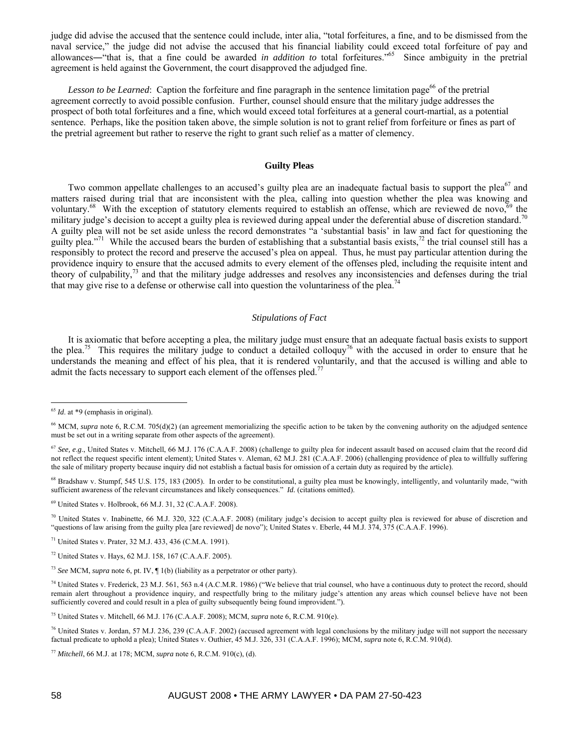judge did advise the accused that the sentence could include, inter alia, "total forfeitures, a fine, and to be dismissed from the naval service," the judge did not advise the accused that his financial liability could exceed total forfeiture of pay and allowances―"that is, that a fine could be awarded *in addition to* total forfeitures."[65] Since ambiguity in the pretrial agreement is held against the Government, the court disapproved the adjudged fine.

*Lesson to be Learned*: Caption the forfeiture and fine paragraph in the sentence limitation page[66] of the pretrial agreement correctly to avoid possible confusion. Further, counsel should ensure that the military judge addresses the prospect of both total forfeitures and a fine, which would exceed total forfeitures at a general court-martial, as a potential sentence. Perhaps, like the position taken above, the simple solution is not to grant relief from forfeiture or fines as part of the pretrial agreement but rather to reserve the right to grant such relief as a matter of clemency.

## Guilty Pleas

Two common appellate challenges to an accused's guilty plea are an inadequate factual basis to support the plea[67] and matters raised during trial that are inconsistent with the plea, calling into question whether the plea was knowing and voluntary.[68] With the exception of statutory elements required to establish an offense, which are reviewed de novo,[69] the military judge's decision to accept a guilty plea is reviewed during appeal under the deferential abuse of discretion standard.[70] A guilty plea will not be set aside unless the record demonstrates "a 'substantial basis' in law and fact for questioning the guilty plea."[71] While the accused bears the burden of establishing that a substantial basis exists,[72] the trial counsel still has a responsibly to protect the record and preserve the accused's plea on appeal. Thus, he must pay particular attention during the providence inquiry to ensure that the accused admits to every element of the offenses pled, including the requisite intent and theory of culpability,[73] and that the military judge addresses and resolves any inconsistencies and defenses during the trial that may give rise to a defense or otherwise call into question the voluntariness of the plea.[74]

### *Stipulations of Fact*

It is axiomatic that before accepting a plea, the military judge must ensure that an adequate factual basis exists to support the plea.[75] This requires the military judge to conduct a detailed colloquy[76] with the accused in order to ensure that he understands the meaning and effect of his plea, that it is rendered voluntarily, and that the accused is willing and able to admit the facts necessary to support each element of the offenses pled.[77]

---

[65] *Id*. at *9 (emphasis in original).

[66] MCM, *supra* note 6, R.C.M. 705(d)(2) (an agreement memorializing the specific action to be taken by the convening authority on the adjudged sentence must be set out in a writing separate from other aspects of the agreement).

[67] *See, e.g*., United States v. Mitchell, 66 M.J. 176 (C.A.A.F. 2008) (challenge to guilty plea for indecent assault based on accused claim that the record did not reflect the request specific intent element); United States v. Aleman, 62 M.J. 281 (C.A.A.F. 2006) (challenging providence of plea to willfully suffering the sale of military property because inquiry did not establish a factual basis for omission of a certain duty as required by the article).

[68] Bradshaw v. Stumpf, 545 U.S. 175, 183 (2005). In order to be constitutional, a guilty plea must be knowingly, intelligently, and voluntarily made, "with sufficient awareness of the relevant circumstances and likely consequences." *Id.* (citations omitted).

[69] United States v. Holbrook, 66 M.J. 31, 32 (C.A.A.F. 2008).

[70] United States v. Inabinette, 66 M.J. 320, 322 (C.A.A.F. 2008) (military judge's decision to accept guilty plea is reviewed for abuse of discretion and "questions of law arising from the guilty plea [are reviewed] de novo"); United States v. Eberle, 44 M.J. 374, 375 (C.A.A.F. 1996).

[71] United States v. Prater, 32 M.J. 433, 436 (C.M.A. 1991).

[72] United States v. Hays, 62 M.J. 158, 167 (C.A.A.F. 2005).

[73] *See* MCM, *supra* note 6, pt. IV, ¶ 1(b) (liability as a perpetrator or other party).

[74] United States v. Frederick, 23 M.J. 561, 563 n.4 (A.C.M.R. 1986) ("We believe that trial counsel, who have a continuous duty to protect the record, should remain alert throughout a providence inquiry, and respectfully bring to the military judge's attention any areas which counsel believe have not been sufficiently covered and could result in a plea of guilty subsequently being found improvident.").

[75] United States v. Mitchell, 66 M.J. 176 (C.A.A.F. 2008); MCM, *supra* note 6, R.C.M. 910(e).

[76] United States v. Jordan, 57 M.J. 236, 239 (C.A.A.F. 2002) (accused agreement with legal conclusions by the military judge will not support the necessary factual predicate to uphold a plea); United States v. Outhier, 45 M.J. 326, 331 (C.A.A.F. 1996); MCM, *supra* note 6, R.C.M. 910(d).

[77] *Mitchell*, 66 M.J. at 178; MCM, *supra* note 6, R.C.M. 910(c), (d).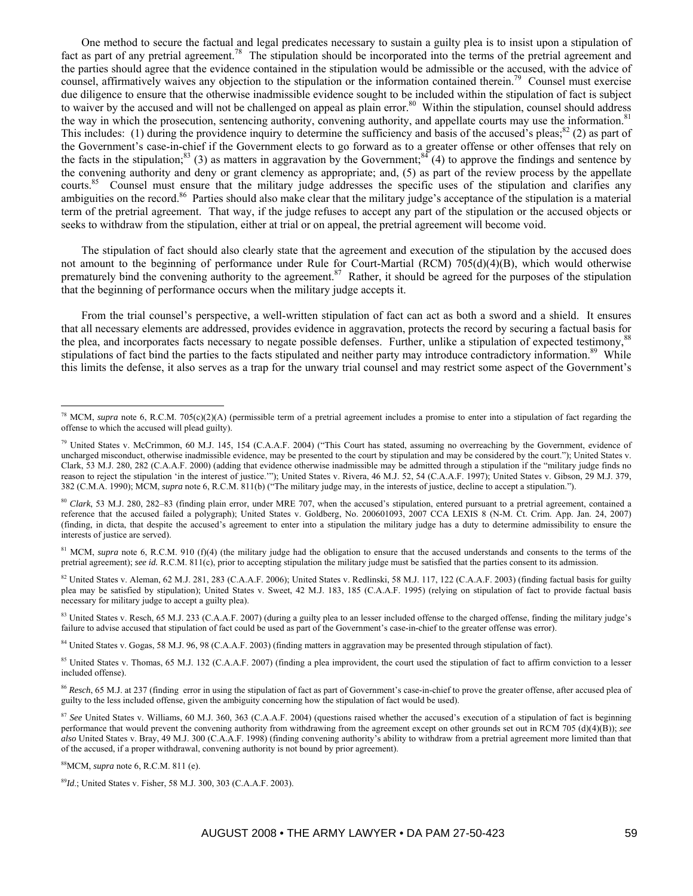One method to secure the factual and legal predicates necessary to sustain a guilty plea is to insist upon a stipulation of fact as part of any pretrial agreement.[78] The stipulation should be incorporated into the terms of the pretrial agreement and the parties should agree that the evidence contained in the stipulation would be admissible or the accused, with the advice of counsel, affirmatively waives any objection to the stipulation or the information contained therein.[79] Counsel must exercise due diligence to ensure that the otherwise inadmissible evidence sought to be included within the stipulation of fact is subject to waiver by the accused and will not be challenged on appeal as plain error.[80] Within the stipulation, counsel should address the way in which the prosecution, sentencing authority, convening authority, and appellate courts may use the information.[81] This includes: (1) during the providence inquiry to determine the sufficiency and basis of the accused's pleas;[82] (2) as part of the Government's case-in-chief if the Government elects to go forward as to a greater offense or other offenses that rely on the facts in the stipulation;[83] (3) as matters in aggravation by the Government;[84] (4) to approve the findings and sentence by the convening authority and deny or grant clemency as appropriate; and, (5) as part of the review process by the appellate courts.[85] Counsel must ensure that the military judge addresses the specific uses of the stipulation and clarifies any ambiguities on the record.[86] Parties should also make clear that the military judge's acceptance of the stipulation is a material term of the pretrial agreement. That way, if the judge refuses to accept any part of the stipulation or the accused objects or seeks to withdraw from the stipulation, either at trial or on appeal, the pretrial agreement will become void.

The stipulation of fact should also clearly state that the agreement and execution of the stipulation by the accused does not amount to the beginning of performance under Rule for Court-Martial (RCM) 705(d)(4)(B), which would otherwise prematurely bind the convening authority to the agreement.[87] Rather, it should be agreed for the purposes of the stipulation that the beginning of performance occurs when the military judge accepts it.

From the trial counsel's perspective, a well-written stipulation of fact can act as both a sword and a shield. It ensures that all necessary elements are addressed, provides evidence in aggravation, protects the record by securing a factual basis for the plea, and incorporates facts necessary to negate possible defenses. Further, unlike a stipulation of expected testimony,[88] stipulations of fact bind the parties to the facts stipulated and neither party may introduce contradictory information.[89] While this limits the defense, it also serves as a trap for the unwary trial counsel and may restrict some aspect of the Government's

---

[78] MCM, *supra* note 6, R.C.M. 705(c)(2)(A) (permissible term of a pretrial agreement includes a promise to enter into a stipulation of fact regarding the offense to which the accused will plead guilty).

[79] United States v. McCrimmon, 60 M.J. 145, 154 (C.A.A.F. 2004) ("This Court has stated, assuming no overreaching by the Government, evidence of uncharged misconduct, otherwise inadmissible evidence, may be presented to the court by stipulation and may be considered by the court."); United States v. Clark, 53 M.J. 280, 282 (C.A.A.F. 2000) (adding that evidence otherwise inadmissible may be admitted through a stipulation if the "military judge finds no reason to reject the stipulation 'in the interest of justice.'"); United States v. Rivera, 46 M.J. 52, 54 (C.A.A.F. 1997); United States v. Gibson, 29 M.J. 379, 382 (C.M.A. 1990); MCM, *supra* note 6, R.C.M. 811(b) ("The military judge may, in the interests of justice, decline to accept a stipulation.").

[80] *Clark*, 53 M.J. 280, 282–83 (finding plain error, under MRE 707, when the accused's stipulation, entered pursuant to a pretrial agreement, contained a reference that the accused failed a polygraph); United States v. Goldberg, No. 200601093, 2007 CCA LEXIS 8 (N-M. Ct. Crim. App. Jan. 24, 2007) (finding, in dicta, that despite the accused's agreement to enter into a stipulation the military judge has a duty to determine admissibility to ensure the interests of justice are served).

[81] MCM, *supra* note 6, R.C.M. 910 (f)(4) (the military judge had the obligation to ensure that the accused understands and consents to the terms of the pretrial agreement); *see id.* R.C.M. 811(c), prior to accepting stipulation the military judge must be satisfied that the parties consent to its admission.

[82] United States v. Aleman, 62 M.J. 281, 283 (C.A.A.F. 2006); United States v. Redlinski, 58 M.J. 117, 122 (C.A.A.F. 2003) (finding factual basis for guilty plea may be satisfied by stipulation); United States v. Sweet, 42 M.J. 183, 185 (C.A.A.F. 1995) (relying on stipulation of fact to provide factual basis necessary for military judge to accept a guilty plea).

[83] United States v. Resch, 65 M.J. 233 (C.A.A.F. 2007) (during a guilty plea to an lesser included offense to the charged offense, finding the military judge's failure to advise accused that stipulation of fact could be used as part of the Government's case-in-chief to the greater offense was error).

[84] United States v. Gogas, 58 M.J. 96, 98 (C.A.A.F. 2003) (finding matters in aggravation may be presented through stipulation of fact).

[85] United States v. Thomas, 65 M.J. 132 (C.A.A.F. 2007) (finding a plea improvident, the court used the stipulation of fact to affirm conviction to a lesser included offense).

[86] *Resch*, 65 M.J. at 237 (finding error in using the stipulation of fact as part of Government's case-in-chief to prove the greater offense, after accused plea of guilty to the less included offense, given the ambiguity concerning how the stipulation of fact would be used).

[87] *See* United States v. Williams, 60 M.J. 360, 363 (C.A.A.F. 2004) (questions raised whether the accused's execution of a stipulation of fact is beginning performance that would prevent the convening authority from withdrawing from the agreement except on other grounds set out in RCM 705 (d)(4)(B)); *see also* United States v. Bray, 49 M.J. 300 (C.A.A.F. 1998) (finding convening authority's ability to withdraw from a pretrial agreement more limited than that of the accused, if a proper withdrawal, convening authority is not bound by prior agreement).

[88] MCM, *supra* note 6, R.C.M. 811 (e).

[89] *Id*.; United States v. Fisher, 58 M.J. 300, 303 (C.A.A.F. 2003).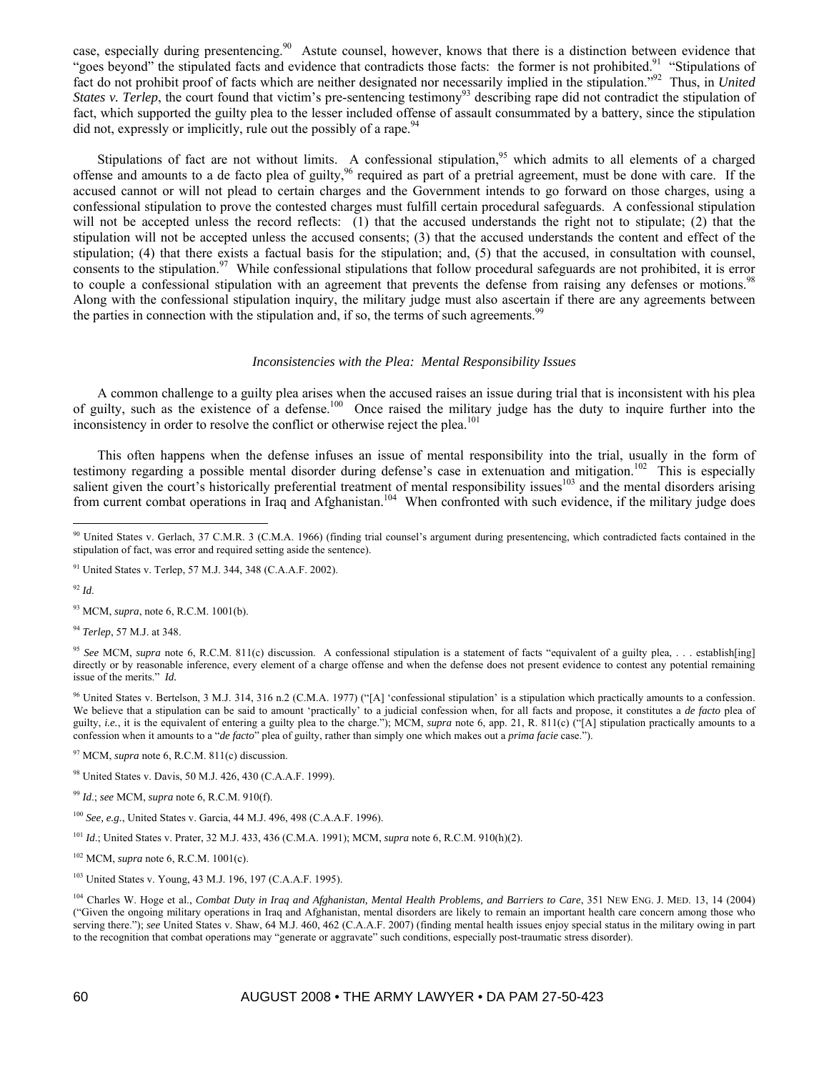case, especially during presentencing.[90] Astute counsel, however, knows that there is a distinction between evidence that "goes beyond" the stipulated facts and evidence that contradicts those facts: the former is not prohibited.[91] "Stipulations of fact do not prohibit proof of facts which are neither designated nor necessarily implied in the stipulation."[92] Thus, in *United States v. Terlep*, the court found that victim's pre-sentencing testimony[93] describing rape did not contradict the stipulation of fact, which supported the guilty plea to the lesser included offense of assault consummated by a battery, since the stipulation did not, expressly or implicitly, rule out the possibly of a rape.[94]

Stipulations of fact are not without limits. A confessional stipulation,[95] which admits to all elements of a charged offense and amounts to a de facto plea of guilty,[96] required as part of a pretrial agreement, must be done with care. If the accused cannot or will not plead to certain charges and the Government intends to go forward on those charges, using a confessional stipulation to prove the contested charges must fulfill certain procedural safeguards. A confessional stipulation will not be accepted unless the record reflects: (1) that the accused understands the right not to stipulate; (2) that the stipulation will not be accepted unless the accused consents; (3) that the accused understands the content and effect of the stipulation; (4) that there exists a factual basis for the stipulation; and, (5) that the accused, in consultation with counsel, consents to the stipulation.[97] While confessional stipulations that follow procedural safeguards are not prohibited, it is error to couple a confessional stipulation with an agreement that prevents the defense from raising any defenses or motions.[98] Along with the confessional stipulation inquiry, the military judge must also ascertain if there are any agreements between the parties in connection with the stipulation and, if so, the terms of such agreements.[99]

*Inconsistencies with the Plea: Mental Responsibility Issues*

A common challenge to a guilty plea arises when the accused raises an issue during trial that is inconsistent with his plea of guilty, such as the existence of a defense.[100] Once raised the military judge has the duty to inquire further into the inconsistency in order to resolve the conflict or otherwise reject the plea.[101]

This often happens when the defense infuses an issue of mental responsibility into the trial, usually in the form of testimony regarding a possible mental disorder during defense's case in extenuation and mitigation.[102] This is especially salient given the court's historically preferential treatment of mental responsibility issues[103] and the mental disorders arising from current combat operations in Iraq and Afghanistan.[104] When confronted with such evidence, if the military judge does

---

[90] United States v. Gerlach, 37 C.M.R. 3 (C.M.A. 1966) (finding trial counsel's argument during presentencing, which contradicted facts contained in the stipulation of fact, was error and required setting aside the sentence).

[91] United States v. Terlep, 57 M.J. 344, 348 (C.A.A.F. 2002).

[92] *Id*.

[93] MCM, *supra*, note 6, R.C.M. 1001(b).

[94] *Terlep*, 57 M.J. at 348.

[95] *See* MCM, *supra* note 6, R.C.M. 811(c) discussion. A confessional stipulation is a statement of facts "equivalent of a guilty plea, . . . establish[ing] directly or by reasonable inference, every element of a charge offense and when the defense does not present evidence to contest any potential remaining issue of the merits." *Id.*

[96] United States v. Bertelson, 3 M.J. 314, 316 n.2 (C.M.A. 1977) ("[A] 'confessional stipulation' is a stipulation which practically amounts to a confession. We believe that a stipulation can be said to amount 'practically' to a judicial confession when, for all facts and propose, it constitutes a *de facto* plea of guilty, *i.e.*, it is the equivalent of entering a guilty plea to the charge."); MCM, *supra* note 6, app. 21, R. 811(c) ("[A] stipulation practically amounts to a confession when it amounts to a "*de facto*" plea of guilty, rather than simply one which makes out a *prima facie* case.").

[97] MCM, *supra* note 6, R.C.M. 811(c) discussion.

[98] United States v. Davis, 50 M.J. 426, 430 (C.A.A.F. 1999).

[99] *Id*.; *see* MCM, *supra* note 6, R.C.M. 910(f).

[100] *See, e.g.*, United States v. Garcia, 44 M.J. 496, 498 (C.A.A.F. 1996).

[101] *Id*.; United States v. Prater, 32 M.J. 433, 436 (C.M.A. 1991); MCM, *supra* note 6, R.C.M. 910(h)(2).

[102] MCM, *supra* note 6, R.C.M. 1001(c).

[103] United States v. Young, 43 M.J. 196, 197 (C.A.A.F. 1995).

[104] Charles W. Hoge et al., *Combat Duty in Iraq and Afghanistan, Mental Health Problems, and Barriers to Care*, 351 NEW ENG. J. MED. 13, 14 (2004) ("Given the ongoing military operations in Iraq and Afghanistan, mental disorders are likely to remain an important health care concern among those who serving there."); *see* United States v. Shaw, 64 M.J. 460, 462 (C.A.A.F. 2007) (finding mental health issues enjoy special status in the military owing in part to the recognition that combat operations may "generate or aggravate" such conditions, especially post-traumatic stress disorder).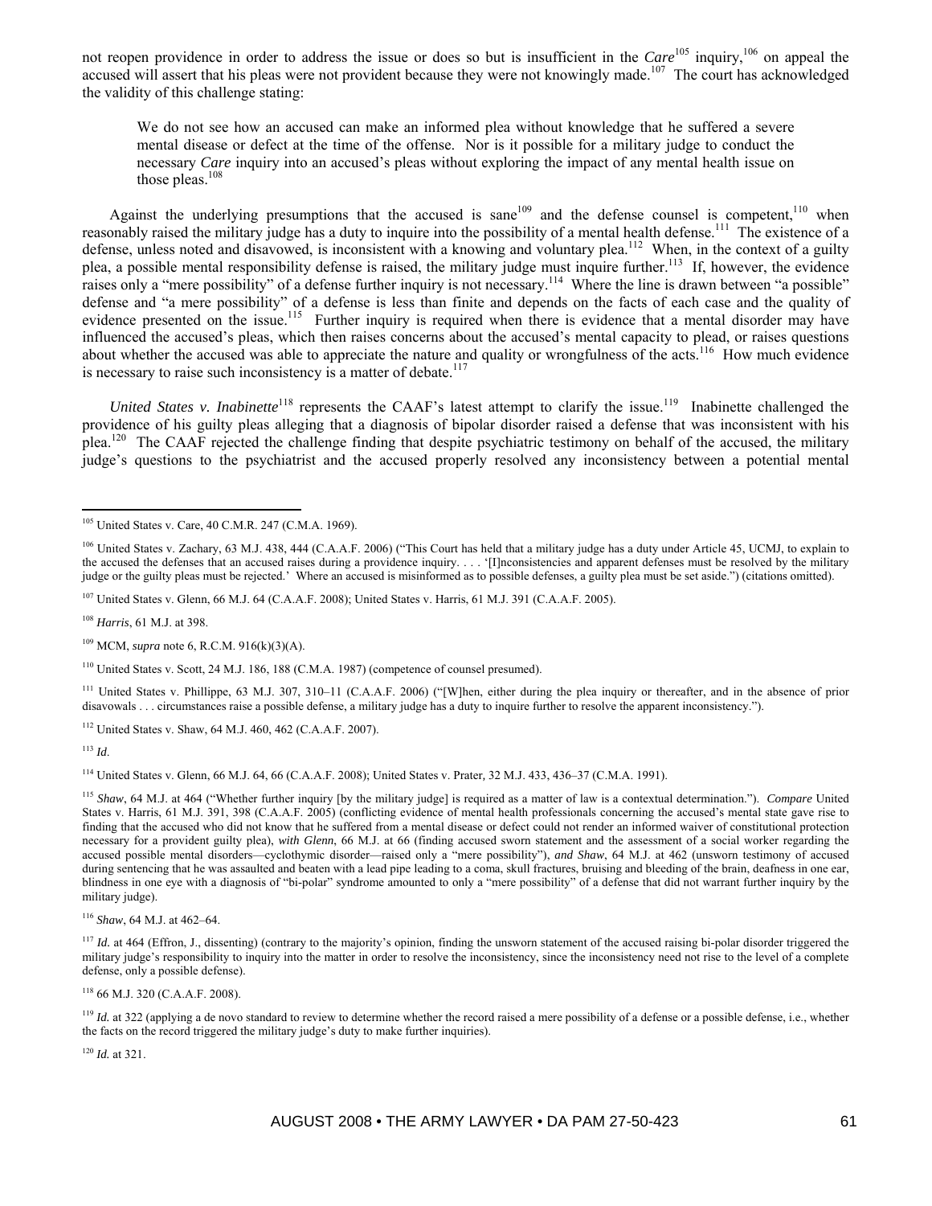not reopen providence in order to address the issue or does so but is insufficient in the *Care*[105] inquiry,[106] on appeal the accused will assert that his pleas were not provident because they were not knowingly made.[107] The court has acknowledged the validity of this challenge stating:

> We do not see how an accused can make an informed plea without knowledge that he suffered a severe mental disease or defect at the time of the offense. Nor is it possible for a military judge to conduct the necessary *Care* inquiry into an accused's pleas without exploring the impact of any mental health issue on those pleas.[108]

Against the underlying presumptions that the accused is sane[109] and the defense counsel is competent,[110] when reasonably raised the military judge has a duty to inquire into the possibility of a mental health defense.[111] The existence of a defense, unless noted and disavowed, is inconsistent with a knowing and voluntary plea.[112] When, in the context of a guilty plea, a possible mental responsibility defense is raised, the military judge must inquire further.[113] If, however, the evidence raises only a "mere possibility" of a defense further inquiry is not necessary.[114] Where the line is drawn between "a possible" defense and "a mere possibility" of a defense is less than finite and depends on the facts of each case and the quality of evidence presented on the issue.[115] Further inquiry is required when there is evidence that a mental disorder may have influenced the accused's pleas, which then raises concerns about the accused's mental capacity to plead, or raises questions about whether the accused was able to appreciate the nature and quality or wrongfulness of the acts.[116] How much evidence is necessary to raise such inconsistency is a matter of debate.[117]

*United States v. Inabinette*[118] represents the CAAF's latest attempt to clarify the issue.[119] Inabinette challenged the providence of his guilty pleas alleging that a diagnosis of bipolar disorder raised a defense that was inconsistent with his plea.[120] The CAAF rejected the challenge finding that despite psychiatric testimony on behalf of the accused, the military judge's questions to the psychiatrist and the accused properly resolved any inconsistency between a potential mental

---

[105] United States v. Care, 40 C.M.R. 247 (C.M.A. 1969).

[106] United States v. Zachary, 63 M.J. 438, 444 (C.A.A.F. 2006) ("This Court has held that a military judge has a duty under Article 45, UCMJ, to explain to the accused the defenses that an accused raises during a providence inquiry. . . . '[I]nconsistencies and apparent defenses must be resolved by the military judge or the guilty pleas must be rejected.' Where an accused is misinformed as to possible defenses, a guilty plea must be set aside.") (citations omitted).

[107] United States v. Glenn, 66 M.J. 64 (C.A.A.F. 2008); United States v. Harris, 61 M.J. 391 (C.A.A.F. 2005).

[108] *Harris*, 61 M.J. at 398.

[109] MCM, *supra* note 6, R.C.M. 916(k)(3)(A).

[110] United States v. Scott, 24 M.J. 186, 188 (C.M.A. 1987) (competence of counsel presumed).

[111] United States v. Phillippe, 63 M.J. 307, 310–11 (C.A.A.F. 2006) ("[W]hen, either during the plea inquiry or thereafter, and in the absence of prior disavowals . . . circumstances raise a possible defense, a military judge has a duty to inquire further to resolve the apparent inconsistency.").

[112] United States v. Shaw, 64 M.J. 460, 462 (C.A.A.F. 2007).

[113] *Id*.

[114] United States v. Glenn, 66 M.J. 64, 66 (C.A.A.F. 2008); United States v. Prater, 32 M.J. 433, 436–37 (C.M.A. 1991).

[115] *Shaw*, 64 M.J. at 464 ("Whether further inquiry [by the military judge] is required as a matter of law is a contextual determination."). *Compare* United States v. Harris, 61 M.J. 391, 398 (C.A.A.F. 2005) (conflicting evidence of mental health professionals concerning the accused's mental state gave rise to finding that the accused who did not know that he suffered from a mental disease or defect could not render an informed waiver of constitutional protection necessary for a provident guilty plea), *with Glenn*, 66 M.J. at 66 (finding accused sworn statement and the assessment of a social worker regarding the accused possible mental disorders—cyclothymic disorder—raised only a "mere possibility"), *and Shaw*, 64 M.J. at 462 (unsworn testimony of accused during sentencing that he was assaulted and beaten with a lead pipe leading to a coma, skull fractures, bruising and bleeding of the brain, deafness in one ear, blindness in one eye with a diagnosis of "bi-polar" syndrome amounted to only a "mere possibility" of a defense that did not warrant further inquiry by the military judge).

[116] *Shaw*, 64 M.J. at 462–64.

[117] *Id.* at 464 (Effron, J., dissenting) (contrary to the majority's opinion, finding the unsworn statement of the accused raising bi-polar disorder triggered the military judge's responsibility to inquiry into the matter in order to resolve the inconsistency, since the inconsistency need not rise to the level of a complete defense, only a possible defense).

[118] 66 M.J. 320 (C.A.A.F. 2008).

[119] *Id.* at 322 (applying a de novo standard to review to determine whether the record raised a mere possibility of a defense or a possible defense, i.e., whether the facts on the record triggered the military judge's duty to make further inquiries).

[120] *Id.* at 321.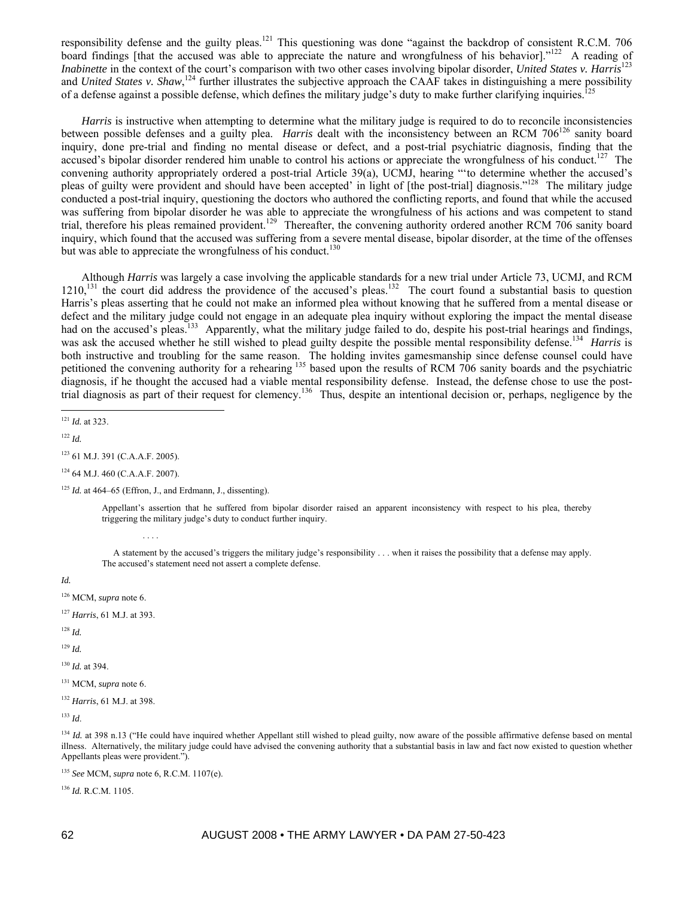responsibility defense and the guilty pleas.[121] This questioning was done "against the backdrop of consistent R.C.M. 706 board findings [that the accused was able to appreciate the nature and wrongfulness of his behavior]."[122] A reading of *Inabinette* in the context of the court's comparison with two other cases involving bipolar disorder, *United States v. Harris*[123] and *United States v. Shaw*,[124] further illustrates the subjective approach the CAAF takes in distinguishing a mere possibility of a defense against a possible defense, which defines the military judge's duty to make further clarifying inquiries.[125]

*Harris* is instructive when attempting to determine what the military judge is required to do to reconcile inconsistencies between possible defenses and a guilty plea. *Harris* dealt with the inconsistency between an RCM 706[126] sanity board inquiry, done pre-trial and finding no mental disease or defect, and a post-trial psychiatric diagnosis, finding that the accused's bipolar disorder rendered him unable to control his actions or appreciate the wrongfulness of his conduct.[127] The convening authority appropriately ordered a post-trial Article 39(a), UCMJ, hearing "'to determine whether the accused's pleas of guilty were provident and should have been accepted' in light of [the post-trial] diagnosis."[128] The military judge conducted a post-trial inquiry, questioning the doctors who authored the conflicting reports, and found that while the accused was suffering from bipolar disorder he was able to appreciate the wrongfulness of his actions and was competent to stand trial, therefore his pleas remained provident.[129] Thereafter, the convening authority ordered another RCM 706 sanity board inquiry, which found that the accused was suffering from a severe mental disease, bipolar disorder, at the time of the offenses but was able to appreciate the wrongfulness of his conduct.[130]

Although *Harris* was largely a case involving the applicable standards for a new trial under Article 73, UCMJ, and RCM 1210,[131] the court did address the providence of the accused's pleas.[132] The court found a substantial basis to question Harris's pleas asserting that he could not make an informed plea without knowing that he suffered from a mental disease or defect and the military judge could not engage in an adequate plea inquiry without exploring the impact the mental disease had on the accused's pleas.[133] Apparently, what the military judge failed to do, despite his post-trial hearings and findings, was ask the accused whether he still wished to plead guilty despite the possible mental responsibility defense.[134] *Harris* is both instructive and troubling for the same reason. The holding invites gamesmanship since defense counsel could have petitioned the convening authority for a rehearing[135] based upon the results of RCM 706 sanity boards and the psychiatric diagnosis, if he thought the accused had a viable mental responsibility defense. Instead, the defense chose to use the post-trial diagnosis as part of their request for clemency.[136] Thus, despite an intentional decision or, perhaps, negligence by the

---

[121] *Id.* at 323.

[122] *Id.*

[123] 61 M.J. 391 (C.A.A.F. 2005).

[124] 64 M.J. 460 (C.A.A.F. 2007).

[125] *Id.* at 464–65 (Effron, J., and Erdmann, J., dissenting).

> Appellant's assertion that he suffered from bipolar disorder raised an apparent inconsistency with respect to his plea, thereby triggering the military judge's duty to conduct further inquiry.
>
> . . . .
>
> A statement by the accused's triggers the military judge's responsibility . . . when it raises the possibility that a defense may apply. The accused's statement need not assert a complete defense.

*Id.*

[126] MCM, *supra* note 6.

[127] *Harris*, 61 M.J. at 393.

[128] *Id.*

[129] *Id.*

[130] *Id.* at 394.

[131] MCM, *supra* note 6.

[132] *Harris*, 61 M.J. at 398.

[133] *Id*.

[134] *Id.* at 398 n.13 ("He could have inquired whether Appellant still wished to plead guilty, now aware of the possible affirmative defense based on mental illness. Alternatively, the military judge could have advised the convening authority that a substantial basis in law and fact now existed to question whether Appellants pleas were provident.").

[135] *See* MCM, *supra* note 6, R.C.M. 1107(e).

[136] *Id.* R.C.M. 1105.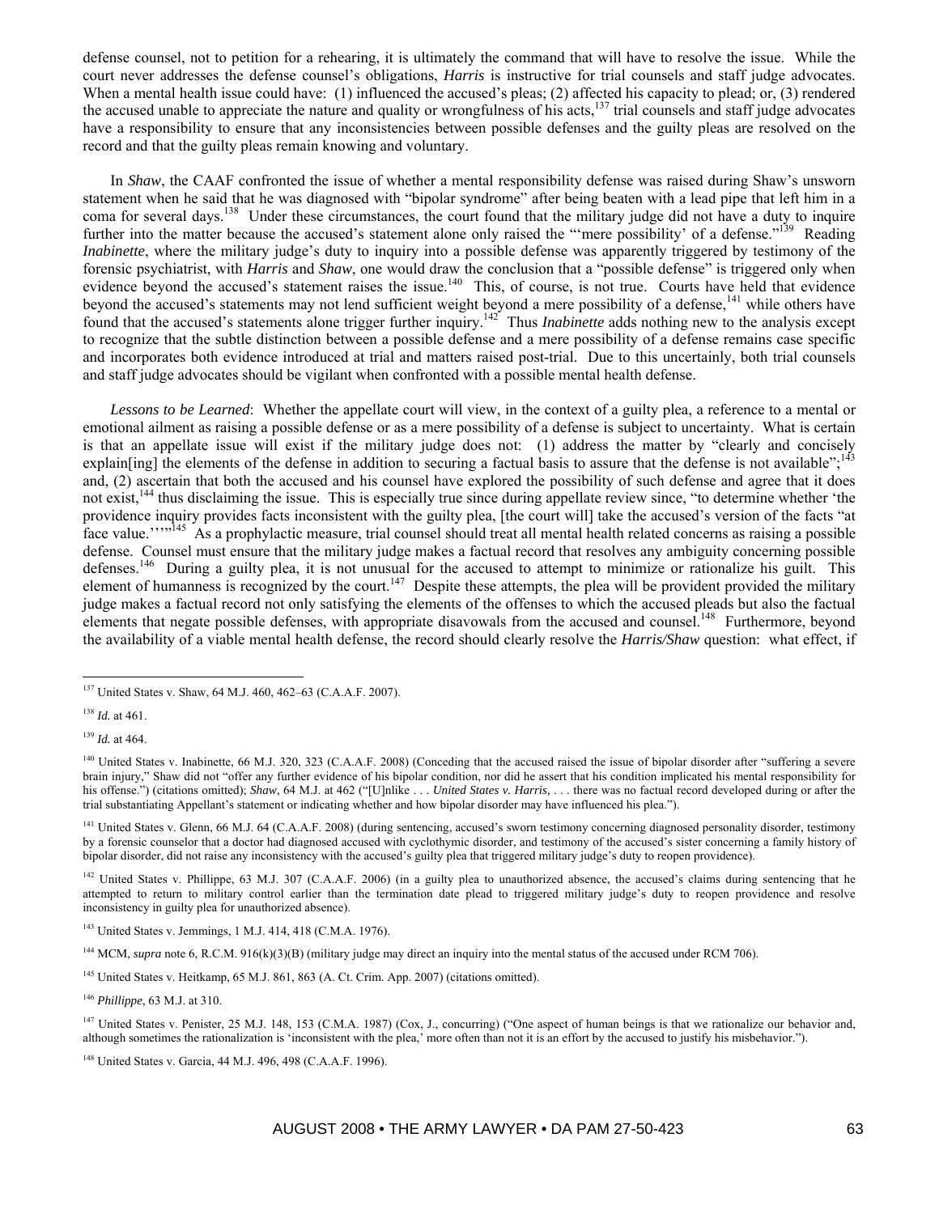defense counsel, not to petition for a rehearing, it is ultimately the command that will have to resolve the issue. While the court never addresses the defense counsel's obligations, *Harris* is instructive for trial counsels and staff judge advocates. When a mental health issue could have: (1) influenced the accused's pleas; (2) affected his capacity to plead; or, (3) rendered the accused unable to appreciate the nature and quality or wrongfulness of his acts,[137] trial counsels and staff judge advocates have a responsibility to ensure that any inconsistencies between possible defenses and the guilty pleas are resolved on the record and that the guilty pleas remain knowing and voluntary.

In *Shaw*, the CAAF confronted the issue of whether a mental responsibility defense was raised during Shaw's unsworn statement when he said that he was diagnosed with "bipolar syndrome" after being beaten with a lead pipe that left him in a coma for several days.[138] Under these circumstances, the court found that the military judge did not have a duty to inquire further into the matter because the accused's statement alone only raised the "'mere possibility' of a defense."[139] Reading *Inabinette*, where the military judge's duty to inquiry into a possible defense was apparently triggered by testimony of the forensic psychiatrist, with *Harris* and *Shaw*, one would draw the conclusion that a "possible defense" is triggered only when evidence beyond the accused's statement raises the issue.[140] This, of course, is not true. Courts have held that evidence beyond the accused's statements may not lend sufficient weight beyond a mere possibility of a defense,[141] while others have found that the accused's statements alone trigger further inquiry.[142] Thus *Inabinette* adds nothing new to the analysis except to recognize that the subtle distinction between a possible defense and a mere possibility of a defense remains case specific and incorporates both evidence introduced at trial and matters raised post-trial. Due to this uncertainly, both trial counsels and staff judge advocates should be vigilant when confronted with a possible mental health defense.

*Lessons to be Learned*: Whether the appellate court will view, in the context of a guilty plea, a reference to a mental or emotional ailment as raising a possible defense or as a mere possibility of a defense is subject to uncertainty. What is certain is that an appellate issue will exist if the military judge does not: (1) address the matter by "clearly and concisely explain[ing] the elements of the defense in addition to securing a factual basis to assure that the defense is not available";[143] and, (2) ascertain that both the accused and his counsel have explored the possibility of such defense and agree that it does not exist,[144] thus disclaiming the issue. This is especially true since during appellate review since, "to determine whether 'the providence inquiry provides facts inconsistent with the guilty plea, [the court will] take the accused's version of the facts "at face value.''''"[145] As a prophylactic measure, trial counsel should treat all mental health related concerns as raising a possible defense. Counsel must ensure that the military judge makes a factual record that resolves any ambiguity concerning possible defenses.[146] During a guilty plea, it is not unusual for the accused to attempt to minimize or rationalize his guilt. This element of humanness is recognized by the court.[147] Despite these attempts, the plea will be provident provided the military judge makes a factual record not only satisfying the elements of the offenses to which the accused pleads but also the factual elements that negate possible defenses, with appropriate disavowals from the accused and counsel.[148] Furthermore, beyond the availability of a viable mental health defense, the record should clearly resolve the *Harris/Shaw* question: what effect, if

---

[137] United States v. Shaw, 64 M.J. 460, 462–63 (C.A.A.F. 2007).

[138] *Id.* at 461.

[139] *Id.* at 464.

[140] United States v. Inabinette, 66 M.J. 320, 323 (C.A.A.F. 2008) (Conceding that the accused raised the issue of bipolar disorder after "suffering a severe brain injury," Shaw did not "offer any further evidence of his bipolar condition, nor did he assert that his condition implicated his mental responsibility for his offense.") (citations omitted); *Shaw*, 64 M.J. at 462 ("[U]nlike . . . *United States v. Harris*, . . . there was no factual record developed during or after the trial substantiating Appellant's statement or indicating whether and how bipolar disorder may have influenced his plea.").

[141] United States v. Glenn, 66 M.J. 64 (C.A.A.F. 2008) (during sentencing, accused's sworn testimony concerning diagnosed personality disorder, testimony by a forensic counselor that a doctor had diagnosed accused with cyclothymic disorder, and testimony of the accused's sister concerning a family history of bipolar disorder, did not raise any inconsistency with the accused's guilty plea that triggered military judge's duty to reopen providence).

[142] United States v. Phillipe, 63 M.J. 307 (C.A.A.F. 2006) (in a guilty plea to unauthorized absence, the accused's claims during sentencing that he attempted to return to military control earlier than the termination date plead to triggered military judge's duty to reopen providence and resolve inconsistency in guilty plea for unauthorized absence).

[143] United States v. Jemmings, 1 M.J. 414, 418 (C.M.A. 1976).

[144] MCM, *supra* note 6, R.C.M. 916(k)(3)(B) (military judge may direct an inquiry into the mental status of the accused under RCM 706).

[145] United States v. Heitkamp, 65 M.J. 861, 863 (A. Ct. Crim. App. 2007) (citations omitted).

[146] *Phillippe*, 63 M.J. at 310.

[147] United States v. Penister, 25 M.J. 148, 153 (C.M.A. 1987) (Cox, J., concurring) ("One aspect of human beings is that we rationalize our behavior and, although sometimes the rationalization is 'inconsistent with the plea,' more often than not it is an effort by the accused to justify his misbehavior.").

[148] United States v. Garcia, 44 M.J. 496, 498 (C.A.A.F. 1996).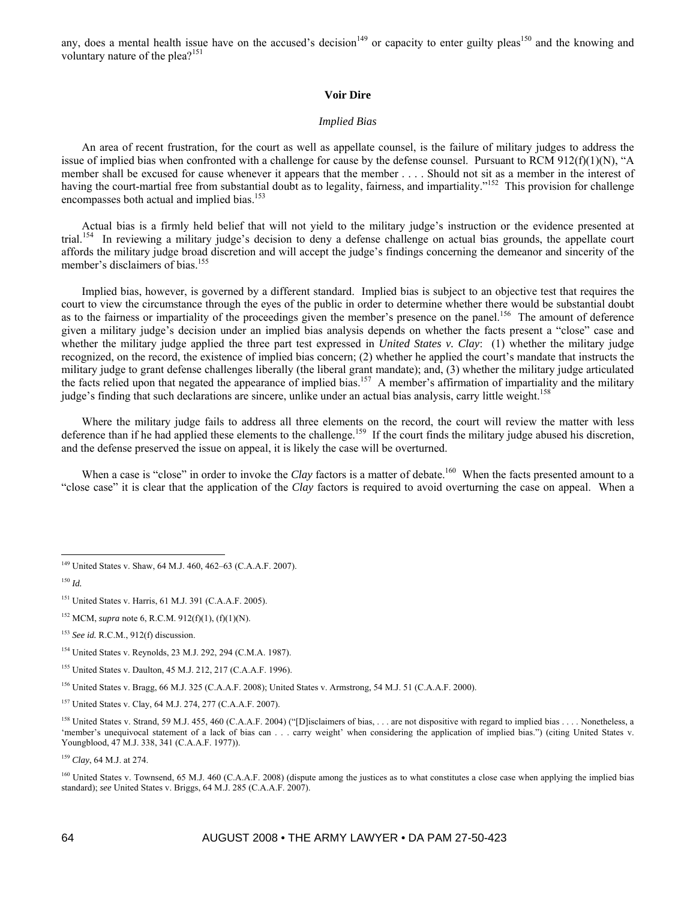any, does a mental health issue have on the accused's decision[149] or capacity to enter guilty pleas[150] and the knowing and voluntary nature of the plea?[151]

## Voir Dire

### *Implied Bias*

An area of recent frustration, for the court as well as appellate counsel, is the failure of military judges to address the issue of implied bias when confronted with a challenge for cause by the defense counsel. Pursuant to RCM 912(f)(1)(N), "A member shall be excused for cause whenever it appears that the member . . . . Should not sit as a member in the interest of having the court-martial free from substantial doubt as to legality, fairness, and impartiality."[152] This provision for challenge encompasses both actual and implied bias.[153]

Actual bias is a firmly held belief that will not yield to the military judge's instruction or the evidence presented at trial.[154] In reviewing a military judge's decision to deny a defense challenge on actual bias grounds, the appellate court affords the military judge broad discretion and will accept the judge's findings concerning the demeanor and sincerity of the member's disclaimers of bias.[155]

Implied bias, however, is governed by a different standard. Implied bias is subject to an objective test that requires the court to view the circumstance through the eyes of the public in order to determine whether there would be substantial doubt as to the fairness or impartiality of the proceedings given the member's presence on the panel.[156] The amount of deference given a military judge's decision under an implied bias analysis depends on whether the facts present a "close" case and whether the military judge applied the three part test expressed in *United States v. Clay*: (1) whether the military judge recognized, on the record, the existence of implied bias concern; (2) whether he applied the court's mandate that instructs the military judge to grant defense challenges liberally (the liberal grant mandate); and, (3) whether the military judge articulated the facts relied upon that negated the appearance of implied bias.[157] A member's affirmation of impartiality and the military judge's finding that such declarations are sincere, unlike under an actual bias analysis, carry little weight.[158]

Where the military judge fails to address all three elements on the record, the court will review the matter with less deference than if he had applied these elements to the challenge.[159] If the court finds the military judge abused his discretion, and the defense preserved the issue on appeal, it is likely the case will be overturned.

When a case is "close" in order to invoke the *Clay* factors is a matter of debate.[160] When the facts presented amount to a "close case" it is clear that the application of the *Clay* factors is required to avoid overturning the case on appeal. When a

---

[149] United States v. Shaw, 64 M.J. 460, 462–63 (C.A.A.F. 2007).

[150] *Id.*

[151] United States v. Harris, 61 M.J. 391 (C.A.A.F. 2005).

[152] MCM, *supra* note 6, R.C.M. 912(f)(1), (f)(1)(N).

[153] *See id.* R.C.M., 912(f) discussion.

[154] United States v. Reynolds, 23 M.J. 292, 294 (C.M.A. 1987).

[155] United States v. Daulton, 45 M.J. 212, 217 (C.A.A.F. 1996).

[156] United States v. Bragg, 66 M.J. 325 (C.A.A.F. 2008); United States v. Armstrong, 54 M.J. 51 (C.A.A.F. 2000).

[157] United States v. Clay, 64 M.J. 274, 277 (C.A.A.F. 2007).

[158] United States v. Strand, 59 M.J. 455, 460 (C.A.A.F. 2004) ("[D]isclaimers of bias, . . . are not dispositive with regard to implied bias . . . . Nonetheless, a 'member's unequivocal statement of a lack of bias can . . . carry weight' when considering the application of implied bias.") (citing United States v. Youngblood, 47 M.J. 338, 341 (C.A.A.F. 1977)).

[159] *Clay*, 64 M.J. at 274.

[160] United States v. Townsend, 65 M.J. 460 (C.A.A.F. 2008) (dispute among the justices as to what constitutes a close case when applying the implied bias standard); *see* United States v. Briggs, 64 M.J. 285 (C.A.A.F. 2007).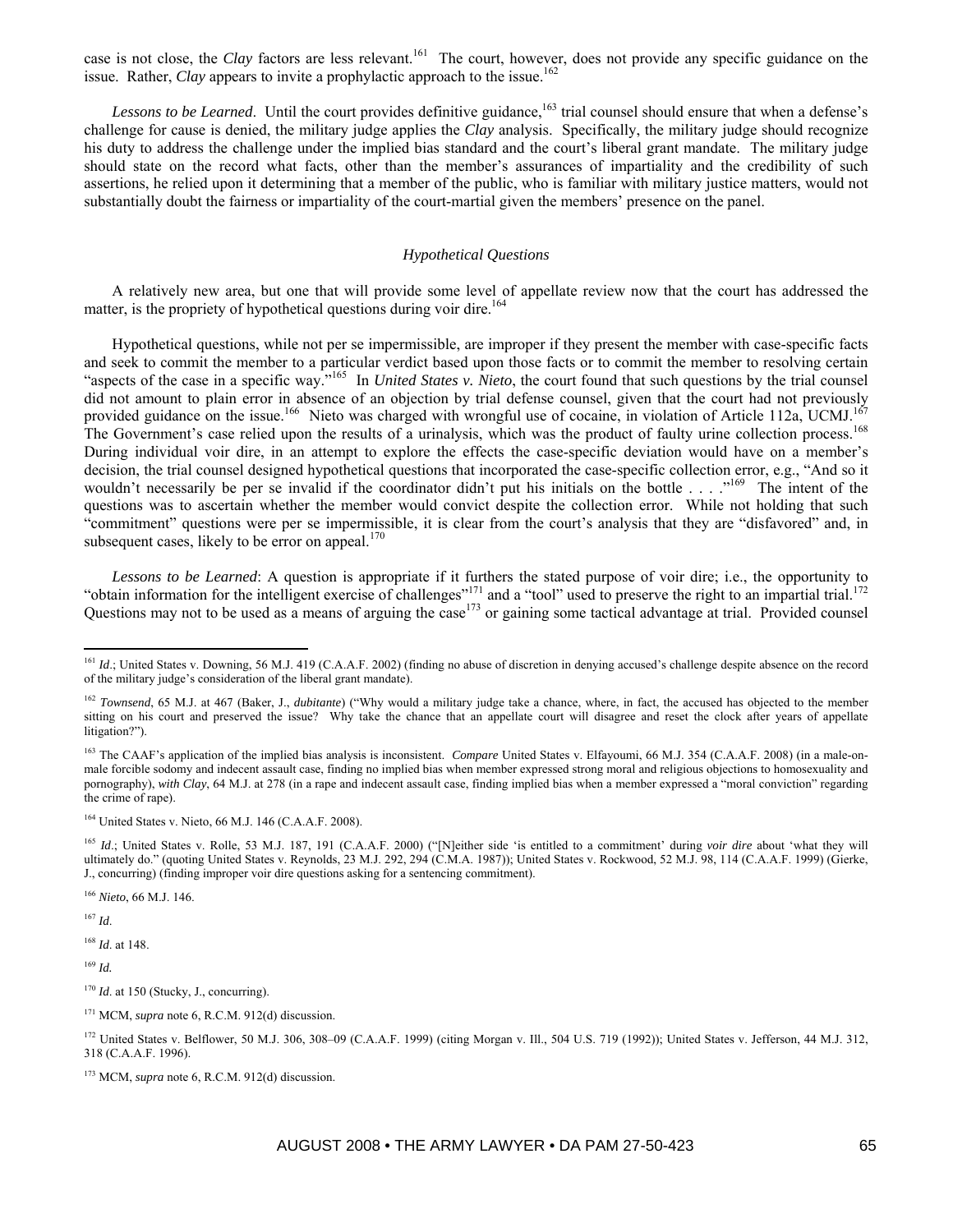case is not close, the *Clay* factors are less relevant.[161] The court, however, does not provide any specific guidance on the issue. Rather, *Clay* appears to invite a prophylactic approach to the issue.[162]

*Lessons to be Learned*. Until the court provides definitive guidance,[163] trial counsel should ensure that when a defense's challenge for cause is denied, the military judge applies the *Clay* analysis. Specifically, the military judge should recognize his duty to address the challenge under the implied bias standard and the court's liberal grant mandate. The military judge should state on the record what facts, other than the member's assurances of impartiality and the credibility of such assertions, he relied upon it determining that a member of the public, who is familiar with military justice matters, would not substantially doubt the fairness or impartiality of the court-martial given the members' presence on the panel.

### *Hypothetical Questions*

A relatively new area, but one that will provide some level of appellate review now that the court has addressed the matter, is the propriety of hypothetical questions during voir dire.[164]

Hypothetical questions, while not per se impermissible, are improper if they present the member with case-specific facts and seek to commit the member to a particular verdict based upon those facts or to commit the member to resolving certain "aspects of the case in a specific way."[165] In *United States v. Nieto*, the court found that such questions by the trial counsel did not amount to plain error in absence of an objection by trial defense counsel, given that the court had not previously provided guidance on the issue.[166] Nieto was charged with wrongful use of cocaine, in violation of Article 112a, UCMJ.[167] The Government's case relied upon the results of a urinalysis, which was the product of faulty urine collection process.[168] During individual voir dire, in an attempt to explore the effects the case-specific deviation would have on a member's decision, the trial counsel designed hypothetical questions that incorporated the case-specific collection error, e.g., "And so it wouldn't necessarily be per se invalid if the coordinator didn't put his initials on the bottle . . . ."[169] The intent of the questions was to ascertain whether the member would convict despite the collection error. While not holding that such "commitment" questions were per se impermissible, it is clear from the court's analysis that they are "disfavored" and, in subsequent cases, likely to be error on appeal.[170]

*Lessons to be Learned*: A question is appropriate if it furthers the stated purpose of voir dire; i.e., the opportunity to "obtain information for the intelligent exercise of challenges"[171] and a "tool" used to preserve the right to an impartial trial.[172] Questions may not to be used as a means of arguing the case[173] or gaining some tactical advantage at trial. Provided counsel

---

[161] *Id*.; United States v. Downing, 56 M.J. 419 (C.A.A.F. 2002) (finding no abuse of discretion in denying accused's challenge despite absence on the record of the military judge's consideration of the liberal grant mandate).

[162] *Townsend*, 65 M.J. at 467 (Baker, J., *dubitante*) ("Why would a military judge take a chance, where, in fact, the accused has objected to the member sitting on his court and preserved the issue? Why take the chance that an appellate court will disagree and reset the clock after years of appellate litigation?").

[163] The CAAF's application of the implied bias analysis is inconsistent. *Compare* United States v. Elfayoumi, 66 M.J. 354 (C.A.A.F. 2008) (in a male-on-male forcible sodomy and indecent assault case, finding no implied bias when member expressed strong moral and religious objections to homosexuality and pornography), *with Clay*, 64 M.J. at 278 (in a rape and indecent assault case, finding implied bias when a member expressed a "moral conviction" regarding the crime of rape).

[164] United States v. Nieto, 66 M.J. 146 (C.A.A.F. 2008).

[165] *Id*.; United States v. Rolle, 53 M.J. 187, 191 (C.A.A.F. 2000) ("[N]either side 'is entitled to a commitment' during *voir dire* about 'what they will ultimately do." (quoting United States v. Reynolds, 23 M.J. 292, 294 (C.M.A. 1987)); United States v. Rockwood, 52 M.J. 98, 114 (C.A.A.F. 1999) (Gierke, J., concurring) (finding improper voir dire questions asking for a sentencing commitment).

[166] *Nieto*, 66 M.J. 146.

[167] *Id*.

[168] *Id*. at 148.

[169] *Id.*

[170] *Id*. at 150 (Stucky, J., concurring).

[171] MCM, *supra* note 6, R.C.M. 912(d) discussion.

[172] United States v. Belflower, 50 M.J. 306, 308–09 (C.A.A.F. 1999) (citing Morgan v. Ill., 504 U.S. 719 (1992)); United States v. Jefferson, 44 M.J. 312, 318 (C.A.A.F. 1996).

[173] MCM, *supra* note 6, R.C.M. 912(d) discussion.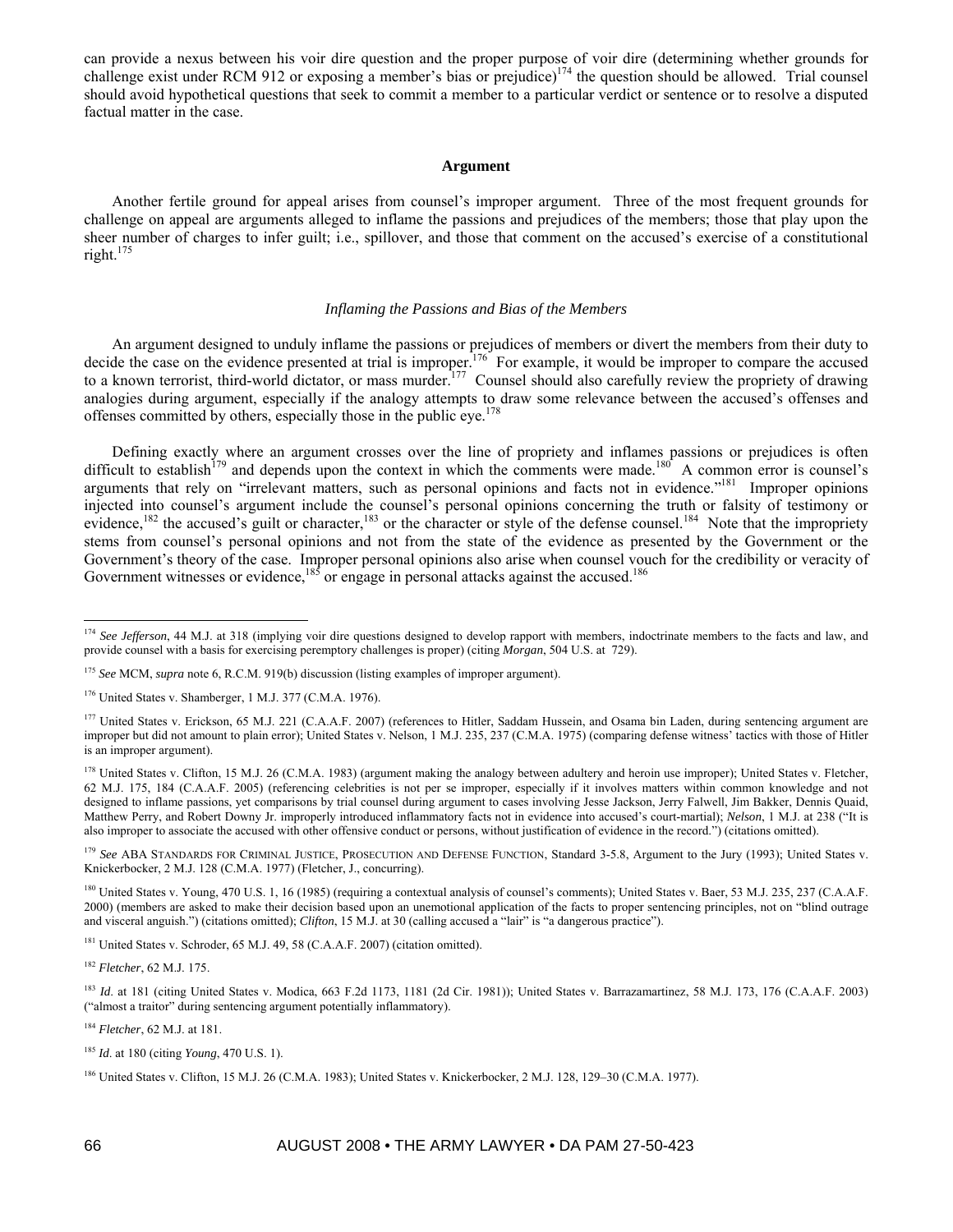can provide a nexus between his voir dire question and the proper purpose of voir dire (determining whether grounds for challenge exist under RCM 912 or exposing a member's bias or prejudice)[174] the question should be allowed. Trial counsel should avoid hypothetical questions that seek to commit a member to a particular verdict or sentence or to resolve a disputed factual matter in the case.

## Argument

Another fertile ground for appeal arises from counsel's improper argument. Three of the most frequent grounds for challenge on appeal are arguments alleged to inflame the passions and prejudices of the members; those that play upon the sheer number of charges to infer guilt; i.e., spillover, and those that comment on the accused's exercise of a constitutional right.[175]

### *Inflaming the Passions and Bias of the Members*

An argument designed to unduly inflame the passions or prejudices of members or divert the members from their duty to decide the case on the evidence presented at trial is improper.[176] For example, it would be improper to compare the accused to a known terrorist, third-world dictator, or mass murder.[177] Counsel should also carefully review the propriety of drawing analogies during argument, especially if the analogy attempts to draw some relevance between the accused's offenses and offenses committed by others, especially those in the public eye.[178]

Defining exactly where an argument crosses over the line of propriety and inflames passions or prejudices is often difficult to establish[179] and depends upon the context in which the comments were made.[180] A common error is counsel's arguments that rely on "irrelevant matters, such as personal opinions and facts not in evidence."[181] Improper opinions injected into counsel's argument include the counsel's personal opinions concerning the truth or falsity of testimony or evidence,[182] the accused's guilt or character,[183] or the character or style of the defense counsel.[184] Note that the impropriety stems from counsel's personal opinions and not from the state of the evidence as presented by the Government or the Government's theory of the case. Improper personal opinions also arise when counsel vouch for the credibility or veracity of Government witnesses or evidence,[185] or engage in personal attacks against the accused.[186]

---

[174] *See Jefferson*, 44 M.J. at 318 (implying voir dire questions designed to develop rapport with members, indoctrinate members to the facts and law, and provide counsel with a basis for exercising peremptory challenges is proper) (citing *Morgan*, 504 U.S. at 729).

[175] *See* MCM, *supra* note 6, R.C.M. 919(b) discussion (listing examples of improper argument).

[176] United States v. Shamberger, 1 M.J. 377 (C.M.A. 1976).

[177] United States v. Erickson, 65 M.J. 221 (C.A.A.F. 2007) (references to Hitler, Saddam Hussein, and Osama bin Laden, during sentencing argument are improper but did not amount to plain error); United States v. Nelson, 1 M.J. 235, 237 (C.M.A. 1975) (comparing defense witness' tactics with those of Hitler is an improper argument).

[178] United States v. Clifton, 15 M.J. 26 (C.M.A. 1983) (argument making the analogy between adultery and heroin use improper); United States v. Fletcher, 62 M.J. 175, 184 (C.A.A.F. 2005) (referencing celebrities is not per se improper, especially if it involves matters within common knowledge and not designed to inflame passions, yet comparisons by trial counsel during argument to cases involving Jesse Jackson, Jerry Falwell, Jim Bakker, Dennis Quaid, Matthew Perry, and Robert Downy Jr. improperly introduced inflammatory facts not in evidence into accused's court-martial); *Nelson*, 1 M.J. at 238 ("It is also improper to associate the accused with other offensive conduct or persons, without justification of evidence in the record.") (citations omitted).

[179] *See* ABA STANDARDS FOR CRIMINAL JUSTICE, PROSECUTION AND DEFENSE FUNCTION, Standard 3-5.8, Argument to the Jury (1993); United States v. Knickerbocker, 2 M.J. 128 (C.M.A. 1977) (Fletcher, J., concurring).

[180] United States v. Young, 470 U.S. 1, 16 (1985) (requiring a contextual analysis of counsel's comments); United States v. Baer, 53 M.J. 235, 237 (C.A.A.F. 2000) (members are asked to make their decision based upon an unemotional application of the facts to proper sentencing principles, not on "blind outrage and visceral anguish.") (citations omitted); *Clifton*, 15 M.J. at 30 (calling accused a "lair" is "a dangerous practice").

[181] United States v. Schroder, 65 M.J. 49, 58 (C.A.A.F. 2007) (citation omitted).

[182] *Fletcher*, 62 M.J. 175.

[183] *Id*. at 181 (citing United States v. Modica, 663 F.2d 1173, 1181 (2d Cir. 1981)); United States v. Barrazamartinez, 58 M.J. 173, 176 (C.A.A.F. 2003) ("almost a traitor" during sentencing argument potentially inflammatory).

[184] *Fletcher*, 62 M.J. at 181.

[185] *Id*. at 180 (citing *Young*, 470 U.S. 1).

[186] United States v. Clifton, 15 M.J. 26 (C.M.A. 1983); United States v. Knickerbocker, 2 M.J. 128, 129–30 (C.M.A. 1977).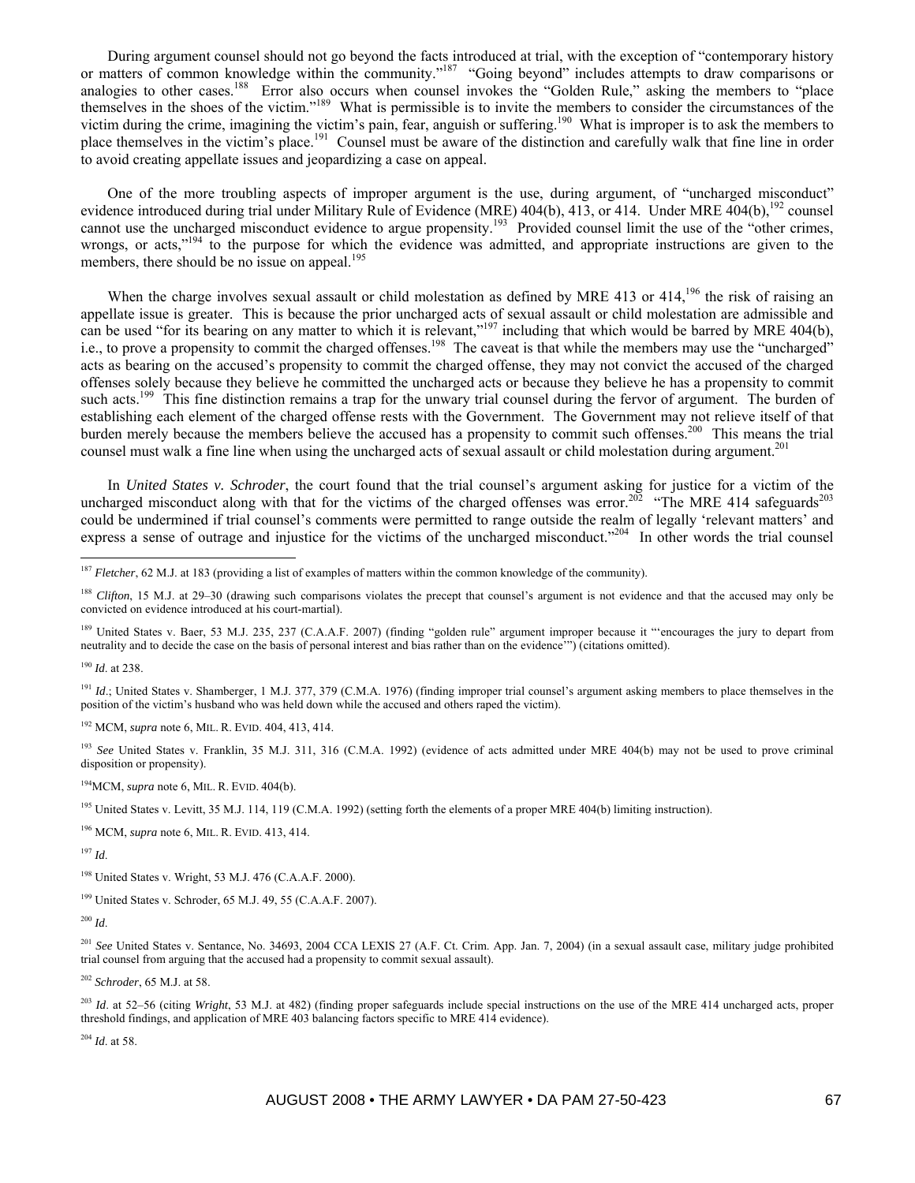During argument counsel should not go beyond the facts introduced at trial, with the exception of "contemporary history or matters of common knowledge within the community."[187] "Going beyond" includes attempts to draw comparisons or analogies to other cases.[188] Error also occurs when counsel invokes the "Golden Rule," asking the members to "place themselves in the shoes of the victim."[189] What is permissible is to invite the members to consider the circumstances of the victim during the crime, imagining the victim's pain, fear, anguish or suffering.[190] What is improper is to ask the members to place themselves in the victim's place.[191] Counsel must be aware of the distinction and carefully walk that fine line in order to avoid creating appellate issues and jeopardizing a case on appeal.

One of the more troubling aspects of improper argument is the use, during argument, of "uncharged misconduct" evidence introduced during trial under Military Rule of Evidence (MRE) 404(b), 413, or 414. Under MRE 404(b),[192] counsel cannot use the uncharged misconduct evidence to argue propensity.[193] Provided counsel limit the use of the "other crimes, wrongs, or acts,"[194] to the purpose for which the evidence was admitted, and appropriate instructions are given to the members, there should be no issue on appeal.[195]

When the charge involves sexual assault or child molestation as defined by MRE 413 or 414,[196] the risk of raising an appellate issue is greater. This is because the prior uncharged acts of sexual assault or child molestation are admissible and can be used "for its bearing on any matter to which it is relevant,"[197] including that which would be barred by MRE 404(b), i.e., to prove a propensity to commit the charged offenses.[198] The caveat is that while the members may use the "uncharged" acts as bearing on the accused's propensity to commit the charged offense, they may not convict the accused of the charged offenses solely because they believe he committed the uncharged acts or because they believe he has a propensity to commit such acts.[199] This fine distinction remains a trap for the unwary trial counsel during the fervor of argument. The burden of establishing each element of the charged offense rests with the Government. The Government may not relieve itself of that burden merely because the members believe the accused has a propensity to commit such offenses.[200] This means the trial counsel must walk a fine line when using the uncharged acts of sexual assault or child molestation during argument.[201]

In *United States v. Schroder*, the court found that the trial counsel's argument asking for justice for a victim of the uncharged misconduct along with that for the victims of the charged offenses was error.[202] "The MRE 414 safeguards[203] could be undermined if trial counsel's comments were permitted to range outside the realm of legally 'relevant matters' and express a sense of outrage and injustice for the victims of the uncharged misconduct."[204] In other words the trial counsel

---

[187] *Fletcher*, 62 M.J. at 183 (providing a list of examples of matters within the common knowledge of the community).

[188] *Clifton*, 15 M.J. at 29–30 (drawing such comparisons violates the precept that counsel's argument is not evidence and that the accused may only be convicted on evidence introduced at his court-martial).

[189] United States v. Baer, 53 M.J. 235, 237 (C.A.A.F. 2007) (finding "golden rule" argument improper because it "'encourages the jury to depart from neutrality and to decide the case on the basis of personal interest and bias rather than on the evidence'") (citations omitted).

[190] *Id*. at 238.

[191] *Id*.; United States v. Shamberger, 1 M.J. 377, 379 (C.M.A. 1976) (finding improper trial counsel's argument asking members to place themselves in the position of the victim's husband who was held down while the accused and others raped the victim).

[192] MCM, *supra* note 6, MIL. R. EVID. 404, 413, 414.

[193] *See* United States v. Franklin, 35 M.J. 311, 316 (C.M.A. 1992) (evidence of acts admitted under MRE 404(b) may not be used to prove criminal disposition or propensity).

[194] MCM, *supra* note 6, MIL. R. EVID. 404(b).

[195] United States v. Levitt, 35 M.J. 114, 119 (C.M.A. 1992) (setting forth the elements of a proper MRE 404(b) limiting instruction).

[196] MCM, *supra* note 6, MIL. R. EVID. 413, 414.

[197] *Id*.

[198] United States v. Wright, 53 M.J. 476 (C.A.A.F. 2000).

[199] United States v. Schroder, 65 M.J. 49, 55 (C.A.A.F. 2007).

[200] *Id*.

[201] *See* United States v. Sentance, No. 34693, 2004 CCA LEXIS 27 (A.F. Ct. Crim. App. Jan. 7, 2004) (in a sexual assault case, military judge prohibited trial counsel from arguing that the accused had a propensity to commit sexual assault).

[202] *Schroder*, 65 M.J. at 58.

[203] *Id*. at 52–56 (citing *Wright*, 53 M.J. at 482) (finding proper safeguards include special instructions on the use of the MRE 414 uncharged acts, proper threshold findings, and application of MRE 403 balancing factors specific to MRE 414 evidence).

[204] *Id*. at 58.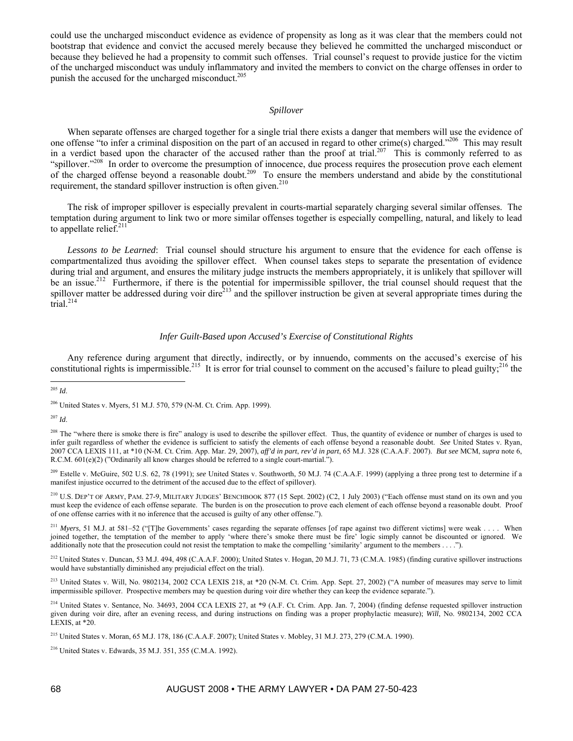could use the uncharged misconduct evidence as evidence of propensity as long as it was clear that the members could not bootstrap that evidence and convict the accused merely because they believed he committed the uncharged misconduct or because they believed he had a propensity to commit such offenses. Trial counsel's request to provide justice for the victim of the uncharged misconduct was unduly inflammatory and invited the members to convict on the charge offenses in order to punish the accused for the uncharged misconduct.[205]

### *Spillover*

When separate offenses are charged together for a single trial there exists a danger that members will use the evidence of one offense "to infer a criminal disposition on the part of an accused in regard to other crime(s) charged."[206] This may result in a verdict based upon the character of the accused rather than the proof at trial.[207] This is commonly referred to as "spillover."[208] In order to overcome the presumption of innocence, due process requires the prosecution prove each element of the charged offense beyond a reasonable doubt.[209] To ensure the members understand and abide by the constitutional requirement, the standard spillover instruction is often given.[210]

The risk of improper spillover is especially prevalent in courts-martial separately charging several similar offenses. The temptation during argument to link two or more similar offenses together is especially compelling, natural, and likely to lead to appellate relief.[211]

*Lessons to be Learned*: Trial counsel should structure his argument to ensure that the evidence for each offense is compartmentalized thus avoiding the spillover effect. When counsel takes steps to separate the presentation of evidence during trial and argument, and ensures the military judge instructs the members appropriately, it is unlikely that spillover will be an issue.[212] Furthermore, if there is the potential for impermissible spillover, the trial counsel should request that the spillover matter be addressed during voir dire[213] and the spillover instruction be given at several appropriate times during the trial.[214]

### *Infer Guilt-Based upon Accused's Exercise of Constitutional Rights*

Any reference during argument that directly, indirectly, or by innuendo, comments on the accused's exercise of his constitutional rights is impermissible.[215] It is error for trial counsel to comment on the accused's failure to plead guilty;[216] the

---

[205] *Id*.

[206] United States v. Myers, 51 M.J. 570, 579 (N-M. Ct. Crim. App. 1999).

[207] *Id*.

[208] The "where there is smoke there is fire" analogy is used to describe the spillover effect. Thus, the quantity of evidence or number of charges is used to infer guilt regardless of whether the evidence is sufficient to satisfy the elements of each offense beyond a reasonable doubt. *See* United States v. Ryan, 2007 CCA LEXIS 111, at *10 (N-M. Ct. Crim. App. Mar. 29, 2007), *aff'd in part, rev'd in part*, 65 M.J. 328 (C.A.A.F. 2007). *But see* MCM, *supra* note 6, R.C.M. 601(e)(2) ("Ordinarily all know charges should be referred to a single court-martial.").

[209] Estelle v. McGuire, 502 U.S. 62, 78 (1991); *see* United States v. Southworth, 50 M.J. 74 (C.A.A.F. 1999) (applying a three prong test to determine if a manifest injustice occurred to the detriment of the accused due to the effect of spillover).

[210] U.S. DEP'T OF ARMY, PAM. 27-9, MILITARY JUDGES' BENCHBOOK 877 (15 Sept. 2002) (C2, 1 July 2003) ("Each offense must stand on its own and you must keep the evidence of each offense separate. The burden is on the prosecution to prove each element of each offense beyond a reasonable doubt. Proof of one offense carries with it no inference that the accused is guilty of any other offense.").

[211] *Myers*, 51 M.J. at 581–52 ("[T]he Governments' cases regarding the separate offenses [of rape against two different victims] were weak . . . . When joined together, the temptation of the member to apply 'where there's smoke there must be fire' logic simply cannot be discounted or ignored. We additionally note that the prosecution could not resist the temptation to make the compelling 'similarity' argument to the members . . . .").

[212] United States v. Duncan, 53 M.J. 494, 498 (C.A.A.F. 2000); United States v. Hogan, 20 M.J. 71, 73 (C.M.A. 1985) (finding curative spillover instructions would have substantially diminished any prejudicial effect on the trial).

[213] United States v. Will, No. 9802134, 2002 CCA LEXIS 218, at *20 (N-M. Ct. Crim. App. Sept. 27, 2002) ("A number of measures may serve to limit impermissible spillover. Prospective members may be question during voir dire whether they can keep the evidence separate.").

[214] United States v. Sentance, No. 34693, 2004 CCA LEXIS 27, at *9 (A.F. Ct. Crim. App. Jan. 7, 2004) (finding defense requested spillover instruction given during voir dire, after an evening recess, and during instructions on finding was a proper prophylactic measure); *Will*, No. 9802134, 2002 CCA LEXIS, at *20.

[215] United States v. Moran, 65 M.J. 178, 186 (C.A.A.F. 2007); United States v. Mobley, 31 M.J. 273, 279 (C.M.A. 1990).

[216] United States v. Edwards, 35 M.J. 351, 355 (C.M.A. 1992).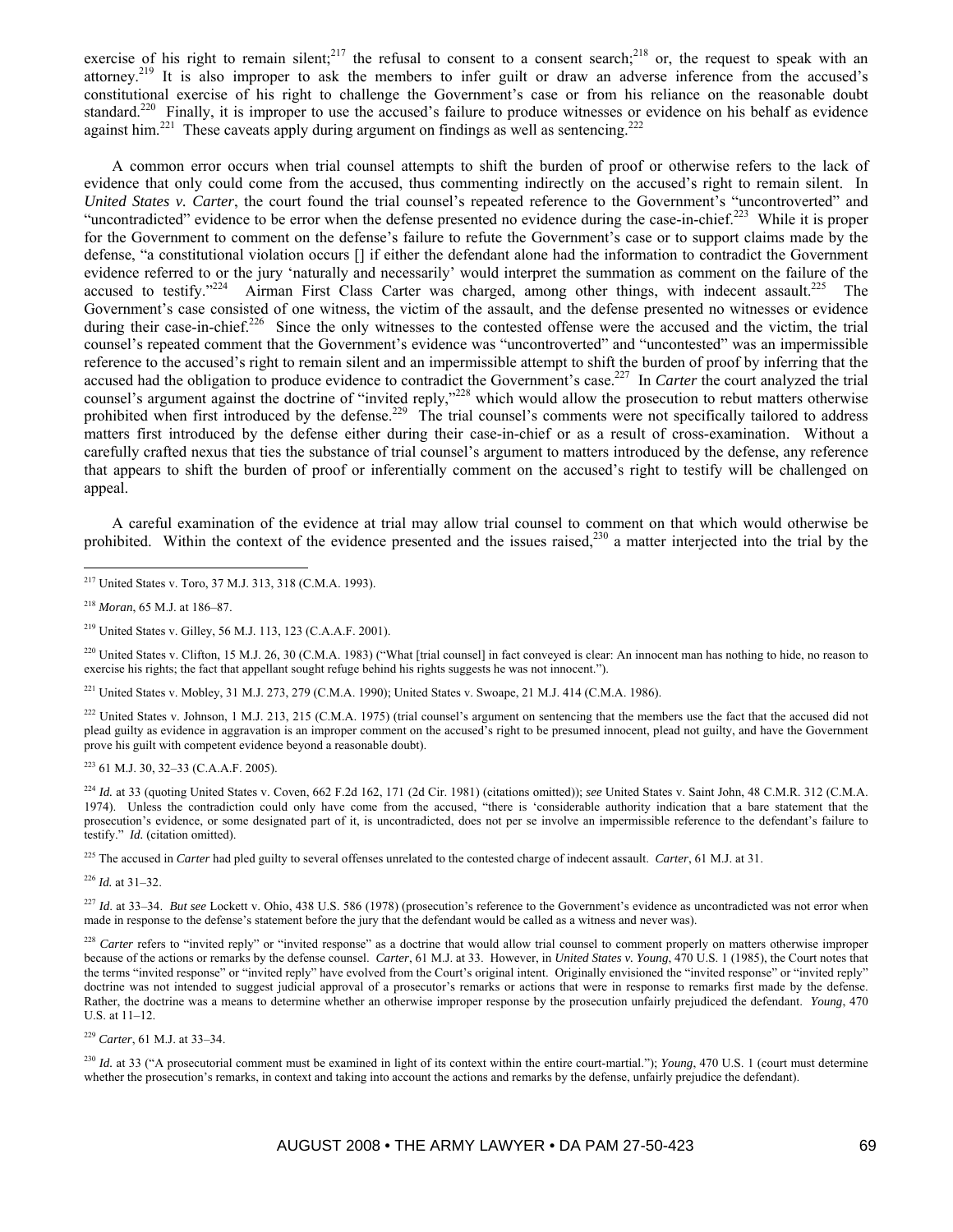exercise of his right to remain silent;[217] the refusal to consent to a consent search;[218] or, the request to speak with an attorney.[219] It is also improper to ask the members to infer guilt or draw an adverse inference from the accused's constitutional exercise of his right to challenge the Government's case or from his reliance on the reasonable doubt standard.[220] Finally, it is improper to use the accused's failure to produce witnesses or evidence on his behalf as evidence against him.[221] These caveats apply during argument on findings as well as sentencing.[222]

A common error occurs when trial counsel attempts to shift the burden of proof or otherwise refers to the lack of evidence that only could come from the accused, thus commenting indirectly on the accused's right to remain silent. In *United States v. Carter*, the court found the trial counsel's repeated reference to the Government's "uncontroverted" and "uncontradicted" evidence to be error when the defense presented no evidence during the case-in-chief.[223] While it is proper for the Government to comment on the defense's failure to refute the Government's case or to support claims made by the defense, "a constitutional violation occurs [] if either the defendant alone had the information to contradict the Government evidence referred to or the jury 'naturally and necessarily' would interpret the summation as comment on the failure of the accused to testify."[224] Airman First Class Carter was charged, among other things, with indecent assault.[225] The Government's case consisted of one witness, the victim of the assault, and the defense presented no witnesses or evidence during their case-in-chief.[226] Since the only witnesses to the contested offense were the accused and the victim, the trial counsel's repeated comment that the Government's evidence was "uncontroverted" and "uncontested" was an impermissible reference to the accused's right to remain silent and an impermissible attempt to shift the burden of proof by inferring that the accused had the obligation to produce evidence to contradict the Government's case.[227] In *Carter* the court analyzed the trial counsel's argument against the doctrine of "invited reply,"[228] which would allow the prosecution to rebut matters otherwise prohibited when first introduced by the defense.[229] The trial counsel's comments were not specifically tailored to address matters first introduced by the defense either during their case-in-chief or as a result of cross-examination. Without a carefully crafted nexus that ties the substance of trial counsel's argument to matters introduced by the defense, any reference that appears to shift the burden of proof or inferentially comment on the accused's right to testify will be challenged on appeal.

A careful examination of the evidence at trial may allow trial counsel to comment on that which would otherwise be prohibited. Within the context of the evidence presented and the issues raised,[230] a matter interjected into the trial by the

---

[217] United States v. Toro, 37 M.J. 313, 318 (C.M.A. 1993).

[218] *Moran*, 65 M.J. at 186–87.

[219] United States v. Gilley, 56 M.J. 113, 123 (C.A.A.F. 2001).

[220] United States v. Clifton, 15 M.J. 26, 30 (C.M.A. 1983) ("What [trial counsel] in fact conveyed is clear: An innocent man has nothing to hide, no reason to exercise his rights; the fact that appellant sought refuge behind his rights suggests he was not innocent.").

[221] United States v. Mobley, 31 M.J. 273, 279 (C.M.A. 1990); United States v. Swoape, 21 M.J. 414 (C.M.A. 1986).

[222] United States v. Johnson, 1 M.J. 213, 215 (C.M.A. 1975) (trial counsel's argument on sentencing that the members use the fact that the accused did not plead guilty as evidence in aggravation is an improper comment on the accused's right to be presumed innocent, plead not guilty, and have the Government prove his guilt with competent evidence beyond a reasonable doubt).

[223] 61 M.J. 30, 32–33 (C.A.A.F. 2005).

[224] *Id.* at 33 (quoting United States v. Coven, 662 F.2d 162, 171 (2d Cir. 1981) (citations omitted)); *see* United States v. Saint John, 48 C.M.R. 312 (C.M.A. 1974). Unless the contradiction could only have come from the accused, "there is 'considerable authority indication that a bare statement that the prosecution's evidence, or some designated part of it, is uncontradicted, does not per se involve an impermissible reference to the defendant's failure to testify." *Id.* (citation omitted).

[225] The accused in *Carter* had pled guilty to several offenses unrelated to the contested charge of indecent assault. *Carter*, 61 M.J. at 31.

[226] *Id.* at 31–32.

[227] *Id*. at 33–34. *But see* Lockett v. Ohio, 438 U.S. 586 (1978) (prosecution's reference to the Government's evidence as uncontradicted was not error when made in response to the defense's statement before the jury that the defendant would be called as a witness and never was).

[228] *Carter* refers to "invited reply" or "invited response" as a doctrine that would allow trial counsel to comment properly on matters otherwise improper because of the actions or remarks by the defense counsel. *Carter*, 61 M.J. at 33. However, in *United States v. Young*, 470 U.S. 1 (1985), the Court notes that the terms "invited response" or "invited reply" have evolved from the Court's original intent. Originally envisioned the "invited response" or "invited reply" doctrine was not intended to suggest judicial approval of a prosecutor's remarks or actions that were in response to remarks first made by the defense. Rather, the doctrine was a means to determine whether an otherwise improper response by the prosecution unfairly prejudiced the defendant. *Young*, 470 U.S. at 11–12.

[229] *Carter*, 61 M.J. at 33–34.

[230] *Id.* at 33 ("A prosecutorial comment must be examined in light of its context within the entire court-martial."); *Young*, 470 U.S. 1 (court must determine whether the prosecution's remarks, in context and taking into account the actions and remarks by the defense, unfairly prejudice the defendant).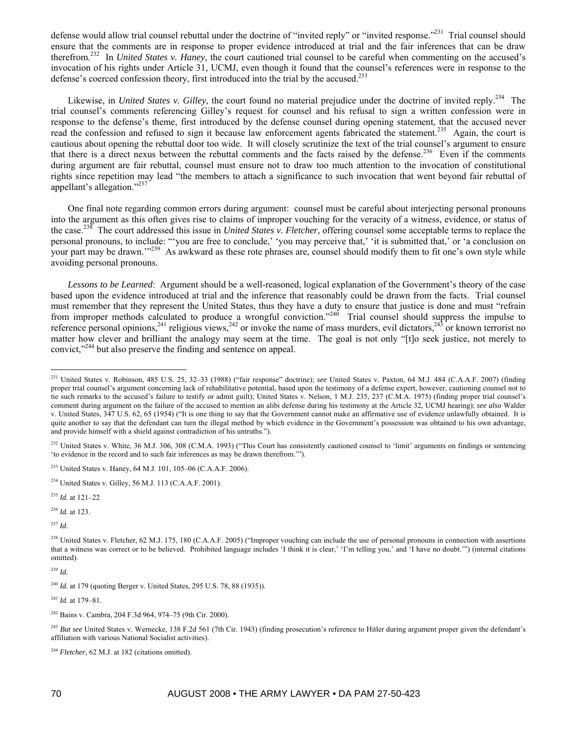defense would allow trial counsel rebuttal under the doctrine of "invited reply" or "invited response."[231] Trial counsel should ensure that the comments are in response to proper evidence introduced at trial and the fair inferences that can be draw therefrom.[232] In *United States v. Haney*, the court cautioned trial counsel to be careful when commenting on the accused's invocation of his rights under Article 31, UCMJ, even though it found that the counsel's references were in response to the defense's coerced confession theory, first introduced into the trial by the accused.[233]

Likewise, in *United States v. Gilley*, the court found no material prejudice under the doctrine of invited reply.[234] The trial counsel's comments referencing Gilley's request for counsel and his refusal to sign a written confession were in response to the defense's theme, first introduced by the defense counsel during opening statement, that the accused never read the confession and refused to sign it because law enforcement agents fabricated the statement.[235] Again, the court is cautious about opening the rebuttal door too wide. It will closely scrutinize the text of the trial counsel's argument to ensure that there is a direct nexus between the rebuttal comments and the facts raised by the defense.[236] Even if the comments during argument are fair rebuttal, counsel must ensure not to draw too much attention to the invocation of constitutional rights since repetition may lead "the members to attach a significance to such invocation that went beyond fair rebuttal of appellant's allegation."[237]

One final note regarding common errors during argument: counsel must be careful about interjecting personal pronouns into the argument as this often gives rise to claims of improper vouching for the veracity of a witness, evidence, or status of the case.[238] The court addressed this issue in *United States v. Fletcher*, offering counsel some acceptable terms to replace the personal pronouns, to include: "'you are free to conclude,' 'you may perceive that,' 'it is submitted that,' or 'a conclusion on your part may be drawn.'"[239] As awkward as these rote phrases are, counsel should modify them to fit one's own style while avoiding personal pronouns.

*Lessons to be Learned*: Argument should be a well-reasoned, logical explanation of the Government's theory of the case based upon the evidence introduced at trial and the inference that reasonably could be drawn from the facts. Trial counsel must remember that they represent the United States, thus they have a duty to ensure that justice is done and must "refrain from improper methods calculated to produce a wrongful conviction."[240] Trial counsel should suppress the impulse to reference personal opinions,[241] religious views,[242] or invoke the name of mass murders, evil dictators,[243] or known terrorist no matter how clever and brilliant the analogy may seem at the time. The goal is not only "[t]o seek justice, not merely to convict,"[244] but also preserve the finding and sentence on appeal.

---

[231] United States v. Robinson, 485 U.S. 25, 32–33 (1988) ("fair response" doctrine); *see* United States v. Paxton, 64 M.J. 484 (C.A.A.F. 2007) (finding proper trial counsel's argument concerning lack of rehabilitative potential, based upon the testimony of a defense expert, however, cautioning counsel not to tie such remarks to the accused's failure to testify or admit guilt); United States v. Nelson, 1 M.J. 235, 237 (C.M.A. 1975) (finding proper trial counsel's comment during argument on the failure of the accused to mention an alibi defense during his testimony at the Article 32, UCMJ hearing); *see also* Walder v. United States, 347 U.S. 62, 65 (1954) ("It is one thing to say that the Government cannot make an affirmative use of evidence unlawfully obtained. It is quite another to say that the defendant can turn the illegal method by which evidence in the Government's possession was obtained to his own advantage, and provide himself with a shield against contradiction of his untruths.").

[232] United States v. White, 36 M.J. 306, 308 (C.M.A. 1993) ("This Court has consistently cautioned counsel to 'limit' arguments on findings or sentencing 'to evidence in the record and to such fair inferences as may be drawn therefrom.'").

[233] United States v. Haney, 64 M.J. 101, 105–06 (C.A.A.F. 2006).

[234] United States v. Gilley, 56 M.J. 113 (C.A.A.F. 2001).

[235] *Id.* at 121–22

[236] *Id.* at 123.

[237] *Id*.

[238] United States v. Fletcher, 62 M.J. 175, 180 (C.A.A.F. 2005) ("Improper vouching can include the use of personal pronouns in connection with assertions that a witness was correct or to be believed. Prohibited language includes 'I think it is clear,' 'I'm telling you,' and 'I have no doubt.'") (internal citations omitted).

[239] *Id*.

[240] *Id.* at 179 (quoting Berger v. United States, 295 U.S. 78, 88 (1935)).

[241] *Id.* at 179–81.

[242] Bains v. Cambra, 204 F.3d 964, 974–75 (9th Cir. 2000).

[243] *But see* United States v. Wernecke, 138 F.2d 561 (7th Cir. 1943) (finding prosecution's reference to Hitler during argument proper given the defendant's affiliation with various National Socialist activities).

[244] *Fletcher*, 62 M.J. at 182 (citations omitted).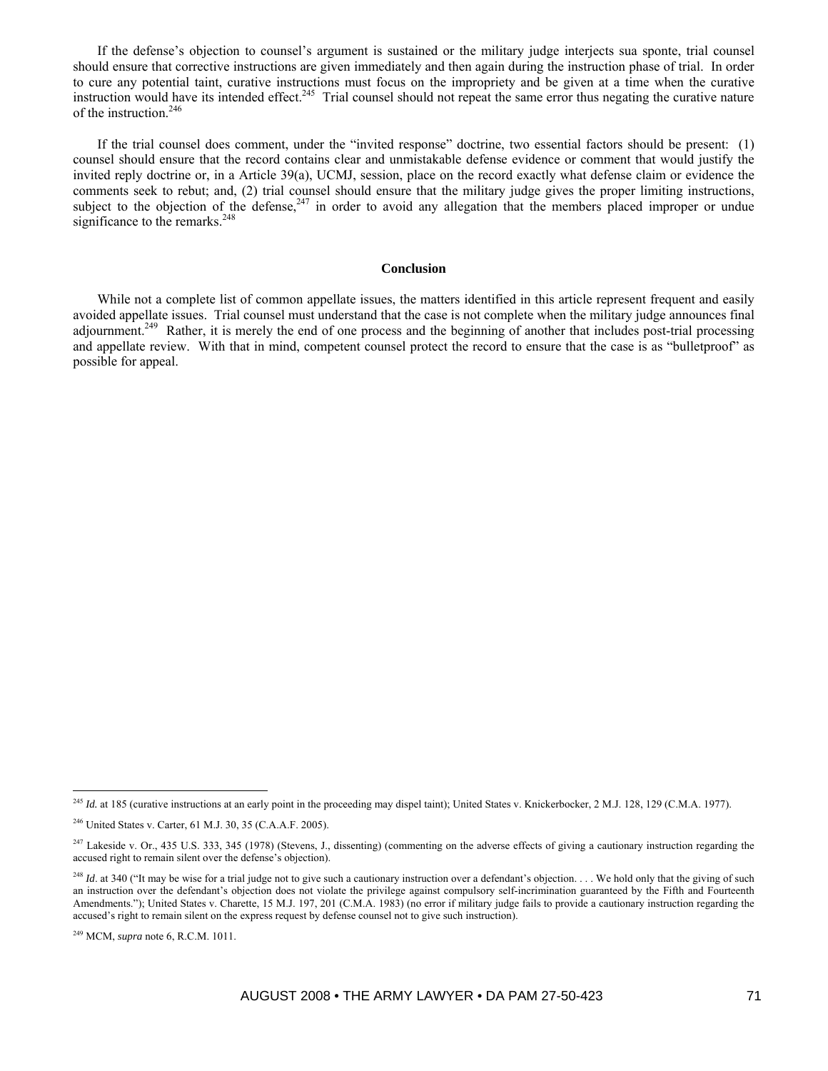If the defense's objection to counsel's argument is sustained or the military judge interjects sua sponte, trial counsel should ensure that corrective instructions are given immediately and then again during the instruction phase of trial. In order to cure any potential taint, curative instructions must focus on the impropriety and be given at a time when the curative instruction would have its intended effect.[245] Trial counsel should not repeat the same error thus negating the curative nature of the instruction.[246]

If the trial counsel does comment, under the "invited response" doctrine, two essential factors should be present: (1) counsel should ensure that the record contains clear and unmistakable defense evidence or comment that would justify the invited reply doctrine or, in a Article 39(a), UCMJ, session, place on the record exactly what defense claim or evidence the comments seek to rebut; and, (2) trial counsel should ensure that the military judge gives the proper limiting instructions, subject to the objection of the defense,[247] in order to avoid any allegation that the members placed improper or undue significance to the remarks.[248]

## Conclusion

While not a complete list of common appellate issues, the matters identified in this article represent frequent and easily avoided appellate issues. Trial counsel must understand that the case is not complete when the military judge announces final adjournment.[249] Rather, it is merely the end of one process and the beginning of another that includes post-trial processing and appellate review. With that in mind, competent counsel protect the record to ensure that the case is as "bulletproof" as possible for appeal.

---

[245] *Id.* at 185 (curative instructions at an early point in the proceeding may dispel taint); United States v. Knickerbocker, 2 M.J. 128, 129 (C.M.A. 1977).

[246] United States v. Carter, 61 M.J. 30, 35 (C.A.A.F. 2005).

[247] Lakeside v. Or., 435 U.S. 333, 345 (1978) (Stevens, J., dissenting) (commenting on the adverse effects of giving a cautionary instruction regarding the accused right to remain silent over the defense's objection).

[248] *Id*. at 340 ("It may be wise for a trial judge not to give such a cautionary instruction over a defendant's objection. . . . We hold only that the giving of such an instruction over the defendant's objection does not violate the privilege against compulsory self-incrimination guaranteed by the Fifth and Fourteenth Amendments."); United States v. Charette, 15 M.J. 197, 201 (C.M.A. 1983) (no error if military judge fails to provide a cautionary instruction regarding the accused's right to remain silent on the express request by defense counsel not to give such instruction).

[249] MCM, *supra* note 6, R.C.M. 1011.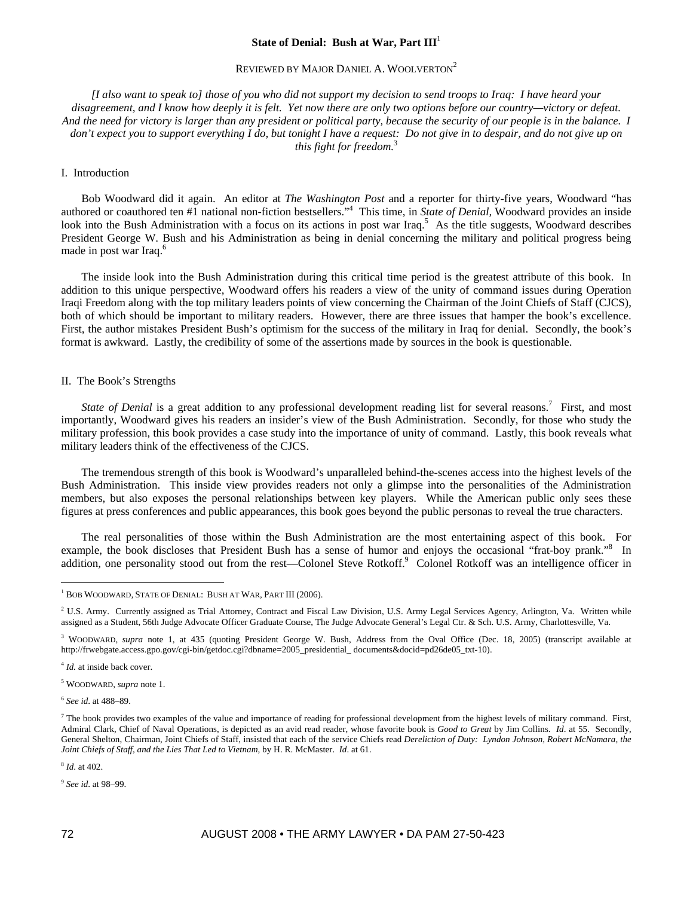**State of Denial: Bush at War, Part III**[1]

Reviewed by Major Daniel A. Woolverton[2]

*[I also want to speak to] those of you who did not support my decision to send troops to Iraq: I have heard your disagreement, and I know how deeply it is felt. Yet now there are only two options before our country—victory or defeat. And the need for victory is larger than any president or political party, because the security of our people is in the balance. I don't expect you to support everything I do, but tonight I have a request: Do not give in to despair, and do not give up on this fight for freedom.*[3]

## I. Introduction

Bob Woodward did it again. An editor at *The Washington Post* and a reporter for thirty-five years, Woodward "has authored or coauthored ten #1 national non-fiction bestsellers."[4] This time, in *State of Denial,* Woodward provides an inside look into the Bush Administration with a focus on its actions in post war Iraq.[5] As the title suggests, Woodward describes President George W. Bush and his Administration as being in denial concerning the military and political progress being made in post war Iraq.[6]

The inside look into the Bush Administration during this critical time period is the greatest attribute of this book. In addition to this unique perspective, Woodward offers his readers a view of the unity of command issues during Operation Iraqi Freedom along with the top military leaders points of view concerning the Chairman of the Joint Chiefs of Staff (CJCS), both of which should be important to military readers. However, there are three issues that hamper the book's excellence. First, the author mistakes President Bush's optimism for the success of the military in Iraq for denial. Secondly, the book's format is awkward. Lastly, the credibility of some of the assertions made by sources in the book is questionable.

## II. The Book's Strengths

*State of Denial* is a great addition to any professional development reading list for several reasons.[7] First, and most importantly, Woodward gives his readers an insider's view of the Bush Administration. Secondly, for those who study the military profession, this book provides a case study into the importance of unity of command. Lastly, this book reveals what military leaders think of the effectiveness of the CJCS.

The tremendous strength of this book is Woodward's unparalleled behind-the-scenes access into the highest levels of the Bush Administration. This inside view provides readers not only a glimpse into the personalities of the Administration members, but also exposes the personal relationships between key players. While the American public only sees these figures at press conferences and public appearances, this book goes beyond the public personas to reveal the true characters.

The real personalities of those within the Bush Administration are the most entertaining aspect of this book. For example, the book discloses that President Bush has a sense of humor and enjoys the occasional "frat-boy prank."[8] In addition, one personality stood out from the rest—Colonel Steve Rotkoff.[9] Colonel Rotkoff was an intelligence officer in

---

[1] Bob Woodward, State of Denial: Bush at War, Part III (2006).

[2] U.S. Army. Currently assigned as Trial Attorney, Contract and Fiscal Law Division, U.S. Army Legal Services Agency, Arlington, Va. Written while assigned as a Student, 56th Judge Advocate Officer Graduate Course, The Judge Advocate General's Legal Ctr. & Sch. U.S. Army, Charlottesville, Va.

[3] Woodward, *supra* note 1, at 435 (quoting President George W. Bush, Address from the Oval Office (Dec. 18, 2005) (transcript available at http://frwebgate.access.gpo.gov/cgi-bin/getdoc.cgi?dbname=2005_presidential_ documents&docid=pd26de05_txt-10).

[4] *Id.* at inside back cover.

[5] Woodward, *supra* note 1.

[6] *See id*. at 488–89.

[7] The book provides two examples of the value and importance of reading for professional development from the highest levels of military command. First, Admiral Clark, Chief of Naval Operations, is depicted as an avid read reader, whose favorite book is *Good to Great* by Jim Collins. *Id*. at 55. Secondly, General Shelton, Chairman, Joint Chiefs of Staff, insisted that each of the service Chiefs read *Dereliction of Duty: Lyndon Johnson, Robert McNamara, the Joint Chiefs of Staff, and the Lies That Led to Vietnam*, by H. R. McMaster. *Id*. at 61.

[8] *Id*. at 402.

[9] *See id*. at 98–99.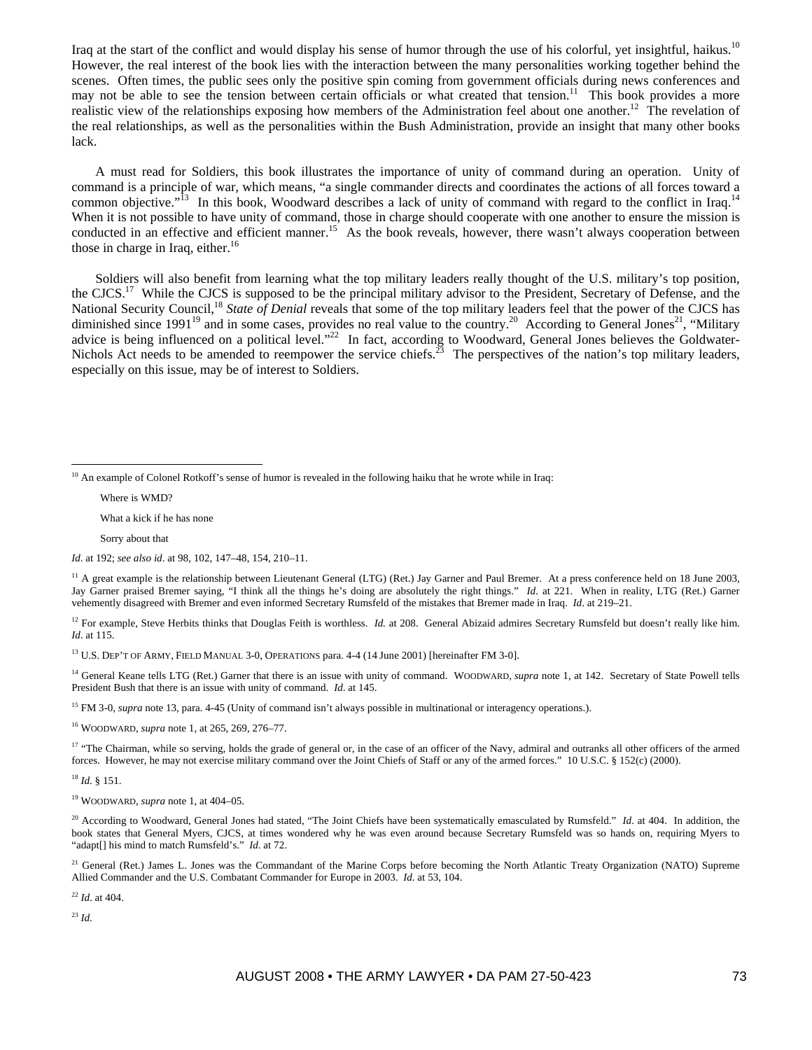Iraq at the start of the conflict and would display his sense of humor through the use of his colorful, yet insightful, haikus.[10] However, the real interest of the book lies with the interaction between the many personalities working together behind the scenes. Often times, the public sees only the positive spin coming from government officials during news conferences and may not be able to see the tension between certain officials or what created that tension.[11] This book provides a more realistic view of the relationships exposing how members of the Administration feel about one another.[12] The revelation of the real relationships, as well as the personalities within the Bush Administration, provide an insight that many other books lack.

A must read for Soldiers, this book illustrates the importance of unity of command during an operation. Unity of command is a principle of war, which means, "a single commander directs and coordinates the actions of all forces toward a common objective."[13] In this book, Woodward describes a lack of unity of command with regard to the conflict in Iraq.[14] When it is not possible to have unity of command, those in charge should cooperate with one another to ensure the mission is conducted in an effective and efficient manner.[15] As the book reveals, however, there wasn't always cooperation between those in charge in Iraq, either.[16]

Soldiers will also benefit from learning what the top military leaders really thought of the U.S. military's top position, the CJCS.[17] While the CJCS is supposed to be the principal military advisor to the President, Secretary of Defense, and the National Security Council,[18] *State of Denial* reveals that some of the top military leaders feel that the power of the CJCS has diminished since 1991[19] and in some cases, provides no real value to the country.[20] According to General Jones[21], "Military advice is being influenced on a political level."[22] In fact, according to Woodward, General Jones believes the Goldwater-Nichols Act needs to be amended to reempower the service chiefs.[23] The perspectives of the nation's top military leaders, especially on this issue, may be of interest to Soldiers.

---

[10] An example of Colonel Rotkoff's sense of humor is revealed in the following haiku that he wrote while in Iraq:

> Where is WMD?
>
> What a kick if he has none
>
> Sorry about that

*Id*. at 192; *see also id*. at 98, 102, 147–48, 154, 210–11.

[11] A great example is the relationship between Lieutenant General (LTG) (Ret.) Jay Garner and Paul Bremer. At a press conference held on 18 June 2003, Jay Garner praised Bremer saying, "I think all the things he's doing are absolutely the right things." *Id*. at 221. When in reality, LTG (Ret.) Garner vehemently disagreed with Bremer and even informed Secretary Rumsfeld of the mistakes that Bremer made in Iraq. *Id*. at 219–21.

[12] For example, Steve Herbits thinks that Douglas Feith is worthless. *Id.* at 208. General Abizaid admires Secretary Rumsfeld but doesn't really like him. *Id*. at 115.

[13] U.S. DEP'T OF ARMY, FIELD MANUAL 3-0, OPERATIONS para. 4-4 (14 June 2001) [hereinafter FM 3-0].

[14] General Keane tells LTG (Ret.) Garner that there is an issue with unity of command. WOODWARD, *supra* note 1, at 142. Secretary of State Powell tells President Bush that there is an issue with unity of command. *Id*. at 145.

[15] FM 3-0, *supra* note 13, para. 4-45 (Unity of command isn't always possible in multinational or interagency operations.).

[16] WOODWARD, *supra* note 1, at 265, 269, 276–77.

[17] "The Chairman, while so serving, holds the grade of general or, in the case of an officer of the Navy, admiral and outranks all other officers of the armed forces. However, he may not exercise military command over the Joint Chiefs of Staff or any of the armed forces." 10 U.S.C. § 152(c) (2000).

[18] *Id*. § 151.

[19] WOODWARD, *supra* note 1, at 404–05.

[20] According to Woodward, General Jones had stated, "The Joint Chiefs have been systematically emasculated by Rumsfeld." *Id*. at 404. In addition, the book states that General Myers, CJCS, at times wondered why he was even around because Secretary Rumsfeld was so hands on, requiring Myers to "adapt[] his mind to match Rumsfeld's." *Id*. at 72.

[21] General (Ret.) James L. Jones was the Commandant of the Marine Corps before becoming the North Atlantic Treaty Organization (NATO) Supreme Allied Commander and the U.S. Combatant Commander for Europe in 2003. *Id*. at 53, 104.

[22] *Id*. at 404.

[23] *Id*.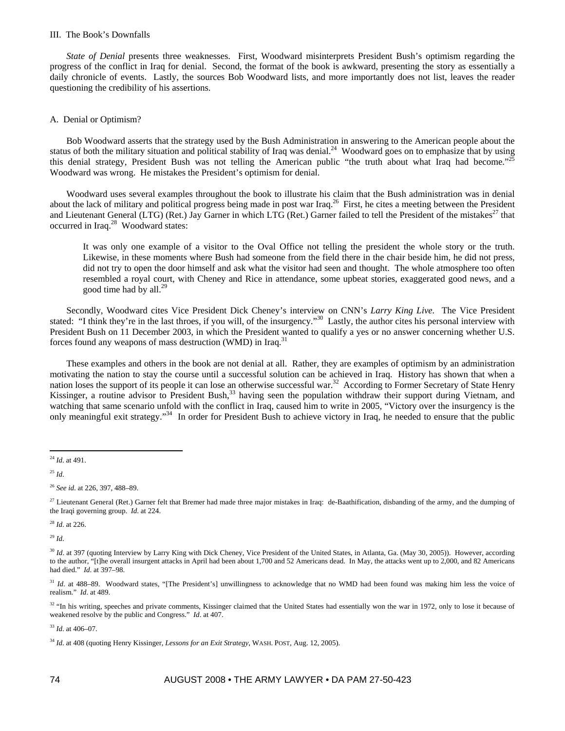### III. The Book's Downfalls

*State of Denial* presents three weaknesses. First, Woodward misinterprets President Bush's optimism regarding the progress of the conflict in Iraq for denial. Second, the format of the book is awkward, presenting the story as essentially a daily chronicle of events. Lastly, the sources Bob Woodward lists, and more importantly does not list, leaves the reader questioning the credibility of his assertions.

#### A. Denial or Optimism?

Bob Woodward asserts that the strategy used by the Bush Administration in answering to the American people about the status of both the military situation and political stability of Iraq was denial.[24] Woodward goes on to emphasize that by using this denial strategy, President Bush was not telling the American public "the truth about what Iraq had become."[25] Woodward was wrong. He mistakes the President's optimism for denial.

Woodward uses several examples throughout the book to illustrate his claim that the Bush administration was in denial about the lack of military and political progress being made in post war Iraq.[26] First, he cites a meeting between the President and Lieutenant General (LTG) (Ret.) Jay Garner in which LTG (Ret.) Garner failed to tell the President of the mistakes[27] that occurred in Iraq.[28] Woodward states:

> It was only one example of a visitor to the Oval Office not telling the president the whole story or the truth. Likewise, in these moments where Bush had someone from the field there in the chair beside him, he did not press, did not try to open the door himself and ask what the visitor had seen and thought. The whole atmosphere too often resembled a royal court, with Cheney and Rice in attendance, some upbeat stories, exaggerated good news, and a good time had by all.[29]

Secondly, Woodward cites Vice President Dick Cheney's interview on CNN's *Larry King Live.* The Vice President stated: "I think they're in the last throes, if you will, of the insurgency."[30] Lastly, the author cites his personal interview with President Bush on 11 December 2003, in which the President wanted to qualify a yes or no answer concerning whether U.S. forces found any weapons of mass destruction (WMD) in Iraq.[31]

These examples and others in the book are not denial at all. Rather, they are examples of optimism by an administration motivating the nation to stay the course until a successful solution can be achieved in Iraq. History has shown that when a nation loses the support of its people it can lose an otherwise successful war.[32] According to Former Secretary of State Henry Kissinger, a routine advisor to President Bush,[33] having seen the population withdraw their support during Vietnam, and watching that same scenario unfold with the conflict in Iraq, caused him to write in 2005, "Victory over the insurgency is the only meaningful exit strategy."[34] In order for President Bush to achieve victory in Iraq, he needed to ensure that the public

---

[24] *Id.* at 491.

[25] *Id.*

[26] *See id.* at 226, 397, 488–89.

[27] Lieutenant General (Ret.) Garner felt that Bremer had made three major mistakes in Iraq: de-Baathification, disbanding of the army, and the dumping of the Iraqi governing group. *Id.* at 224.

[28] *Id.* at 226.

[29] *Id.*

[30] *Id.* at 397 (quoting Interview by Larry King with Dick Cheney, Vice President of the United States, in Atlanta, Ga. (May 30, 2005)). However, according to the author, "[t]he overall insurgent attacks in April had been about 1,700 and 52 Americans dead. In May, the attacks went up to 2,000, and 82 Americans had died." *Id.* at 397–98.

[31] *Id.* at 488–89. Woodward states, "[The President's] unwillingness to acknowledge that no WMD had been found was making him less the voice of realism." *Id.* at 489.

[32] "In his writing, speeches and private comments, Kissinger claimed that the United States had essentially won the war in 1972, only to lose it because of weakened resolve by the public and Congress." *Id.* at 407.

[33] *Id.* at 406–07.

[34] *Id.* at 408 (quoting Henry Kissinger, *Lessons for an Exit Strategy*, WASH. POST, Aug. 12, 2005).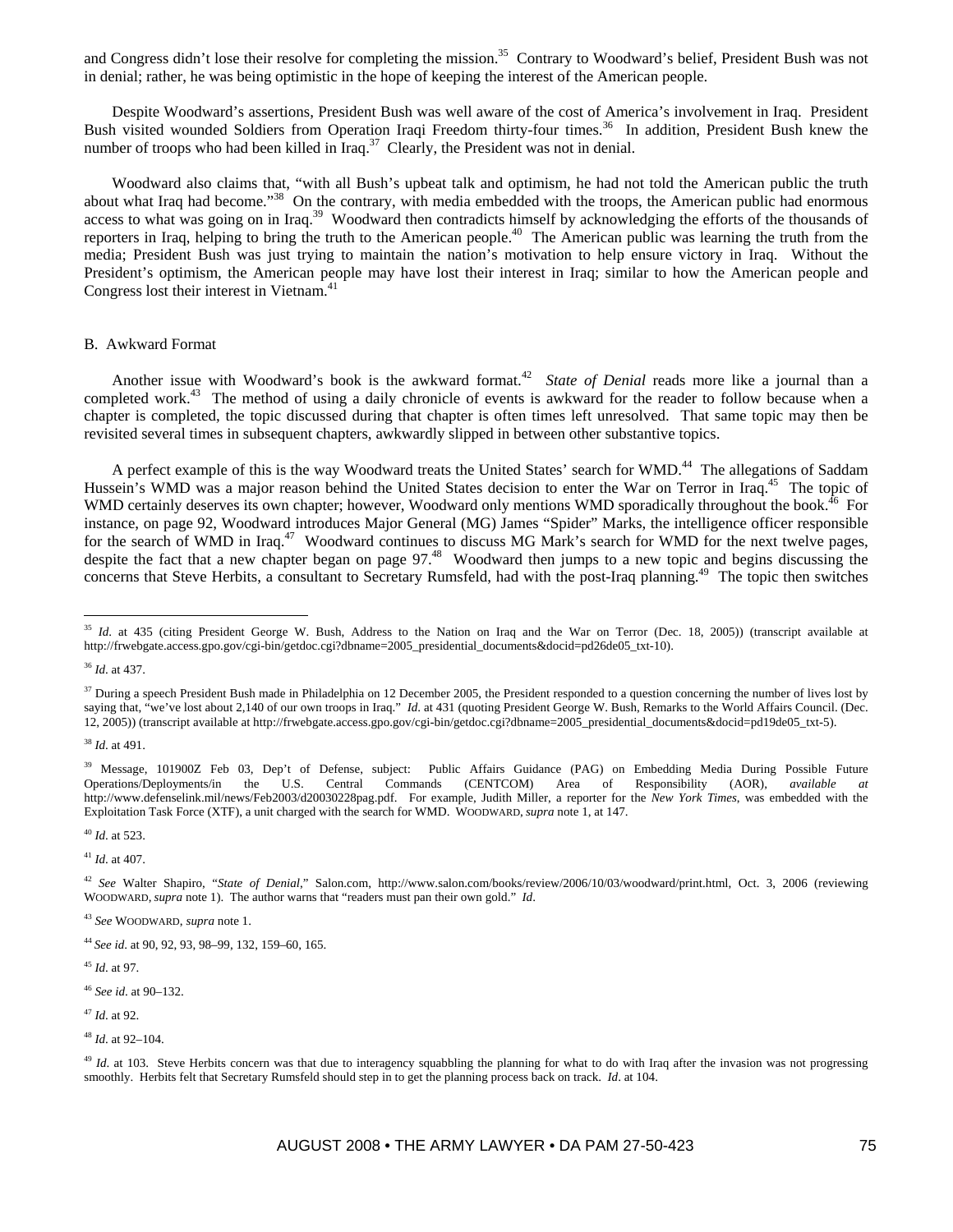and Congress didn't lose their resolve for completing the mission.[35] Contrary to Woodward's belief, President Bush was not in denial; rather, he was being optimistic in the hope of keeping the interest of the American people.

Despite Woodward's assertions, President Bush was well aware of the cost of America's involvement in Iraq. President Bush visited wounded Soldiers from Operation Iraqi Freedom thirty-four times.[36] In addition, President Bush knew the number of troops who had been killed in Iraq.[37] Clearly, the President was not in denial.

Woodward also claims that, "with all Bush's upbeat talk and optimism, he had not told the American public the truth about what Iraq had become."[38] On the contrary, with media embedded with the troops, the American public had enormous access to what was going on in Iraq.[39] Woodward then contradicts himself by acknowledging the efforts of the thousands of reporters in Iraq, helping to bring the truth to the American people.[40] The American public was learning the truth from the media; President Bush was just trying to maintain the nation's motivation to help ensure victory in Iraq. Without the President's optimism, the American people may have lost their interest in Iraq; similar to how the American people and Congress lost their interest in Vietnam.[41]

B. Awkward Format

Another issue with Woodward's book is the awkward format.[42] *State of Denial* reads more like a journal than a completed work.[43] The method of using a daily chronicle of events is awkward for the reader to follow because when a chapter is completed, the topic discussed during that chapter is often times left unresolved. That same topic may then be revisited several times in subsequent chapters, awkwardly slipped in between other substantive topics.

A perfect example of this is the way Woodward treats the United States' search for WMD.[44] The allegations of Saddam Hussein's WMD was a major reason behind the United States decision to enter the War on Terror in Iraq.[45] The topic of WMD certainly deserves its own chapter; however, Woodward only mentions WMD sporadically throughout the book.[46] For instance, on page 92, Woodward introduces Major General (MG) James "Spider" Marks, the intelligence officer responsible for the search of WMD in Iraq.[47] Woodward continues to discuss MG Mark's search for WMD for the next twelve pages, despite the fact that a new chapter began on page 97.[48] Woodward then jumps to a new topic and begins discussing the concerns that Steve Herbits, a consultant to Secretary Rumsfeld, had with the post-Iraq planning.[49] The topic then switches

---

[35] *Id.* at 435 (citing President George W. Bush, Address to the Nation on Iraq and the War on Terror (Dec. 18, 2005)) (transcript available at http://frwebgate.access.gpo.gov/cgi-bin/getdoc.cgi?dbname=2005_presidential_documents&docid=pd26de05_txt-10).

[36] *Id.* at 437.

[37] During a speech President Bush made in Philadelphia on 12 December 2005, the President responded to a question concerning the number of lives lost by saying that, "we've lost about 2,140 of our own troops in Iraq." *Id.* at 431 (quoting President George W. Bush, Remarks to the World Affairs Council. (Dec. 12, 2005)) (transcript available at http://frwebgate.access.gpo.gov/cgi-bin/getdoc.cgi?dbname=2005_presidential_documents&docid=pd19de05_txt-5).

[38] *Id.* at 491.

[39] Message, 101900Z Feb 03, Dep't of Defense, subject: Public Affairs Guidance (PAG) on Embedding Media During Possible Future Operations/Deployments/in the U.S. Central Commands (CENTCOM) Area of Responsibility (AOR), *available at* http://www.defenselink.mil/news/Feb2003/d20030228pag.pdf. For example, Judith Miller, a reporter for the *New York Times*, was embedded with the Exploitation Task Force (XTF), a unit charged with the search for WMD. WOODWARD, *supra* note 1, at 147.

[40] *Id.* at 523.

[41] *Id.* at 407.

[42] *See* Walter Shapiro, "*State of Denial*," Salon.com, http://www.salon.com/books/review/2006/10/03/woodward/print.html, Oct. 3, 2006 (reviewing WOODWARD, *supra* note 1). The author warns that "readers must pan their own gold." *Id.*

[43] *See* WOODWARD, *supra* note 1.

[44] *See id.* at 90, 92, 93, 98–99, 132, 159–60, 165.

[45] *Id.* at 97.

[46] *See id.* at 90–132.

[47] *Id.* at 92.

[48] *Id.* at 92–104.

[49] *Id.* at 103. Steve Herbits concern was that due to interagency squabbling the planning for what to do with Iraq after the invasion was not progressing smoothly. Herbits felt that Secretary Rumsfeld should step in to get the planning process back on track. *Id.* at 104.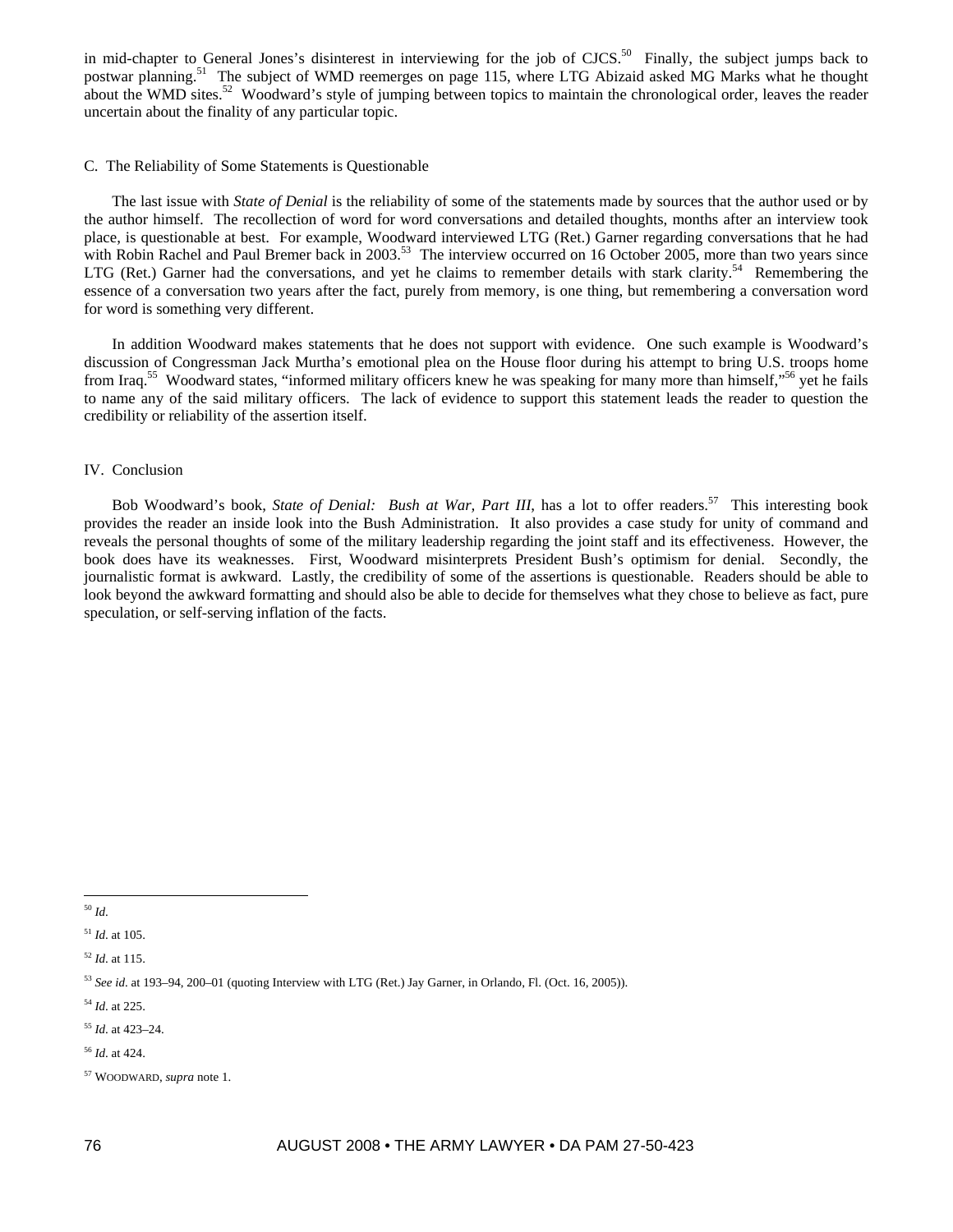in mid-chapter to General Jones's disinterest in interviewing for the job of CJCS.[50] Finally, the subject jumps back to postwar planning.[51] The subject of WMD reemerges on page 115, where LTG Abizaid asked MG Marks what he thought about the WMD sites.[52] Woodward's style of jumping between topics to maintain the chronological order, leaves the reader uncertain about the finality of any particular topic.

### C. The Reliability of Some Statements is Questionable

The last issue with *State of Denial* is the reliability of some of the statements made by sources that the author used or by the author himself. The recollection of word for word conversations and detailed thoughts, months after an interview took place, is questionable at best. For example, Woodward interviewed LTG (Ret.) Garner regarding conversations that he had with Robin Rachel and Paul Bremer back in 2003.[53] The interview occurred on 16 October 2005, more than two years since LTG (Ret.) Garner had the conversations, and yet he claims to remember details with stark clarity.[54] Remembering the essence of a conversation two years after the fact, purely from memory, is one thing, but remembering a conversation word for word is something very different.

In addition Woodward makes statements that he does not support with evidence. One such example is Woodward's discussion of Congressman Jack Murtha's emotional plea on the House floor during his attempt to bring U.S. troops home from Iraq.[55] Woodward states, "informed military officers knew he was speaking for many more than himself,"[56] yet he fails to name any of the said military officers. The lack of evidence to support this statement leads the reader to question the credibility or reliability of the assertion itself.

## IV. Conclusion

Bob Woodward's book, *State of Denial: Bush at War, Part III*, has a lot to offer readers.[57] This interesting book provides the reader an inside look into the Bush Administration. It also provides a case study for unity of command and reveals the personal thoughts of some of the military leadership regarding the joint staff and its effectiveness. However, the book does have its weaknesses. First, Woodward misinterprets President Bush's optimism for denial. Secondly, the journalistic format is awkward. Lastly, the credibility of some of the assertions is questionable. Readers should be able to look beyond the awkward formatting and should also be able to decide for themselves what they chose to believe as fact, pure speculation, or self-serving inflation of the facts.

---

[50] *Id.*

[51] *Id.* at 105.

[52] *Id.* at 115.

[53] *See id.* at 193–94, 200–01 (quoting Interview with LTG (Ret.) Jay Garner, in Orlando, Fl. (Oct. 16, 2005)).

[54] *Id.* at 225.

[55] *Id.* at 423–24.

[56] *Id.* at 424.

[57] WOODWARD, *supra* note 1.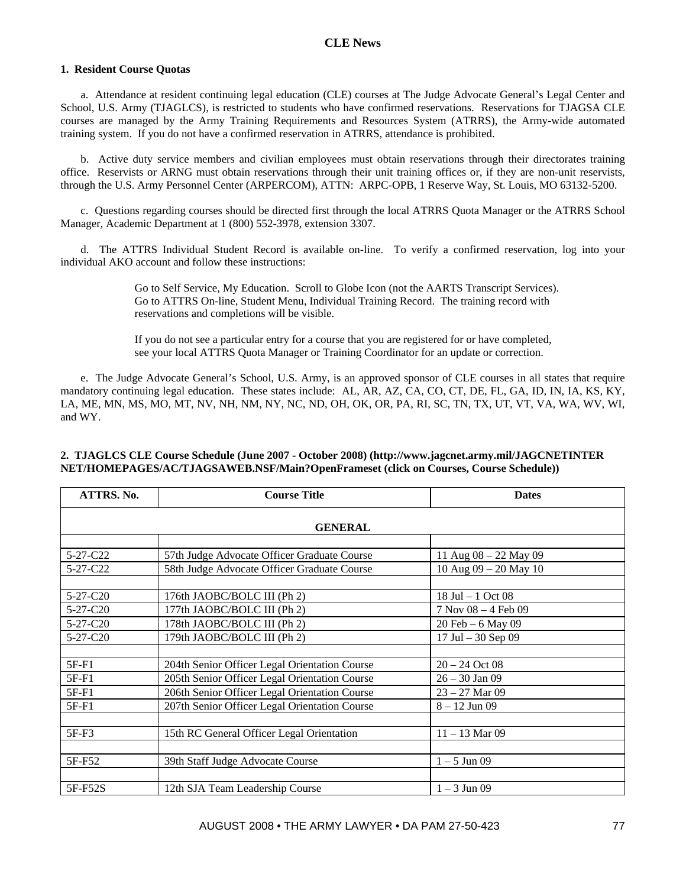## CLE News

### 1. Resident Course Quotas

a. Attendance at resident continuing legal education (CLE) courses at The Judge Advocate General's Legal Center and School, U.S. Army (TJAGLCS), is restricted to students who have confirmed reservations. Reservations for TJAGSA CLE courses are managed by the Army Training Requirements and Resources System (ATRRS), the Army-wide automated training system. If you do not have a confirmed reservation in ATRRS, attendance is prohibited.

b. Active duty service members and civilian employees must obtain reservations through their directorates training office. Reservists or ARNG must obtain reservations through their unit training offices or, if they are non-unit reservists, through the U.S. Army Personnel Center (ARPERCOM), ATTN: ARPC-OPB, 1 Reserve Way, St. Louis, MO 63132-5200.

c. Questions regarding courses should be directed first through the local ATRRS Quota Manager or the ATRRS School Manager, Academic Department at 1 (800) 552-3978, extension 3307.

d. The ATTRS Individual Student Record is available on-line. To verify a confirmed reservation, log into your individual AKO account and follow these instructions:

> Go to Self Service, My Education. Scroll to Globe Icon (not the AARTS Transcript Services). Go to ATTRS On-line, Student Menu, Individual Training Record. The training record with reservations and completions will be visible.
>
> If you do not see a particular entry for a course that you are registered for or have completed, see your local ATTRS Quota Manager or Training Coordinator for an update or correction.

e. The Judge Advocate General's School, U.S. Army, is an approved sponsor of CLE courses in all states that require mandatory continuing legal education. These states include: AL, AR, AZ, CA, CO, CT, DE, FL, GA, ID, IN, IA, KS, KY, LA, ME, MN, MS, MO, MT, NV, NH, NM, NY, NC, ND, OH, OK, OR, PA, RI, SC, TN, TX, UT, VT, VA, WA, WV, WI, and WY.

### 2. TJAGLCS CLE Course Schedule (June 2007 - October 2008) (http://www.jagcnet.army.mil/JAGCNETINTERNET/HOMEPAGES/AC/TJAGSAWEB.NSF/Main?OpenFrameset (click on Courses, Course Schedule))

| ATTRS. No. | Course Title | Dates |
|---|---|---|
| | **GENERAL** | |
| | | |
| 5-27-C22 | 57th Judge Advocate Officer Graduate Course | 11 Aug 08 – 22 May 09 |
| 5-27-C22 | 58th Judge Advocate Officer Graduate Course | 10 Aug 09 – 20 May 10 |
| | | |
| 5-27-C20 | 176th JAOBC/BOLC III (Ph 2) | 18 Jul – 1 Oct 08 |
| 5-27-C20 | 177th JAOBC/BOLC III (Ph 2) | 7 Nov 08 – 4 Feb 09 |
| 5-27-C20 | 178th JAOBC/BOLC III (Ph 2) | 20 Feb – 6 May 09 |
| 5-27-C20 | 179th JAOBC/BOLC III (Ph 2) | 17 Jul – 30 Sep 09 |
| | | |
| 5F-F1 | 204th Senior Officer Legal Orientation Course | 20 – 24 Oct 08 |
| 5F-F1 | 205th Senior Officer Legal Orientation Course | 26 – 30 Jan 09 |
| 5F-F1 | 206th Senior Officer Legal Orientation Course | 23 – 27 Mar 09 |
| 5F-F1 | 207th Senior Officer Legal Orientation Course | 8 – 12 Jun 09 |
| | | |
| 5F-F3 | 15th RC General Officer Legal Orientation | 11 – 13 Mar 09 |
| | | |
| 5F-F52 | 39th Staff Judge Advocate Course | 1 – 5 Jun 09 |
| | | |
| 5F-F52S | 12th SJA Team Leadership Course | 1 – 3 Jun 09 |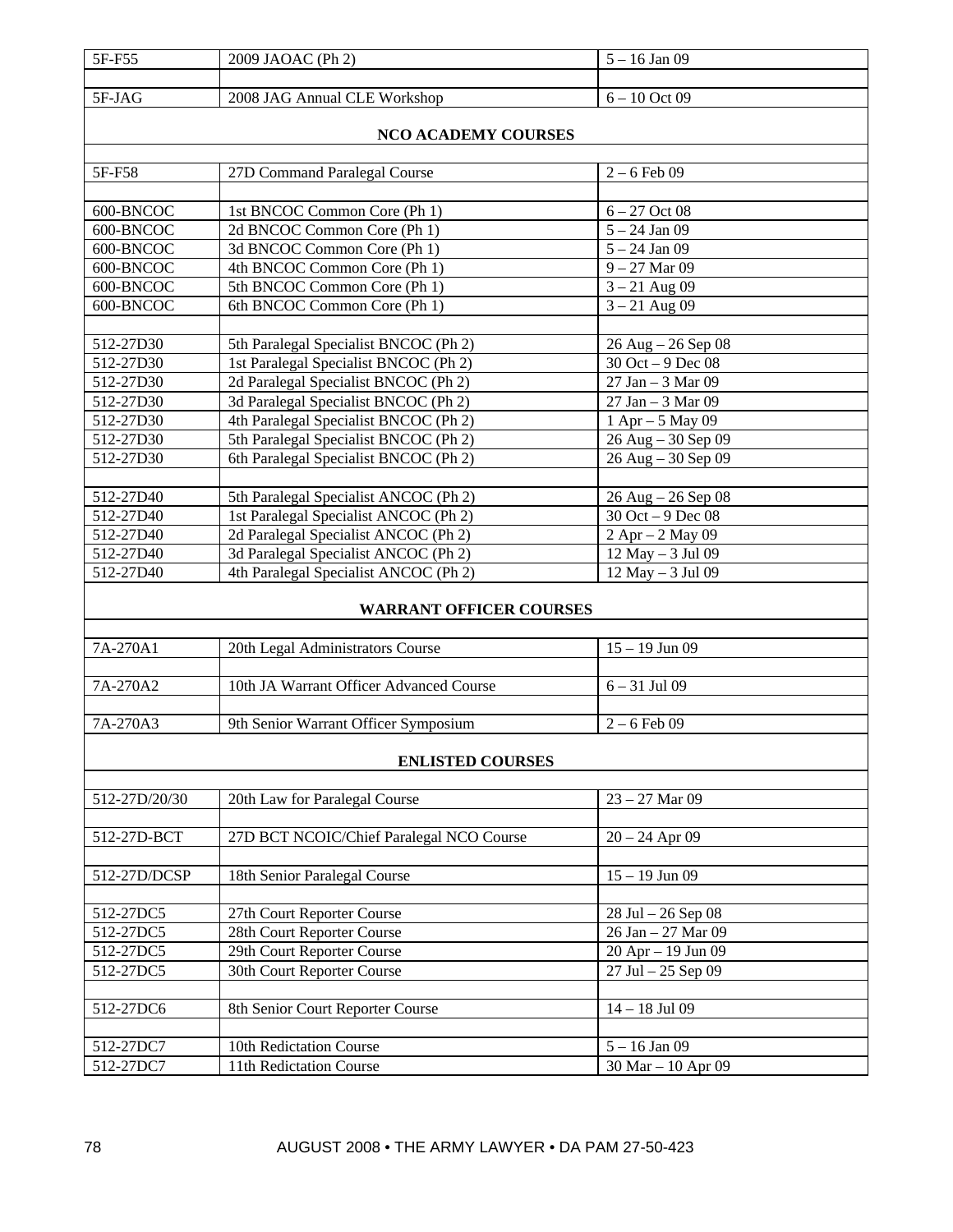| | | |
|---|---|---|
| 5F-F55 | 2009 JAOAC (Ph 2) | 5 – 16 Jan 09 |
| | | |
| 5F-JAG | 2008 JAG Annual CLE Workshop | 6 – 10 Oct 09 |
| | **NCO ACADEMY COURSES** | |
| | | |
| 5F-F58 | 27D Command Paralegal Course | 2 – 6 Feb 09 |
| | | |
| 600-BNCOC | 1st BNCOC Common Core (Ph 1) | 6 – 27 Oct 08 |
| 600-BNCOC | 2d BNCOC Common Core (Ph 1) | 5 – 24 Jan 09 |
| 600-BNCOC | 3d BNCOC Common Core (Ph 1) | 5 – 24 Jan 09 |
| 600-BNCOC | 4th BNCOC Common Core (Ph 1) | 9 – 27 Mar 09 |
| 600-BNCOC | 5th BNCOC Common Core (Ph 1) | 3 – 21 Aug 09 |
| 600-BNCOC | 6th BNCOC Common Core (Ph 1) | 3 – 21 Aug 09 |
| | | |
| 512-27D30 | 5th Paralegal Specialist BNCOC (Ph 2) | 26 Aug – 26 Sep 08 |
| 512-27D30 | 1st Paralegal Specialist BNCOC (Ph 2) | 30 Oct – 9 Dec 08 |
| 512-27D30 | 2d Paralegal Specialist BNCOC (Ph 2) | 27 Jan – 3 Mar 09 |
| 512-27D30 | 3d Paralegal Specialist BNCOC (Ph 2) | 27 Jan – 3 Mar 09 |
| 512-27D30 | 4th Paralegal Specialist BNCOC (Ph 2) | 1 Apr – 5 May 09 |
| 512-27D30 | 5th Paralegal Specialist BNCOC (Ph 2) | 26 Aug – 30 Sep 09 |
| 512-27D30 | 6th Paralegal Specialist BNCOC (Ph 2) | 26 Aug – 30 Sep 09 |
| | | |
| 512-27D40 | 5th Paralegal Specialist ANCOC (Ph 2) | 26 Aug – 26 Sep 08 |
| 512-27D40 | 1st Paralegal Specialist ANCOC (Ph 2) | 30 Oct – 9 Dec 08 |
| 512-27D40 | 2d Paralegal Specialist ANCOC (Ph 2) | 2 Apr – 2 May 09 |
| 512-27D40 | 3d Paralegal Specialist ANCOC (Ph 2) | 12 May – 3 Jul 09 |
| 512-27D40 | 4th Paralegal Specialist ANCOC (Ph 2) | 12 May – 3 Jul 09 |
| | **WARRANT OFFICER COURSES** | |
| | | |
| 7A-270A1 | 20th Legal Administrators Course | 15 – 19 Jun 09 |
| | | |
| 7A-270A2 | 10th JA Warrant Officer Advanced Course | 6 – 31 Jul 09 |
| | | |
| 7A-270A3 | 9th Senior Warrant Officer Symposium | 2 – 6 Feb 09 |
| | **ENLISTED COURSES** | |
| | | |
| 512-27D/20/30 | 20th Law for Paralegal Course | 23 – 27 Mar 09 |
| | | |
| 512-27D-BCT | 27D BCT NCOIC/Chief Paralegal NCO Course | 20 – 24 Apr 09 |
| | | |
| 512-27D/DCSP | 18th Senior Paralegal Course | 15 – 19 Jun 09 |
| | | |
| 512-27DC5 | 27th Court Reporter Course | 28 Jul – 26 Sep 08 |
| 512-27DC5 | 28th Court Reporter Course | 26 Jan – 27 Mar 09 |
| 512-27DC5 | 29th Court Reporter Course | 20 Apr – 19 Jun 09 |
| 512-27DC5 | 30th Court Reporter Course | 27 Jul – 25 Sep 09 |
| | | |
| 512-27DC6 | 8th Senior Court Reporter Course | 14 – 18 Jul 09 |
| | | |
| 512-27DC7 | 10th Redictation Course | 5 – 16 Jan 09 |
| 512-27DC7 | 11th Redictation Course | 30 Mar – 10 Apr 09 |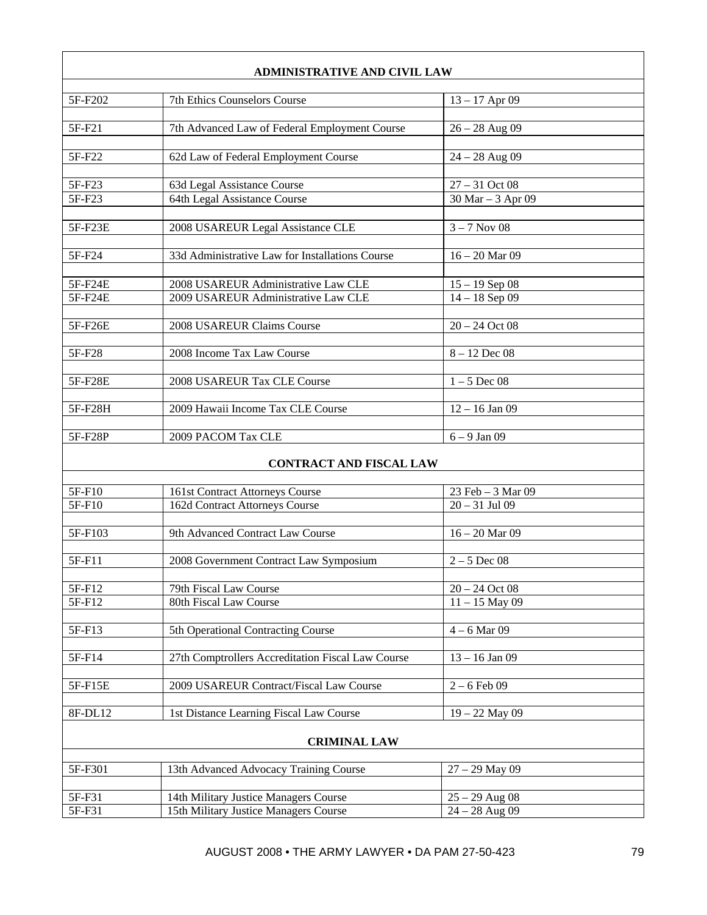| ADMINISTRATIVE AND CIVIL LAW | | |
|---|---|---|
| 5F-F202 | 7th Ethics Counselors Course | 13 – 17 Apr 09 |
| 5F-F21 | 7th Advanced Law of Federal Employment Course | 26 – 28 Aug 09 |
| 5F-F22 | 62d Law of Federal Employment Course | 24 – 28 Aug 09 |
| 5F-F23 | 63d Legal Assistance Course | 27 – 31 Oct 08 |
| 5F-F23 | 64th Legal Assistance Course | 30 Mar – 3 Apr 09 |
| 5F-F23E | 2008 USAREUR Legal Assistance CLE | 3 – 7 Nov 08 |
| 5F-F24 | 33d Administrative Law for Installations Course | 16 – 20 Mar 09 |
| 5F-F24E | 2008 USAREUR Administrative Law CLE | 15 – 19 Sep 08 |
| 5F-F24E | 2009 USAREUR Administrative Law CLE | 14 – 18 Sep 09 |
| 5F-F26E | 2008 USAREUR Claims Course | 20 – 24 Oct 08 |
| 5F-F28 | 2008 Income Tax Law Course | 8 – 12 Dec 08 |
| 5F-F28E | 2008 USAREUR Tax CLE Course | 1 – 5 Dec 08 |
| 5F-F28H | 2009 Hawaii Income Tax CLE Course | 12 – 16 Jan 09 |
| 5F-F28P | 2009 PACOM Tax CLE | 6 – 9 Jan 09 |
| **CONTRACT AND FISCAL LAW** | | |
| 5F-F10 | 161st Contract Attorneys Course | 23 Feb – 3 Mar 09 |
| 5F-F10 | 162d Contract Attorneys Course | 20 – 31 Jul 09 |
| 5F-F103 | 9th Advanced Contract Law Course | 16 – 20 Mar 09 |
| 5F-F11 | 2008 Government Contract Law Symposium | 2 – 5 Dec 08 |
| 5F-F12 | 79th Fiscal Law Course | 20 – 24 Oct 08 |
| 5F-F12 | 80th Fiscal Law Course | 11 – 15 May 09 |
| 5F-F13 | 5th Operational Contracting Course | 4 – 6 Mar 09 |
| 5F-F14 | 27th Comptrollers Accreditation Fiscal Law Course | 13 – 16 Jan 09 |
| 5F-F15E | 2009 USAREUR Contract/Fiscal Law Course | 2 – 6 Feb 09 |
| 8F-DL12 | 1st Distance Learning Fiscal Law Course | 19 – 22 May 09 |
| **CRIMINAL LAW** | | |
| 5F-F301 | 13th Advanced Advocacy Training Course | 27 – 29 May 09 |
| 5F-F31 | 14th Military Justice Managers Course | 25 – 29 Aug 08 |
| 5F-F31 | 15th Military Justice Managers Course | 24 – 28 Aug 09 |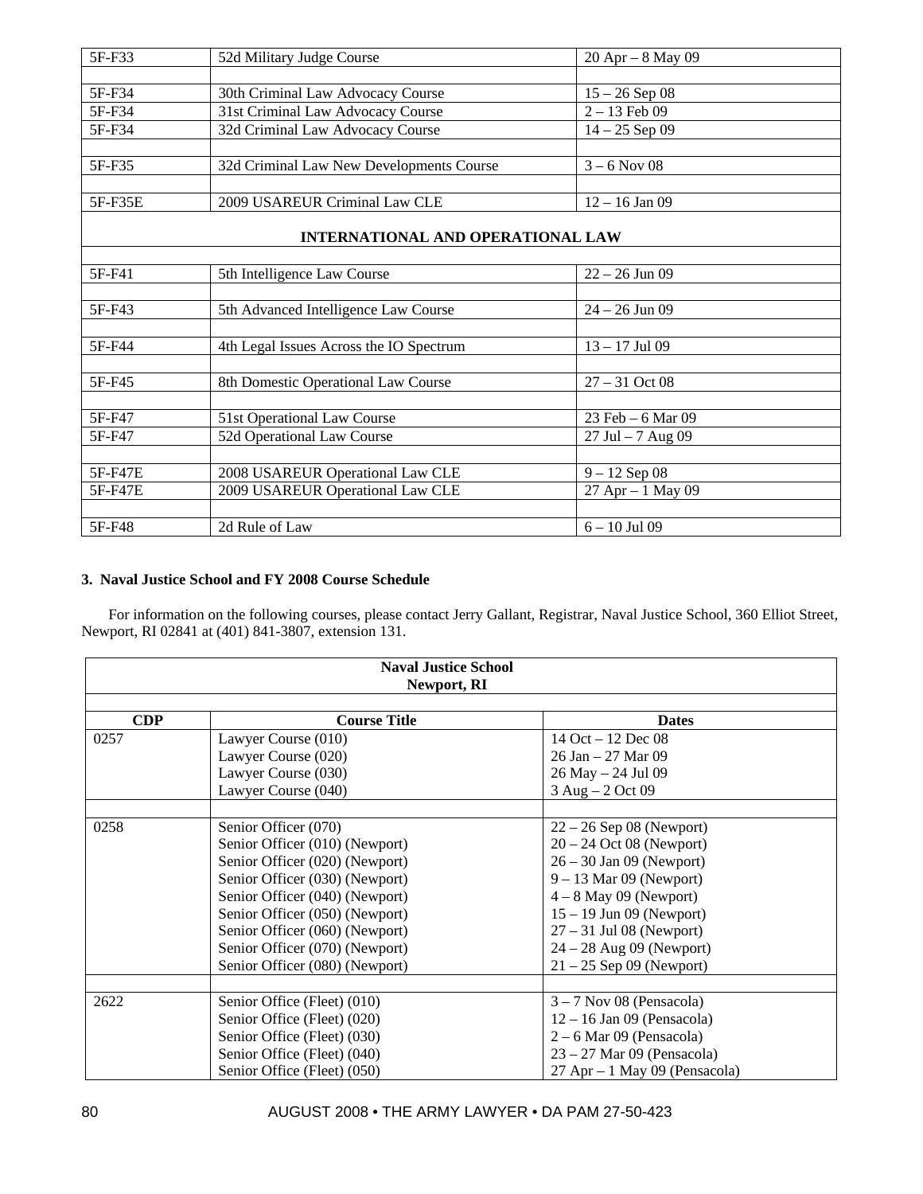| | | |
|---|---|---|
| 5F-F33 | 52d Military Judge Course | 20 Apr – 8 May 09 |
| | | |
| 5F-F34 | 30th Criminal Law Advocacy Course | 15 – 26 Sep 08 |
| 5F-F34 | 31st Criminal Law Advocacy Course | 2 – 13 Feb 09 |
| 5F-F34 | 32d Criminal Law Advocacy Course | 14 – 25 Sep 09 |
| | | |
| 5F-F35 | 32d Criminal Law New Developments Course | 3 – 6 Nov 08 |
| | | |
| 5F-F35E | 2009 USAREUR Criminal Law CLE | 12 – 16 Jan 09 |
| **INTERNATIONAL AND OPERATIONAL LAW** | | |
| | | |
| 5F-F41 | 5th Intelligence Law Course | 22 – 26 Jun 09 |
| | | |
| 5F-F43 | 5th Advanced Intelligence Law Course | 24 – 26 Jun 09 |
| | | |
| 5F-F44 | 4th Legal Issues Across the IO Spectrum | 13 – 17 Jul 09 |
| | | |
| 5F-F45 | 8th Domestic Operational Law Course | 27 – 31 Oct 08 |
| | | |
| 5F-F47 | 51st Operational Law Course | 23 Feb – 6 Mar 09 |
| 5F-F47 | 52d Operational Law Course | 27 Jul – 7 Aug 09 |
| | | |
| 5F-F47E | 2008 USAREUR Operational Law CLE | 9 – 12 Sep 08 |
| 5F-F47E | 2009 USAREUR Operational Law CLE | 27 Apr – 1 May 09 |
| | | |
| 5F-F48 | 2d Rule of Law | 6 – 10 Jul 09 |

**3. Naval Justice School and FY 2008 Course Schedule**

For information on the following courses, please contact Jerry Gallant, Registrar, Naval Justice School, 360 Elliot Street, Newport, RI 02841 at (401) 841-3807, extension 131.

| **Naval Justice School Newport, RI** | | |
|---|---|---|
| | | |
| **CDP** | **Course Title** | **Dates** |
| 0257 | Lawyer Course (010)<br>Lawyer Course (020)<br>Lawyer Course (030)<br>Lawyer Course (040) | 14 Oct – 12 Dec 08<br>26 Jan – 27 Mar 09<br>26 May – 24 Jul 09<br>3 Aug – 2 Oct 09 |
| | | |
| 0258 | Senior Officer (070)<br>Senior Officer (010) (Newport)<br>Senior Officer (020) (Newport)<br>Senior Officer (030) (Newport)<br>Senior Officer (040) (Newport)<br>Senior Officer (050) (Newport)<br>Senior Officer (060) (Newport)<br>Senior Officer (070) (Newport)<br>Senior Officer (080) (Newport) | 22 – 26 Sep 08 (Newport)<br>20 – 24 Oct 08 (Newport)<br>26 – 30 Jan 09 (Newport)<br>9 – 13 Mar 09 (Newport)<br>4 – 8 May 09 (Newport)<br>15 – 19 Jun 09 (Newport)<br>27 – 31 Jul 08 (Newport)<br>24 – 28 Aug 09 (Newport)<br>21 – 25 Sep 09 (Newport) |
| | | |
| 2622 | Senior Office (Fleet) (010)<br>Senior Office (Fleet) (020)<br>Senior Office (Fleet) (030)<br>Senior Office (Fleet) (040)<br>Senior Office (Fleet) (050) | 3 – 7 Nov 08 (Pensacola)<br>12 – 16 Jan 09 (Pensacola)<br>2 – 6 Mar 09 (Pensacola)<br>23 – 27 Mar 09 (Pensacola)<br>27 Apr – 1 May 09 (Pensacola) |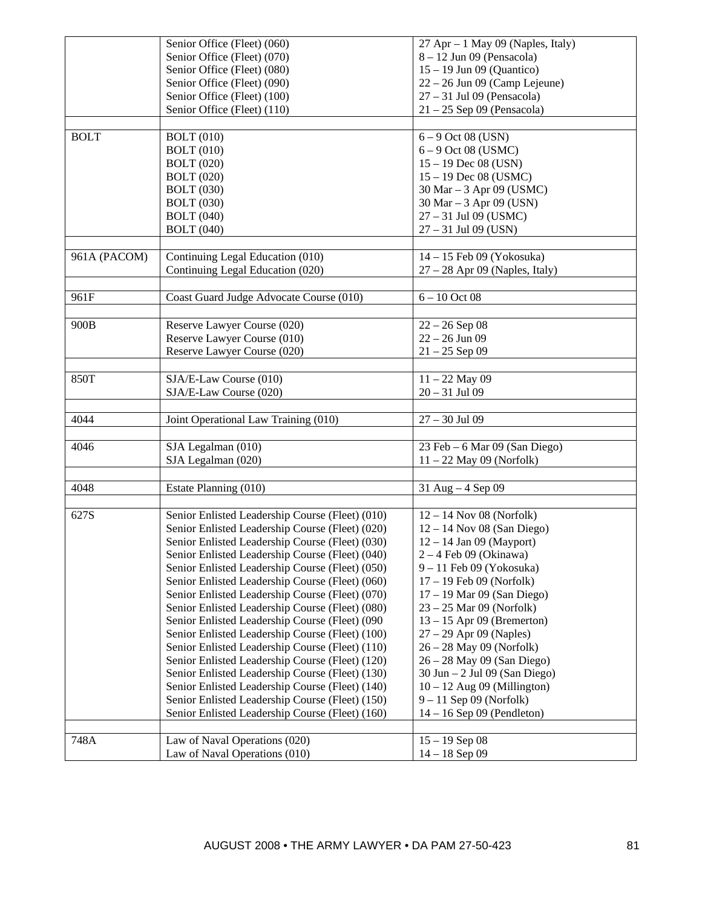| | | |
|---|---|---|
| | Senior Office (Fleet) (060)<br>Senior Office (Fleet) (070)<br>Senior Office (Fleet) (080)<br>Senior Office (Fleet) (090)<br>Senior Office (Fleet) (100)<br>Senior Office (Fleet) (110) | 27 Apr – 1 May 09 (Naples, Italy)<br>8 – 12 Jun 09 (Pensacola)<br>15 – 19 Jun 09 (Quantico)<br>22 – 26 Jun 09 (Camp Lejeune)<br>27 – 31 Jul 09 (Pensacola)<br>21 – 25 Sep 09 (Pensacola) |
| | | |
| BOLT | BOLT (010)<br>BOLT (010)<br>BOLT (020)<br>BOLT (020)<br>BOLT (030)<br>BOLT (030)<br>BOLT (040)<br>BOLT (040) | 6 – 9 Oct 08 (USN)<br>6 – 9 Oct 08 (USMC)<br>15 – 19 Dec 08 (USN)<br>15 – 19 Dec 08 (USMC)<br>30 Mar – 3 Apr 09 (USMC)<br>30 Mar – 3 Apr 09 (USN)<br>27 – 31 Jul 09 (USMC)<br>27 – 31 Jul 09 (USN) |
| | | |
| 961A (PACOM) | Continuing Legal Education (010)<br>Continuing Legal Education (020) | 14 – 15 Feb 09 (Yokosuka)<br>27 – 28 Apr 09 (Naples, Italy) |
| | | |
| 961F | Coast Guard Judge Advocate Course (010) | 6 – 10 Oct 08 |
| | | |
| 900B | Reserve Lawyer Course (020)<br>Reserve Lawyer Course (010)<br>Reserve Lawyer Course (020) | 22 – 26 Sep 08<br>22 – 26 Jun 09<br>21 – 25 Sep 09 |
| | | |
| 850T | SJA/E-Law Course (010)<br>SJA/E-Law Course (020) | 11 – 22 May 09<br>20 – 31 Jul 09 |
| | | |
| 4044 | Joint Operational Law Training (010) | 27 – 30 Jul 09 |
| | | |
| 4046 | SJA Legalman (010)<br>SJA Legalman (020) | 23 Feb – 6 Mar 09 (San Diego)<br>11 – 22 May 09 (Norfolk) |
| | | |
| 4048 | Estate Planning (010) | 31 Aug – 4 Sep 09 |
| | | |
| 627S | Senior Enlisted Leadership Course (Fleet) (010)<br>Senior Enlisted Leadership Course (Fleet) (020)<br>Senior Enlisted Leadership Course (Fleet) (030)<br>Senior Enlisted Leadership Course (Fleet) (040)<br>Senior Enlisted Leadership Course (Fleet) (050)<br>Senior Enlisted Leadership Course (Fleet) (060)<br>Senior Enlisted Leadership Course (Fleet) (070)<br>Senior Enlisted Leadership Course (Fleet) (080)<br>Senior Enlisted Leadership Course (Fleet) (090<br>Senior Enlisted Leadership Course (Fleet) (100)<br>Senior Enlisted Leadership Course (Fleet) (110)<br>Senior Enlisted Leadership Course (Fleet) (120)<br>Senior Enlisted Leadership Course (Fleet) (130)<br>Senior Enlisted Leadership Course (Fleet) (140)<br>Senior Enlisted Leadership Course (Fleet) (150)<br>Senior Enlisted Leadership Course (Fleet) (160) | 12 – 14 Nov 08 (Norfolk)<br>12 – 14 Nov 08 (San Diego)<br>12 – 14 Jan 09 (Mayport)<br>2 – 4 Feb 09 (Okinawa)<br>9 – 11 Feb 09 (Yokosuka)<br>17 – 19 Feb 09 (Norfolk)<br>17 – 19 Mar 09 (San Diego)<br>23 – 25 Mar 09 (Norfolk)<br>13 – 15 Apr 09 (Bremerton)<br>27 – 29 Apr 09 (Naples)<br>26 – 28 May 09 (Norfolk)<br>26 – 28 May 09 (San Diego)<br>30 Jun – 2 Jul 09 (San Diego)<br>10 – 12 Aug 09 (Millington)<br>9 – 11 Sep 09 (Norfolk)<br>14 – 16 Sep 09 (Pendleton) |
| | | |
| 748A | Law of Naval Operations (020)<br>Law of Naval Operations (010) | 15 – 19 Sep 08<br>14 – 18 Sep 09 |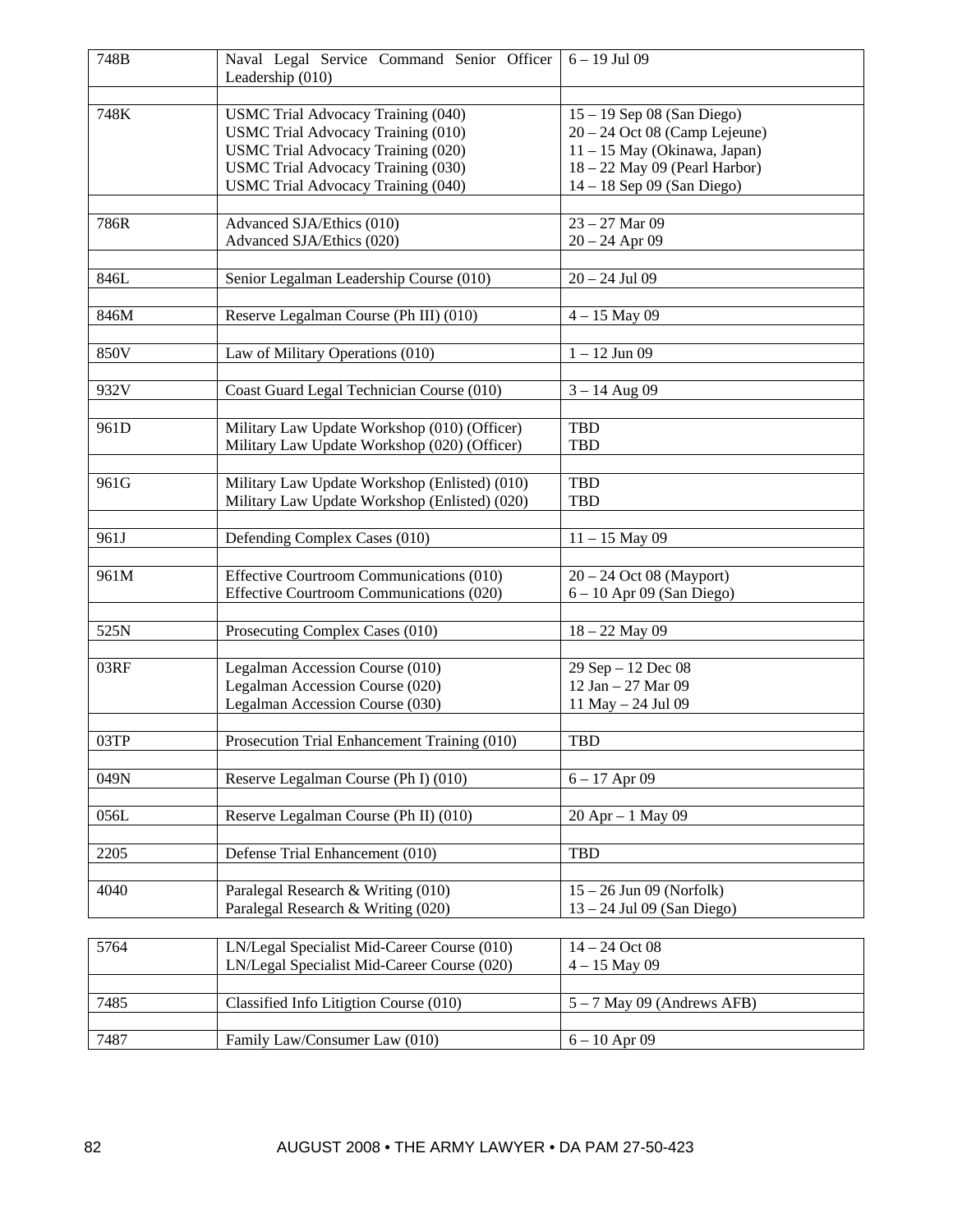| | | |
|---|---|---|
| 748B | Naval Legal Service Command Senior Officer Leadership (010) | 6 – 19 Jul 09 |
| | | |
| 748K | USMC Trial Advocacy Training (040)<br>USMC Trial Advocacy Training (010)<br>USMC Trial Advocacy Training (020)<br>USMC Trial Advocacy Training (030)<br>USMC Trial Advocacy Training (040) | 15 – 19 Sep 08 (San Diego)<br>20 – 24 Oct 08 (Camp Lejeune)<br>11 – 15 May (Okinawa, Japan)<br>18 – 22 May 09 (Pearl Harbor)<br>14 – 18 Sep 09 (San Diego) |
| | | |
| 786R | Advanced SJA/Ethics (010)<br>Advanced SJA/Ethics (020) | 23 – 27 Mar 09<br>20 – 24 Apr 09 |
| | | |
| 846L | Senior Legalman Leadership Course (010) | 20 – 24 Jul 09 |
| | | |
| 846M | Reserve Legalman Course (Ph III) (010) | 4 – 15 May 09 |
| | | |
| 850V | Law of Military Operations (010) | 1 – 12 Jun 09 |
| | | |
| 932V | Coast Guard Legal Technician Course (010) | 3 – 14 Aug 09 |
| | | |
| 961D | Military Law Update Workshop (010) (Officer)<br>Military Law Update Workshop (020) (Officer) | TBD<br>TBD |
| | | |
| 961G | Military Law Update Workshop (Enlisted) (010)<br>Military Law Update Workshop (Enlisted) (020) | TBD<br>TBD |
| | | |
| 961J | Defending Complex Cases (010) | 11 – 15 May 09 |
| | | |
| 961M | Effective Courtroom Communications (010)<br>Effective Courtroom Communications (020) | 20 – 24 Oct 08 (Mayport)<br>6 – 10 Apr 09 (San Diego) |
| | | |
| 525N | Prosecuting Complex Cases (010) | 18 – 22 May 09 |
| | | |
| 03RF | Legalman Accession Course (010)<br>Legalman Accession Course (020)<br>Legalman Accession Course (030) | 29 Sep – 12 Dec 08<br>12 Jan – 27 Mar 09<br>11 May – 24 Jul 09 |
| | | |
| 03TP | Prosecution Trial Enhancement Training (010) | TBD |
| | | |
| 049N | Reserve Legalman Course (Ph I) (010) | 6 – 17 Apr 09 |
| | | |
| 056L | Reserve Legalman Course (Ph II) (010) | 20 Apr – 1 May 09 |
| | | |
| 2205 | Defense Trial Enhancement (010) | TBD |
| | | |
| 4040 | Paralegal Research & Writing (010)<br>Paralegal Research & Writing (020) | 15 – 26 Jun 09 (Norfolk)<br>13 – 24 Jul 09 (San Diego) |
| 5764 | LN/Legal Specialist Mid-Career Course (010)<br>LN/Legal Specialist Mid-Career Course (020) | 14 – 24 Oct 08<br>4 – 15 May 09 |
| | | |
| 7485 | Classified Info Litigtion Course (010) | 5 – 7 May 09 (Andrews AFB) |
| | | |
| 7487 | Family Law/Consumer Law (010) | 6 – 10 Apr 09 |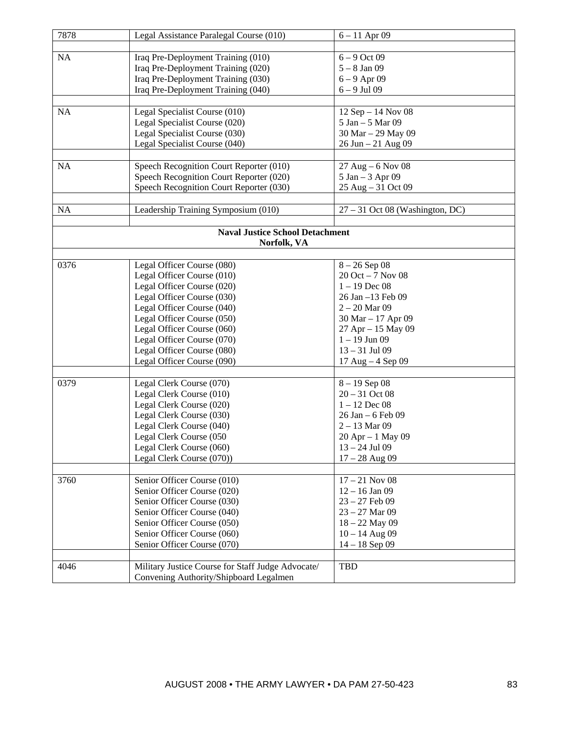| | | |
|---|---|---|
| 7878 | Legal Assistance Paralegal Course (010) | 6 – 11 Apr 09 |
| | | |
| NA | Iraq Pre-Deployment Training (010)<br>Iraq Pre-Deployment Training (020)<br>Iraq Pre-Deployment Training (030)<br>Iraq Pre-Deployment Training (040) | 6 – 9 Oct 09<br>5 – 8 Jan 09<br>6 – 9 Apr 09<br>6 – 9 Jul 09 |
| | | |
| NA | Legal Specialist Course (010)<br>Legal Specialist Course (020)<br>Legal Specialist Course (030)<br>Legal Specialist Course (040) | 12 Sep – 14 Nov 08<br>5 Jan – 5 Mar 09<br>30 Mar – 29 May 09<br>26 Jun – 21 Aug 09 |
| | | |
| NA | Speech Recognition Court Reporter (010)<br>Speech Recognition Court Reporter (020)<br>Speech Recognition Court Reporter (030) | 27 Aug – 6 Nov 08<br>5 Jan – 3 Apr 09<br>25 Aug – 31 Oct 09 |
| | | |
| NA | Leadership Training Symposium (010) | 27 – 31 Oct 08 (Washington, DC) |
| | | |
| | **Naval Justice School Detachment<br>Norfolk, VA** | |
| | | |
| 0376 | Legal Officer Course (080)<br>Legal Officer Course (010)<br>Legal Officer Course (020)<br>Legal Officer Course (030)<br>Legal Officer Course (040)<br>Legal Officer Course (050)<br>Legal Officer Course (060)<br>Legal Officer Course (070)<br>Legal Officer Course (080)<br>Legal Officer Course (090) | 8 – 26 Sep 08<br>20 Oct – 7 Nov 08<br>1 – 19 Dec 08<br>26 Jan –13 Feb 09<br>2 – 20 Mar 09<br>30 Mar – 17 Apr 09<br>27 Apr – 15 May 09<br>1 – 19 Jun 09<br>13 – 31 Jul 09<br>17 Aug – 4 Sep 09 |
| | | |
| 0379 | Legal Clerk Course (070)<br>Legal Clerk Course (010)<br>Legal Clerk Course (020)<br>Legal Clerk Course (030)<br>Legal Clerk Course (040)<br>Legal Clerk Course (050<br>Legal Clerk Course (060)<br>Legal Clerk Course (070)) | 8 – 19 Sep 08<br>20 – 31 Oct 08<br>1 – 12 Dec 08<br>26 Jan – 6 Feb 09<br>2 – 13 Mar 09<br>20 Apr – 1 May 09<br>13 – 24 Jul 09<br>17 – 28 Aug 09 |
| | | |
| 3760 | Senior Officer Course (010)<br>Senior Officer Course (020)<br>Senior Officer Course (030)<br>Senior Officer Course (040)<br>Senior Officer Course (050)<br>Senior Officer Course (060)<br>Senior Officer Course (070) | 17 – 21 Nov 08<br>12 – 16 Jan 09<br>23 – 27 Feb 09<br>23 – 27 Mar 09<br>18 – 22 May 09<br>10 – 14 Aug 09<br>14 – 18 Sep 09 |
| | | |
| 4046 | Military Justice Course for Staff Judge Advocate/ Convening Authority/Shipboard Legalmen | TBD |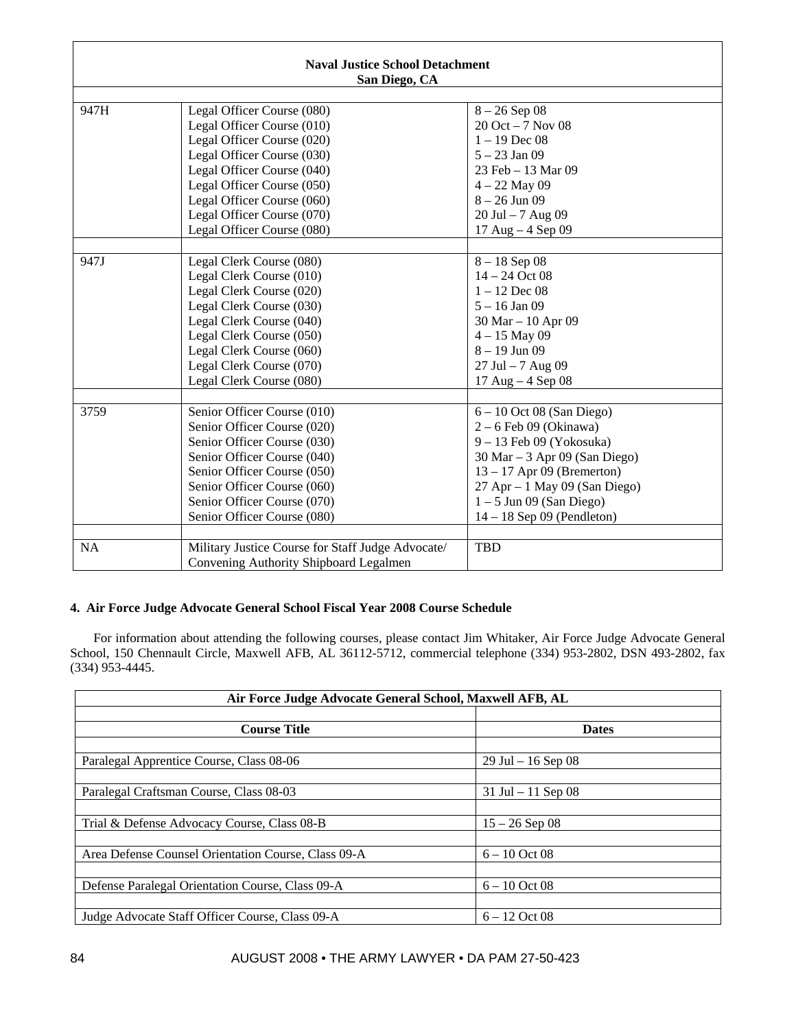| Naval Justice School Detachment San Diego, CA | | |
|---|---|---|
| 947H | Legal Officer Course (080) | 8 – 26 Sep 08 |
| | Legal Officer Course (010) | 20 Oct – 7 Nov 08 |
| | Legal Officer Course (020) | 1 – 19 Dec 08 |
| | Legal Officer Course (030) | 5 – 23 Jan 09 |
| | Legal Officer Course (040) | 23 Feb – 13 Mar 09 |
| | Legal Officer Course (050) | 4 – 22 May 09 |
| | Legal Officer Course (060) | 8 – 26 Jun 09 |
| | Legal Officer Course (070) | 20 Jul – 7 Aug 09 |
| | Legal Officer Course (080) | 17 Aug – 4 Sep 09 |
| | | |
| 947J | Legal Clerk Course (080) | 8 – 18 Sep 08 |
| | Legal Clerk Course (010) | 14 – 24 Oct 08 |
| | Legal Clerk Course (020) | 1 – 12 Dec 08 |
| | Legal Clerk Course (030) | 5 – 16 Jan 09 |
| | Legal Clerk Course (040) | 30 Mar – 10 Apr 09 |
| | Legal Clerk Course (050) | 4 – 15 May 09 |
| | Legal Clerk Course (060) | 8 – 19 Jun 09 |
| | Legal Clerk Course (070) | 27 Jul – 7 Aug 09 |
| | Legal Clerk Course (080) | 17 Aug – 4 Sep 08 |
| | | |
| 3759 | Senior Officer Course (010) | 6 – 10 Oct 08 (San Diego) |
| | Senior Officer Course (020) | 2 – 6 Feb 09 (Okinawa) |
| | Senior Officer Course (030) | 9 – 13 Feb 09 (Yokosuka) |
| | Senior Officer Course (040) | 30 Mar – 3 Apr 09 (San Diego) |
| | Senior Officer Course (050) | 13 – 17 Apr 09 (Bremerton) |
| | Senior Officer Course (060) | 27 Apr – 1 May 09 (San Diego) |
| | Senior Officer Course (070) | 1 – 5 Jun 09 (San Diego) |
| | Senior Officer Course (080) | 14 – 18 Sep 09 (Pendleton) |
| | | |
| NA | Military Justice Course for Staff Judge Advocate/ Convening Authority Shipboard Legalmen | TBD |

**4. Air Force Judge Advocate General School Fiscal Year 2008 Course Schedule**

For information about attending the following courses, please contact Jim Whitaker, Air Force Judge Advocate General School, 150 Chennault Circle, Maxwell AFB, AL 36112-5712, commercial telephone (334) 953-2802, DSN 493-2802, fax (334) 953-4445.

| Air Force Judge Advocate General School, Maxwell AFB, AL | |
|---|---|
| **Course Title** | **Dates** |
| Paralegal Apprentice Course, Class 08-06 | 29 Jul – 16 Sep 08 |
| Paralegal Craftsman Course, Class 08-03 | 31 Jul – 11 Sep 08 |
| Trial & Defense Advocacy Course, Class 08-B | 15 – 26 Sep 08 |
| Area Defense Counsel Orientation Course, Class 09-A | 6 – 10 Oct 08 |
| Defense Paralegal Orientation Course, Class 09-A | 6 – 10 Oct 08 |
| Judge Advocate Staff Officer Course, Class 09-A | 6 – 12 Oct 08 |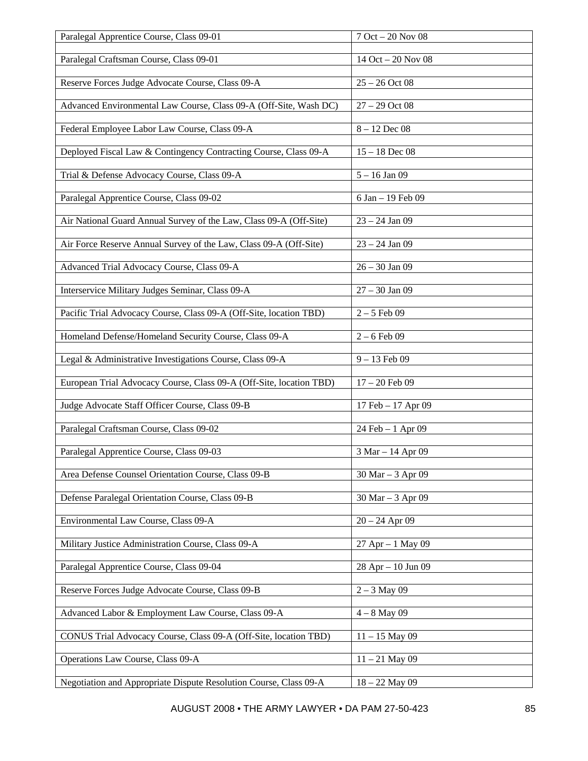| | |
|---|---|
| Paralegal Apprentice Course, Class 09-01 | 7 Oct – 20 Nov 08 |
| Paralegal Craftsman Course, Class 09-01 | 14 Oct – 20 Nov 08 |
| Reserve Forces Judge Advocate Course, Class 09-A | 25 – 26 Oct 08 |
| Advanced Environmental Law Course, Class 09-A (Off-Site, Wash DC) | 27 – 29 Oct 08 |
| Federal Employee Labor Law Course, Class 09-A | 8 – 12 Dec 08 |
| Deployed Fiscal Law & Contingency Contracting Course, Class 09-A | 15 – 18 Dec 08 |
| Trial & Defense Advocacy Course, Class 09-A | 5 – 16 Jan 09 |
| Paralegal Apprentice Course, Class 09-02 | 6 Jan – 19 Feb 09 |
| Air National Guard Annual Survey of the Law, Class 09-A (Off-Site) | 23 – 24 Jan 09 |
| Air Force Reserve Annual Survey of the Law, Class 09-A (Off-Site) | 23 – 24 Jan 09 |
| Advanced Trial Advocacy Course, Class 09-A | 26 – 30 Jan 09 |
| Interservice Military Judges Seminar, Class 09-A | 27 – 30 Jan 09 |
| Pacific Trial Advocacy Course, Class 09-A (Off-Site, location TBD) | 2 – 5 Feb 09 |
| Homeland Defense/Homeland Security Course, Class 09-A | 2 – 6 Feb 09 |
| Legal & Administrative Investigations Course, Class 09-A | 9 – 13 Feb 09 |
| European Trial Advocacy Course, Class 09-A (Off-Site, location TBD) | 17 – 20 Feb 09 |
| Judge Advocate Staff Officer Course, Class 09-B | 17 Feb – 17 Apr 09 |
| Paralegal Craftsman Course, Class 09-02 | 24 Feb – 1 Apr 09 |
| Paralegal Apprentice Course, Class 09-03 | 3 Mar – 14 Apr 09 |
| Area Defense Counsel Orientation Course, Class 09-B | 30 Mar – 3 Apr 09 |
| Defense Paralegal Orientation Course, Class 09-B | 30 Mar – 3 Apr 09 |
| Environmental Law Course, Class 09-A | 20 – 24 Apr 09 |
| Military Justice Administration Course, Class 09-A | 27 Apr – 1 May 09 |
| Paralegal Apprentice Course, Class 09-04 | 28 Apr – 10 Jun 09 |
| Reserve Forces Judge Advocate Course, Class 09-B | 2 – 3 May 09 |
| Advanced Labor & Employment Law Course, Class 09-A | 4 – 8 May 09 |
| CONUS Trial Advocacy Course, Class 09-A (Off-Site, location TBD) | 11 – 15 May 09 |
| Operations Law Course, Class 09-A | 11 – 21 May 09 |
| Negotiation and Appropriate Dispute Resolution Course, Class 09-A | 18 – 22 May 09 |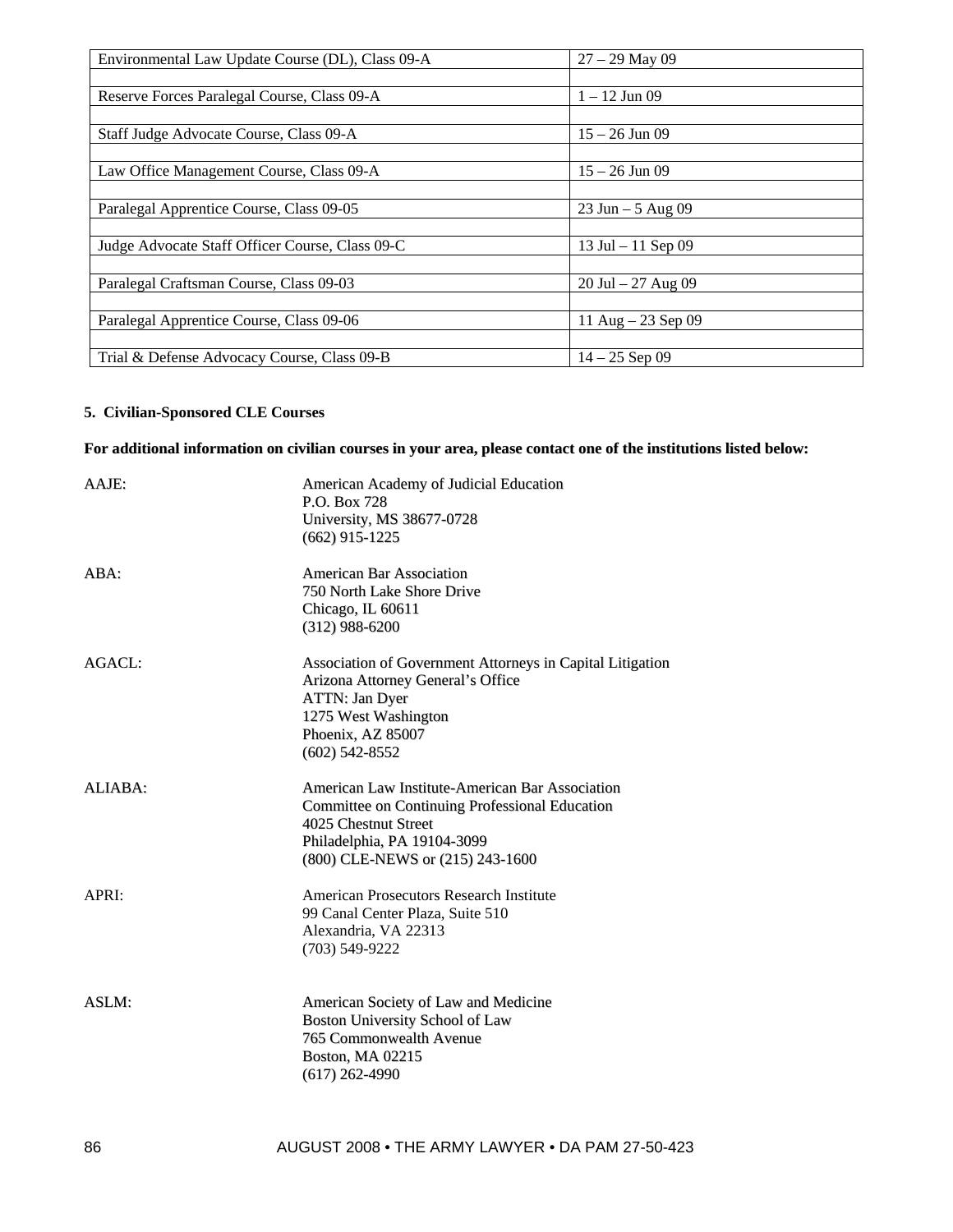| | |
|---|---|
| Environmental Law Update Course (DL), Class 09-A | 27 – 29 May 09 |
| Reserve Forces Paralegal Course, Class 09-A | 1 – 12 Jun 09 |
| Staff Judge Advocate Course, Class 09-A | 15 – 26 Jun 09 |
| Law Office Management Course, Class 09-A | 15 – 26 Jun 09 |
| Paralegal Apprentice Course, Class 09-05 | 23 Jun – 5 Aug 09 |
| Judge Advocate Staff Officer Course, Class 09-C | 13 Jul – 11 Sep 09 |
| Paralegal Craftsman Course, Class 09-03 | 20 Jul – 27 Aug 09 |
| Paralegal Apprentice Course, Class 09-06 | 11 Aug – 23 Sep 09 |
| Trial & Defense Advocacy Course, Class 09-B | 14 – 25 Sep 09 |

**5. Civilian-Sponsored CLE Courses**

**For additional information on civilian courses in your area, please contact one of the institutions listed below:**

AAJE: American Academy of Judicial Education
P.O. Box 728
University, MS 38677-0728
(662) 915-1225

ABA: American Bar Association
750 North Lake Shore Drive
Chicago, IL 60611
(312) 988-6200

AGACL: Association of Government Attorneys in Capital Litigation
Arizona Attorney General's Office
ATTN: Jan Dyer
1275 West Washington
Phoenix, AZ 85007
(602) 542-8552

ALIABA: American Law Institute-American Bar Association
Committee on Continuing Professional Education
4025 Chestnut Street
Philadelphia, PA 19104-3099
(800) CLE-NEWS or (215) 243-1600

APRI: American Prosecutors Research Institute
99 Canal Center Plaza, Suite 510
Alexandria, VA 22313
(703) 549-9222

ASLM: American Society of Law and Medicine
Boston University School of Law
765 Commonwealth Avenue
Boston, MA 02215
(617) 262-4990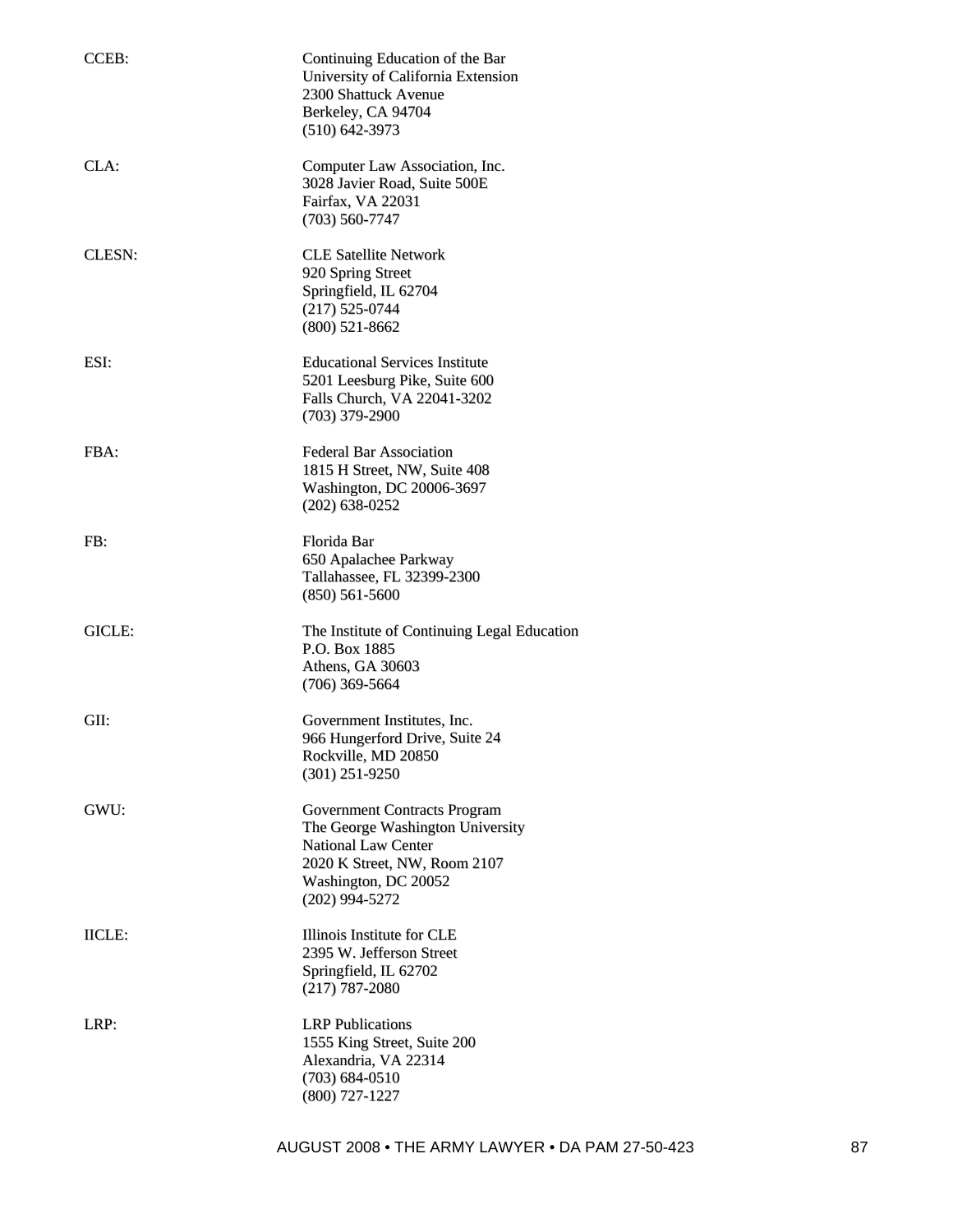CCEB: Continuing Education of the Bar
University of California Extension
2300 Shattuck Avenue
Berkeley, CA 94704
(510) 642-3973

CLA: Computer Law Association, Inc.
3028 Javier Road, Suite 500E
Fairfax, VA 22031
(703) 560-7747

CLESN: CLE Satellite Network
920 Spring Street
Springfield, IL 62704
(217) 525-0744
(800) 521-8662

ESI: Educational Services Institute
5201 Leesburg Pike, Suite 600
Falls Church, VA 22041-3202
(703) 379-2900

FBA: Federal Bar Association
1815 H Street, NW, Suite 408
Washington, DC 20006-3697
(202) 638-0252

FB: Florida Bar
650 Apalachee Parkway
Tallahassee, FL 32399-2300
(850) 561-5600

GICLE: The Institute of Continuing Legal Education
P.O. Box 1885
Athens, GA 30603
(706) 369-5664

GII: Government Institutes, Inc.
966 Hungerford Drive, Suite 24
Rockville, MD 20850
(301) 251-9250

GWU: Government Contracts Program
The George Washington University
National Law Center
2020 K Street, NW, Room 2107
Washington, DC 20052
(202) 994-5272

IICLE: Illinois Institute for CLE
2395 W. Jefferson Street
Springfield, IL 62702
(217) 787-2080

LRP: LRP Publications
1555 King Street, Suite 200
Alexandria, VA 22314
(703) 684-0510
(800) 727-1227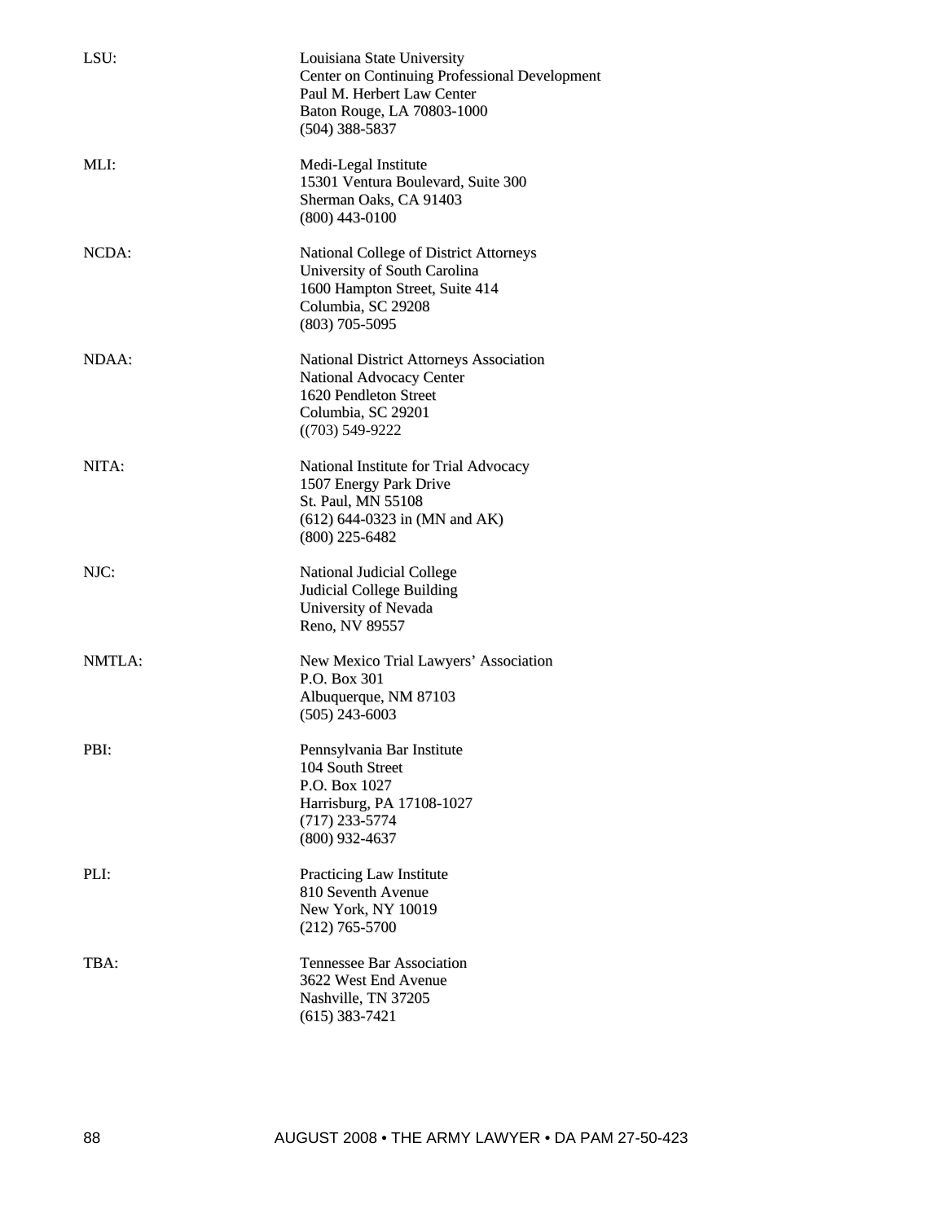| | |
|---|---|
| LSU: | Louisiana State University<br>Center on Continuing Professional Development<br>Paul M. Herbert Law Center<br>Baton Rouge, LA 70803-1000<br>(504) 388-5837 |
| MLI: | Medi-Legal Institute<br>15301 Ventura Boulevard, Suite 300<br>Sherman Oaks, CA 91403<br>(800) 443-0100 |
| NCDA: | National College of District Attorneys<br>University of South Carolina<br>1600 Hampton Street, Suite 414<br>Columbia, SC 29208<br>(803) 705-5095 |
| NDAA: | National District Attorneys Association<br>National Advocacy Center<br>1620 Pendleton Street<br>Columbia, SC 29201<br>((703) 549-9222 |
| NITA: | National Institute for Trial Advocacy<br>1507 Energy Park Drive<br>St. Paul, MN 55108<br>(612) 644-0323 in (MN and AK)<br>(800) 225-6482 |
| NJC: | National Judicial College<br>Judicial College Building<br>University of Nevada<br>Reno, NV 89557 |
| NMTLA: | New Mexico Trial Lawyers' Association<br>P.O. Box 301<br>Albuquerque, NM 87103<br>(505) 243-6003 |
| PBI: | Pennsylvania Bar Institute<br>104 South Street<br>P.O. Box 1027<br>Harrisburg, PA 17108-1027<br>(717) 233-5774<br>(800) 932-4637 |
| PLI: | Practicing Law Institute<br>810 Seventh Avenue<br>New York, NY 10019<br>(212) 765-5700 |
| TBA: | Tennessee Bar Association<br>3622 West End Avenue<br>Nashville, TN 37205<br>(615) 383-7421 |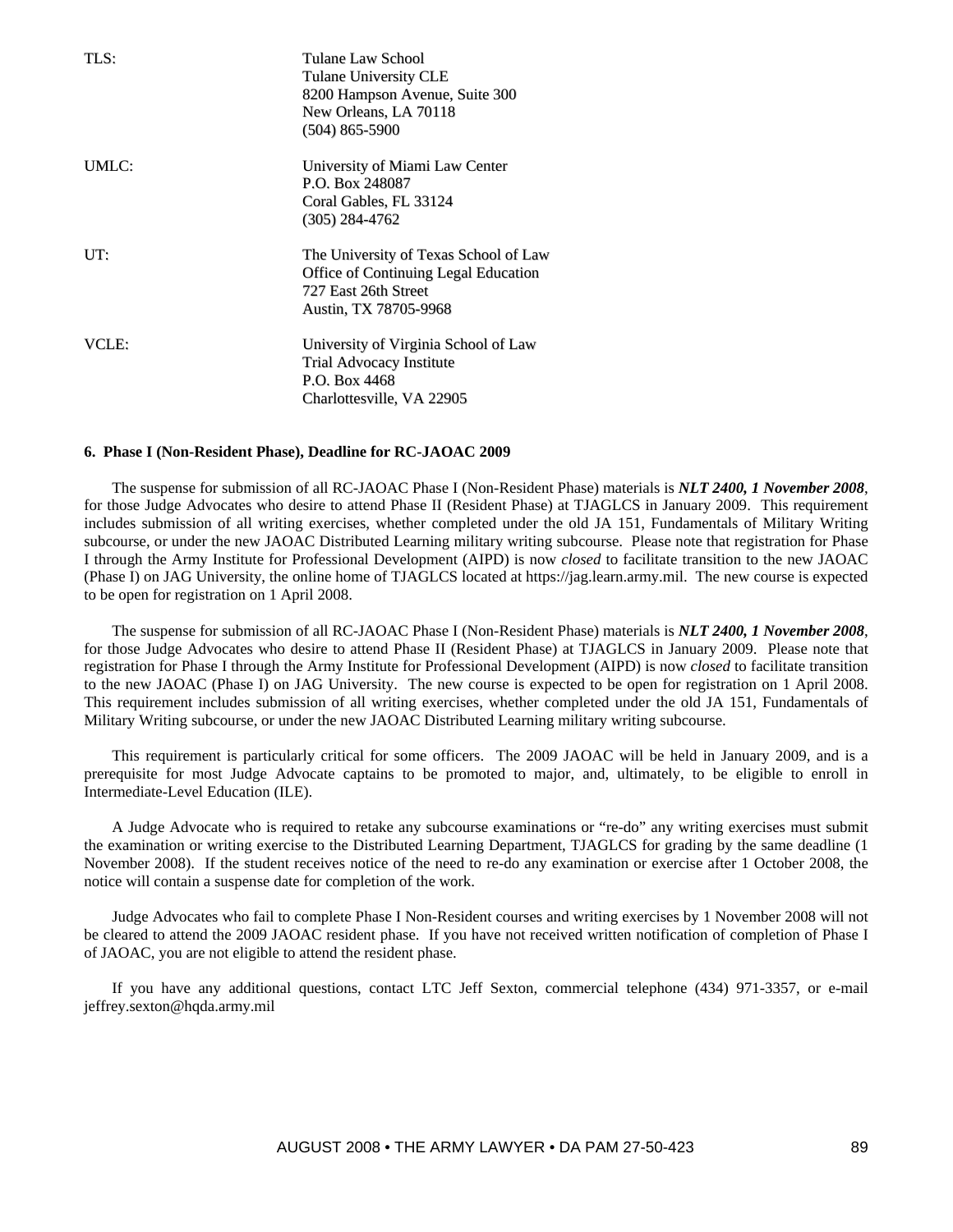| | |
|---|---|
| TLS: | Tulane Law School<br>Tulane University CLE<br>8200 Hampson Avenue, Suite 300<br>New Orleans, LA 70118<br>(504) 865-5900 |
| UMLC: | University of Miami Law Center<br>P.O. Box 248087<br>Coral Gables, FL 33124<br>(305) 284-4762 |
| UT: | The University of Texas School of Law<br>Office of Continuing Legal Education<br>727 East 26th Street<br>Austin, TX 78705-9968 |
| VCLE: | University of Virginia School of Law<br>Trial Advocacy Institute<br>P.O. Box 4468<br>Charlottesville, VA 22905 |

**6. Phase I (Non-Resident Phase), Deadline for RC-JAOAC 2009**

The suspense for submission of all RC-JAOAC Phase I (Non-Resident Phase) materials is ***NLT 2400, 1 November 2008***, for those Judge Advocates who desire to attend Phase II (Resident Phase) at TJAGLCS in January 2009. This requirement includes submission of all writing exercises, whether completed under the old JA 151, Fundamentals of Military Writing subcourse, or under the new JAOAC Distributed Learning military writing subcourse. Please note that registration for Phase I through the Army Institute for Professional Development (AIPD) is now *closed* to facilitate transition to the new JAOAC (Phase I) on JAG University, the online home of TJAGLCS located at https://jag.learn.army.mil. The new course is expected to be open for registration on 1 April 2008.

The suspense for submission of all RC-JAOAC Phase I (Non-Resident Phase) materials is ***NLT 2400, 1 November 2008***, for those Judge Advocates who desire to attend Phase II (Resident Phase) at TJAGLCS in January 2009. Please note that registration for Phase I through the Army Institute for Professional Development (AIPD) is now *closed* to facilitate transition to the new JAOAC (Phase I) on JAG University. The new course is expected to be open for registration on 1 April 2008. This requirement includes submission of all writing exercises, whether completed under the old JA 151, Fundamentals of Military Writing subcourse, or under the new JAOAC Distributed Learning military writing subcourse.

This requirement is particularly critical for some officers. The 2009 JAOAC will be held in January 2009, and is a prerequisite for most Judge Advocate captains to be promoted to major, and, ultimately, to be eligible to enroll in Intermediate-Level Education (ILE).

A Judge Advocate who is required to retake any subcourse examinations or "re-do" any writing exercises must submit the examination or writing exercise to the Distributed Learning Department, TJAGLCS for grading by the same deadline (1 November 2008). If the student receives notice of the need to re-do any examination or exercise after 1 October 2008, the notice will contain a suspense date for completion of the work.

Judge Advocates who fail to complete Phase I Non-Resident courses and writing exercises by 1 November 2008 will not be cleared to attend the 2009 JAOAC resident phase. If you have not received written notification of completion of Phase I of JAOAC, you are not eligible to attend the resident phase.

If you have any additional questions, contact LTC Jeff Sexton, commercial telephone (434) 971-3357, or e-mail jeffrey.sexton@hqda.army.mil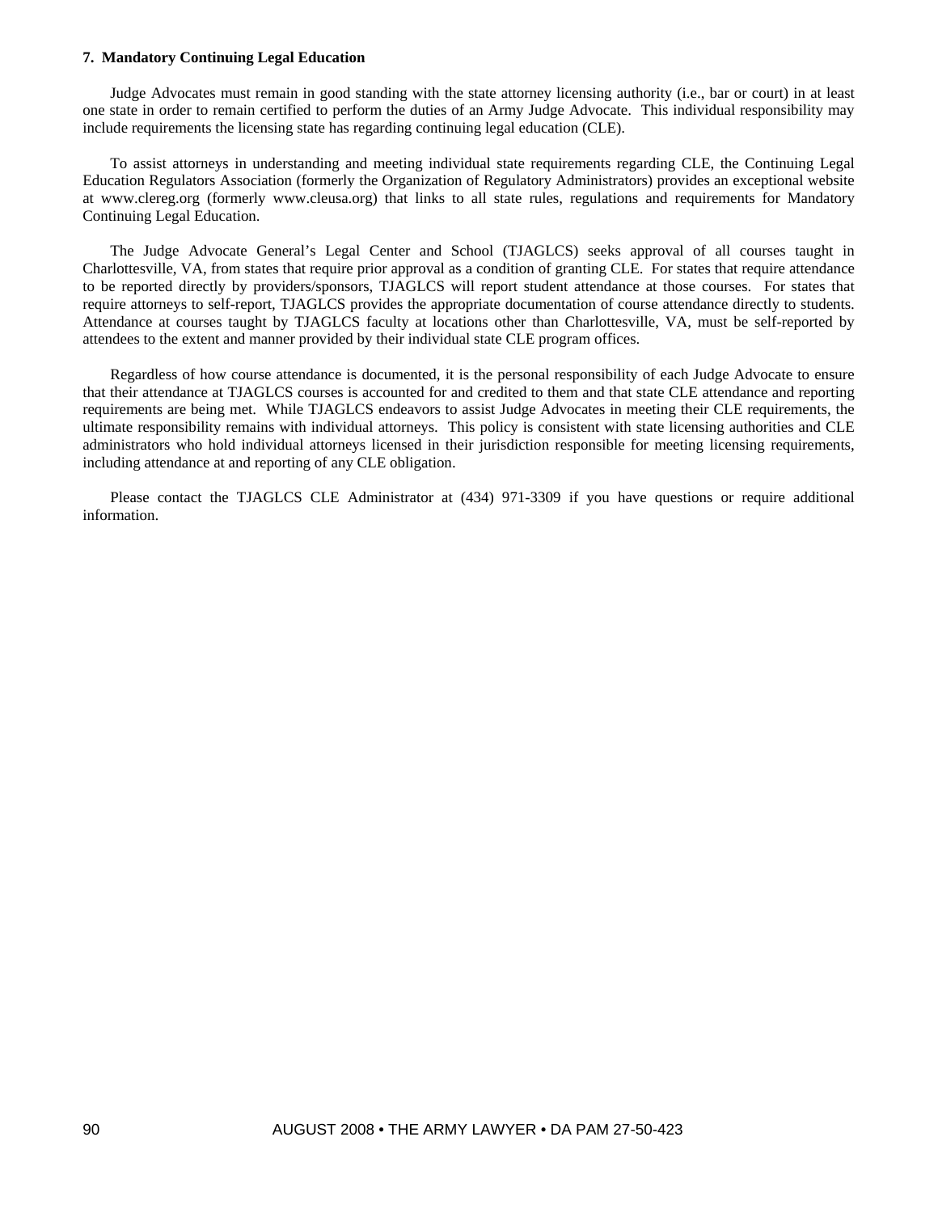**7. Mandatory Continuing Legal Education**

Judge Advocates must remain in good standing with the state attorney licensing authority (i.e., bar or court) in at least one state in order to remain certified to perform the duties of an Army Judge Advocate. This individual responsibility may include requirements the licensing state has regarding continuing legal education (CLE).

To assist attorneys in understanding and meeting individual state requirements regarding CLE, the Continuing Legal Education Regulators Association (formerly the Organization of Regulatory Administrators) provides an exceptional website at www.clereg.org (formerly www.cleusa.org) that links to all state rules, regulations and requirements for Mandatory Continuing Legal Education.

The Judge Advocate General's Legal Center and School (TJAGLCS) seeks approval of all courses taught in Charlottesville, VA, from states that require prior approval as a condition of granting CLE. For states that require attendance to be reported directly by providers/sponsors, TJAGLCS will report student attendance at those courses. For states that require attorneys to self-report, TJAGLCS provides the appropriate documentation of course attendance directly to students. Attendance at courses taught by TJAGLCS faculty at locations other than Charlottesville, VA, must be self-reported by attendees to the extent and manner provided by their individual state CLE program offices.

Regardless of how course attendance is documented, it is the personal responsibility of each Judge Advocate to ensure that their attendance at TJAGLCS courses is accounted for and credited to them and that state CLE attendance and reporting requirements are being met. While TJAGLCS endeavors to assist Judge Advocates in meeting their CLE requirements, the ultimate responsibility remains with individual attorneys. This policy is consistent with state licensing authorities and CLE administrators who hold individual attorneys licensed in their jurisdiction responsible for meeting licensing requirements, including attendance at and reporting of any CLE obligation.

Please contact the TJAGLCS CLE Administrator at (434) 971-3309 if you have questions or require additional information.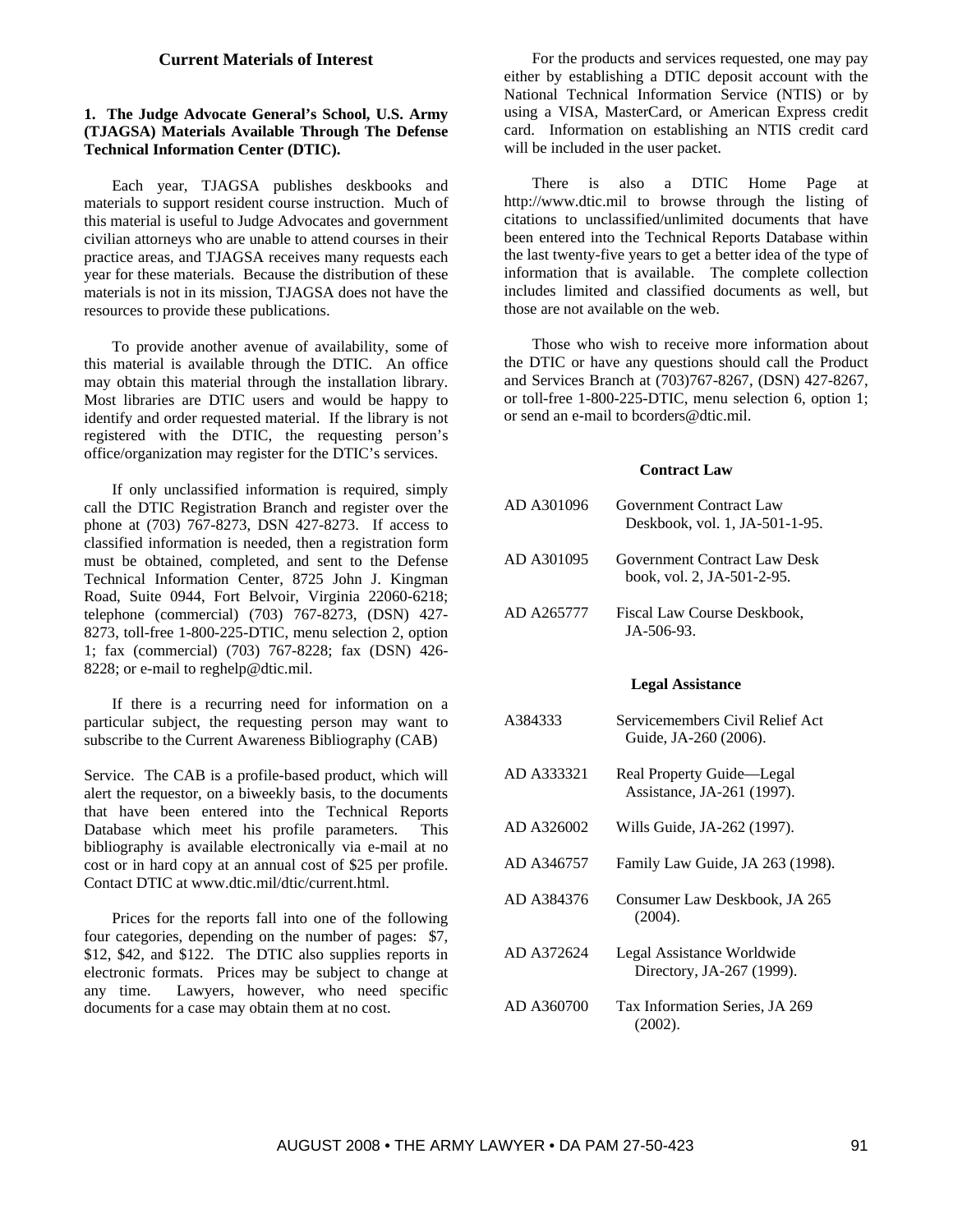## Current Materials of Interest

### 1. The Judge Advocate General's School, U.S. Army (TJAGSA) Materials Available Through The Defense Technical Information Center (DTIC).

Each year, TJAGSA publishes deskbooks and materials to support resident course instruction. Much of this material is useful to Judge Advocates and government civilian attorneys who are unable to attend courses in their practice areas, and TJAGSA receives many requests each year for these materials. Because the distribution of these materials is not in its mission, TJAGSA does not have the resources to provide these publications.

To provide another avenue of availability, some of this material is available through the DTIC. An office may obtain this material through the installation library. Most libraries are DTIC users and would be happy to identify and order requested material. If the library is not registered with the DTIC, the requesting person's office/organization may register for the DTIC's services.

If only unclassified information is required, simply call the DTIC Registration Branch and register over the phone at (703) 767-8273, DSN 427-8273. If access to classified information is needed, then a registration form must be obtained, completed, and sent to the Defense Technical Information Center, 8725 John J. Kingman Road, Suite 0944, Fort Belvoir, Virginia 22060-6218; telephone (commercial) (703) 767-8273, (DSN) 427-8273, toll-free 1-800-225-DTIC, menu selection 2, option 1; fax (commercial) (703) 767-8228; fax (DSN) 426-8228; or e-mail to reghelp@dtic.mil.

If there is a recurring need for information on a particular subject, the requesting person may want to subscribe to the Current Awareness Bibliography (CAB) Service. The CAB is a profile-based product, which will alert the requestor, on a biweekly basis, to the documents that have been entered into the Technical Reports Database which meet his profile parameters. This bibliography is available electronically via e-mail at no cost or in hard copy at an annual cost of $25 per profile. Contact DTIC at www.dtic.mil/dtic/current.html.

Prices for the reports fall into one of the following four categories, depending on the number of pages: $7, $12, $42, and $122. The DTIC also supplies reports in electronic formats. Prices may be subject to change at any time. Lawyers, however, who need specific documents for a case may obtain them at no cost.

For the products and services requested, one may pay either by establishing a DTIC deposit account with the National Technical Information Service (NTIS) or by using a VISA, MasterCard, or American Express credit card. Information on establishing an NTIS credit card will be included in the user packet.

There is also a DTIC Home Page at http://www.dtic.mil to browse through the listing of citations to unclassified/unlimited documents that have been entered into the Technical Reports Database within the last twenty-five years to get a better idea of the type of information that is available. The complete collection includes limited and classified documents as well, but those are not available on the web.

Those who wish to receive more information about the DTIC or have any questions should call the Product and Services Branch at (703)767-8267, (DSN) 427-8267, or toll-free 1-800-225-DTIC, menu selection 6, option 1; or send an e-mail to bcorders@dtic.mil.

#### Contract Law

| | |
|---|---|
| AD A301096 | Government Contract Law Deskbook, vol. 1, JA-501-1-95. |
| AD A301095 | Government Contract Law Desk book, vol. 2, JA-501-2-95. |
| AD A265777 | Fiscal Law Course Deskbook, JA-506-93. |

#### Legal Assistance

| | |
|---|---|
| A384333 | Servicemembers Civil Relief Act Guide, JA-260 (2006). |
| AD A333321 | Real Property Guide—Legal Assistance, JA-261 (1997). |
| AD A326002 | Wills Guide, JA-262 (1997). |
| AD A346757 | Family Law Guide, JA 263 (1998). |
| AD A384376 | Consumer Law Deskbook, JA 265 (2004). |
| AD A372624 | Legal Assistance Worldwide Directory, JA-267 (1999). |
| AD A360700 | Tax Information Series, JA 269 (2002). |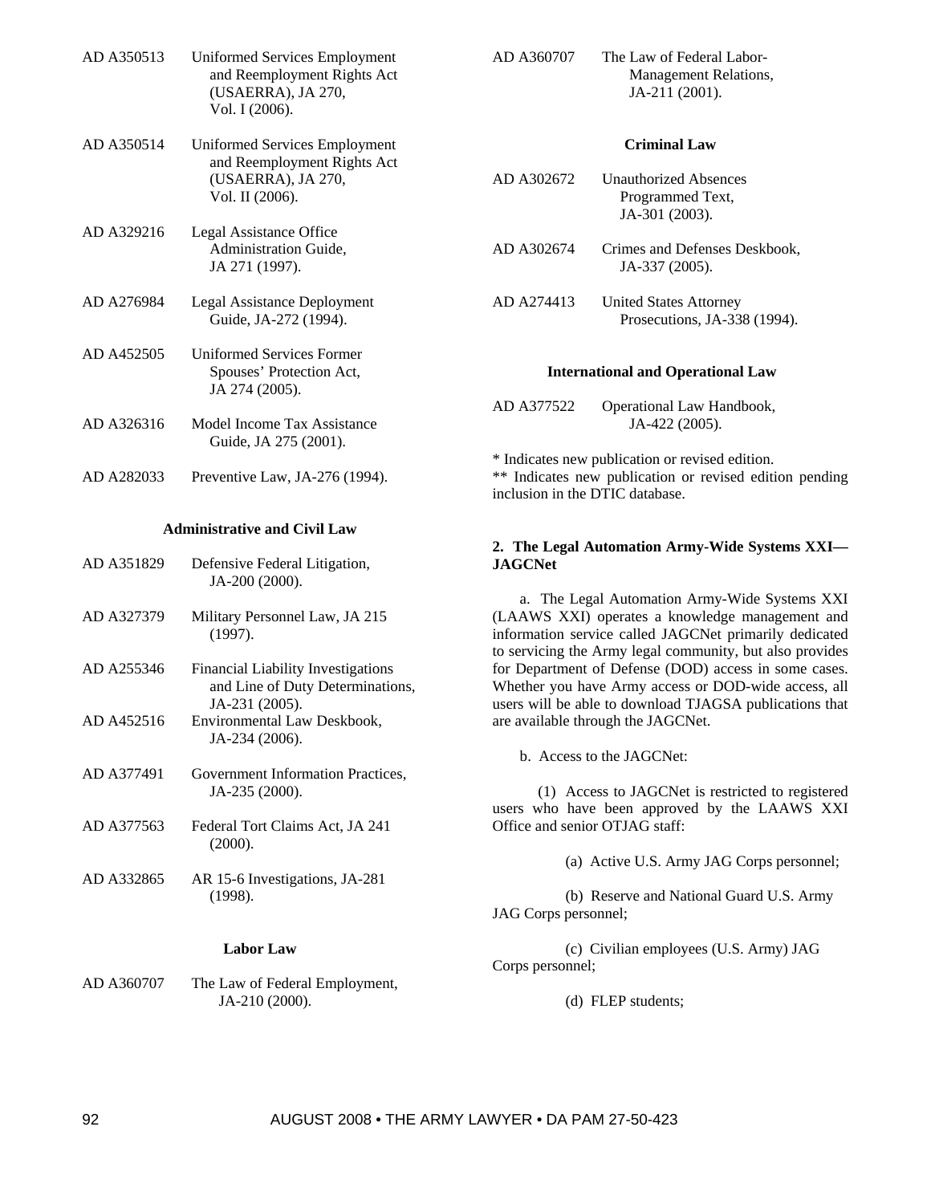| | |
|---|---|
| AD A350513 | Uniformed Services Employment and Reemployment Rights Act (USAERRA), JA 270, Vol. I (2006). |
| AD A350514 | Uniformed Services Employment and Reemployment Rights Act (USAERRA), JA 270, Vol. II (2006). |
| AD A329216 | Legal Assistance Office Administration Guide, JA 271 (1997). |
| AD A276984 | Legal Assistance Deployment Guide, JA-272 (1994). |
| AD A452505 | Uniformed Services Former Spouses' Protection Act, JA 274 (2005). |
| AD A326316 | Model Income Tax Assistance Guide, JA 275 (2001). |
| AD A282033 | Preventive Law, JA-276 (1994). |

**Administrative and Civil Law**

| | |
|---|---|
| AD A351829 | Defensive Federal Litigation, JA-200 (2000). |
| AD A327379 | Military Personnel Law, JA 215 (1997). |
| AD A255346 | Financial Liability Investigations and Line of Duty Determinations, JA-231 (2005). |
| AD A452516 | Environmental Law Deskbook, JA-234 (2006). |
| AD A377491 | Government Information Practices, JA-235 (2000). |
| AD A377563 | Federal Tort Claims Act, JA 241 (2000). |
| AD A332865 | AR 15-6 Investigations, JA-281 (1998). |

**Labor Law**

| | |
|---|---|
| AD A360707 | The Law of Federal Employment, JA-210 (2000). |
| AD A360707 | The Law of Federal Labor-Management Relations, JA-211 (2001). |

**Criminal Law**

| | |
|---|---|
| AD A302672 | Unauthorized Absences Programmed Text, JA-301 (2003). |
| AD A302674 | Crimes and Defenses Deskbook, JA-337 (2005). |
| AD A274413 | United States Attorney Prosecutions, JA-338 (1994). |

**International and Operational Law**

| | |
|---|---|
| AD A377522 | Operational Law Handbook, JA-422 (2005). |

\* Indicates new publication or revised edition.
** Indicates new publication or revised edition pending inclusion in the DTIC database.

**2. The Legal Automation Army-Wide Systems XXI—JAGCNet**

a. The Legal Automation Army-Wide Systems XXI (LAAWS XXI) operates a knowledge management and information service called JAGCNet primarily dedicated to servicing the Army legal community, but also provides for Department of Defense (DOD) access in some cases. Whether you have Army access or DOD-wide access, all users will be able to download TJAGSA publications that are available through the JAGCNet.

b. Access to the JAGCNet:

(1) Access to JAGCNet is restricted to registered users who have been approved by the LAAWS XXI Office and senior OTJAG staff:

(a) Active U.S. Army JAG Corps personnel;

(b) Reserve and National Guard U.S. Army JAG Corps personnel;

(c) Civilian employees (U.S. Army) JAG Corps personnel;

(d) FLEP students;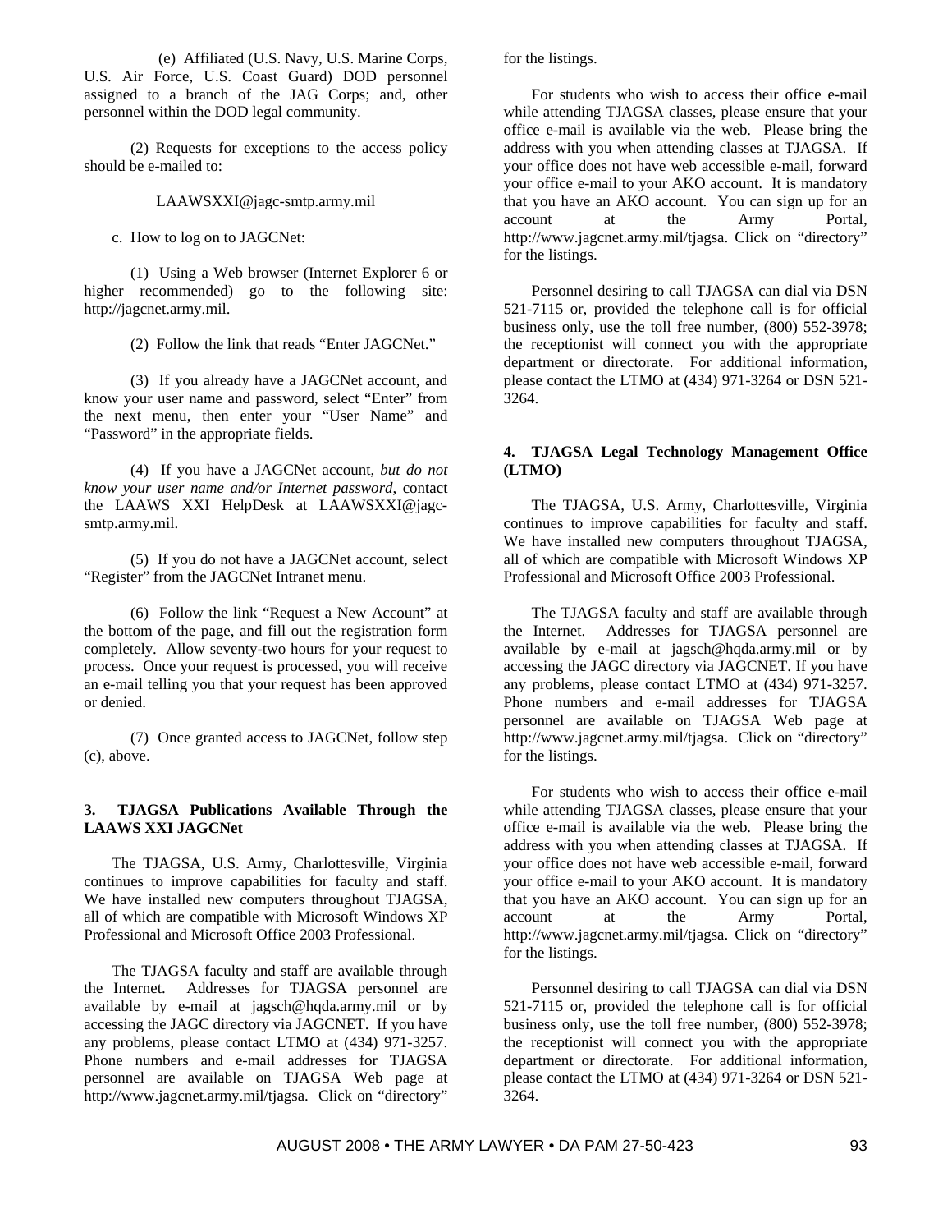(e) Affiliated (U.S. Navy, U.S. Marine Corps, U.S. Air Force, U.S. Coast Guard) DOD personnel assigned to a branch of the JAG Corps; and, other personnel within the DOD legal community.

(2) Requests for exceptions to the access policy should be e-mailed to:

LAAWSXXI@jagc-smtp.army.mil

c. How to log on to JAGCNet:

(1) Using a Web browser (Internet Explorer 6 or higher recommended) go to the following site: http://jagcnet.army.mil.

(2) Follow the link that reads "Enter JAGCNet."

(3) If you already have a JAGCNet account, and know your user name and password, select "Enter" from the next menu, then enter your "User Name" and "Password" in the appropriate fields.

(4) If you have a JAGCNet account, *but do not know your user name and/or Internet password*, contact the LAAWS XXI HelpDesk at LAAWSXXI@jagc-smtp.army.mil.

(5) If you do not have a JAGCNet account, select "Register" from the JAGCNet Intranet menu.

(6) Follow the link "Request a New Account" at the bottom of the page, and fill out the registration form completely. Allow seventy-two hours for your request to process. Once your request is processed, you will receive an e-mail telling you that your request has been approved or denied.

(7) Once granted access to JAGCNet, follow step (c), above.

**3. TJAGSA Publications Available Through the LAAWS XXI JAGCNet**

The TJAGSA, U.S. Army, Charlottesville, Virginia continues to improve capabilities for faculty and staff. We have installed new computers throughout TJAGSA, all of which are compatible with Microsoft Windows XP Professional and Microsoft Office 2003 Professional.

The TJAGSA faculty and staff are available through the Internet. Addresses for TJAGSA personnel are available by e-mail at jagsch@hqda.army.mil or by accessing the JAGC directory via JAGCNET. If you have any problems, please contact LTMO at (434) 971-3257. Phone numbers and e-mail addresses for TJAGSA personnel are available on TJAGSA Web page at http://www.jagcnet.army.mil/tjagsa. Click on "directory" for the listings.

For students who wish to access their office e-mail while attending TJAGSA classes, please ensure that your office e-mail is available via the web. Please bring the address with you when attending classes at TJAGSA. If your office does not have web accessible e-mail, forward your office e-mail to your AKO account. It is mandatory that you have an AKO account. You can sign up for an account at the Army Portal, http://www.jagcnet.army.mil/tjagsa. Click on "directory" for the listings.

Personnel desiring to call TJAGSA can dial via DSN 521-7115 or, provided the telephone call is for official business only, use the toll free number, (800) 552-3978; the receptionist will connect you with the appropriate department or directorate. For additional information, please contact the LTMO at (434) 971-3264 or DSN 521-3264.

**4. TJAGSA Legal Technology Management Office (LTMO)**

The TJAGSA, U.S. Army, Charlottesville, Virginia continues to improve capabilities for faculty and staff. We have installed new computers throughout TJAGSA, all of which are compatible with Microsoft Windows XP Professional and Microsoft Office 2003 Professional.

The TJAGSA faculty and staff are available through the Internet. Addresses for TJAGSA personnel are available by e-mail at jagsch@hqda.army.mil or by accessing the JAGC directory via JAGCNET. If you have any problems, please contact LTMO at (434) 971-3257. Phone numbers and e-mail addresses for TJAGSA personnel are available on TJAGSA Web page at http://www.jagcnet.army.mil/tjagsa. Click on "directory" for the listings.

For students who wish to access their office e-mail while attending TJAGSA classes, please ensure that your office e-mail is available via the web. Please bring the address with you when attending classes at TJAGSA. If your office does not have web accessible e-mail, forward your office e-mail to your AKO account. It is mandatory that you have an AKO account. You can sign up for an account at the Army Portal, http://www.jagcnet.army.mil/tjagsa. Click on "directory" for the listings.

Personnel desiring to call TJAGSA can dial via DSN 521-7115 or, provided the telephone call is for official business only, use the toll free number, (800) 552-3978; the receptionist will connect you with the appropriate department or directorate. For additional information, please contact the LTMO at (434) 971-3264 or DSN 521-3264.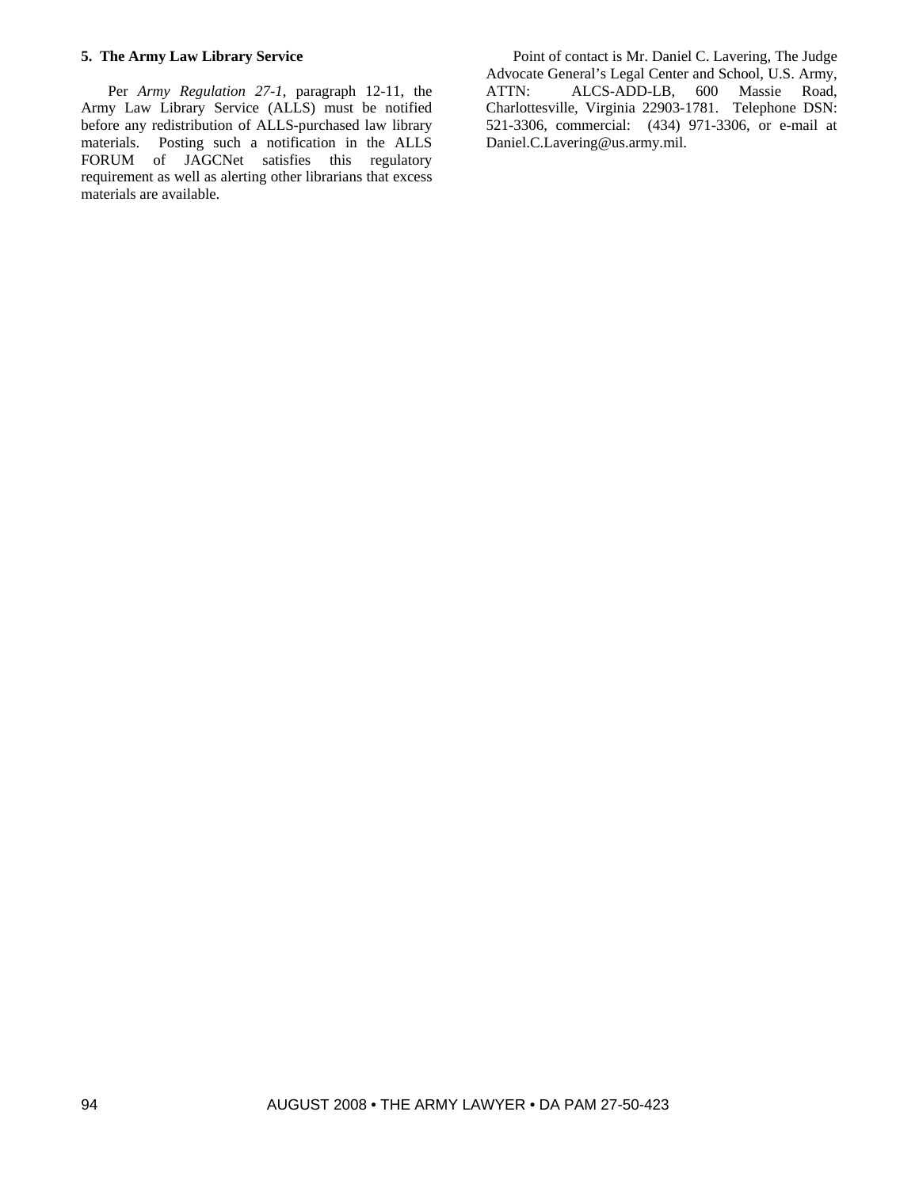**5. The Army Law Library Service**

Per *Army Regulation 27-1*, paragraph 12-11, the Army Law Library Service (ALLS) must be notified before any redistribution of ALLS-purchased law library materials. Posting such a notification in the ALLS FORUM of JAGCNet satisfies this regulatory requirement as well as alerting other librarians that excess materials are available.

Point of contact is Mr. Daniel C. Lavering, The Judge Advocate General's Legal Center and School, U.S. Army, ATTN: ALCS-ADD-LB, 600 Massie Road, Charlottesville, Virginia 22903-1781. Telephone DSN: 521-3306, commercial: (434) 971-3306, or e-mail at Daniel.C.Lavering@us.army.mil.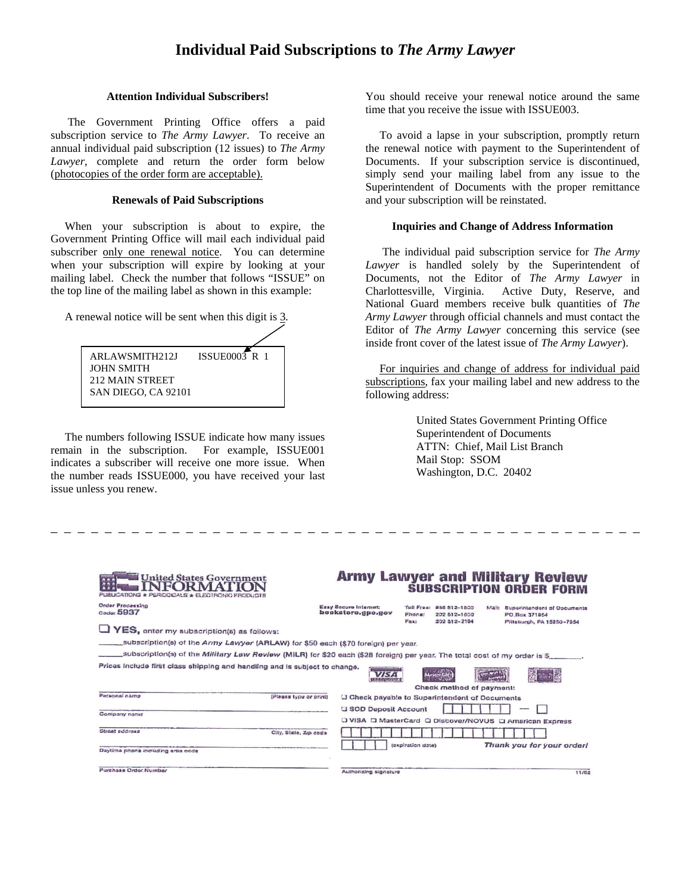# Individual Paid Subscriptions to *The Army Lawyer*

**Attention Individual Subscribers!**

The Government Printing Office offers a paid subscription service to *The Army Lawyer*. To receive an annual individual paid subscription (12 issues) to *The Army Lawyer*, complete and return the order form below (photocopies of the order form are acceptable).

**Renewals of Paid Subscriptions**

When your subscription is about to expire, the Government Printing Office will mail each individual paid subscriber only one renewal notice. You can determine when your subscription will expire by looking at your mailing label. Check the number that follows "ISSUE" on the top line of the mailing label as shown in this example:

A renewal notice will be sent when this digit is 3.

```
ARLAWSMITH212J     ISSUE0003 R 1
JOHN SMITH
212 MAIN STREET
SAN DIEGO, CA 92101
```

The numbers following ISSUE indicate how many issues remain in the subscription. For example, ISSUE001 indicates a subscriber will receive one more issue. When the number reads ISSUE000, you have received your last issue unless you renew.

You should receive your renewal notice around the same time that you receive the issue with ISSUE003.

To avoid a lapse in your subscription, promptly return the renewal notice with payment to the Superintendent of Documents. If your subscription service is discontinued, simply send your mailing label from any issue to the Superintendent of Documents with the proper remittance and your subscription will be reinstated.

**Inquiries and Change of Address Information**

The individual paid subscription service for *The Army Lawyer* is handled solely by the Superintendent of Documents, not the Editor of *The Army Lawyer* in Charlottesville, Virginia. Active Duty, Reserve, and National Guard members receive bulk quantities of *The Army Lawyer* through official channels and must contact the Editor of *The Army Lawyer* concerning this service (see inside front cover of the latest issue of *The Army Lawyer*).

For inquiries and change of address for individual paid subscriptions, fax your mailing label and new address to the following address:

United States Government Printing Office
Superintendent of Documents
ATTN: Chief, Mail List Branch
Mail Stop: SSOM
Washington, D.C. 20402

---

**United States Government INFORMATION**
PUBLICATIONS ★ PERIODICALS ★ ELECTRONIC PRODUCTS

**Army Lawyer and Military Review SUBSCRIPTION ORDER FORM**

Order Processing Code: 5937

Easy Secure Internet: bookstore.gpo.gov

Toll Free: 866 512-1800
Phone: 202 512-1800
Fax: 202 512-2104

Mail: Superintendent of Documents
PO Box 371954
Pittsburgh, PA 15250-7954

☐ **YES,** enter my subscription(s) as follows:

_____ subscription(s) of the *Army Lawyer* (ARLAW) for $50 each ($70 foreign) per year.

_____ subscription(s) of the *Military Law Review* (MILR) for $20 each ($28 foreign) per year. The total cost of my order is $_______.

Prices include first class shipping and handling and is subject to change.

Personal name (Please type or print)

Company name

Street address

City, State, Zip code

Daytime phone including area code

Purchase Order Number

**Check method of payment:**

☐ Check payable to Superintendent of Documents

☐ SOD Deposit Account

☐ VISA ☐ MasterCard ☐ Discover/NOVUS ☐ American Express

(expiration date)

*Thank you for your order!*

Authorizing signature

11/02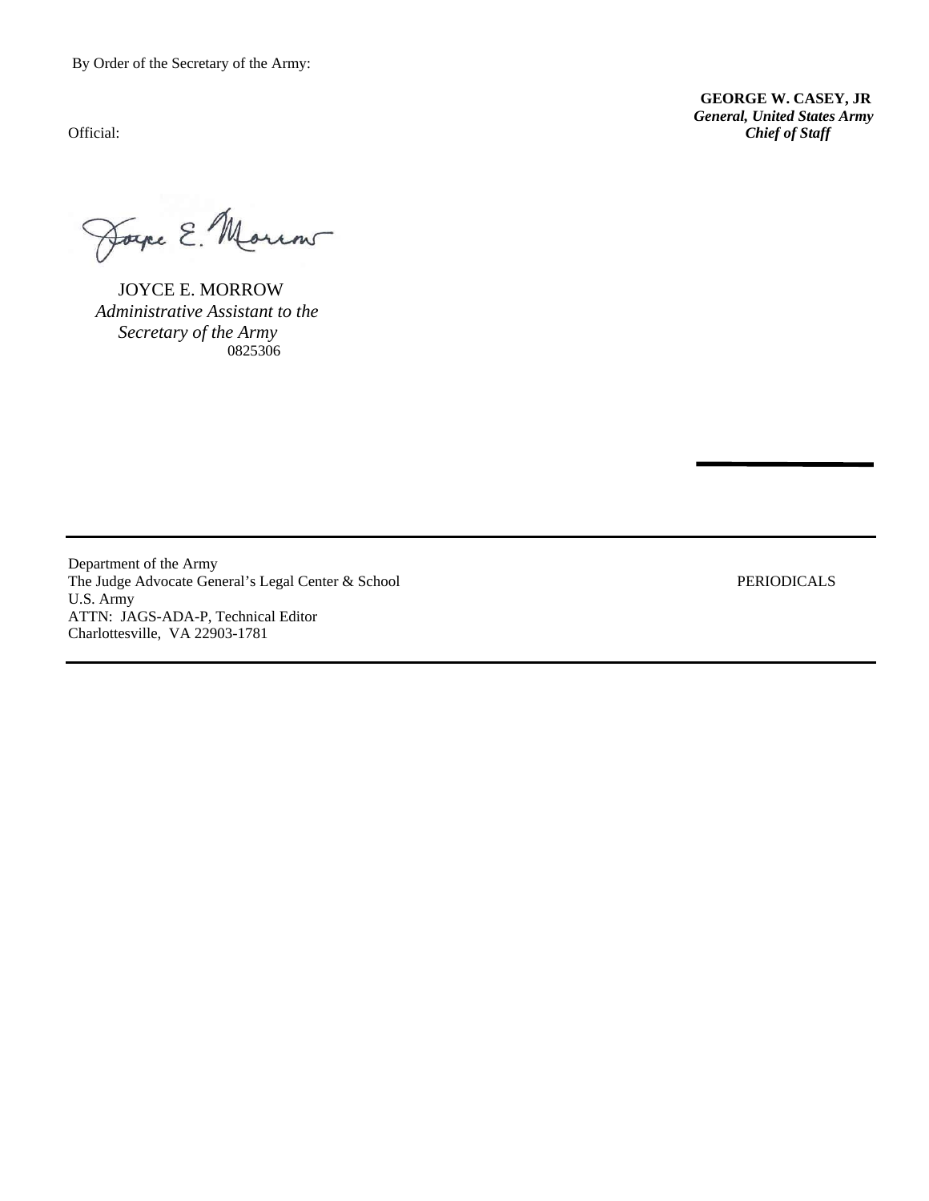By Order of the Secretary of the Army:

**GEORGE W. CASEY, JR**
***General, United States Army***
***Chief of Staff***

Official:

JOYCE E. MORROW
*Administrative Assistant to the*
*Secretary of the Army*
0825306

---

Department of the Army
The Judge Advocate General's Legal Center & School
U.S. Army
ATTN: JAGS-ADA-P, Technical Editor
Charlottesville, VA 22903-1781

PERIODICALS

---